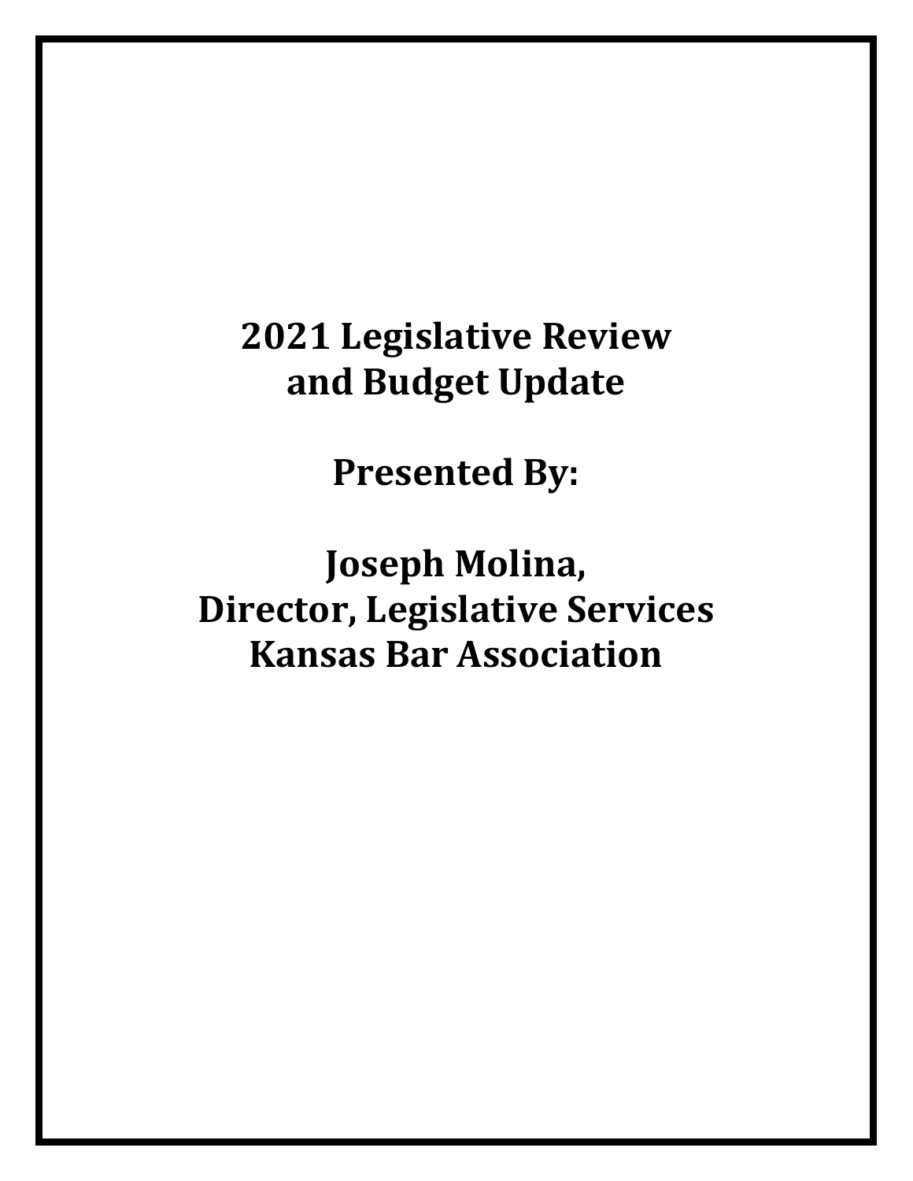# 2021 Legislative Review and Budget Update

**Presented By:**

**Joseph Molina,**
**Director, Legislative Services**
**Kansas Bar Association**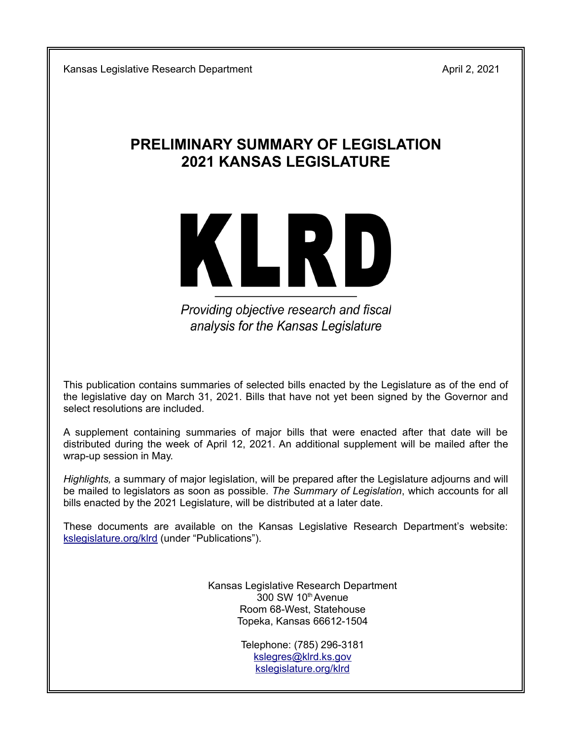Kansas Legislative Research Department April 2, 2021

# PRELIMINARY SUMMARY OF LEGISLATION
# 2021 KANSAS LEGISLATURE

**KLRD**

*Providing objective research and fiscal analysis for the Kansas Legislature*

This publication contains summaries of selected bills enacted by the Legislature as of the end of the legislative day on March 31, 2021. Bills that have not yet been signed by the Governor and select resolutions are included.

A supplement containing summaries of major bills that were enacted after that date will be distributed during the week of April 12, 2021. An additional supplement will be mailed after the wrap-up session in May.

*Highlights,* a summary of major legislation, will be prepared after the Legislature adjourns and will be mailed to legislators as soon as possible. *The Summary of Legislation*, which accounts for all bills enacted by the 2021 Legislature, will be distributed at a later date.

These documents are available on the Kansas Legislative Research Department's website: kslegislature.org/klrd (under "Publications").

Kansas Legislative Research Department
300 SW 10th Avenue
Room 68-West, Statehouse
Topeka, Kansas 66612-1504

Telephone: (785) 296-3181
kslegres@klrd.ks.gov
kslegislature.org/klrd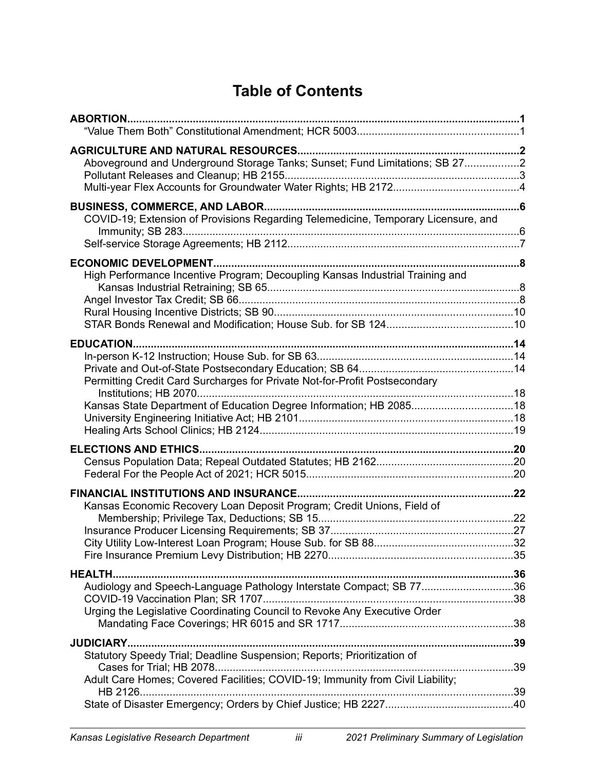# Table of Contents

**ABORTION** ... **1**
- "Value Them Both" Constitutional Amendment; HCR 5003 ... 1

**AGRICULTURE AND NATURAL RESOURCES** ... **2**
- Aboveground and Underground Storage Tanks; Sunset; Fund Limitations; SB 27 ... 2
- Pollutant Releases and Cleanup; HB 2155 ... 3
- Multi-year Flex Accounts for Groundwater Water Rights; HB 2172 ... 4

**BUSINESS, COMMERCE, AND LABOR** ... **6**
- COVID-19; Extension of Provisions Regarding Telemedicine, Temporary Licensure, and Immunity; SB 283 ... 6
- Self-service Storage Agreements; HB 2112 ... 7

**ECONOMIC DEVELOPMENT** ... **8**
- High Performance Incentive Program; Decoupling Kansas Industrial Training and Kansas Industrial Retraining; SB 65 ... 8
- Angel Investor Tax Credit; SB 66 ... 8
- Rural Housing Incentive Districts; SB 90 ... 10
- STAR Bonds Renewal and Modification; House Sub. for SB 124 ... 10

**EDUCATION** ... **14**
- In-person K-12 Instruction; House Sub. for SB 63 ... 14
- Private and Out-of-State Postsecondary Education; SB 64 ... 14
- Permitting Credit Card Surcharges for Private Not-for-Profit Postsecondary Institutions; HB 2070 ... 18
- Kansas State Department of Education Degree Information; HB 2085 ... 18
- University Engineering Initiative Act; HB 2101 ... 18
- Healing Arts School Clinics; HB 2124 ... 19

**ELECTIONS AND ETHICS** ... **20**
- Census Population Data; Repeal Outdated Statutes; HB 2162 ... 20
- Federal For the People Act of 2021; HCR 5015 ... 20

**FINANCIAL INSTITUTIONS AND INSURANCE** ... **22**
- Kansas Economic Recovery Loan Deposit Program; Credit Unions, Field of Membership; Privilege Tax, Deductions; SB 15 ... 22
- Insurance Producer Licensing Requirements; SB 37 ... 27
- City Utility Low-Interest Loan Program; House Sub. for SB 88 ... 32
- Fire Insurance Premium Levy Distribution; HB 2270 ... 35

**HEALTH** ... **36**
- Audiology and Speech-Language Pathology Interstate Compact; SB 77 ... 36
- COVID-19 Vaccination Plan; SR 1707 ... 38
- Urging the Legislative Coordinating Council to Revoke Any Executive Order Mandating Face Coverings; HR 6015 and SR 1717 ... 38

**JUDICIARY** ... **39**
- Statutory Speedy Trial; Deadline Suspension; Reports; Prioritization of Cases for Trial; HB 2078 ... 39
- Adult Care Homes; Covered Facilities; COVID-19; Immunity from Civil Liability; HB 2126 ... 39
- State of Disaster Emergency; Orders by Chief Justice; HB 2227 ... 40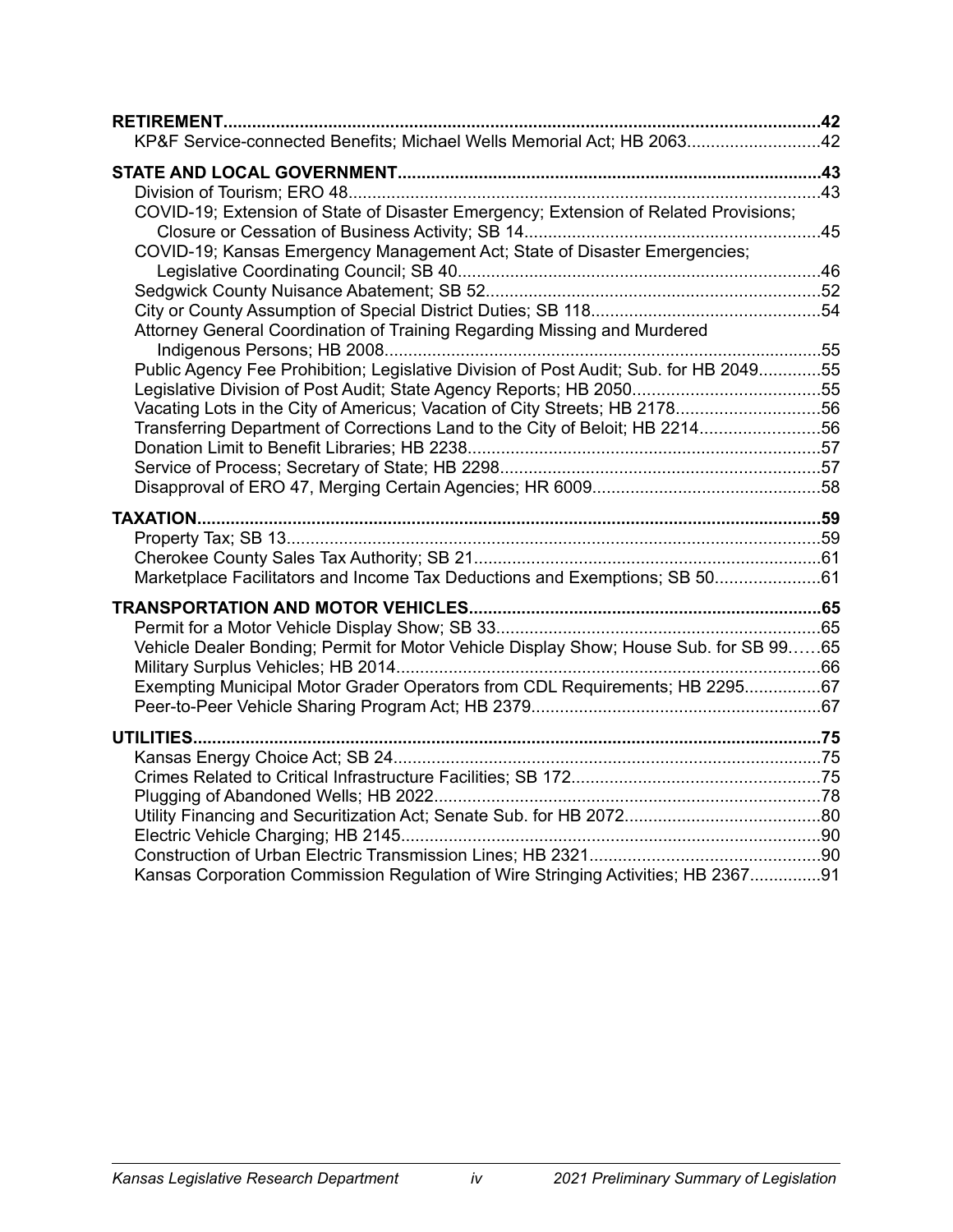**RETIREMENT**.....42

KP&F Service-connected Benefits; Michael Wells Memorial Act; HB 2063.....42

**STATE AND LOCAL GOVERNMENT**.....43

Division of Tourism; ERO 48.....43

COVID-19; Extension of State of Disaster Emergency; Extension of Related Provisions; Closure or Cessation of Business Activity; SB 14.....45

COVID-19; Kansas Emergency Management Act; State of Disaster Emergencies; Legislative Coordinating Council; SB 40.....46

Sedgwick County Nuisance Abatement; SB 52.....52

City or County Assumption of Special District Duties; SB 118.....54

Attorney General Coordination of Training Regarding Missing and Murdered Indigenous Persons; HB 2008.....55

Public Agency Fee Prohibition; Legislative Division of Post Audit; Sub. for HB 2049.....55

Legislative Division of Post Audit; State Agency Reports; HB 2050.....55

Vacating Lots in the City of Americus; Vacation of City Streets; HB 2178.....56

Transferring Department of Corrections Land to the City of Beloit; HB 2214.....56

Donation Limit to Benefit Libraries; HB 2238.....57

Service of Process; Secretary of State; HB 2298.....57

Disapproval of ERO 47, Merging Certain Agencies; HR 6009.....58

**TAXATION**.....59

Property Tax; SB 13.....59

Cherokee County Sales Tax Authority; SB 21.....61

Marketplace Facilitators and Income Tax Deductions and Exemptions; SB 50.....61

**TRANSPORTATION AND MOTOR VEHICLES**.....65

Permit for a Motor Vehicle Display Show; SB 33.....65

Vehicle Dealer Bonding; Permit for Motor Vehicle Display Show; House Sub. for SB 99.....65

Military Surplus Vehicles; HB 2014.....66

Exempting Municipal Motor Grader Operators from CDL Requirements; HB 2295.....67

Peer-to-Peer Vehicle Sharing Program Act; HB 2379.....67

**UTILITIES**.....75

Kansas Energy Choice Act; SB 24.....75

Crimes Related to Critical Infrastructure Facilities; SB 172.....75

Plugging of Abandoned Wells; HB 2022.....78

Utility Financing and Securitization Act; Senate Sub. for HB 2072.....80

Electric Vehicle Charging; HB 2145.....90

Construction of Urban Electric Transmission Lines; HB 2321.....90

Kansas Corporation Commission Regulation of Wire Stringing Activities; HB 2367.....91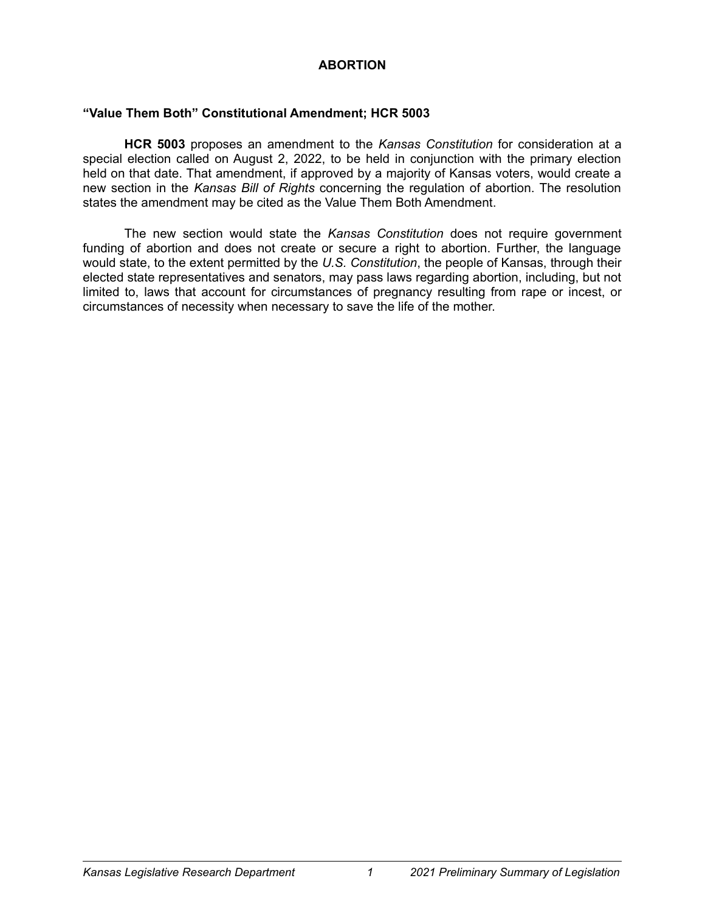# ABORTION

## "Value Them Both" Constitutional Amendment; HCR 5003

**HCR 5003** proposes an amendment to the *Kansas Constitution* for consideration at a special election called on August 2, 2022, to be held in conjunction with the primary election held on that date. That amendment, if approved by a majority of Kansas voters, would create a new section in the *Kansas Bill of Rights* concerning the regulation of abortion. The resolution states the amendment may be cited as the Value Them Both Amendment.

The new section would state the *Kansas Constitution* does not require government funding of abortion and does not create or secure a right to abortion. Further, the language would state, to the extent permitted by the *U.S. Constitution*, the people of Kansas, through their elected state representatives and senators, may pass laws regarding abortion, including, but not limited to, laws that account for circumstances of pregnancy resulting from rape or incest, or circumstances of necessity when necessary to save the life of the mother.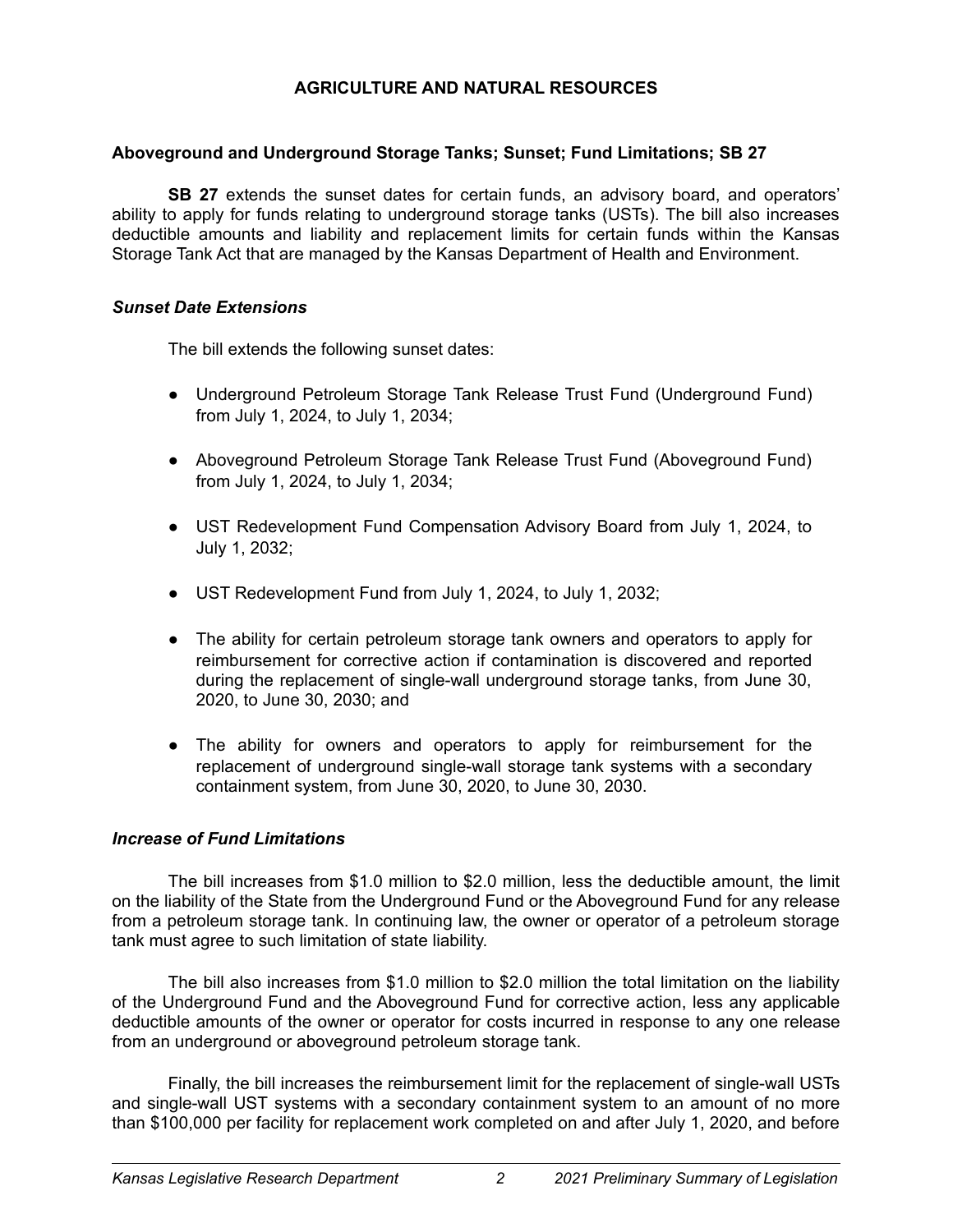# AGRICULTURE AND NATURAL RESOURCES

## Aboveground and Underground Storage Tanks; Sunset; Fund Limitations; SB 27

**SB 27** extends the sunset dates for certain funds, an advisory board, and operators' ability to apply for funds relating to underground storage tanks (USTs). The bill also increases deductible amounts and liability and replacement limits for certain funds within the Kansas Storage Tank Act that are managed by the Kansas Department of Health and Environment.

### *Sunset Date Extensions*

The bill extends the following sunset dates:

- Underground Petroleum Storage Tank Release Trust Fund (Underground Fund) from July 1, 2024, to July 1, 2034;
- Aboveground Petroleum Storage Tank Release Trust Fund (Aboveground Fund) from July 1, 2024, to July 1, 2034;
- UST Redevelopment Fund Compensation Advisory Board from July 1, 2024, to July 1, 2032;
- UST Redevelopment Fund from July 1, 2024, to July 1, 2032;
- The ability for certain petroleum storage tank owners and operators to apply for reimbursement for corrective action if contamination is discovered and reported during the replacement of single-wall underground storage tanks, from June 30, 2020, to June 30, 2030; and
- The ability for owners and operators to apply for reimbursement for the replacement of underground single-wall storage tank systems with a secondary containment system, from June 30, 2020, to June 30, 2030.

### *Increase of Fund Limitations*

The bill increases from $1.0 million to $2.0 million, less the deductible amount, the limit on the liability of the State from the Underground Fund or the Aboveground Fund for any release from a petroleum storage tank. In continuing law, the owner or operator of a petroleum storage tank must agree to such limitation of state liability.

The bill also increases from $1.0 million to $2.0 million the total limitation on the liability of the Underground Fund and the Aboveground Fund for corrective action, less any applicable deductible amounts of the owner or operator for costs incurred in response to any one release from an underground or aboveground petroleum storage tank.

Finally, the bill increases the reimbursement limit for the replacement of single-wall USTs and single-wall UST systems with a secondary containment system to an amount of no more than $100,000 per facility for replacement work completed on and after July 1, 2020, and before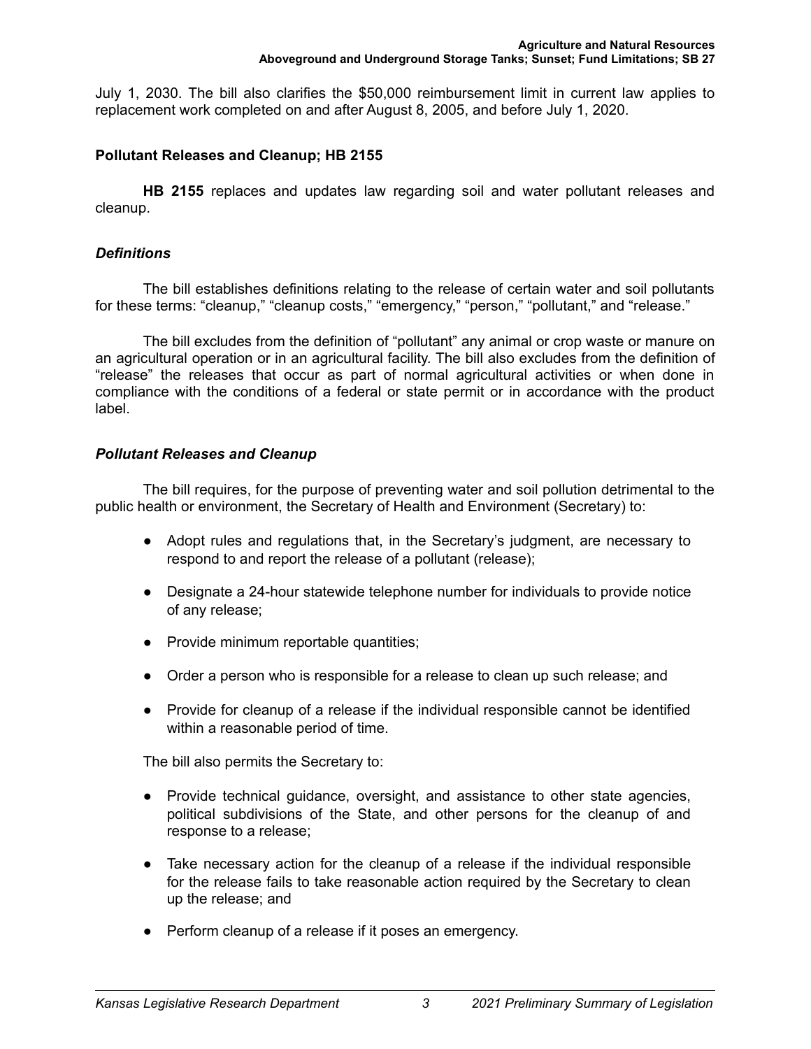July 1, 2030. The bill also clarifies the $50,000 reimbursement limit in current law applies to replacement work completed on and after August 8, 2005, and before July 1, 2020.

### Pollutant Releases and Cleanup; HB 2155

**HB 2155** replaces and updates law regarding soil and water pollutant releases and cleanup.

#### *Definitions*

The bill establishes definitions relating to the release of certain water and soil pollutants for these terms: "cleanup," "cleanup costs," "emergency," "person," "pollutant," and "release."

The bill excludes from the definition of "pollutant" any animal or crop waste or manure on an agricultural operation or in an agricultural facility. The bill also excludes from the definition of "release" the releases that occur as part of normal agricultural activities or when done in compliance with the conditions of a federal or state permit or in accordance with the product label.

#### *Pollutant Releases and Cleanup*

The bill requires, for the purpose of preventing water and soil pollution detrimental to the public health or environment, the Secretary of Health and Environment (Secretary) to:

- Adopt rules and regulations that, in the Secretary's judgment, are necessary to respond to and report the release of a pollutant (release);
- Designate a 24-hour statewide telephone number for individuals to provide notice of any release;
- Provide minimum reportable quantities;
- Order a person who is responsible for a release to clean up such release; and
- Provide for cleanup of a release if the individual responsible cannot be identified within a reasonable period of time.

The bill also permits the Secretary to:

- Provide technical guidance, oversight, and assistance to other state agencies, political subdivisions of the State, and other persons for the cleanup of and response to a release;
- Take necessary action for the cleanup of a release if the individual responsible for the release fails to take reasonable action required by the Secretary to clean up the release; and
- Perform cleanup of a release if it poses an emergency.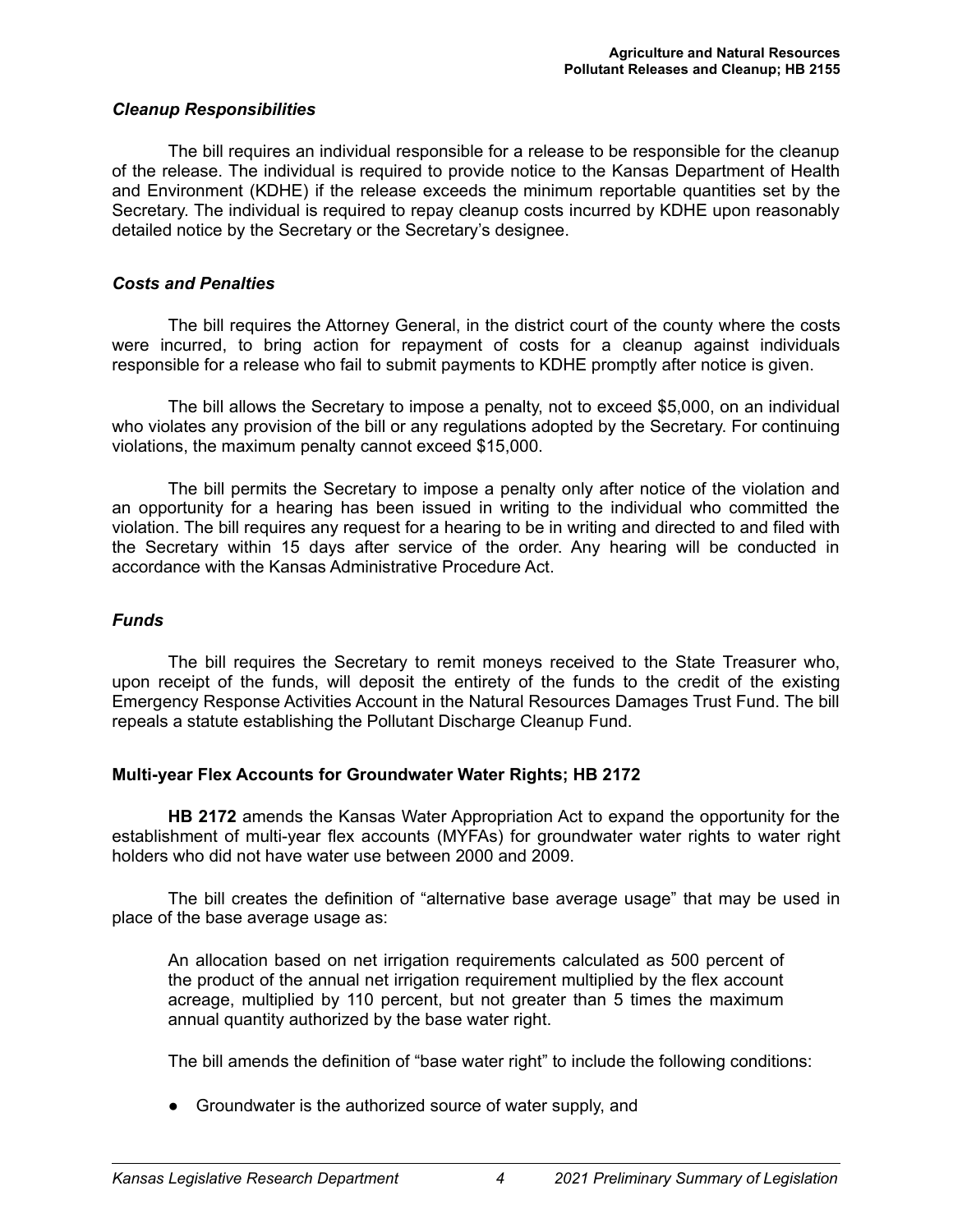### *Cleanup Responsibilities*

The bill requires an individual responsible for a release to be responsible for the cleanup of the release. The individual is required to provide notice to the Kansas Department of Health and Environment (KDHE) if the release exceeds the minimum reportable quantities set by the Secretary. The individual is required to repay cleanup costs incurred by KDHE upon reasonably detailed notice by the Secretary or the Secretary's designee.

### *Costs and Penalties*

The bill requires the Attorney General, in the district court of the county where the costs were incurred, to bring action for repayment of costs for a cleanup against individuals responsible for a release who fail to submit payments to KDHE promptly after notice is given.

The bill allows the Secretary to impose a penalty, not to exceed $5,000, on an individual who violates any provision of the bill or any regulations adopted by the Secretary. For continuing violations, the maximum penalty cannot exceed $15,000.

The bill permits the Secretary to impose a penalty only after notice of the violation and an opportunity for a hearing has been issued in writing to the individual who committed the violation. The bill requires any request for a hearing to be in writing and directed to and filed with the Secretary within 15 days after service of the order. Any hearing will be conducted in accordance with the Kansas Administrative Procedure Act.

### *Funds*

The bill requires the Secretary to remit moneys received to the State Treasurer who, upon receipt of the funds, will deposit the entirety of the funds to the credit of the existing Emergency Response Activities Account in the Natural Resources Damages Trust Fund. The bill repeals a statute establishing the Pollutant Discharge Cleanup Fund.

## Multi-year Flex Accounts for Groundwater Water Rights; HB 2172

**HB 2172** amends the Kansas Water Appropriation Act to expand the opportunity for the establishment of multi-year flex accounts (MYFAs) for groundwater water rights to water right holders who did not have water use between 2000 and 2009.

The bill creates the definition of "alternative base average usage" that may be used in place of the base average usage as:

> An allocation based on net irrigation requirements calculated as 500 percent of the product of the annual net irrigation requirement multiplied by the flex account acreage, multiplied by 110 percent, but not greater than 5 times the maximum annual quantity authorized by the base water right.

The bill amends the definition of "base water right" to include the following conditions:

- Groundwater is the authorized source of water supply, and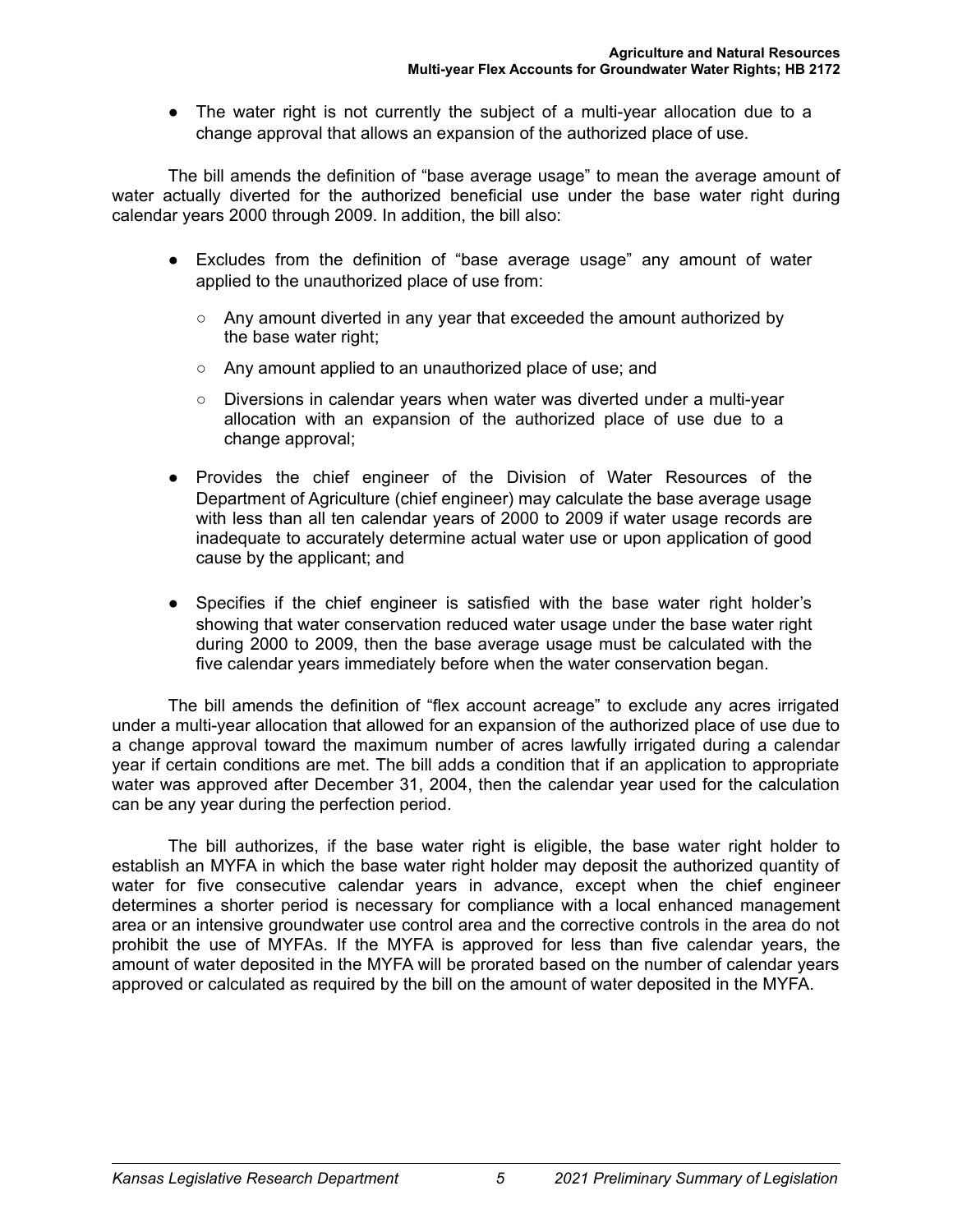- The water right is not currently the subject of a multi-year allocation due to a change approval that allows an expansion of the authorized place of use.

The bill amends the definition of "base average usage" to mean the average amount of water actually diverted for the authorized beneficial use under the base water right during calendar years 2000 through 2009. In addition, the bill also:

- Excludes from the definition of "base average usage" any amount of water applied to the unauthorized place of use from:
  - Any amount diverted in any year that exceeded the amount authorized by the base water right;
  - Any amount applied to an unauthorized place of use; and
  - Diversions in calendar years when water was diverted under a multi-year allocation with an expansion of the authorized place of use due to a change approval;
- Provides the chief engineer of the Division of Water Resources of the Department of Agriculture (chief engineer) may calculate the base average usage with less than all ten calendar years of 2000 to 2009 if water usage records are inadequate to accurately determine actual water use or upon application of good cause by the applicant; and
- Specifies if the chief engineer is satisfied with the base water right holder's showing that water conservation reduced water usage under the base water right during 2000 to 2009, then the base average usage must be calculated with the five calendar years immediately before when the water conservation began.

The bill amends the definition of "flex account acreage" to exclude any acres irrigated under a multi-year allocation that allowed for an expansion of the authorized place of use due to a change approval toward the maximum number of acres lawfully irrigated during a calendar year if certain conditions are met. The bill adds a condition that if an application to appropriate water was approved after December 31, 2004, then the calendar year used for the calculation can be any year during the perfection period.

The bill authorizes, if the base water right is eligible, the base water right holder to establish an MYFA in which the base water right holder may deposit the authorized quantity of water for five consecutive calendar years in advance, except when the chief engineer determines a shorter period is necessary for compliance with a local enhanced management area or an intensive groundwater use control area and the corrective controls in the area do not prohibit the use of MYFAs. If the MYFA is approved for less than five calendar years, the amount of water deposited in the MYFA will be prorated based on the number of calendar years approved or calculated as required by the bill on the amount of water deposited in the MYFA.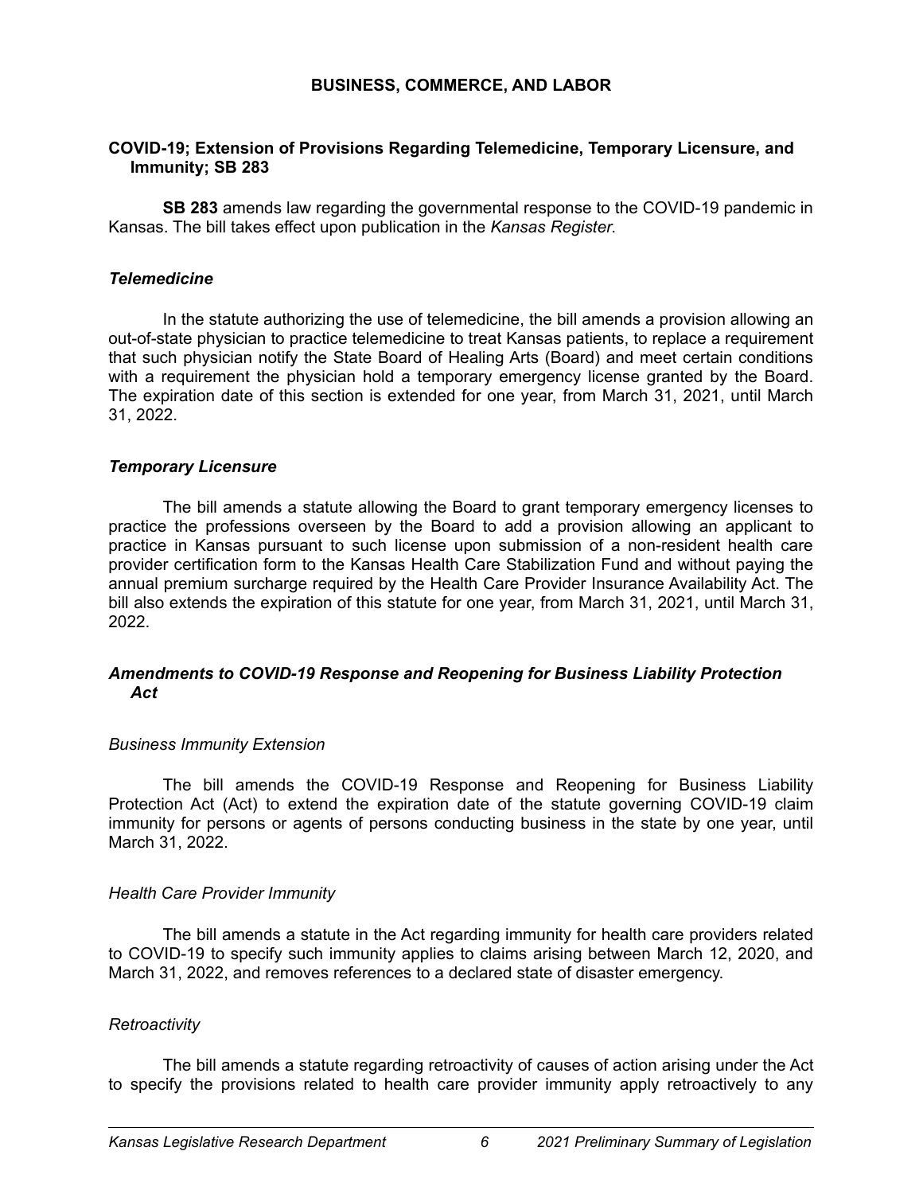# BUSINESS, COMMERCE, AND LABOR

## COVID-19; Extension of Provisions Regarding Telemedicine, Temporary Licensure, and Immunity; SB 283

**SB 283** amends law regarding the governmental response to the COVID-19 pandemic in Kansas. The bill takes effect upon publication in the *Kansas Register*.

### *Telemedicine*

In the statute authorizing the use of telemedicine, the bill amends a provision allowing an out-of-state physician to practice telemedicine to treat Kansas patients, to replace a requirement that such physician notify the State Board of Healing Arts (Board) and meet certain conditions with a requirement the physician hold a temporary emergency license granted by the Board. The expiration date of this section is extended for one year, from March 31, 2021, until March 31, 2022.

### *Temporary Licensure*

The bill amends a statute allowing the Board to grant temporary emergency licenses to practice the professions overseen by the Board to add a provision allowing an applicant to practice in Kansas pursuant to such license upon submission of a non-resident health care provider certification form to the Kansas Health Care Stabilization Fund and without paying the annual premium surcharge required by the Health Care Provider Insurance Availability Act. The bill also extends the expiration of this statute for one year, from March 31, 2021, until March 31, 2022.

### *Amendments to COVID-19 Response and Reopening for Business Liability Protection Act*

#### *Business Immunity Extension*

The bill amends the COVID-19 Response and Reopening for Business Liability Protection Act (Act) to extend the expiration date of the statute governing COVID-19 claim immunity for persons or agents of persons conducting business in the state by one year, until March 31, 2022.

#### *Health Care Provider Immunity*

The bill amends a statute in the Act regarding immunity for health care providers related to COVID-19 to specify such immunity applies to claims arising between March 12, 2020, and March 31, 2022, and removes references to a declared state of disaster emergency.

#### *Retroactivity*

The bill amends a statute regarding retroactivity of causes of action arising under the Act to specify the provisions related to health care provider immunity apply retroactively to any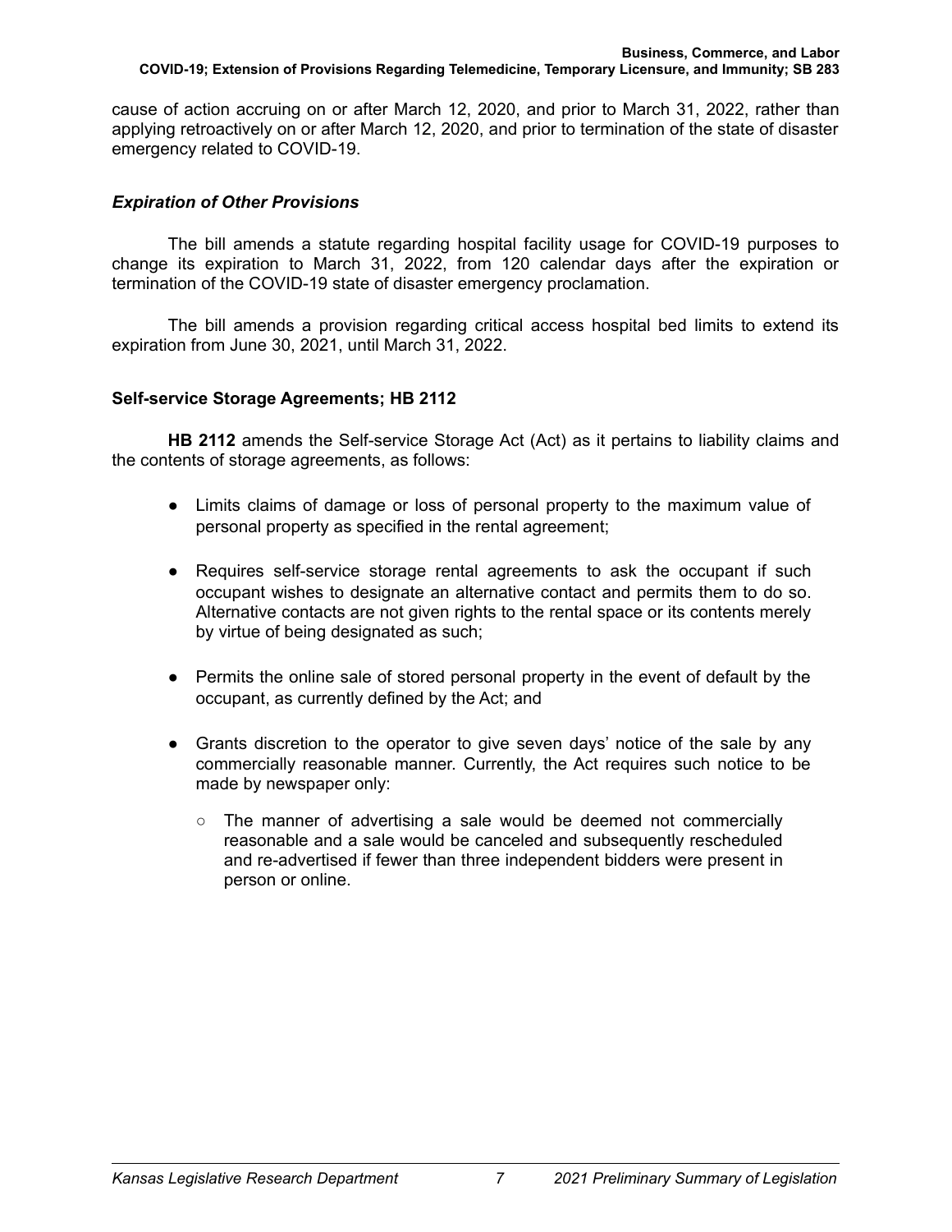cause of action accruing on or after March 12, 2020, and prior to March 31, 2022, rather than applying retroactively on or after March 12, 2020, and prior to termination of the state of disaster emergency related to COVID-19.

### *Expiration of Other Provisions*

The bill amends a statute regarding hospital facility usage for COVID-19 purposes to change its expiration to March 31, 2022, from 120 calendar days after the expiration or termination of the COVID-19 state of disaster emergency proclamation.

The bill amends a provision regarding critical access hospital bed limits to extend its expiration from June 30, 2021, until March 31, 2022.

## Self-service Storage Agreements; HB 2112

**HB 2112** amends the Self-service Storage Act (Act) as it pertains to liability claims and the contents of storage agreements, as follows:

- Limits claims of damage or loss of personal property to the maximum value of personal property as specified in the rental agreement;
- Requires self-service storage rental agreements to ask the occupant if such occupant wishes to designate an alternative contact and permits them to do so. Alternative contacts are not given rights to the rental space or its contents merely by virtue of being designated as such;
- Permits the online sale of stored personal property in the event of default by the occupant, as currently defined by the Act; and
- Grants discretion to the operator to give seven days' notice of the sale by any commercially reasonable manner. Currently, the Act requires such notice to be made by newspaper only:
  - The manner of advertising a sale would be deemed not commercially reasonable and a sale would be canceled and subsequently rescheduled and re-advertised if fewer than three independent bidders were present in person or online.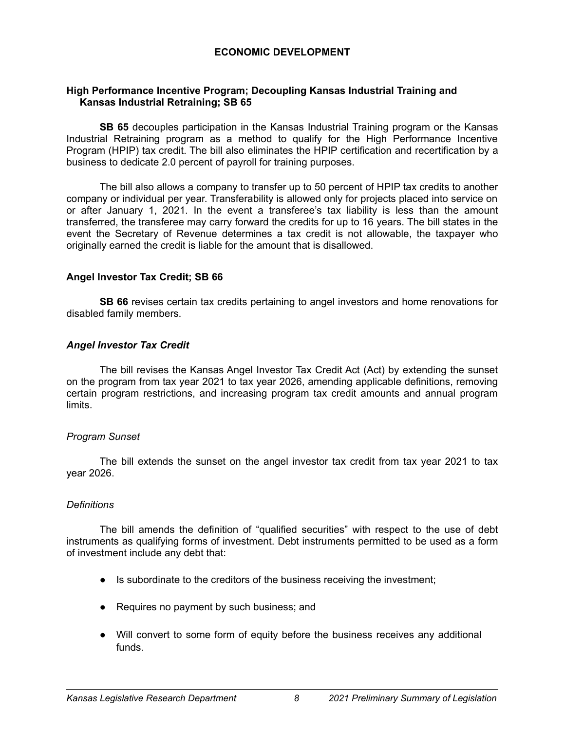# ECONOMIC DEVELOPMENT

## High Performance Incentive Program; Decoupling Kansas Industrial Training and Kansas Industrial Retraining; SB 65

**SB 65** decouples participation in the Kansas Industrial Training program or the Kansas Industrial Retraining program as a method to qualify for the High Performance Incentive Program (HPIP) tax credit. The bill also eliminates the HPIP certification and recertification by a business to dedicate 2.0 percent of payroll for training purposes.

The bill also allows a company to transfer up to 50 percent of HPIP tax credits to another company or individual per year. Transferability is allowed only for projects placed into service on or after January 1, 2021. In the event a transferee's tax liability is less than the amount transferred, the transferee may carry forward the credits for up to 16 years. The bill states in the event the Secretary of Revenue determines a tax credit is not allowable, the taxpayer who originally earned the credit is liable for the amount that is disallowed.

## Angel Investor Tax Credit; SB 66

**SB 66** revises certain tax credits pertaining to angel investors and home renovations for disabled family members.

### *Angel Investor Tax Credit*

The bill revises the Kansas Angel Investor Tax Credit Act (Act) by extending the sunset on the program from tax year 2021 to tax year 2026, amending applicable definitions, removing certain program restrictions, and increasing program tax credit amounts and annual program limits.

#### *Program Sunset*

The bill extends the sunset on the angel investor tax credit from tax year 2021 to tax year 2026.

#### *Definitions*

The bill amends the definition of "qualified securities" with respect to the use of debt instruments as qualifying forms of investment. Debt instruments permitted to be used as a form of investment include any debt that:

- Is subordinate to the creditors of the business receiving the investment;
- Requires no payment by such business; and
- Will convert to some form of equity before the business receives any additional funds.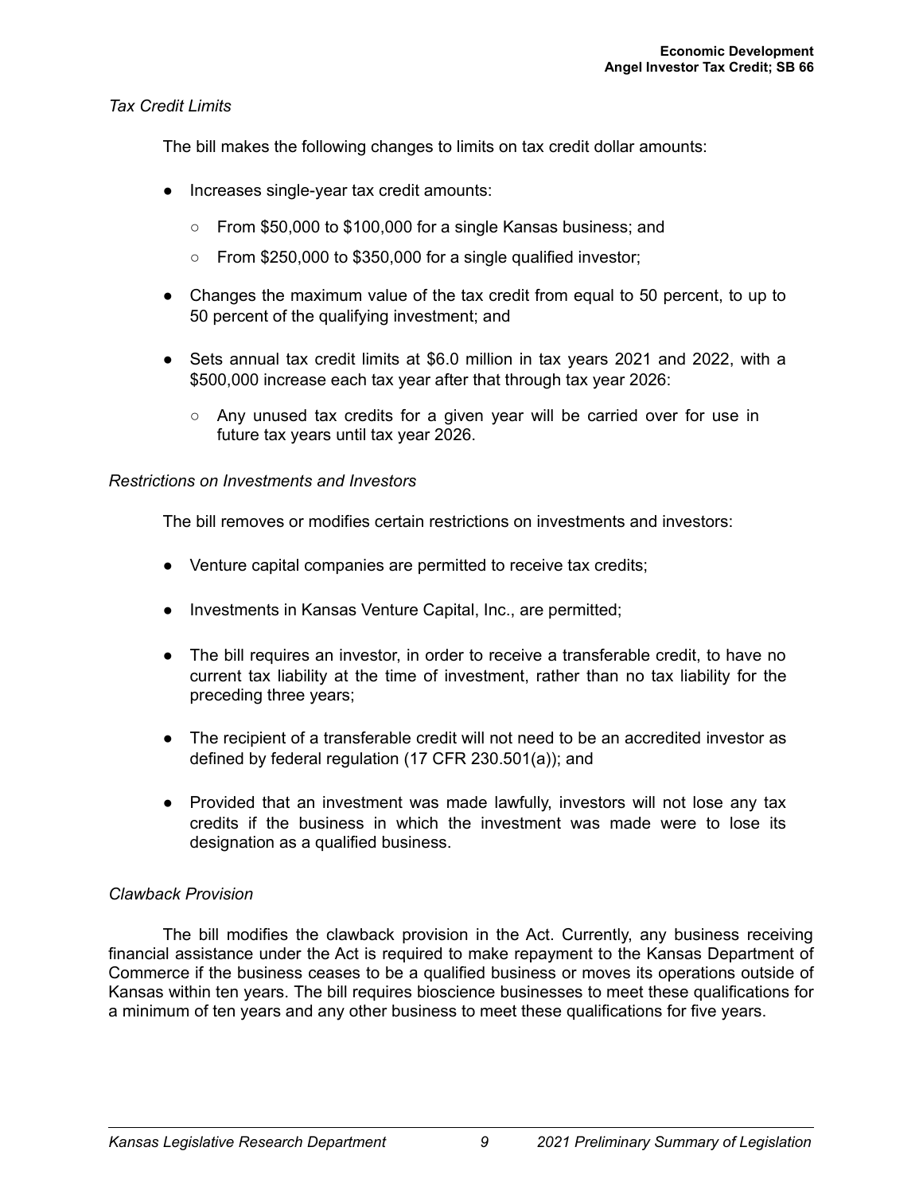*Tax Credit Limits*

The bill makes the following changes to limits on tax credit dollar amounts:

- Increases single-year tax credit amounts:
  - From $50,000 to $100,000 for a single Kansas business; and
  - From $250,000 to $350,000 for a single qualified investor;
- Changes the maximum value of the tax credit from equal to 50 percent, to up to 50 percent of the qualifying investment; and
- Sets annual tax credit limits at $6.0 million in tax years 2021 and 2022, with a $500,000 increase each tax year after that through tax year 2026:
  - Any unused tax credits for a given year will be carried over for use in future tax years until tax year 2026.

*Restrictions on Investments and Investors*

The bill removes or modifies certain restrictions on investments and investors:

- Venture capital companies are permitted to receive tax credits;
- Investments in Kansas Venture Capital, Inc., are permitted;
- The bill requires an investor, in order to receive a transferable credit, to have no current tax liability at the time of investment, rather than no tax liability for the preceding three years;
- The recipient of a transferable credit will not need to be an accredited investor as defined by federal regulation (17 CFR 230.501(a)); and
- Provided that an investment was made lawfully, investors will not lose any tax credits if the business in which the investment was made were to lose its designation as a qualified business.

*Clawback Provision*

The bill modifies the clawback provision in the Act. Currently, any business receiving financial assistance under the Act is required to make repayment to the Kansas Department of Commerce if the business ceases to be a qualified business or moves its operations outside of Kansas within ten years. The bill requires bioscience businesses to meet these qualifications for a minimum of ten years and any other business to meet these qualifications for five years.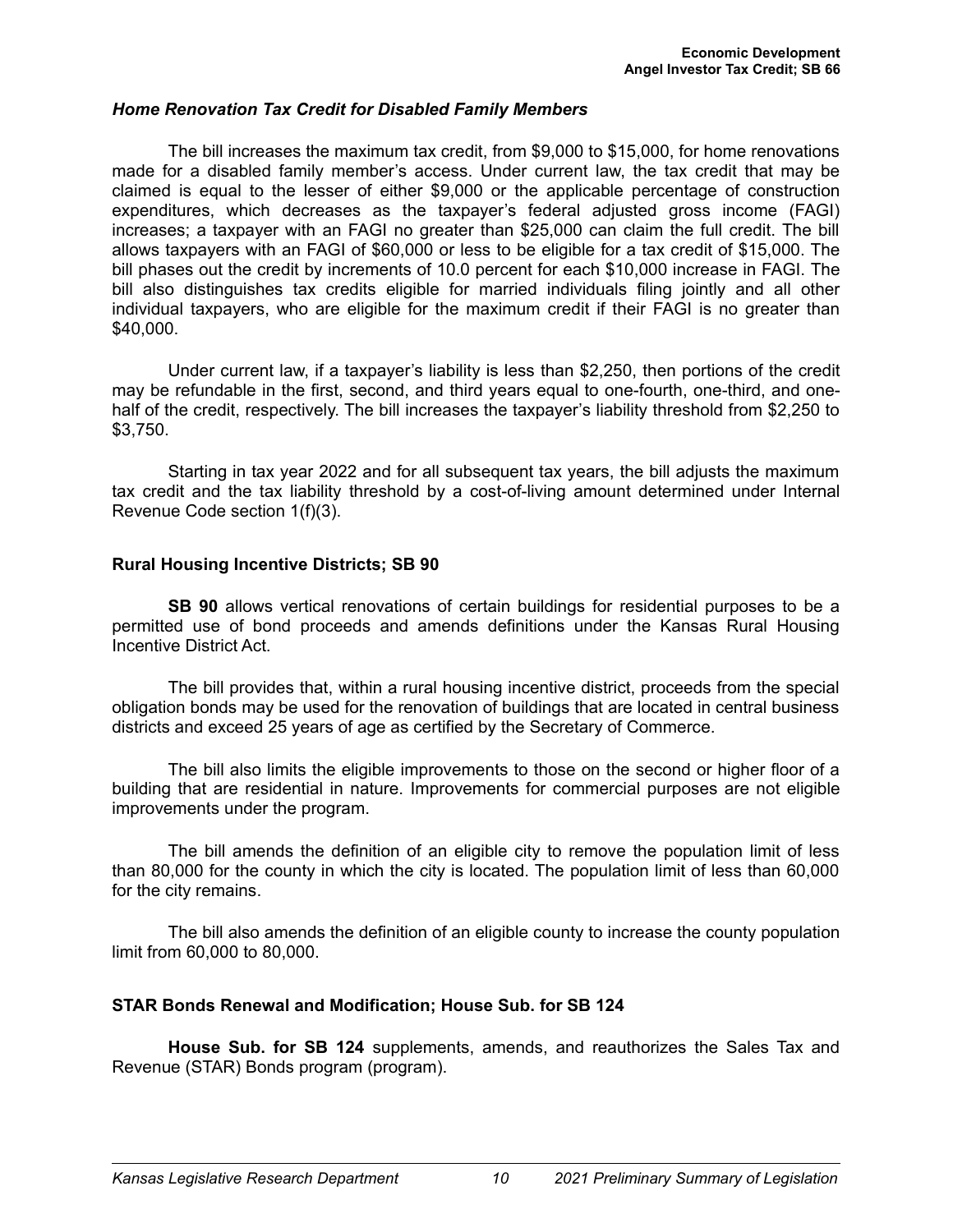### *Home Renovation Tax Credit for Disabled Family Members*

The bill increases the maximum tax credit, from $9,000 to $15,000, for home renovations made for a disabled family member's access. Under current law, the tax credit that may be claimed is equal to the lesser of either $9,000 or the applicable percentage of construction expenditures, which decreases as the taxpayer's federal adjusted gross income (FAGI) increases; a taxpayer with an FAGI no greater than $25,000 can claim the full credit. The bill allows taxpayers with an FAGI of $60,000 or less to be eligible for a tax credit of $15,000. The bill phases out the credit by increments of 10.0 percent for each $10,000 increase in FAGI. The bill also distinguishes tax credits eligible for married individuals filing jointly and all other individual taxpayers, who are eligible for the maximum credit if their FAGI is no greater than $40,000.

Under current law, if a taxpayer's liability is less than $2,250, then portions of the credit may be refundable in the first, second, and third years equal to one-fourth, one-third, and one-half of the credit, respectively. The bill increases the taxpayer's liability threshold from $2,250 to $3,750.

Starting in tax year 2022 and for all subsequent tax years, the bill adjusts the maximum tax credit and the tax liability threshold by a cost-of-living amount determined under Internal Revenue Code section 1(f)(3).

## Rural Housing Incentive Districts; SB 90

**SB 90** allows vertical renovations of certain buildings for residential purposes to be a permitted use of bond proceeds and amends definitions under the Kansas Rural Housing Incentive District Act.

The bill provides that, within a rural housing incentive district, proceeds from the special obligation bonds may be used for the renovation of buildings that are located in central business districts and exceed 25 years of age as certified by the Secretary of Commerce.

The bill also limits the eligible improvements to those on the second or higher floor of a building that are residential in nature. Improvements for commercial purposes are not eligible improvements under the program.

The bill amends the definition of an eligible city to remove the population limit of less than 80,000 for the county in which the city is located. The population limit of less than 60,000 for the city remains.

The bill also amends the definition of an eligible county to increase the county population limit from 60,000 to 80,000.

## STAR Bonds Renewal and Modification; House Sub. for SB 124

**House Sub. for SB 124** supplements, amends, and reauthorizes the Sales Tax and Revenue (STAR) Bonds program (program).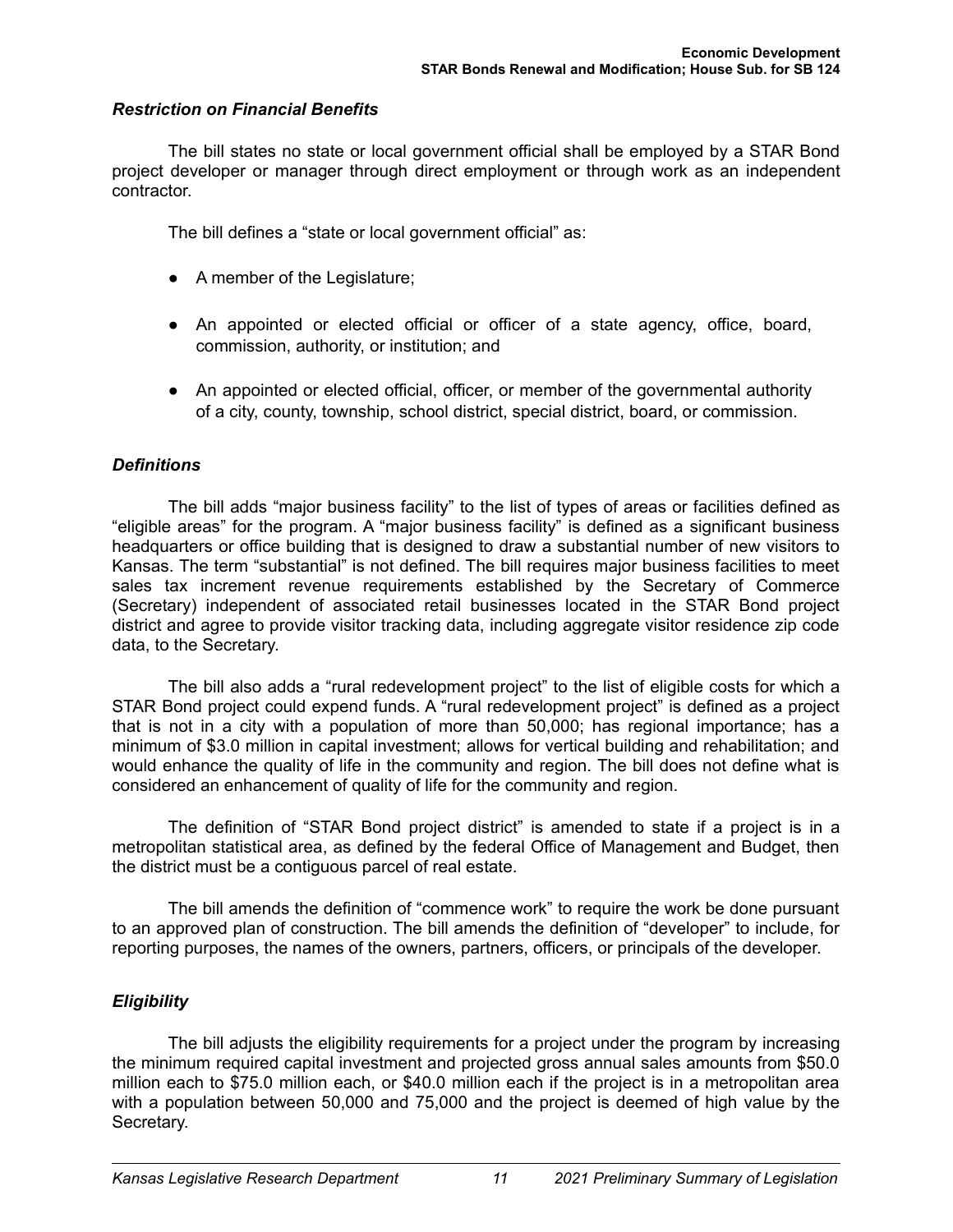### *Restriction on Financial Benefits*

The bill states no state or local government official shall be employed by a STAR Bond project developer or manager through direct employment or through work as an independent contractor.

The bill defines a "state or local government official" as:

- A member of the Legislature;
- An appointed or elected official or officer of a state agency, office, board, commission, authority, or institution; and
- An appointed or elected official, officer, or member of the governmental authority of a city, county, township, school district, special district, board, or commission.

### *Definitions*

The bill adds "major business facility" to the list of types of areas or facilities defined as "eligible areas" for the program. A "major business facility" is defined as a significant business headquarters or office building that is designed to draw a substantial number of new visitors to Kansas. The term "substantial" is not defined. The bill requires major business facilities to meet sales tax increment revenue requirements established by the Secretary of Commerce (Secretary) independent of associated retail businesses located in the STAR Bond project district and agree to provide visitor tracking data, including aggregate visitor residence zip code data, to the Secretary.

The bill also adds a "rural redevelopment project" to the list of eligible costs for which a STAR Bond project could expend funds. A "rural redevelopment project" is defined as a project that is not in a city with a population of more than 50,000; has regional importance; has a minimum of $3.0 million in capital investment; allows for vertical building and rehabilitation; and would enhance the quality of life in the community and region. The bill does not define what is considered an enhancement of quality of life for the community and region.

The definition of "STAR Bond project district" is amended to state if a project is in a metropolitan statistical area, as defined by the federal Office of Management and Budget, then the district must be a contiguous parcel of real estate.

The bill amends the definition of "commence work" to require the work be done pursuant to an approved plan of construction. The bill amends the definition of "developer" to include, for reporting purposes, the names of the owners, partners, officers, or principals of the developer.

### *Eligibility*

The bill adjusts the eligibility requirements for a project under the program by increasing the minimum required capital investment and projected gross annual sales amounts from $50.0 million each to $75.0 million each, or $40.0 million each if the project is in a metropolitan area with a population between 50,000 and 75,000 and the project is deemed of high value by the Secretary.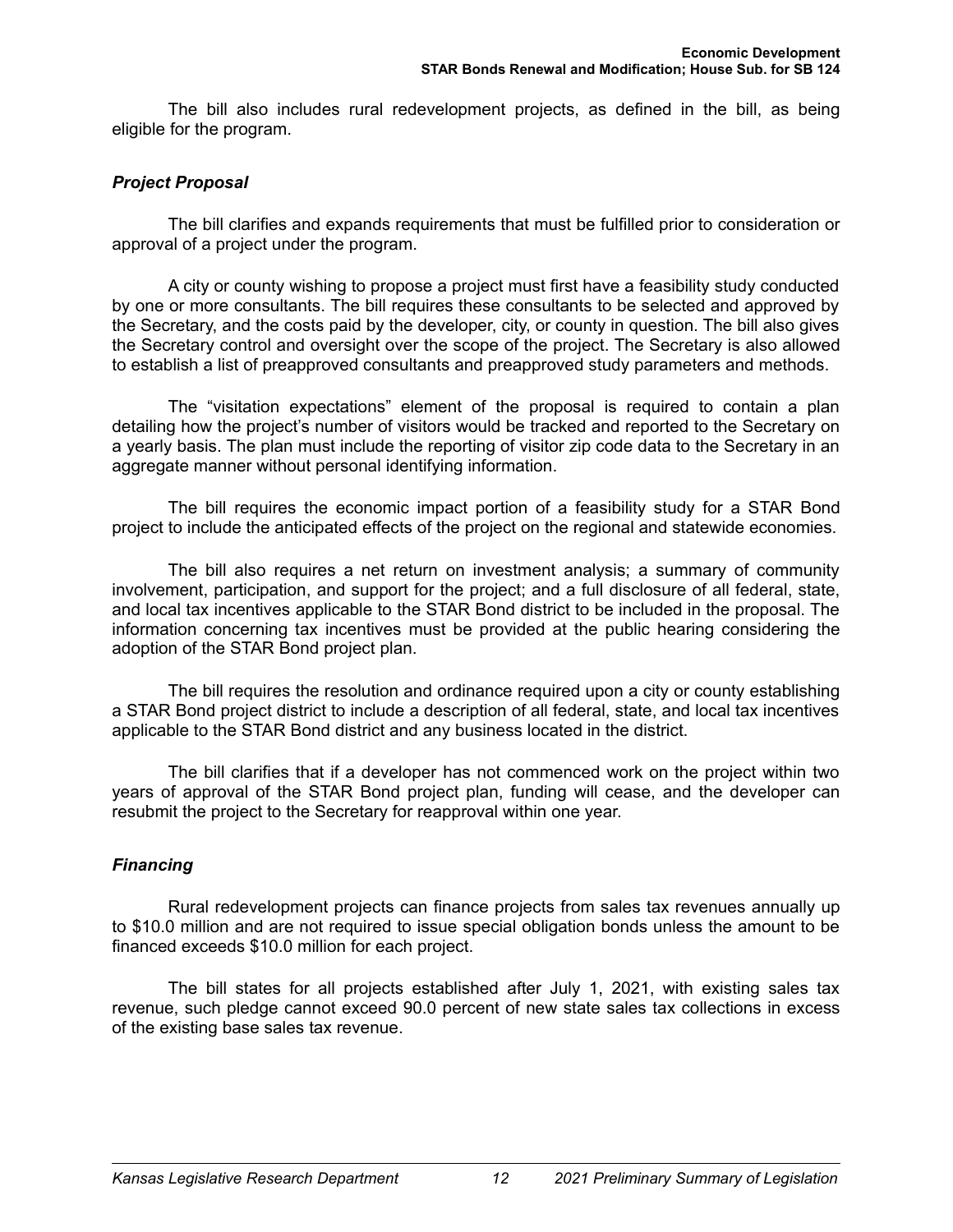The bill also includes rural redevelopment projects, as defined in the bill, as being eligible for the program.

### *Project Proposal*

The bill clarifies and expands requirements that must be fulfilled prior to consideration or approval of a project under the program.

A city or county wishing to propose a project must first have a feasibility study conducted by one or more consultants. The bill requires these consultants to be selected and approved by the Secretary, and the costs paid by the developer, city, or county in question. The bill also gives the Secretary control and oversight over the scope of the project. The Secretary is also allowed to establish a list of preapproved consultants and preapproved study parameters and methods.

The "visitation expectations" element of the proposal is required to contain a plan detailing how the project's number of visitors would be tracked and reported to the Secretary on a yearly basis. The plan must include the reporting of visitor zip code data to the Secretary in an aggregate manner without personal identifying information.

The bill requires the economic impact portion of a feasibility study for a STAR Bond project to include the anticipated effects of the project on the regional and statewide economies.

The bill also requires a net return on investment analysis; a summary of community involvement, participation, and support for the project; and a full disclosure of all federal, state, and local tax incentives applicable to the STAR Bond district to be included in the proposal. The information concerning tax incentives must be provided at the public hearing considering the adoption of the STAR Bond project plan.

The bill requires the resolution and ordinance required upon a city or county establishing a STAR Bond project district to include a description of all federal, state, and local tax incentives applicable to the STAR Bond district and any business located in the district.

The bill clarifies that if a developer has not commenced work on the project within two years of approval of the STAR Bond project plan, funding will cease, and the developer can resubmit the project to the Secretary for reapproval within one year.

### *Financing*

Rural redevelopment projects can finance projects from sales tax revenues annually up to $10.0 million and are not required to issue special obligation bonds unless the amount to be financed exceeds $10.0 million for each project.

The bill states for all projects established after July 1, 2021, with existing sales tax revenue, such pledge cannot exceed 90.0 percent of new state sales tax collections in excess of the existing base sales tax revenue.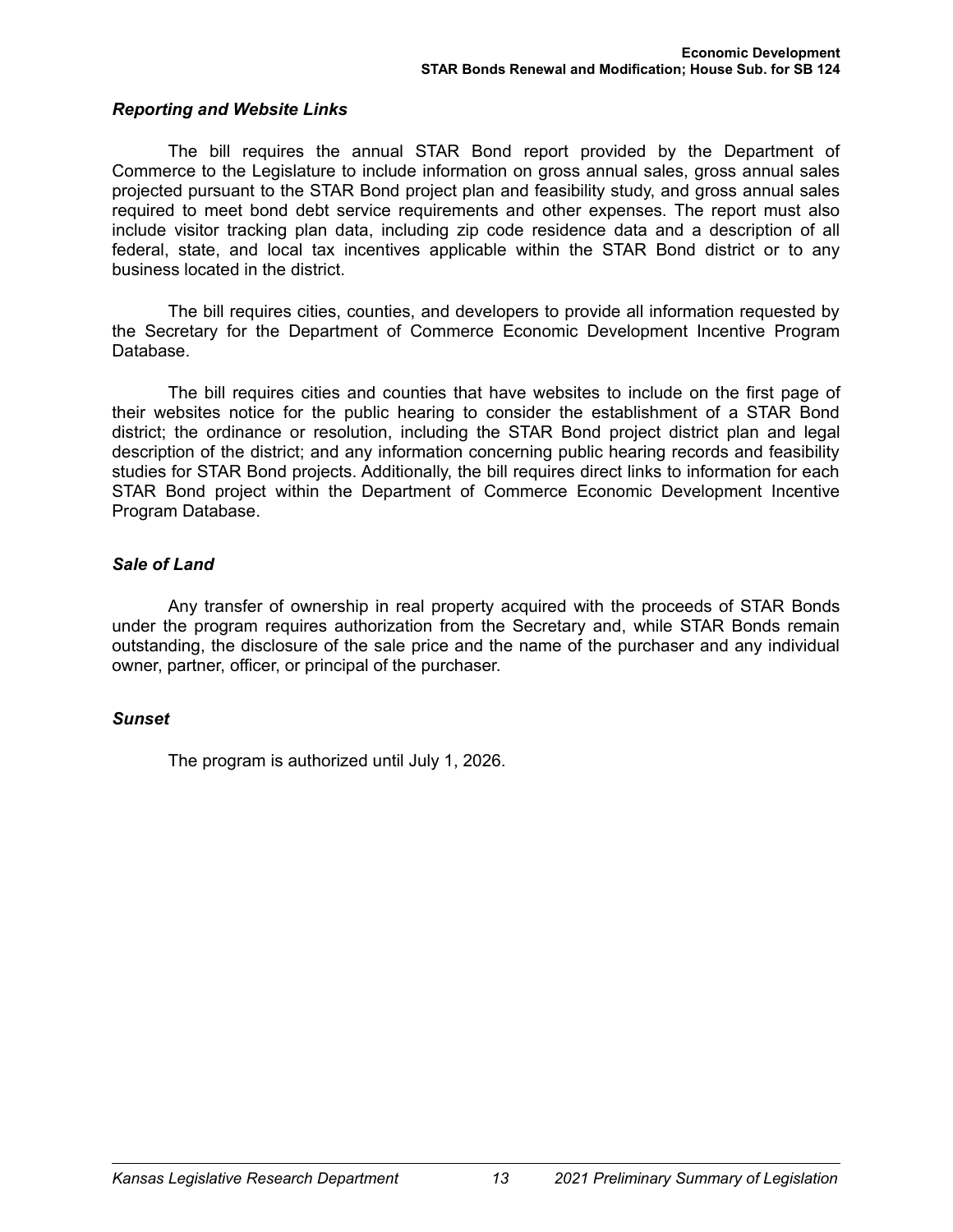### *Reporting and Website Links*

The bill requires the annual STAR Bond report provided by the Department of Commerce to the Legislature to include information on gross annual sales, gross annual sales projected pursuant to the STAR Bond project plan and feasibility study, and gross annual sales required to meet bond debt service requirements and other expenses. The report must also include visitor tracking plan data, including zip code residence data and a description of all federal, state, and local tax incentives applicable within the STAR Bond district or to any business located in the district.

The bill requires cities, counties, and developers to provide all information requested by the Secretary for the Department of Commerce Economic Development Incentive Program Database.

The bill requires cities and counties that have websites to include on the first page of their websites notice for the public hearing to consider the establishment of a STAR Bond district; the ordinance or resolution, including the STAR Bond project district plan and legal description of the district; and any information concerning public hearing records and feasibility studies for STAR Bond projects. Additionally, the bill requires direct links to information for each STAR Bond project within the Department of Commerce Economic Development Incentive Program Database.

### *Sale of Land*

Any transfer of ownership in real property acquired with the proceeds of STAR Bonds under the program requires authorization from the Secretary and, while STAR Bonds remain outstanding, the disclosure of the sale price and the name of the purchaser and any individual owner, partner, officer, or principal of the purchaser.

### *Sunset*

The program is authorized until July 1, 2026.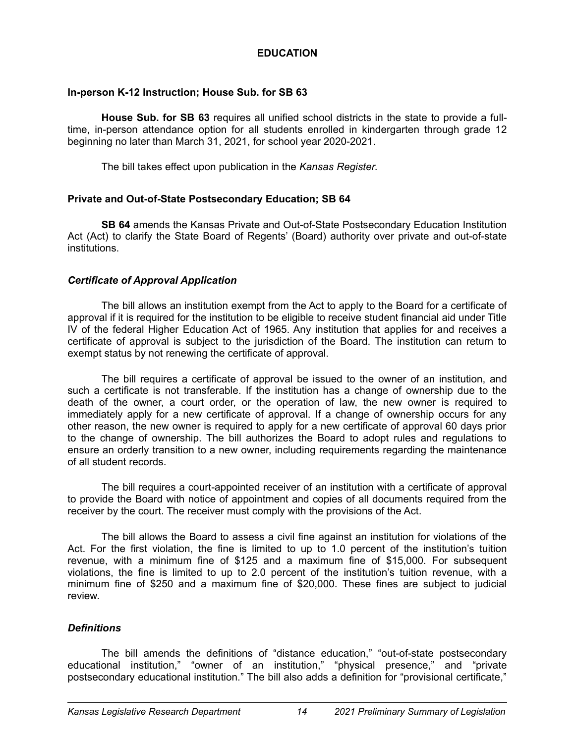# EDUCATION

## In-person K-12 Instruction; House Sub. for SB 63

**House Sub. for SB 63** requires all unified school districts in the state to provide a full-time, in-person attendance option for all students enrolled in kindergarten through grade 12 beginning no later than March 31, 2021, for school year 2020-2021.

The bill takes effect upon publication in the *Kansas Register*.

## Private and Out-of-State Postsecondary Education; SB 64

**SB 64** amends the Kansas Private and Out-of-State Postsecondary Education Institution Act (Act) to clarify the State Board of Regents' (Board) authority over private and out-of-state institutions.

### *Certificate of Approval Application*

The bill allows an institution exempt from the Act to apply to the Board for a certificate of approval if it is required for the institution to be eligible to receive student financial aid under Title IV of the federal Higher Education Act of 1965. Any institution that applies for and receives a certificate of approval is subject to the jurisdiction of the Board. The institution can return to exempt status by not renewing the certificate of approval.

The bill requires a certificate of approval be issued to the owner of an institution, and such a certificate is not transferable. If the institution has a change of ownership due to the death of the owner, a court order, or the operation of law, the new owner is required to immediately apply for a new certificate of approval. If a change of ownership occurs for any other reason, the new owner is required to apply for a new certificate of approval 60 days prior to the change of ownership. The bill authorizes the Board to adopt rules and regulations to ensure an orderly transition to a new owner, including requirements regarding the maintenance of all student records.

The bill requires a court-appointed receiver of an institution with a certificate of approval to provide the Board with notice of appointment and copies of all documents required from the receiver by the court. The receiver must comply with the provisions of the Act.

The bill allows the Board to assess a civil fine against an institution for violations of the Act. For the first violation, the fine is limited to up to 1.0 percent of the institution's tuition revenue, with a minimum fine of $125 and a maximum fine of $15,000. For subsequent violations, the fine is limited to up to 2.0 percent of the institution's tuition revenue, with a minimum fine of $250 and a maximum fine of $20,000. These fines are subject to judicial review.

### *Definitions*

The bill amends the definitions of "distance education," "out-of-state postsecondary educational institution," "owner of an institution," "physical presence," and "private postsecondary educational institution." The bill also adds a definition for "provisional certificate,"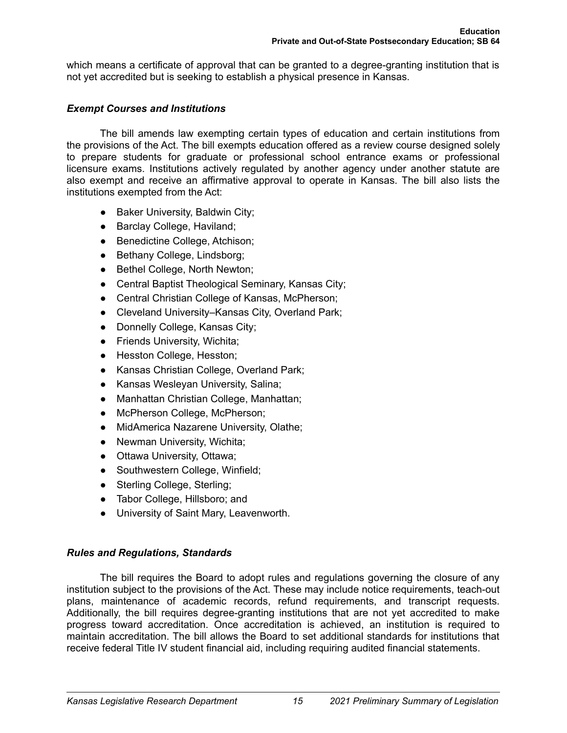which means a certificate of approval that can be granted to a degree-granting institution that is not yet accredited but is seeking to establish a physical presence in Kansas.

### *Exempt Courses and Institutions*

The bill amends law exempting certain types of education and certain institutions from the provisions of the Act. The bill exempts education offered as a review course designed solely to prepare students for graduate or professional school entrance exams or professional licensure exams. Institutions actively regulated by another agency under another statute are also exempt and receive an affirmative approval to operate in Kansas. The bill also lists the institutions exempted from the Act:

- Baker University, Baldwin City;
- Barclay College, Haviland;
- Benedictine College, Atchison;
- Bethany College, Lindsborg;
- Bethel College, North Newton;
- Central Baptist Theological Seminary, Kansas City;
- Central Christian College of Kansas, McPherson;
- Cleveland University–Kansas City, Overland Park;
- Donnelly College, Kansas City;
- Friends University, Wichita;
- Hesston College, Hesston;
- Kansas Christian College, Overland Park;
- Kansas Wesleyan University, Salina;
- Manhattan Christian College, Manhattan;
- McPherson College, McPherson;
- MidAmerica Nazarene University, Olathe;
- Newman University, Wichita;
- Ottawa University, Ottawa;
- Southwestern College, Winfield;
- Sterling College, Sterling;
- Tabor College, Hillsboro; and
- University of Saint Mary, Leavenworth.

### *Rules and Regulations, Standards*

The bill requires the Board to adopt rules and regulations governing the closure of any institution subject to the provisions of the Act. These may include notice requirements, teach-out plans, maintenance of academic records, refund requirements, and transcript requests. Additionally, the bill requires degree-granting institutions that are not yet accredited to make progress toward accreditation. Once accreditation is achieved, an institution is required to maintain accreditation. The bill allows the Board to set additional standards for institutions that receive federal Title IV student financial aid, including requiring audited financial statements.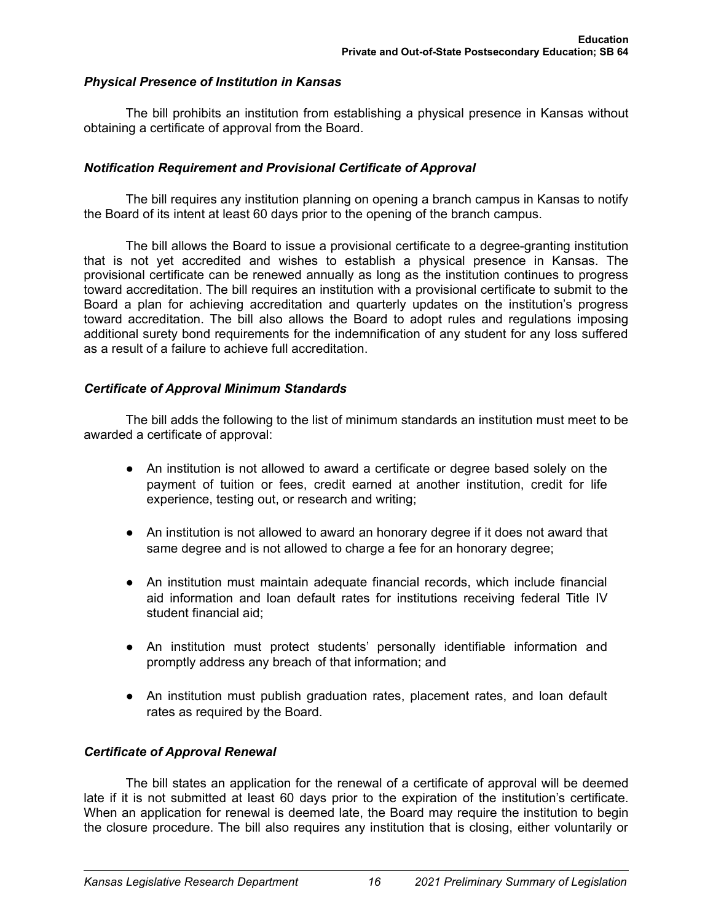### *Physical Presence of Institution in Kansas*

The bill prohibits an institution from establishing a physical presence in Kansas without obtaining a certificate of approval from the Board.

### *Notification Requirement and Provisional Certificate of Approval*

The bill requires any institution planning on opening a branch campus in Kansas to notify the Board of its intent at least 60 days prior to the opening of the branch campus.

The bill allows the Board to issue a provisional certificate to a degree-granting institution that is not yet accredited and wishes to establish a physical presence in Kansas. The provisional certificate can be renewed annually as long as the institution continues to progress toward accreditation. The bill requires an institution with a provisional certificate to submit to the Board a plan for achieving accreditation and quarterly updates on the institution's progress toward accreditation. The bill also allows the Board to adopt rules and regulations imposing additional surety bond requirements for the indemnification of any student for any loss suffered as a result of a failure to achieve full accreditation.

### *Certificate of Approval Minimum Standards*

The bill adds the following to the list of minimum standards an institution must meet to be awarded a certificate of approval:

- An institution is not allowed to award a certificate or degree based solely on the payment of tuition or fees, credit earned at another institution, credit for life experience, testing out, or research and writing;
- An institution is not allowed to award an honorary degree if it does not award that same degree and is not allowed to charge a fee for an honorary degree;
- An institution must maintain adequate financial records, which include financial aid information and loan default rates for institutions receiving federal Title IV student financial aid;
- An institution must protect students' personally identifiable information and promptly address any breach of that information; and
- An institution must publish graduation rates, placement rates, and loan default rates as required by the Board.

### *Certificate of Approval Renewal*

The bill states an application for the renewal of a certificate of approval will be deemed late if it is not submitted at least 60 days prior to the expiration of the institution's certificate. When an application for renewal is deemed late, the Board may require the institution to begin the closure procedure. The bill also requires any institution that is closing, either voluntarily or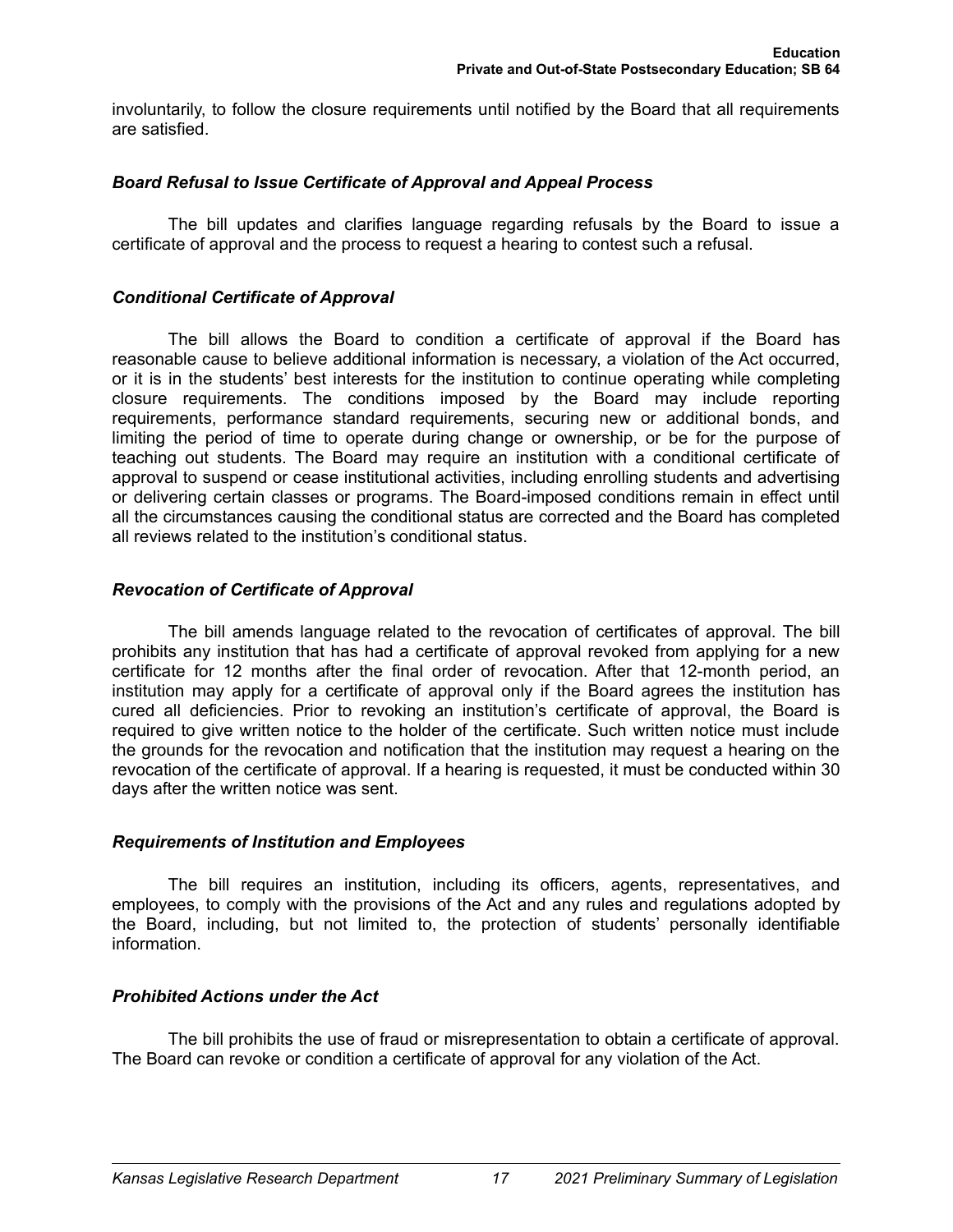involuntarily, to follow the closure requirements until notified by the Board that all requirements are satisfied.

### *Board Refusal to Issue Certificate of Approval and Appeal Process*

The bill updates and clarifies language regarding refusals by the Board to issue a certificate of approval and the process to request a hearing to contest such a refusal.

### *Conditional Certificate of Approval*

The bill allows the Board to condition a certificate of approval if the Board has reasonable cause to believe additional information is necessary, a violation of the Act occurred, or it is in the students' best interests for the institution to continue operating while completing closure requirements. The conditions imposed by the Board may include reporting requirements, performance standard requirements, securing new or additional bonds, and limiting the period of time to operate during change or ownership, or be for the purpose of teaching out students. The Board may require an institution with a conditional certificate of approval to suspend or cease institutional activities, including enrolling students and advertising or delivering certain classes or programs. The Board-imposed conditions remain in effect until all the circumstances causing the conditional status are corrected and the Board has completed all reviews related to the institution's conditional status.

### *Revocation of Certificate of Approval*

The bill amends language related to the revocation of certificates of approval. The bill prohibits any institution that has had a certificate of approval revoked from applying for a new certificate for 12 months after the final order of revocation. After that 12-month period, an institution may apply for a certificate of approval only if the Board agrees the institution has cured all deficiencies. Prior to revoking an institution's certificate of approval, the Board is required to give written notice to the holder of the certificate. Such written notice must include the grounds for the revocation and notification that the institution may request a hearing on the revocation of the certificate of approval. If a hearing is requested, it must be conducted within 30 days after the written notice was sent.

### *Requirements of Institution and Employees*

The bill requires an institution, including its officers, agents, representatives, and employees, to comply with the provisions of the Act and any rules and regulations adopted by the Board, including, but not limited to, the protection of students' personally identifiable information.

### *Prohibited Actions under the Act*

The bill prohibits the use of fraud or misrepresentation to obtain a certificate of approval. The Board can revoke or condition a certificate of approval for any violation of the Act.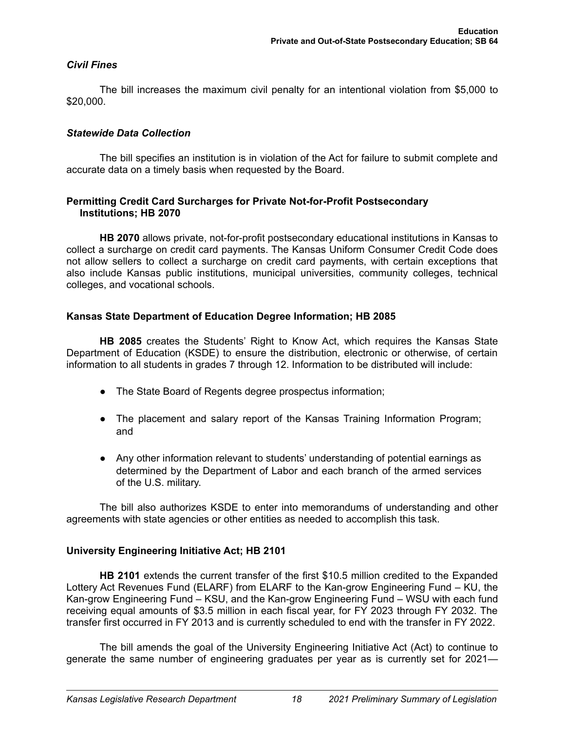### *Civil Fines*

The bill increases the maximum civil penalty for an intentional violation from $5,000 to $20,000.

### *Statewide Data Collection*

The bill specifies an institution is in violation of the Act for failure to submit complete and accurate data on a timely basis when requested by the Board.

## Permitting Credit Card Surcharges for Private Not-for-Profit Postsecondary Institutions; HB 2070

**HB 2070** allows private, not-for-profit postsecondary educational institutions in Kansas to collect a surcharge on credit card payments. The Kansas Uniform Consumer Credit Code does not allow sellers to collect a surcharge on credit card payments, with certain exceptions that also include Kansas public institutions, municipal universities, community colleges, technical colleges, and vocational schools.

## Kansas State Department of Education Degree Information; HB 2085

**HB 2085** creates the Students' Right to Know Act, which requires the Kansas State Department of Education (KSDE) to ensure the distribution, electronic or otherwise, of certain information to all students in grades 7 through 12. Information to be distributed will include:

- The State Board of Regents degree prospectus information;
- The placement and salary report of the Kansas Training Information Program; and
- Any other information relevant to students' understanding of potential earnings as determined by the Department of Labor and each branch of the armed services of the U.S. military.

The bill also authorizes KSDE to enter into memorandums of understanding and other agreements with state agencies or other entities as needed to accomplish this task.

## University Engineering Initiative Act; HB 2101

**HB 2101** extends the current transfer of the first $10.5 million credited to the Expanded Lottery Act Revenues Fund (ELARF) from ELARF to the Kan-grow Engineering Fund – KU, the Kan-grow Engineering Fund – KSU, and the Kan-grow Engineering Fund – WSU with each fund receiving equal amounts of $3.5 million in each fiscal year, for FY 2023 through FY 2032. The transfer first occurred in FY 2013 and is currently scheduled to end with the transfer in FY 2022.

The bill amends the goal of the University Engineering Initiative Act (Act) to continue to generate the same number of engineering graduates per year as is currently set for 2021—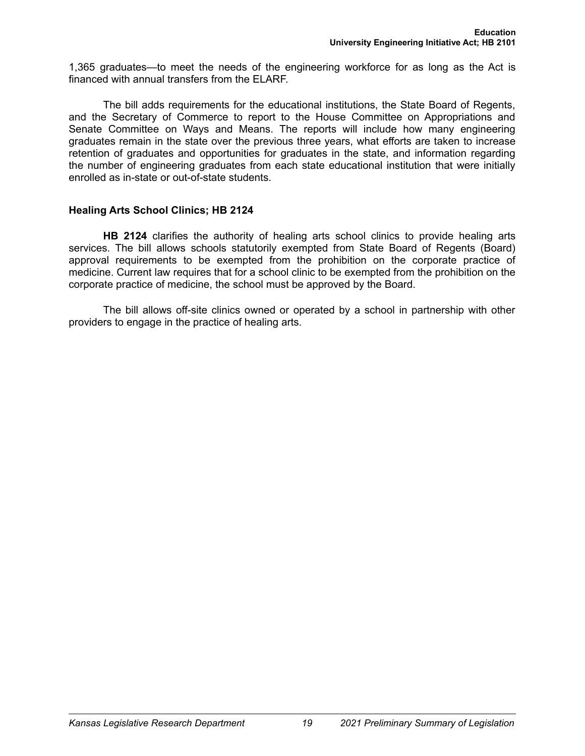1,365 graduates—to meet the needs of the engineering workforce for as long as the Act is financed with annual transfers from the ELARF.

The bill adds requirements for the educational institutions, the State Board of Regents, and the Secretary of Commerce to report to the House Committee on Appropriations and Senate Committee on Ways and Means. The reports will include how many engineering graduates remain in the state over the previous three years, what efforts are taken to increase retention of graduates and opportunities for graduates in the state, and information regarding the number of engineering graduates from each state educational institution that were initially enrolled as in-state or out-of-state students.

### Healing Arts School Clinics; HB 2124

**HB 2124** clarifies the authority of healing arts school clinics to provide healing arts services. The bill allows schools statutorily exempted from State Board of Regents (Board) approval requirements to be exempted from the prohibition on the corporate practice of medicine. Current law requires that for a school clinic to be exempted from the prohibition on the corporate practice of medicine, the school must be approved by the Board.

The bill allows off-site clinics owned or operated by a school in partnership with other providers to engage in the practice of healing arts.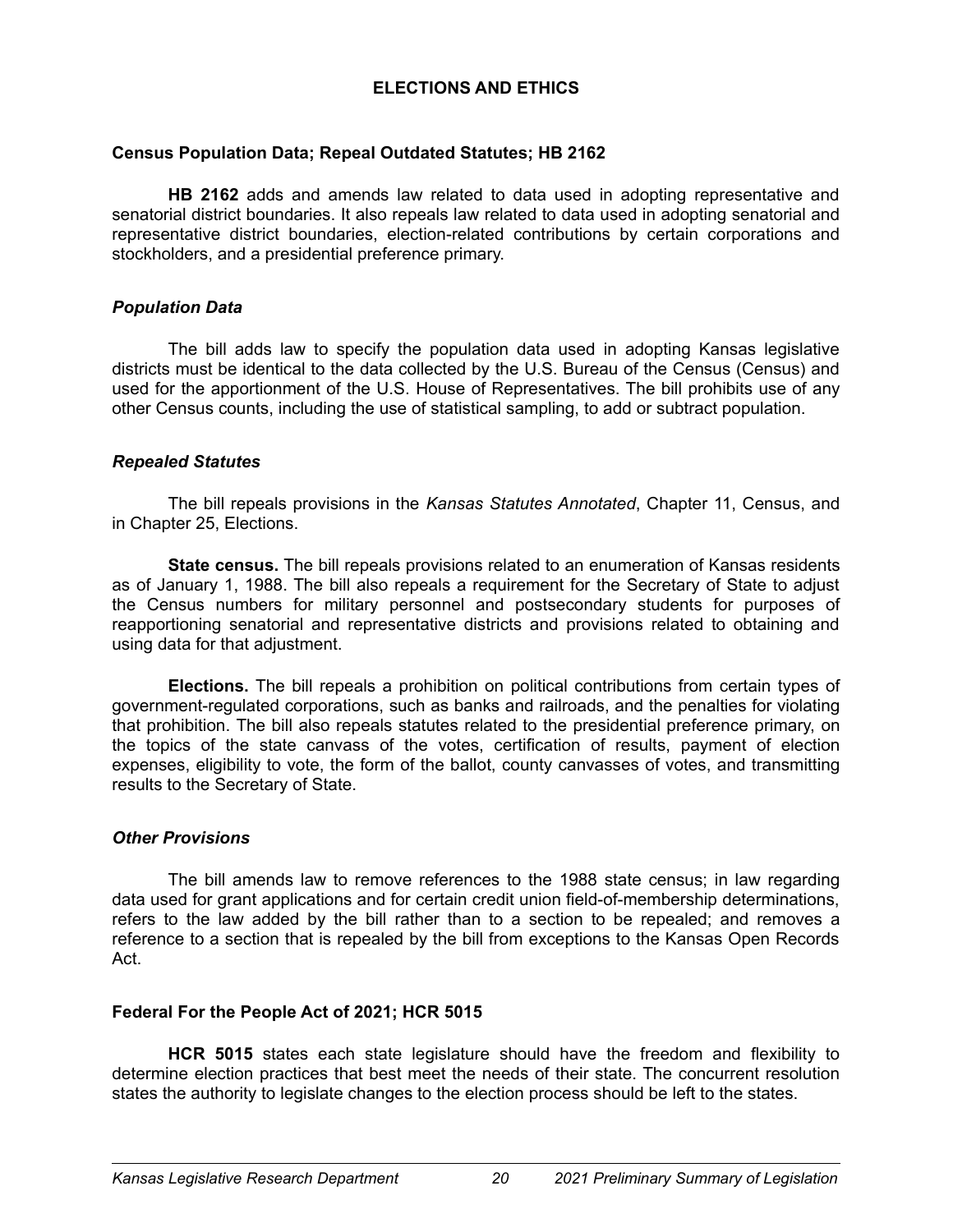# ELECTIONS AND ETHICS

## Census Population Data; Repeal Outdated Statutes; HB 2162

**HB 2162** adds and amends law related to data used in adopting representative and senatorial district boundaries. It also repeals law related to data used in adopting senatorial and representative district boundaries, election-related contributions by certain corporations and stockholders, and a presidential preference primary.

### *Population Data*

The bill adds law to specify the population data used in adopting Kansas legislative districts must be identical to the data collected by the U.S. Bureau of the Census (Census) and used for the apportionment of the U.S. House of Representatives. The bill prohibits use of any other Census counts, including the use of statistical sampling, to add or subtract population.

### *Repealed Statutes*

The bill repeals provisions in the *Kansas Statutes Annotated*, Chapter 11, Census, and in Chapter 25, Elections.

**State census.** The bill repeals provisions related to an enumeration of Kansas residents as of January 1, 1988. The bill also repeals a requirement for the Secretary of State to adjust the Census numbers for military personnel and postsecondary students for purposes of reapportioning senatorial and representative districts and provisions related to obtaining and using data for that adjustment.

**Elections.** The bill repeals a prohibition on political contributions from certain types of government-regulated corporations, such as banks and railroads, and the penalties for violating that prohibition. The bill also repeals statutes related to the presidential preference primary, on the topics of the state canvass of the votes, certification of results, payment of election expenses, eligibility to vote, the form of the ballot, county canvasses of votes, and transmitting results to the Secretary of State.

### *Other Provisions*

The bill amends law to remove references to the 1988 state census; in law regarding data used for grant applications and for certain credit union field-of-membership determinations, refers to the law added by the bill rather than to a section to be repealed; and removes a reference to a section that is repealed by the bill from exceptions to the Kansas Open Records Act.

## Federal For the People Act of 2021; HCR 5015

**HCR 5015** states each state legislature should have the freedom and flexibility to determine election practices that best meet the needs of their state. The concurrent resolution states the authority to legislate changes to the election process should be left to the states.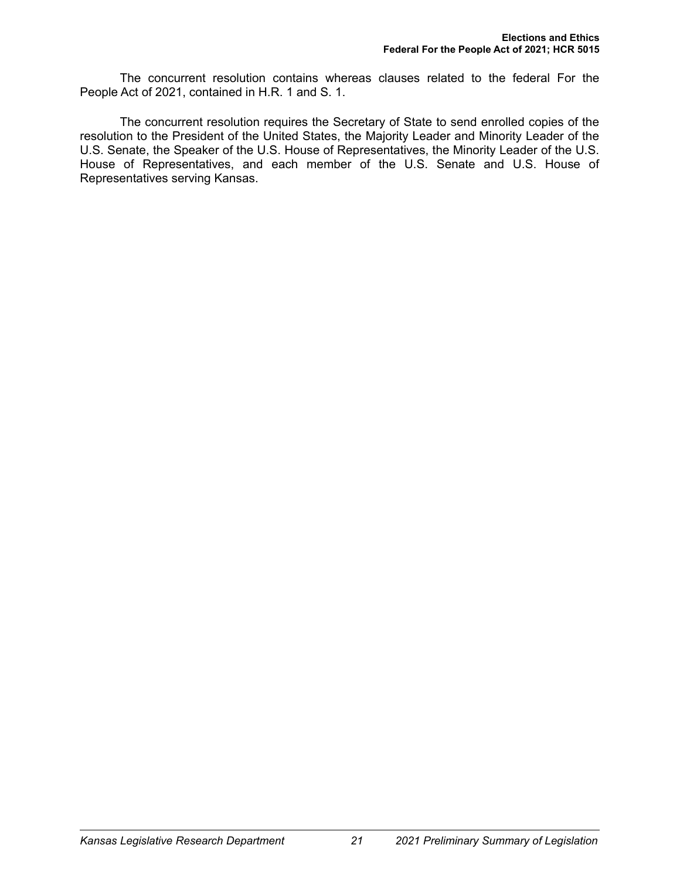The concurrent resolution contains whereas clauses related to the federal For the People Act of 2021, contained in H.R. 1 and S. 1.

The concurrent resolution requires the Secretary of State to send enrolled copies of the resolution to the President of the United States, the Majority Leader and Minority Leader of the U.S. Senate, the Speaker of the U.S. House of Representatives, the Minority Leader of the U.S. House of Representatives, and each member of the U.S. Senate and U.S. House of Representatives serving Kansas.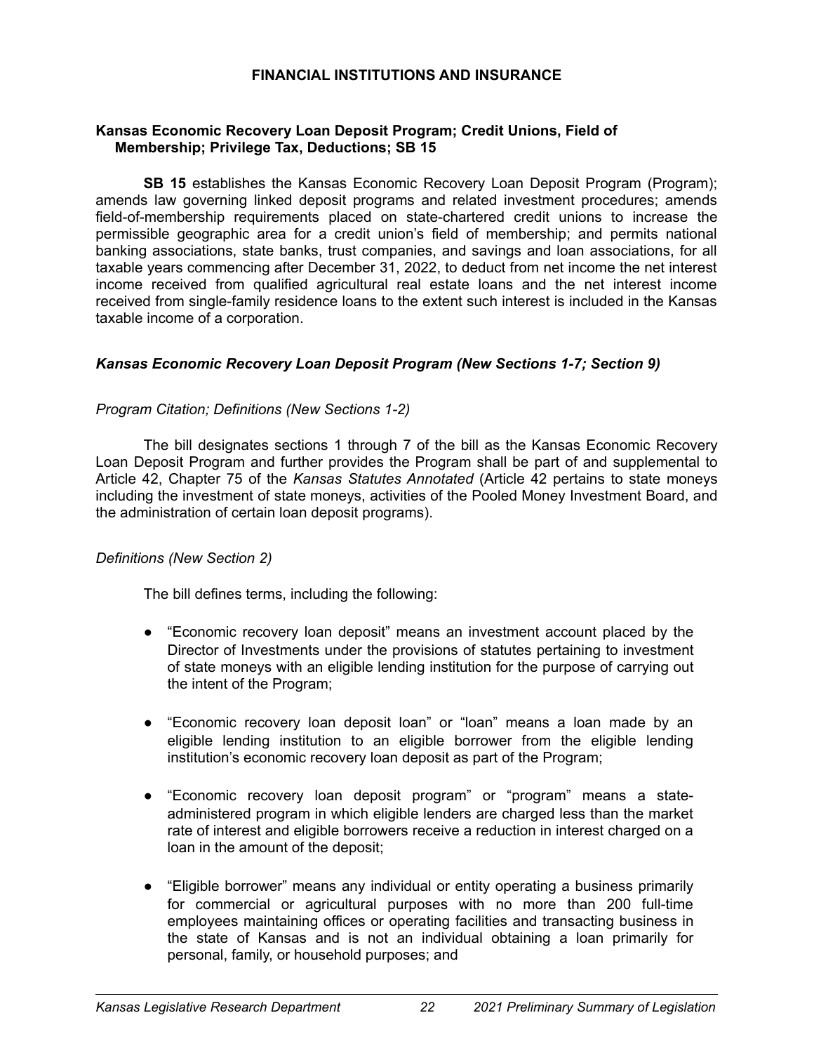## FINANCIAL INSTITUTIONS AND INSURANCE

### Kansas Economic Recovery Loan Deposit Program; Credit Unions, Field of Membership; Privilege Tax, Deductions; SB 15

**SB 15** establishes the Kansas Economic Recovery Loan Deposit Program (Program); amends law governing linked deposit programs and related investment procedures; amends field-of-membership requirements placed on state-chartered credit unions to increase the permissible geographic area for a credit union's field of membership; and permits national banking associations, state banks, trust companies, and savings and loan associations, for all taxable years commencing after December 31, 2022, to deduct from net income the net interest income received from qualified agricultural real estate loans and the net interest income received from single-family residence loans to the extent such interest is included in the Kansas taxable income of a corporation.

#### *Kansas Economic Recovery Loan Deposit Program (New Sections 1-7; Section 9)*

*Program Citation; Definitions (New Sections 1-2)*

The bill designates sections 1 through 7 of the bill as the Kansas Economic Recovery Loan Deposit Program and further provides the Program shall be part of and supplemental to Article 42, Chapter 75 of the *Kansas Statutes Annotated* (Article 42 pertains to state moneys including the investment of state moneys, activities of the Pooled Money Investment Board, and the administration of certain loan deposit programs).

*Definitions (New Section 2)*

The bill defines terms, including the following:

- "Economic recovery loan deposit" means an investment account placed by the Director of Investments under the provisions of statutes pertaining to investment of state moneys with an eligible lending institution for the purpose of carrying out the intent of the Program;

- "Economic recovery loan deposit loan" or "loan" means a loan made by an eligible lending institution to an eligible borrower from the eligible lending institution's economic recovery loan deposit as part of the Program;

- "Economic recovery loan deposit program" or "program" means a state-administered program in which eligible lenders are charged less than the market rate of interest and eligible borrowers receive a reduction in interest charged on a loan in the amount of the deposit;

- "Eligible borrower" means any individual or entity operating a business primarily for commercial or agricultural purposes with no more than 200 full-time employees maintaining offices or operating facilities and transacting business in the state of Kansas and is not an individual obtaining a loan primarily for personal, family, or household purposes; and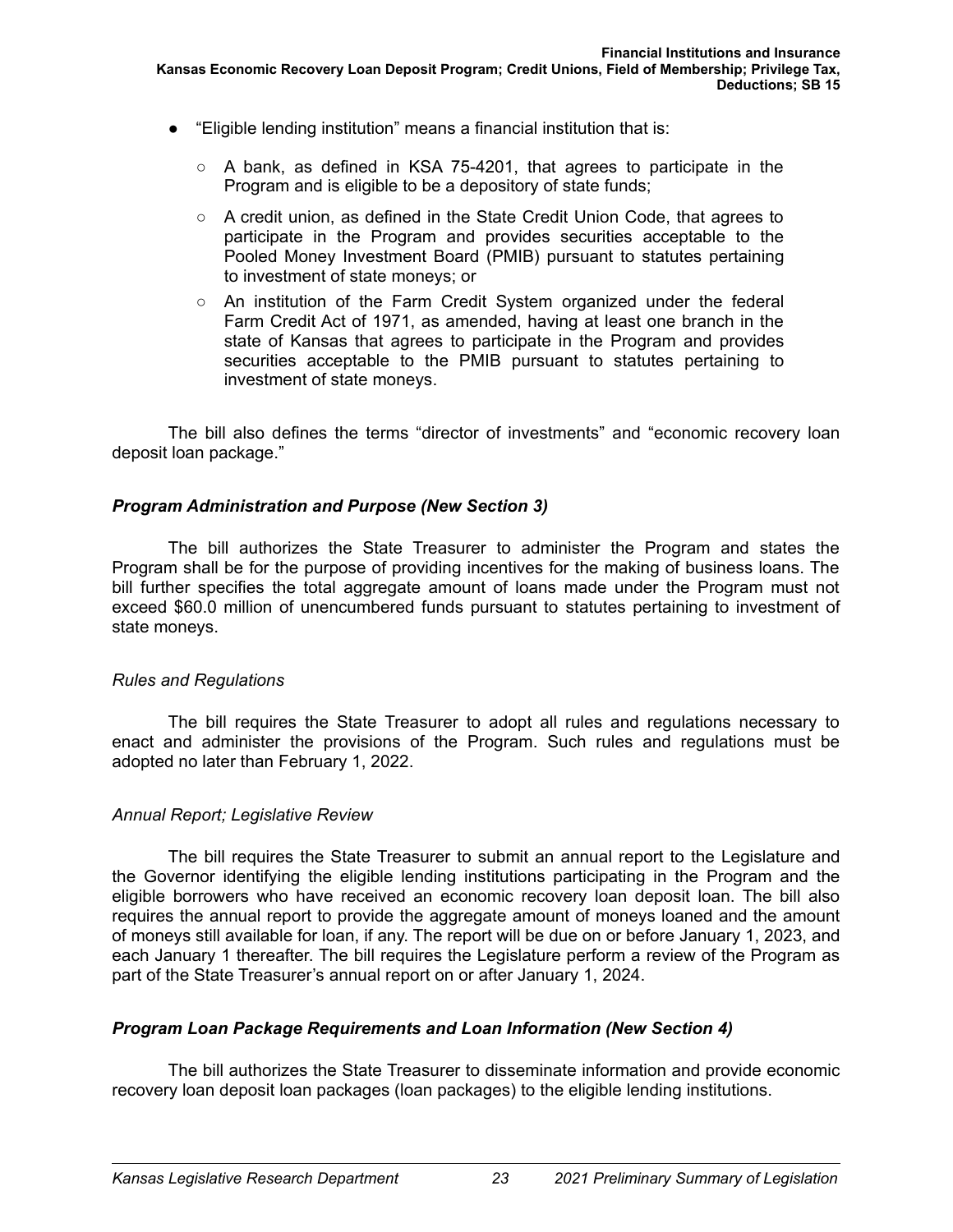- "Eligible lending institution" means a financial institution that is:
  - A bank, as defined in KSA 75-4201, that agrees to participate in the Program and is eligible to be a depository of state funds;
  - A credit union, as defined in the State Credit Union Code, that agrees to participate in the Program and provides securities acceptable to the Pooled Money Investment Board (PMIB) pursuant to statutes pertaining to investment of state moneys; or
  - An institution of the Farm Credit System organized under the federal Farm Credit Act of 1971, as amended, having at least one branch in the state of Kansas that agrees to participate in the Program and provides securities acceptable to the PMIB pursuant to statutes pertaining to investment of state moneys.

The bill also defines the terms "director of investments" and "economic recovery loan deposit loan package."

### *Program Administration and Purpose (New Section 3)*

The bill authorizes the State Treasurer to administer the Program and states the Program shall be for the purpose of providing incentives for the making of business loans. The bill further specifies the total aggregate amount of loans made under the Program must not exceed $60.0 million of unencumbered funds pursuant to statutes pertaining to investment of state moneys.

#### *Rules and Regulations*

The bill requires the State Treasurer to adopt all rules and regulations necessary to enact and administer the provisions of the Program. Such rules and regulations must be adopted no later than February 1, 2022.

#### *Annual Report; Legislative Review*

The bill requires the State Treasurer to submit an annual report to the Legislature and the Governor identifying the eligible lending institutions participating in the Program and the eligible borrowers who have received an economic recovery loan deposit loan. The bill also requires the annual report to provide the aggregate amount of moneys loaned and the amount of moneys still available for loan, if any. The report will be due on or before January 1, 2023, and each January 1 thereafter. The bill requires the Legislature perform a review of the Program as part of the State Treasurer's annual report on or after January 1, 2024.

### *Program Loan Package Requirements and Loan Information (New Section 4)*

The bill authorizes the State Treasurer to disseminate information and provide economic recovery loan deposit loan packages (loan packages) to the eligible lending institutions.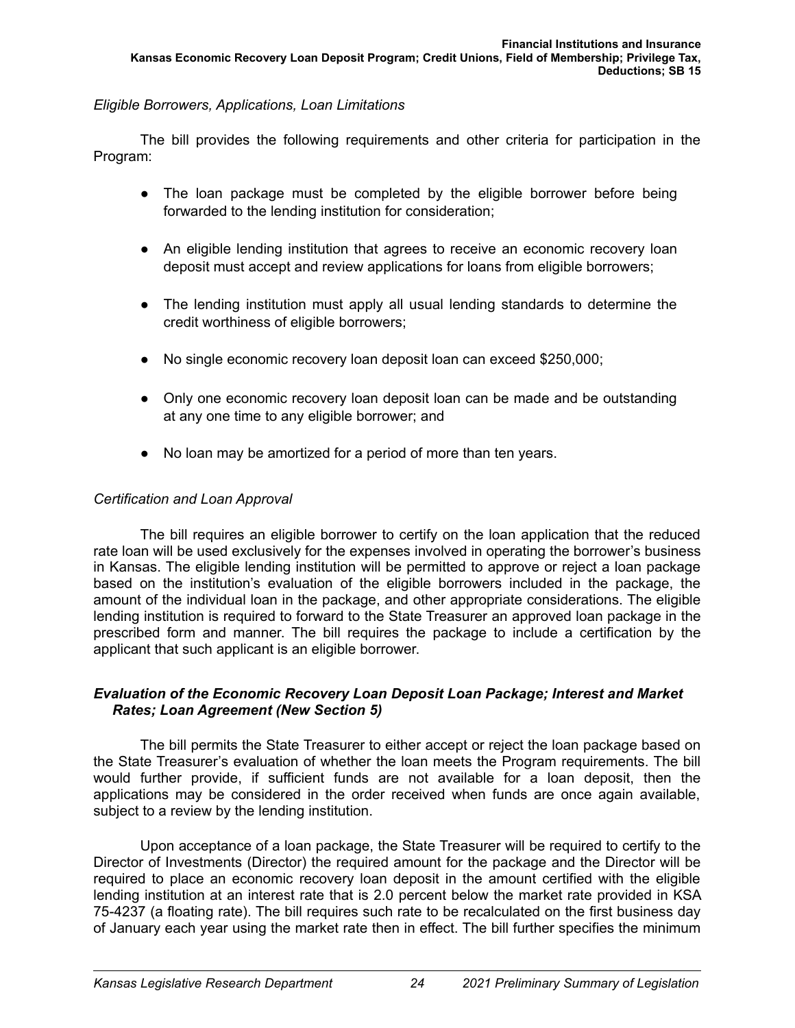*Eligible Borrowers, Applications, Loan Limitations*

The bill provides the following requirements and other criteria for participation in the Program:

- The loan package must be completed by the eligible borrower before being forwarded to the lending institution for consideration;
- An eligible lending institution that agrees to receive an economic recovery loan deposit must accept and review applications for loans from eligible borrowers;
- The lending institution must apply all usual lending standards to determine the credit worthiness of eligible borrowers;
- No single economic recovery loan deposit loan can exceed $250,000;
- Only one economic recovery loan deposit loan can be made and be outstanding at any one time to any eligible borrower; and
- No loan may be amortized for a period of more than ten years.

*Certification and Loan Approval*

The bill requires an eligible borrower to certify on the loan application that the reduced rate loan will be used exclusively for the expenses involved in operating the borrower's business in Kansas. The eligible lending institution will be permitted to approve or reject a loan package based on the institution's evaluation of the eligible borrowers included in the package, the amount of the individual loan in the package, and other appropriate considerations. The eligible lending institution is required to forward to the State Treasurer an approved loan package in the prescribed form and manner. The bill requires the package to include a certification by the applicant that such applicant is an eligible borrower.

***Evaluation of the Economic Recovery Loan Deposit Loan Package; Interest and Market Rates; Loan Agreement (New Section 5)***

The bill permits the State Treasurer to either accept or reject the loan package based on the State Treasurer's evaluation of whether the loan meets the Program requirements. The bill would further provide, if sufficient funds are not available for a loan deposit, then the applications may be considered in the order received when funds are once again available, subject to a review by the lending institution.

Upon acceptance of a loan package, the State Treasurer will be required to certify to the Director of Investments (Director) the required amount for the package and the Director will be required to place an economic recovery loan deposit in the amount certified with the eligible lending institution at an interest rate that is 2.0 percent below the market rate provided in KSA 75-4237 (a floating rate). The bill requires such rate to be recalculated on the first business day of January each year using the market rate then in effect. The bill further specifies the minimum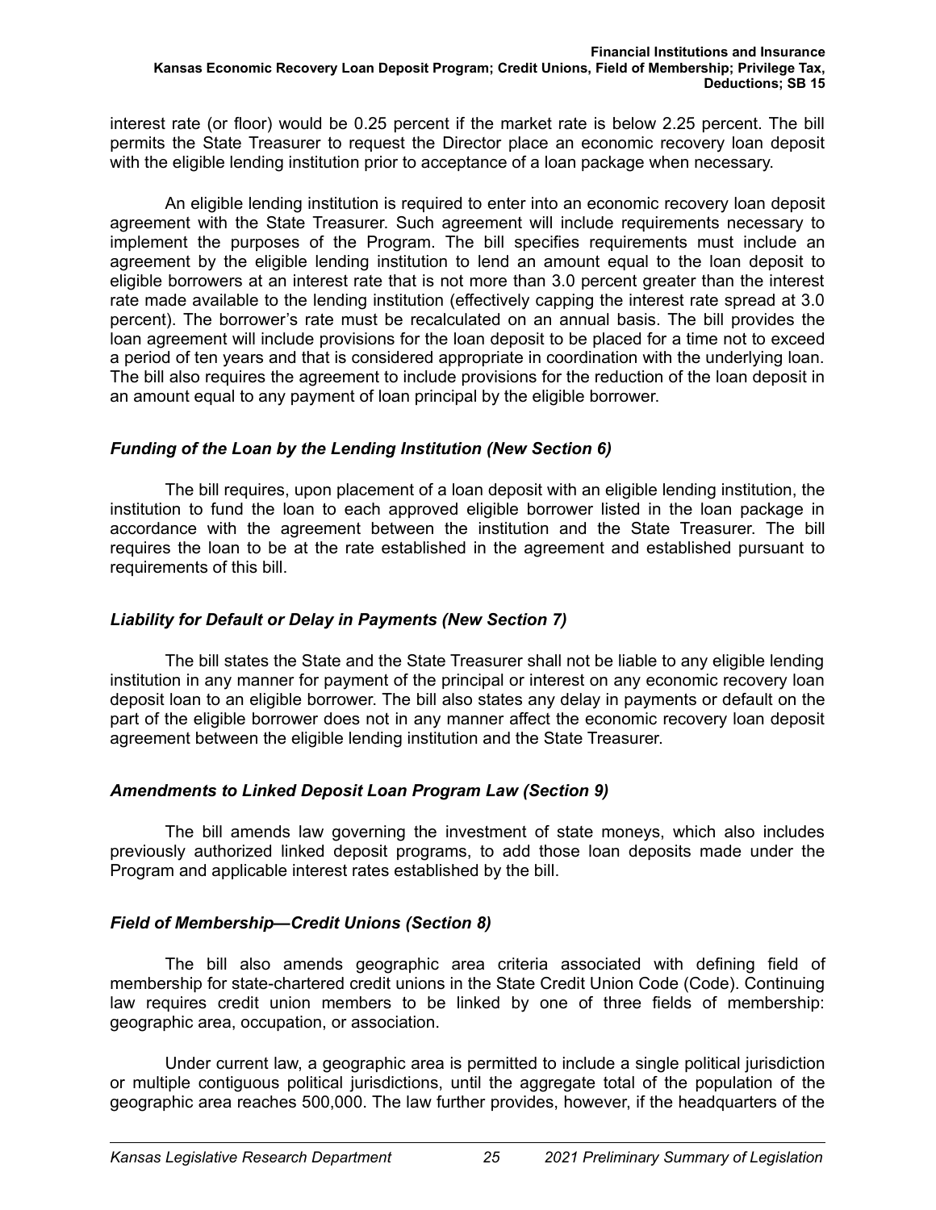interest rate (or floor) would be 0.25 percent if the market rate is below 2.25 percent. The bill permits the State Treasurer to request the Director place an economic recovery loan deposit with the eligible lending institution prior to acceptance of a loan package when necessary.

An eligible lending institution is required to enter into an economic recovery loan deposit agreement with the State Treasurer. Such agreement will include requirements necessary to implement the purposes of the Program. The bill specifies requirements must include an agreement by the eligible lending institution to lend an amount equal to the loan deposit to eligible borrowers at an interest rate that is not more than 3.0 percent greater than the interest rate made available to the lending institution (effectively capping the interest rate spread at 3.0 percent). The borrower's rate must be recalculated on an annual basis. The bill provides the loan agreement will include provisions for the loan deposit to be placed for a time not to exceed a period of ten years and that is considered appropriate in coordination with the underlying loan. The bill also requires the agreement to include provisions for the reduction of the loan deposit in an amount equal to any payment of loan principal by the eligible borrower.

### *Funding of the Loan by the Lending Institution (New Section 6)*

The bill requires, upon placement of a loan deposit with an eligible lending institution, the institution to fund the loan to each approved eligible borrower listed in the loan package in accordance with the agreement between the institution and the State Treasurer. The bill requires the loan to be at the rate established in the agreement and established pursuant to requirements of this bill.

### *Liability for Default or Delay in Payments (New Section 7)*

The bill states the State and the State Treasurer shall not be liable to any eligible lending institution in any manner for payment of the principal or interest on any economic recovery loan deposit loan to an eligible borrower. The bill also states any delay in payments or default on the part of the eligible borrower does not in any manner affect the economic recovery loan deposit agreement between the eligible lending institution and the State Treasurer.

### *Amendments to Linked Deposit Loan Program Law (Section 9)*

The bill amends law governing the investment of state moneys, which also includes previously authorized linked deposit programs, to add those loan deposits made under the Program and applicable interest rates established by the bill.

### *Field of Membership—Credit Unions (Section 8)*

The bill also amends geographic area criteria associated with defining field of membership for state-chartered credit unions in the State Credit Union Code (Code). Continuing law requires credit union members to be linked by one of three fields of membership: geographic area, occupation, or association.

Under current law, a geographic area is permitted to include a single political jurisdiction or multiple contiguous political jurisdictions, until the aggregate total of the population of the geographic area reaches 500,000. The law further provides, however, if the headquarters of the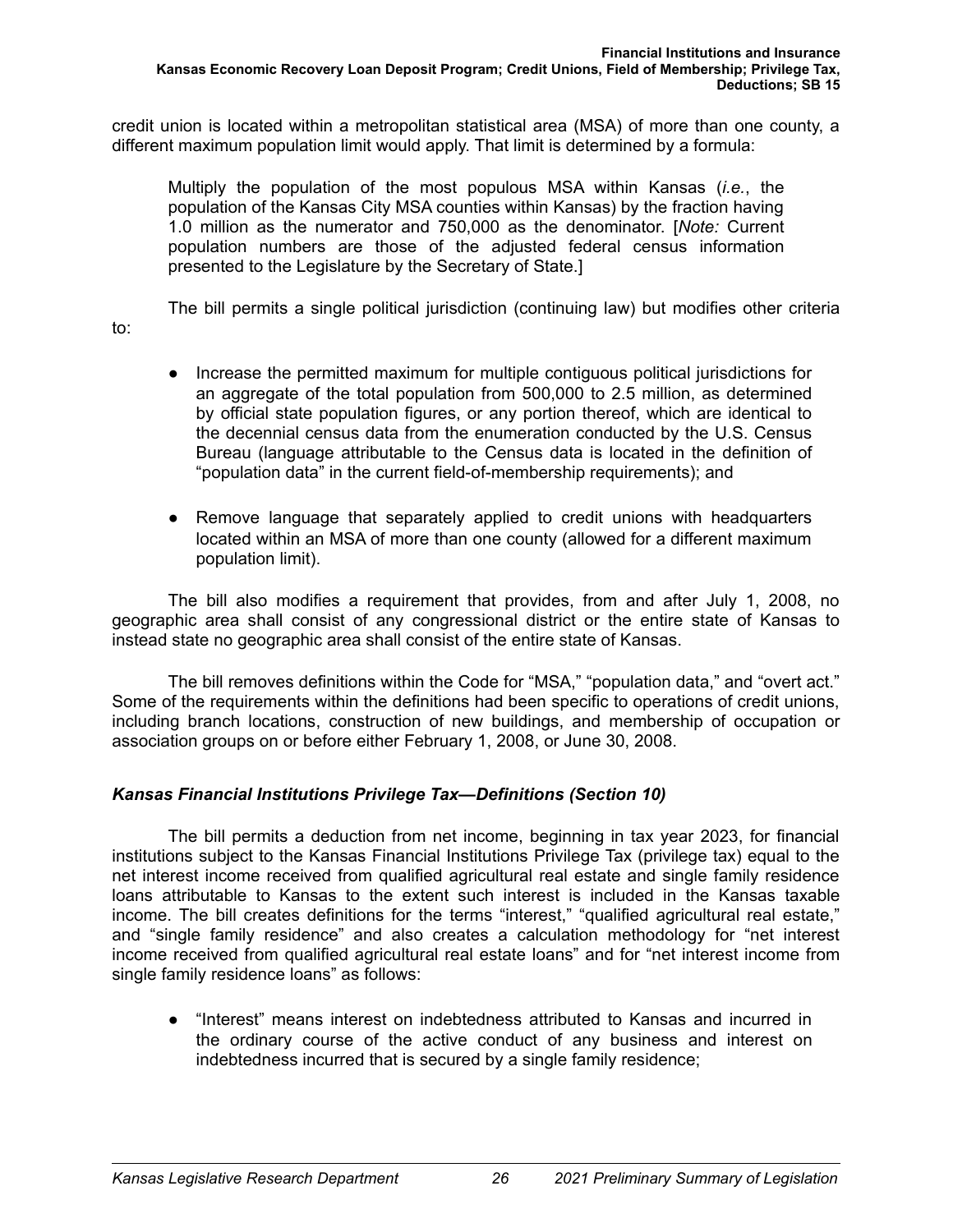credit union is located within a metropolitan statistical area (MSA) of more than one county, a different maximum population limit would apply. That limit is determined by a formula:

> Multiply the population of the most populous MSA within Kansas (*i.e.*, the population of the Kansas City MSA counties within Kansas) by the fraction having 1.0 million as the numerator and 750,000 as the denominator. [*Note:* Current population numbers are those of the adjusted federal census information presented to the Legislature by the Secretary of State.]

The bill permits a single political jurisdiction (continuing law) but modifies other criteria to:

- Increase the permitted maximum for multiple contiguous political jurisdictions for an aggregate of the total population from 500,000 to 2.5 million, as determined by official state population figures, or any portion thereof, which are identical to the decennial census data from the enumeration conducted by the U.S. Census Bureau (language attributable to the Census data is located in the definition of "population data" in the current field-of-membership requirements); and
- Remove language that separately applied to credit unions with headquarters located within an MSA of more than one county (allowed for a different maximum population limit).

The bill also modifies a requirement that provides, from and after July 1, 2008, no geographic area shall consist of any congressional district or the entire state of Kansas to instead state no geographic area shall consist of the entire state of Kansas.

The bill removes definitions within the Code for "MSA," "population data," and "overt act." Some of the requirements within the definitions had been specific to operations of credit unions, including branch locations, construction of new buildings, and membership of occupation or association groups on or before either February 1, 2008, or June 30, 2008.

### *Kansas Financial Institutions Privilege Tax—Definitions (Section 10)*

The bill permits a deduction from net income, beginning in tax year 2023, for financial institutions subject to the Kansas Financial Institutions Privilege Tax (privilege tax) equal to the net interest income received from qualified agricultural real estate and single family residence loans attributable to Kansas to the extent such interest is included in the Kansas taxable income. The bill creates definitions for the terms "interest," "qualified agricultural real estate," and "single family residence" and also creates a calculation methodology for "net interest income received from qualified agricultural real estate loans" and for "net interest income from single family residence loans" as follows:

- "Interest" means interest on indebtedness attributed to Kansas and incurred in the ordinary course of the active conduct of any business and interest on indebtedness incurred that is secured by a single family residence;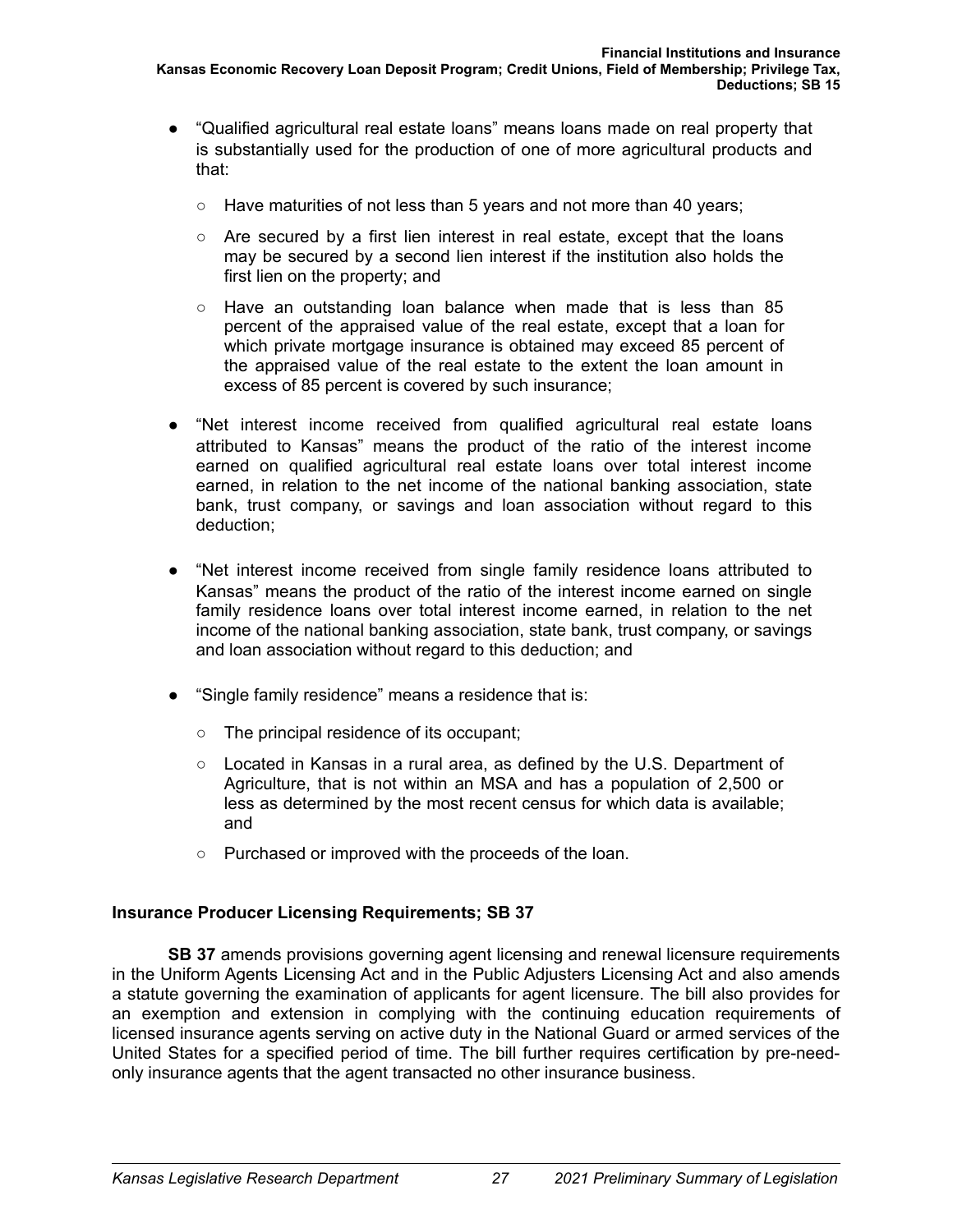- "Qualified agricultural real estate loans" means loans made on real property that is substantially used for the production of one of more agricultural products and that:
  - Have maturities of not less than 5 years and not more than 40 years;
  - Are secured by a first lien interest in real estate, except that the loans may be secured by a second lien interest if the institution also holds the first lien on the property; and
  - Have an outstanding loan balance when made that is less than 85 percent of the appraised value of the real estate, except that a loan for which private mortgage insurance is obtained may exceed 85 percent of the appraised value of the real estate to the extent the loan amount in excess of 85 percent is covered by such insurance;
- "Net interest income received from qualified agricultural real estate loans attributed to Kansas" means the product of the ratio of the interest income earned on qualified agricultural real estate loans over total interest income earned, in relation to the net income of the national banking association, state bank, trust company, or savings and loan association without regard to this deduction;
- "Net interest income received from single family residence loans attributed to Kansas" means the product of the ratio of the interest income earned on single family residence loans over total interest income earned, in relation to the net income of the national banking association, state bank, trust company, or savings and loan association without regard to this deduction; and
- "Single family residence" means a residence that is:
  - The principal residence of its occupant;
  - Located in Kansas in a rural area, as defined by the U.S. Department of Agriculture, that is not within an MSA and has a population of 2,500 or less as determined by the most recent census for which data is available; and
  - Purchased or improved with the proceeds of the loan.

### Insurance Producer Licensing Requirements; SB 37

**SB 37** amends provisions governing agent licensing and renewal licensure requirements in the Uniform Agents Licensing Act and in the Public Adjusters Licensing Act and also amends a statute governing the examination of applicants for agent licensure. The bill also provides for an exemption and extension in complying with the continuing education requirements of licensed insurance agents serving on active duty in the National Guard or armed services of the United States for a specified period of time. The bill further requires certification by pre-need-only insurance agents that the agent transacted no other insurance business.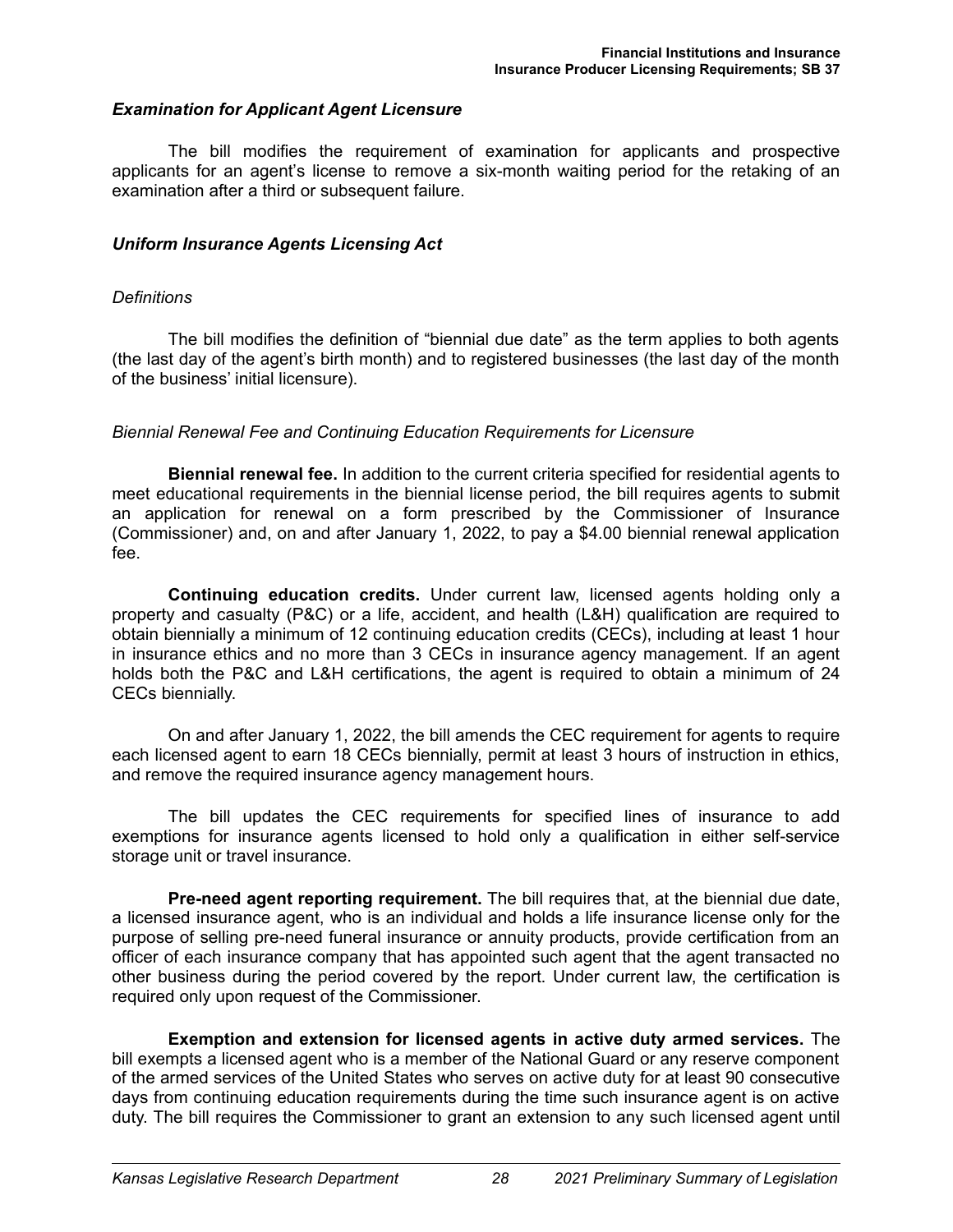### *Examination for Applicant Agent Licensure*

The bill modifies the requirement of examination for applicants and prospective applicants for an agent's license to remove a six-month waiting period for the retaking of an examination after a third or subsequent failure.

### *Uniform Insurance Agents Licensing Act*

*Definitions*

The bill modifies the definition of "biennial due date" as the term applies to both agents (the last day of the agent's birth month) and to registered businesses (the last day of the month of the business' initial licensure).

*Biennial Renewal Fee and Continuing Education Requirements for Licensure*

**Biennial renewal fee.** In addition to the current criteria specified for residential agents to meet educational requirements in the biennial license period, the bill requires agents to submit an application for renewal on a form prescribed by the Commissioner of Insurance (Commissioner) and, on and after January 1, 2022, to pay a $4.00 biennial renewal application fee.

**Continuing education credits.** Under current law, licensed agents holding only a property and casualty (P&C) or a life, accident, and health (L&H) qualification are required to obtain biennially a minimum of 12 continuing education credits (CECs), including at least 1 hour in insurance ethics and no more than 3 CECs in insurance agency management. If an agent holds both the P&C and L&H certifications, the agent is required to obtain a minimum of 24 CECs biennially.

On and after January 1, 2022, the bill amends the CEC requirement for agents to require each licensed agent to earn 18 CECs biennially, permit at least 3 hours of instruction in ethics, and remove the required insurance agency management hours.

The bill updates the CEC requirements for specified lines of insurance to add exemptions for insurance agents licensed to hold only a qualification in either self-service storage unit or travel insurance.

**Pre-need agent reporting requirement.** The bill requires that, at the biennial due date, a licensed insurance agent, who is an individual and holds a life insurance license only for the purpose of selling pre-need funeral insurance or annuity products, provide certification from an officer of each insurance company that has appointed such agent that the agent transacted no other business during the period covered by the report. Under current law, the certification is required only upon request of the Commissioner.

**Exemption and extension for licensed agents in active duty armed services.** The bill exempts a licensed agent who is a member of the National Guard or any reserve component of the armed services of the United States who serves on active duty for at least 90 consecutive days from continuing education requirements during the time such insurance agent is on active duty. The bill requires the Commissioner to grant an extension to any such licensed agent until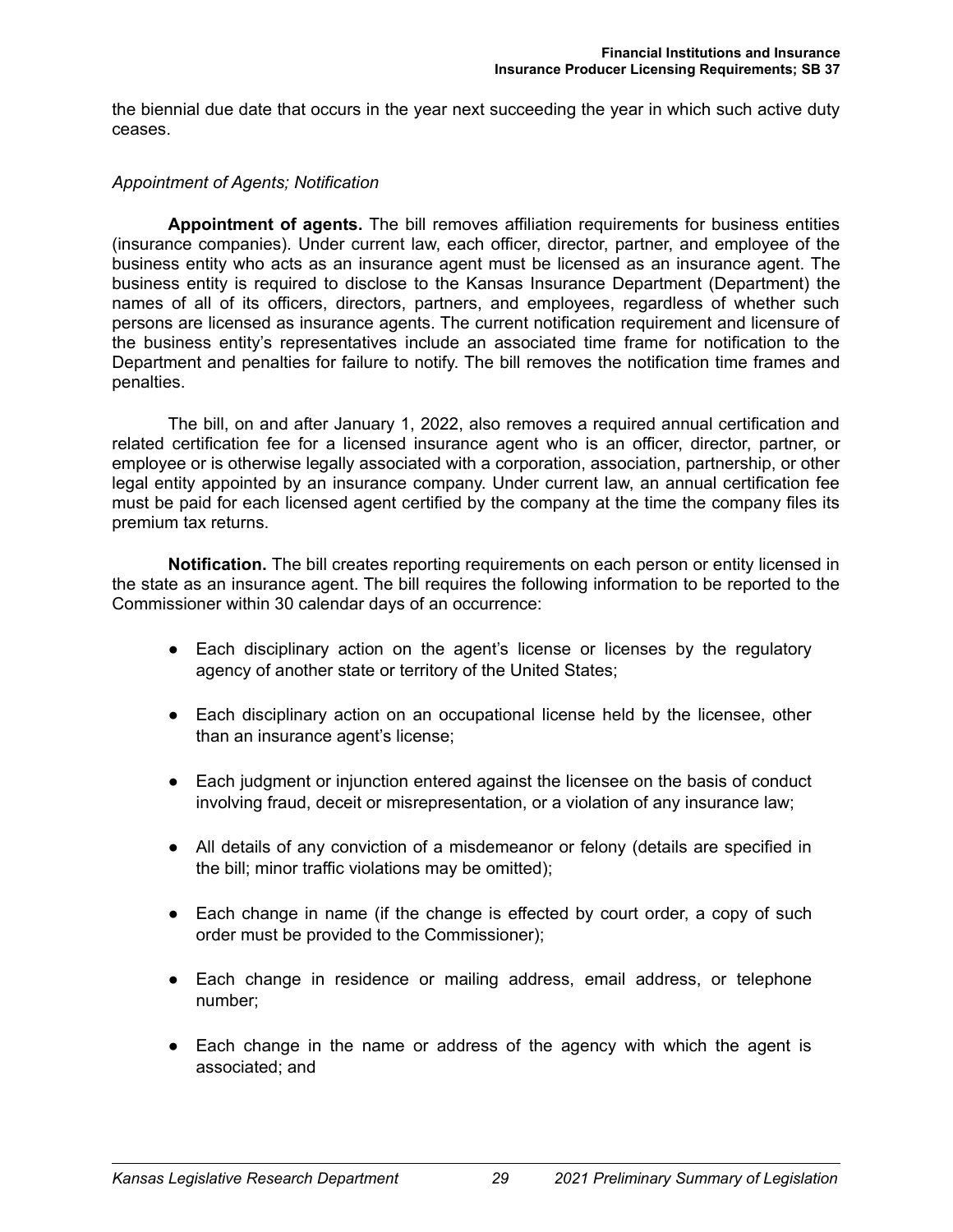the biennial due date that occurs in the year next succeeding the year in which such active duty ceases.

*Appointment of Agents; Notification*

**Appointment of agents.** The bill removes affiliation requirements for business entities (insurance companies). Under current law, each officer, director, partner, and employee of the business entity who acts as an insurance agent must be licensed as an insurance agent. The business entity is required to disclose to the Kansas Insurance Department (Department) the names of all of its officers, directors, partners, and employees, regardless of whether such persons are licensed as insurance agents. The current notification requirement and licensure of the business entity's representatives include an associated time frame for notification to the Department and penalties for failure to notify. The bill removes the notification time frames and penalties.

The bill, on and after January 1, 2022, also removes a required annual certification and related certification fee for a licensed insurance agent who is an officer, director, partner, or employee or is otherwise legally associated with a corporation, association, partnership, or other legal entity appointed by an insurance company. Under current law, an annual certification fee must be paid for each licensed agent certified by the company at the time the company files its premium tax returns.

**Notification.** The bill creates reporting requirements on each person or entity licensed in the state as an insurance agent. The bill requires the following information to be reported to the Commissioner within 30 calendar days of an occurrence:

- Each disciplinary action on the agent's license or licenses by the regulatory agency of another state or territory of the United States;
- Each disciplinary action on an occupational license held by the licensee, other than an insurance agent's license;
- Each judgment or injunction entered against the licensee on the basis of conduct involving fraud, deceit or misrepresentation, or a violation of any insurance law;
- All details of any conviction of a misdemeanor or felony (details are specified in the bill; minor traffic violations may be omitted);
- Each change in name (if the change is effected by court order, a copy of such order must be provided to the Commissioner);
- Each change in residence or mailing address, email address, or telephone number;
- Each change in the name or address of the agency with which the agent is associated; and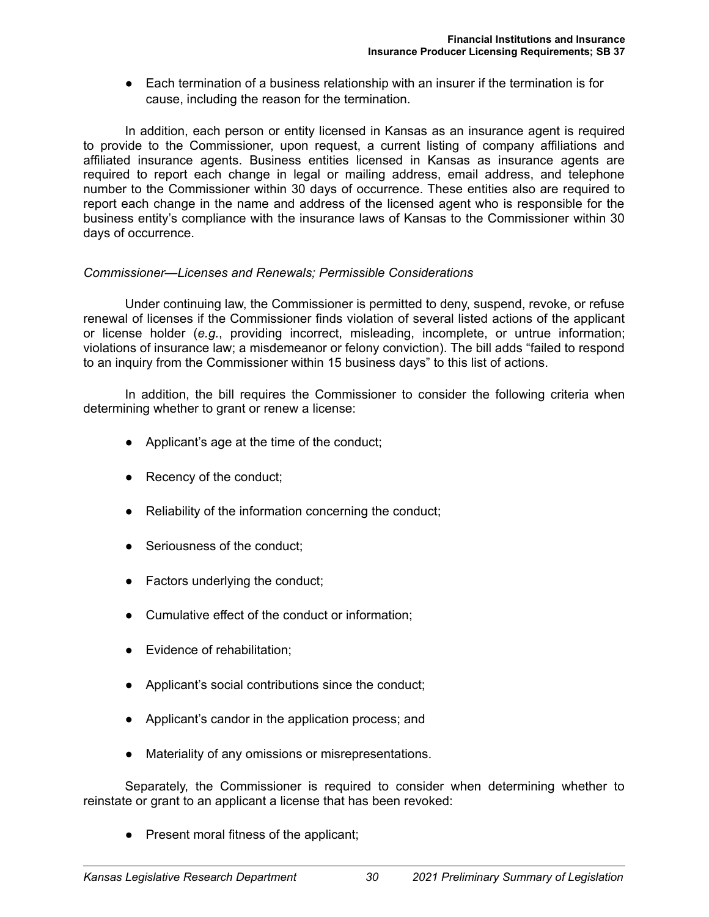- Each termination of a business relationship with an insurer if the termination is for cause, including the reason for the termination.

In addition, each person or entity licensed in Kansas as an insurance agent is required to provide to the Commissioner, upon request, a current listing of company affiliations and affiliated insurance agents. Business entities licensed in Kansas as insurance agents are required to report each change in legal or mailing address, email address, and telephone number to the Commissioner within 30 days of occurrence. These entities also are required to report each change in the name and address of the licensed agent who is responsible for the business entity's compliance with the insurance laws of Kansas to the Commissioner within 30 days of occurrence.

*Commissioner—Licenses and Renewals; Permissible Considerations*

Under continuing law, the Commissioner is permitted to deny, suspend, revoke, or refuse renewal of licenses if the Commissioner finds violation of several listed actions of the applicant or license holder (*e.g.*, providing incorrect, misleading, incomplete, or untrue information; violations of insurance law; a misdemeanor or felony conviction). The bill adds "failed to respond to an inquiry from the Commissioner within 15 business days" to this list of actions.

In addition, the bill requires the Commissioner to consider the following criteria when determining whether to grant or renew a license:

- Applicant's age at the time of the conduct;
- Recency of the conduct;
- Reliability of the information concerning the conduct;
- Seriousness of the conduct;
- Factors underlying the conduct;
- Cumulative effect of the conduct or information;
- Evidence of rehabilitation;
- Applicant's social contributions since the conduct;
- Applicant's candor in the application process; and
- Materiality of any omissions or misrepresentations.

Separately, the Commissioner is required to consider when determining whether to reinstate or grant to an applicant a license that has been revoked:

- Present moral fitness of the applicant;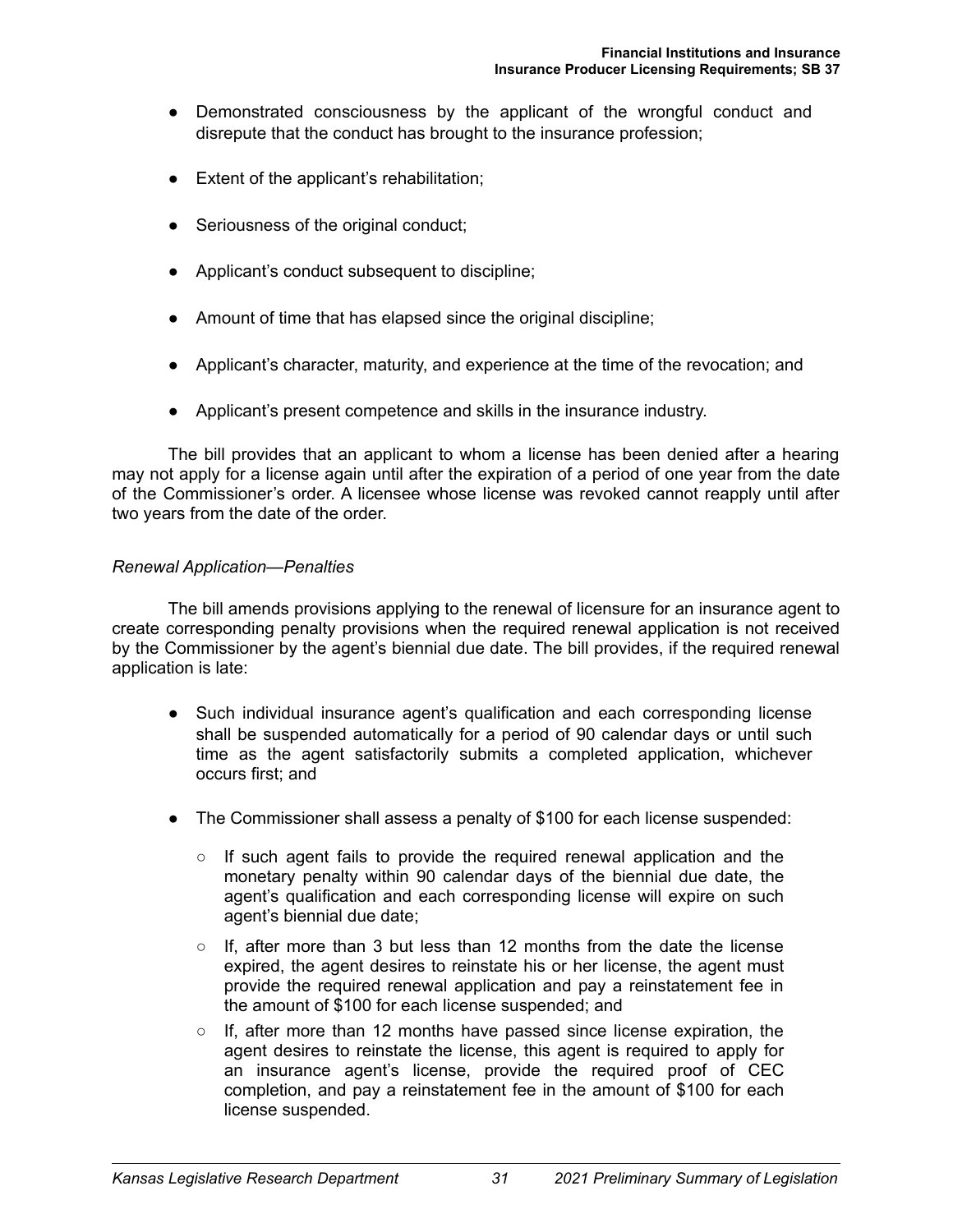- Demonstrated consciousness by the applicant of the wrongful conduct and disrepute that the conduct has brought to the insurance profession;
- Extent of the applicant's rehabilitation;
- Seriousness of the original conduct;
- Applicant's conduct subsequent to discipline;
- Amount of time that has elapsed since the original discipline;
- Applicant's character, maturity, and experience at the time of the revocation; and
- Applicant's present competence and skills in the insurance industry.

The bill provides that an applicant to whom a license has been denied after a hearing may not apply for a license again until after the expiration of a period of one year from the date of the Commissioner's order. A licensee whose license was revoked cannot reapply until after two years from the date of the order.

*Renewal Application—Penalties*

The bill amends provisions applying to the renewal of licensure for an insurance agent to create corresponding penalty provisions when the required renewal application is not received by the Commissioner by the agent's biennial due date. The bill provides, if the required renewal application is late:

- Such individual insurance agent's qualification and each corresponding license shall be suspended automatically for a period of 90 calendar days or until such time as the agent satisfactorily submits a completed application, whichever occurs first; and
- The Commissioner shall assess a penalty of $100 for each license suspended:
  - If such agent fails to provide the required renewal application and the monetary penalty within 90 calendar days of the biennial due date, the agent's qualification and each corresponding license will expire on such agent's biennial due date;
  - If, after more than 3 but less than 12 months from the date the license expired, the agent desires to reinstate his or her license, the agent must provide the required renewal application and pay a reinstatement fee in the amount of $100 for each license suspended; and
  - If, after more than 12 months have passed since license expiration, the agent desires to reinstate the license, this agent is required to apply for an insurance agent's license, provide the required proof of CEC completion, and pay a reinstatement fee in the amount of $100 for each license suspended.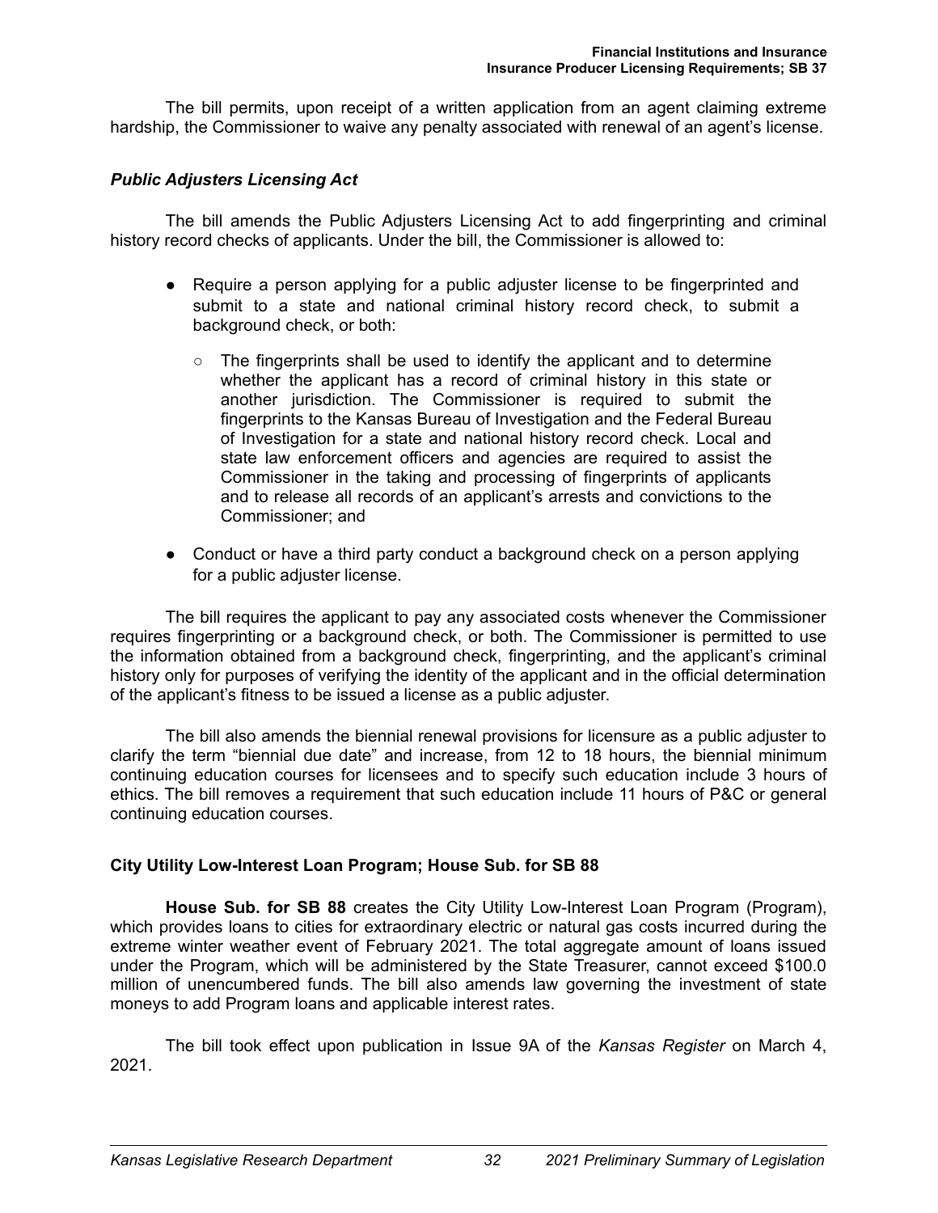The bill permits, upon receipt of a written application from an agent claiming extreme hardship, the Commissioner to waive any penalty associated with renewal of an agent's license.

### *Public Adjusters Licensing Act*

The bill amends the Public Adjusters Licensing Act to add fingerprinting and criminal history record checks of applicants. Under the bill, the Commissioner is allowed to:

- Require a person applying for a public adjuster license to be fingerprinted and submit to a state and national criminal history record check, to submit a background check, or both:
  - The fingerprints shall be used to identify the applicant and to determine whether the applicant has a record of criminal history in this state or another jurisdiction. The Commissioner is required to submit the fingerprints to the Kansas Bureau of Investigation and the Federal Bureau of Investigation for a state and national history record check. Local and state law enforcement officers and agencies are required to assist the Commissioner in the taking and processing of fingerprints of applicants and to release all records of an applicant's arrests and convictions to the Commissioner; and
- Conduct or have a third party conduct a background check on a person applying for a public adjuster license.

The bill requires the applicant to pay any associated costs whenever the Commissioner requires fingerprinting or a background check, or both. The Commissioner is permitted to use the information obtained from a background check, fingerprinting, and the applicant's criminal history only for purposes of verifying the identity of the applicant and in the official determination of the applicant's fitness to be issued a license as a public adjuster.

The bill also amends the biennial renewal provisions for licensure as a public adjuster to clarify the term "biennial due date" and increase, from 12 to 18 hours, the biennial minimum continuing education courses for licensees and to specify such education include 3 hours of ethics. The bill removes a requirement that such education include 11 hours of P&C or general continuing education courses.

## City Utility Low-Interest Loan Program; House Sub. for SB 88

**House Sub. for SB 88** creates the City Utility Low-Interest Loan Program (Program), which provides loans to cities for extraordinary electric or natural gas costs incurred during the extreme winter weather event of February 2021. The total aggregate amount of loans issued under the Program, which will be administered by the State Treasurer, cannot exceed $100.0 million of unencumbered funds. The bill also amends law governing the investment of state moneys to add Program loans and applicable interest rates.

The bill took effect upon publication in Issue 9A of the *Kansas Register* on March 4, 2021.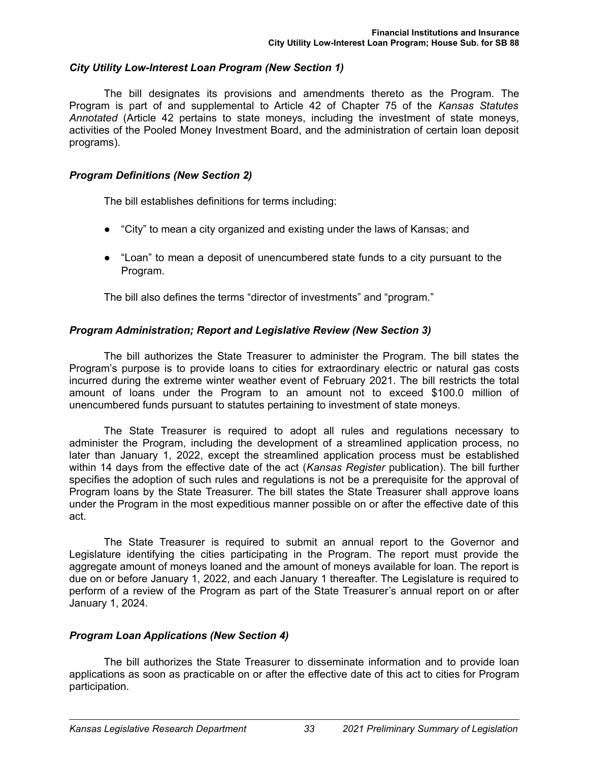### *City Utility Low-Interest Loan Program (New Section 1)*

The bill designates its provisions and amendments thereto as the Program. The Program is part of and supplemental to Article 42 of Chapter 75 of the *Kansas Statutes Annotated* (Article 42 pertains to state moneys, including the investment of state moneys, activities of the Pooled Money Investment Board, and the administration of certain loan deposit programs).

### *Program Definitions (New Section 2)*

The bill establishes definitions for terms including:

- "City" to mean a city organized and existing under the laws of Kansas; and
- "Loan" to mean a deposit of unencumbered state funds to a city pursuant to the Program.

The bill also defines the terms "director of investments" and "program."

### *Program Administration; Report and Legislative Review (New Section 3)*

The bill authorizes the State Treasurer to administer the Program. The bill states the Program's purpose is to provide loans to cities for extraordinary electric or natural gas costs incurred during the extreme winter weather event of February 2021. The bill restricts the total amount of loans under the Program to an amount not to exceed $100.0 million of unencumbered funds pursuant to statutes pertaining to investment of state moneys.

The State Treasurer is required to adopt all rules and regulations necessary to administer the Program, including the development of a streamlined application process, no later than January 1, 2022, except the streamlined application process must be established within 14 days from the effective date of the act (*Kansas Register* publication). The bill further specifies the adoption of such rules and regulations is not be a prerequisite for the approval of Program loans by the State Treasurer. The bill states the State Treasurer shall approve loans under the Program in the most expeditious manner possible on or after the effective date of this act.

The State Treasurer is required to submit an annual report to the Governor and Legislature identifying the cities participating in the Program. The report must provide the aggregate amount of moneys loaned and the amount of moneys available for loan. The report is due on or before January 1, 2022, and each January 1 thereafter. The Legislature is required to perform of a review of the Program as part of the State Treasurer's annual report on or after January 1, 2024.

### *Program Loan Applications (New Section 4)*

The bill authorizes the State Treasurer to disseminate information and to provide loan applications as soon as practicable on or after the effective date of this act to cities for Program participation.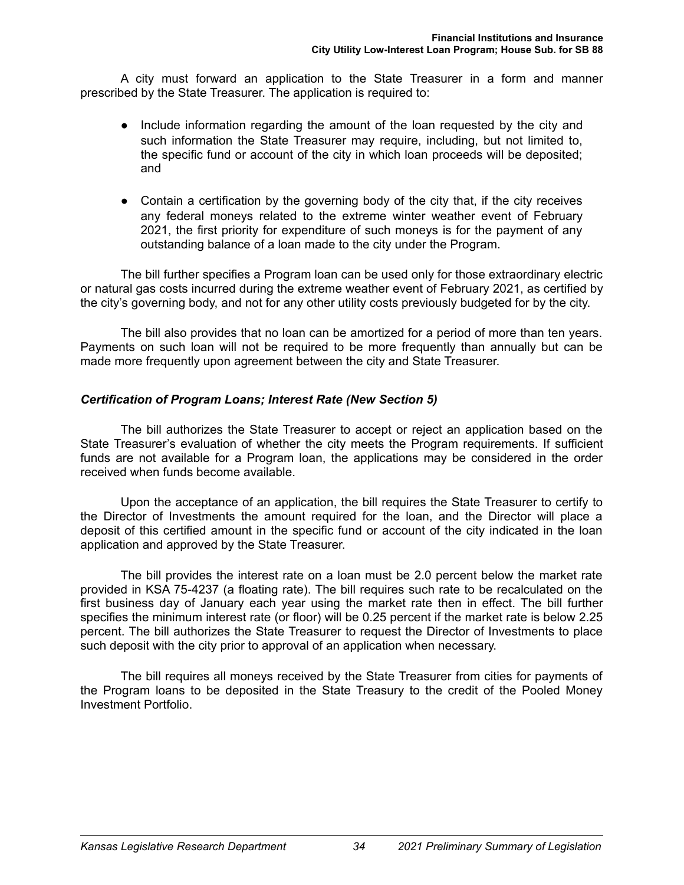A city must forward an application to the State Treasurer in a form and manner prescribed by the State Treasurer. The application is required to:

- Include information regarding the amount of the loan requested by the city and such information the State Treasurer may require, including, but not limited to, the specific fund or account of the city in which loan proceeds will be deposited; and
- Contain a certification by the governing body of the city that, if the city receives any federal moneys related to the extreme winter weather event of February 2021, the first priority for expenditure of such moneys is for the payment of any outstanding balance of a loan made to the city under the Program.

The bill further specifies a Program loan can be used only for those extraordinary electric or natural gas costs incurred during the extreme weather event of February 2021, as certified by the city's governing body, and not for any other utility costs previously budgeted for by the city.

The bill also provides that no loan can be amortized for a period of more than ten years. Payments on such loan will not be required to be more frequently than annually but can be made more frequently upon agreement between the city and State Treasurer.

***Certification of Program Loans; Interest Rate (New Section 5)***

The bill authorizes the State Treasurer to accept or reject an application based on the State Treasurer's evaluation of whether the city meets the Program requirements. If sufficient funds are not available for a Program loan, the applications may be considered in the order received when funds become available.

Upon the acceptance of an application, the bill requires the State Treasurer to certify to the Director of Investments the amount required for the loan, and the Director will place a deposit of this certified amount in the specific fund or account of the city indicated in the loan application and approved by the State Treasurer.

The bill provides the interest rate on a loan must be 2.0 percent below the market rate provided in KSA 75-4237 (a floating rate). The bill requires such rate to be recalculated on the first business day of January each year using the market rate then in effect. The bill further specifies the minimum interest rate (or floor) will be 0.25 percent if the market rate is below 2.25 percent. The bill authorizes the State Treasurer to request the Director of Investments to place such deposit with the city prior to approval of an application when necessary.

The bill requires all moneys received by the State Treasurer from cities for payments of the Program loans to be deposited in the State Treasury to the credit of the Pooled Money Investment Portfolio.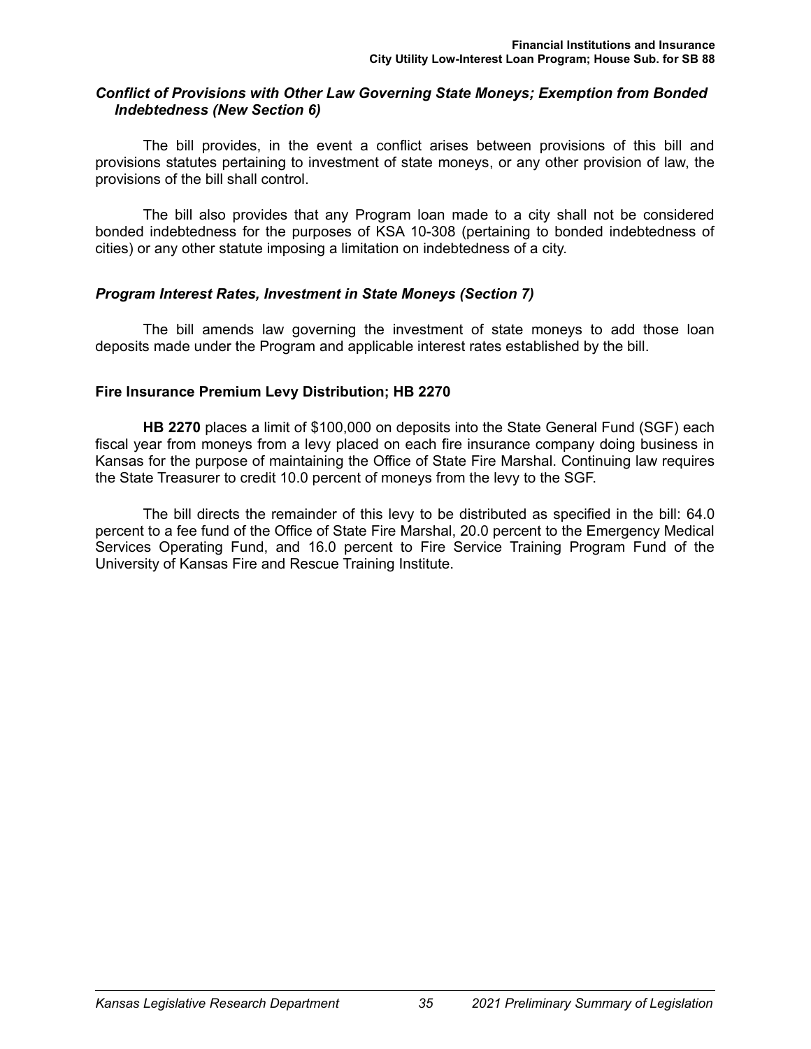### *Conflict of Provisions with Other Law Governing State Moneys; Exemption from Bonded Indebtedness (New Section 6)*

The bill provides, in the event a conflict arises between provisions of this bill and provisions statutes pertaining to investment of state moneys, or any other provision of law, the provisions of the bill shall control.

The bill also provides that any Program loan made to a city shall not be considered bonded indebtedness for the purposes of KSA 10-308 (pertaining to bonded indebtedness of cities) or any other statute imposing a limitation on indebtedness of a city.

### *Program Interest Rates, Investment in State Moneys (Section 7)*

The bill amends law governing the investment of state moneys to add those loan deposits made under the Program and applicable interest rates established by the bill.

## Fire Insurance Premium Levy Distribution; HB 2270

**HB 2270** places a limit of $100,000 on deposits into the State General Fund (SGF) each fiscal year from moneys from a levy placed on each fire insurance company doing business in Kansas for the purpose of maintaining the Office of State Fire Marshal. Continuing law requires the State Treasurer to credit 10.0 percent of moneys from the levy to the SGF.

The bill directs the remainder of this levy to be distributed as specified in the bill: 64.0 percent to a fee fund of the Office of State Fire Marshal, 20.0 percent to the Emergency Medical Services Operating Fund, and 16.0 percent to Fire Service Training Program Fund of the University of Kansas Fire and Rescue Training Institute.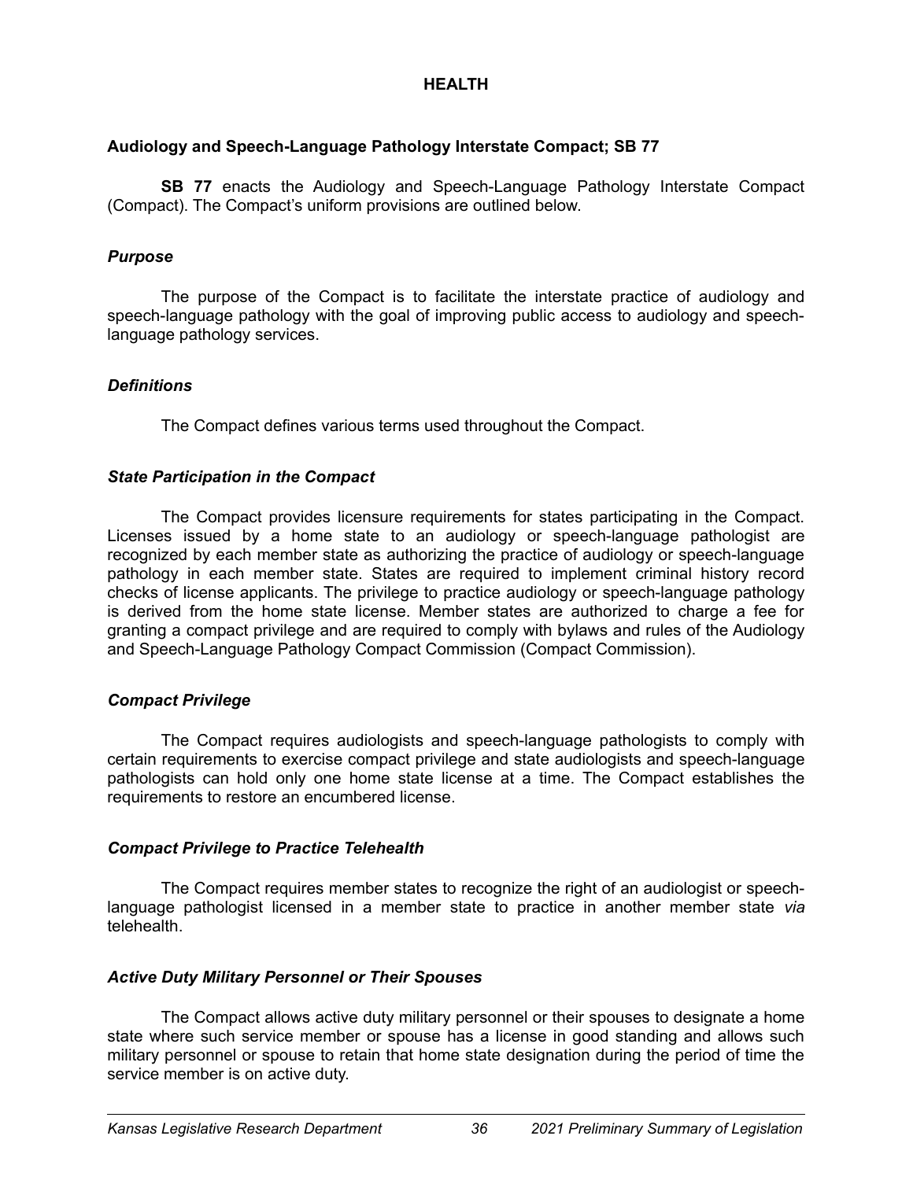# HEALTH

## Audiology and Speech-Language Pathology Interstate Compact; SB 77

**SB 77** enacts the Audiology and Speech-Language Pathology Interstate Compact (Compact). The Compact's uniform provisions are outlined below.

### *Purpose*

The purpose of the Compact is to facilitate the interstate practice of audiology and speech-language pathology with the goal of improving public access to audiology and speech-language pathology services.

### *Definitions*

The Compact defines various terms used throughout the Compact.

### *State Participation in the Compact*

The Compact provides licensure requirements for states participating in the Compact. Licenses issued by a home state to an audiology or speech-language pathologist are recognized by each member state as authorizing the practice of audiology or speech-language pathology in each member state. States are required to implement criminal history record checks of license applicants. The privilege to practice audiology or speech-language pathology is derived from the home state license. Member states are authorized to charge a fee for granting a compact privilege and are required to comply with bylaws and rules of the Audiology and Speech-Language Pathology Compact Commission (Compact Commission).

### *Compact Privilege*

The Compact requires audiologists and speech-language pathologists to comply with certain requirements to exercise compact privilege and state audiologists and speech-language pathologists can hold only one home state license at a time. The Compact establishes the requirements to restore an encumbered license.

### *Compact Privilege to Practice Telehealth*

The Compact requires member states to recognize the right of an audiologist or speech-language pathologist licensed in a member state to practice in another member state *via* telehealth.

### *Active Duty Military Personnel or Their Spouses*

The Compact allows active duty military personnel or their spouses to designate a home state where such service member or spouse has a license in good standing and allows such military personnel or spouse to retain that home state designation during the period of time the service member is on active duty.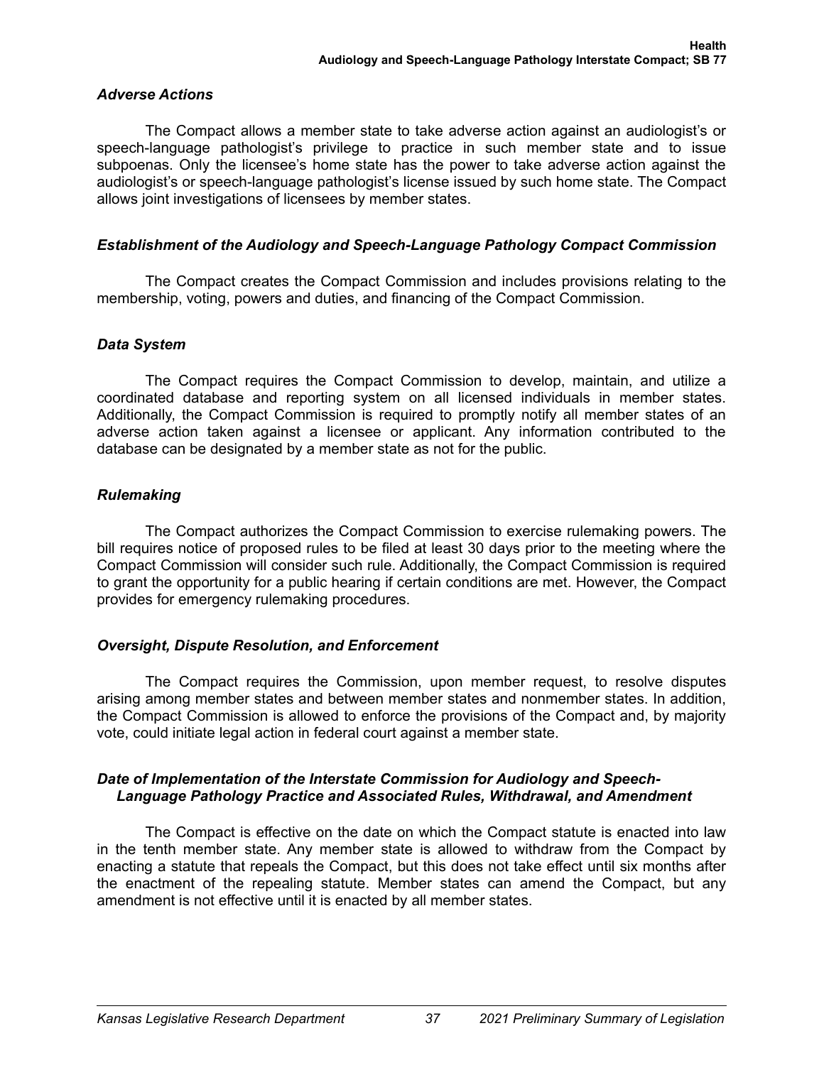### *Adverse Actions*

The Compact allows a member state to take adverse action against an audiologist's or speech-language pathologist's privilege to practice in such member state and to issue subpoenas. Only the licensee's home state has the power to take adverse action against the audiologist's or speech-language pathologist's license issued by such home state. The Compact allows joint investigations of licensees by member states.

### *Establishment of the Audiology and Speech-Language Pathology Compact Commission*

The Compact creates the Compact Commission and includes provisions relating to the membership, voting, powers and duties, and financing of the Compact Commission.

### *Data System*

The Compact requires the Compact Commission to develop, maintain, and utilize a coordinated database and reporting system on all licensed individuals in member states. Additionally, the Compact Commission is required to promptly notify all member states of an adverse action taken against a licensee or applicant. Any information contributed to the database can be designated by a member state as not for the public.

### *Rulemaking*

The Compact authorizes the Compact Commission to exercise rulemaking powers. The bill requires notice of proposed rules to be filed at least 30 days prior to the meeting where the Compact Commission will consider such rule. Additionally, the Compact Commission is required to grant the opportunity for a public hearing if certain conditions are met. However, the Compact provides for emergency rulemaking procedures.

### *Oversight, Dispute Resolution, and Enforcement*

The Compact requires the Commission, upon member request, to resolve disputes arising among member states and between member states and nonmember states. In addition, the Compact Commission is allowed to enforce the provisions of the Compact and, by majority vote, could initiate legal action in federal court against a member state.

### *Date of Implementation of the Interstate Commission for Audiology and Speech-Language Pathology Practice and Associated Rules, Withdrawal, and Amendment*

The Compact is effective on the date on which the Compact statute is enacted into law in the tenth member state. Any member state is allowed to withdraw from the Compact by enacting a statute that repeals the Compact, but this does not take effect until six months after the enactment of the repealing statute. Member states can amend the Compact, but any amendment is not effective until it is enacted by all member states.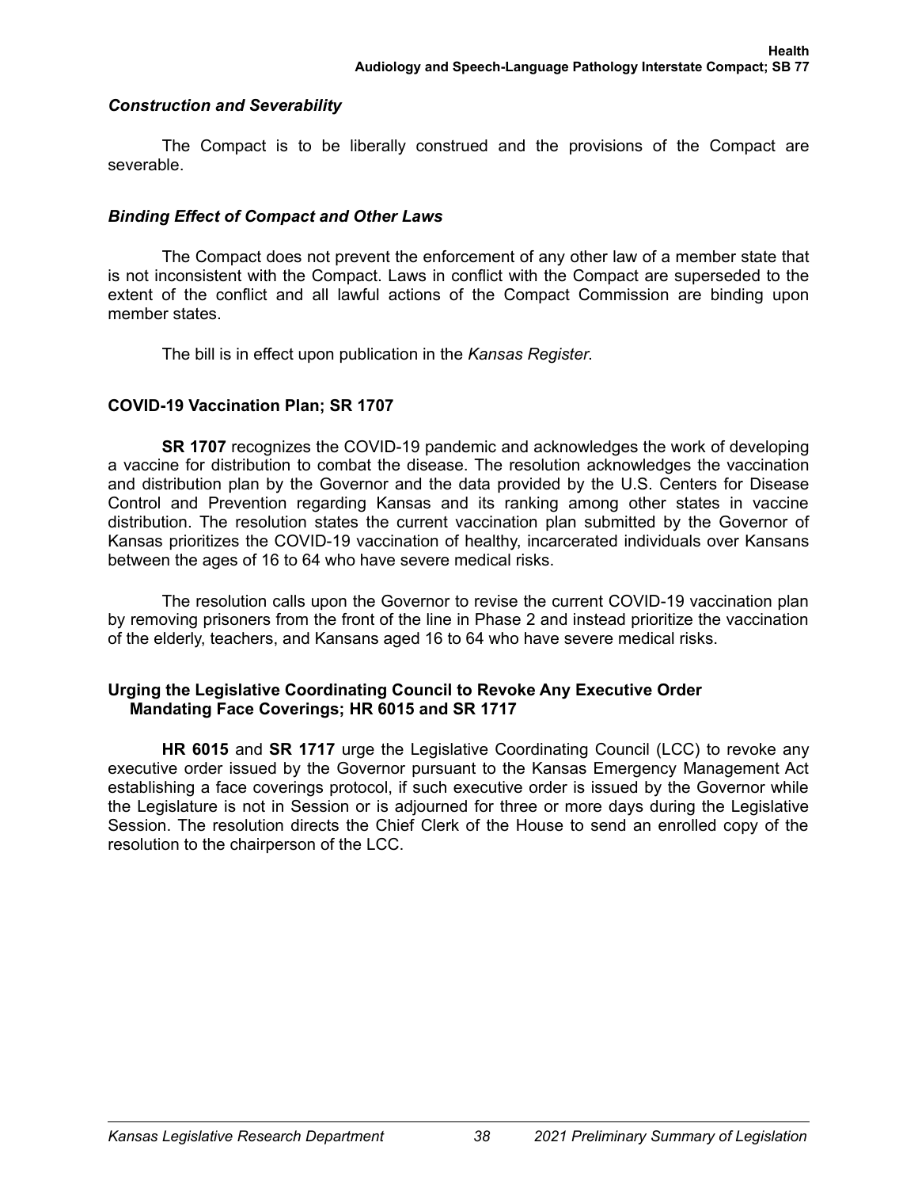### *Construction and Severability*

The Compact is to be liberally construed and the provisions of the Compact are severable.

### *Binding Effect of Compact and Other Laws*

The Compact does not prevent the enforcement of any other law of a member state that is not inconsistent with the Compact. Laws in conflict with the Compact are superseded to the extent of the conflict and all lawful actions of the Compact Commission are binding upon member states.

The bill is in effect upon publication in the *Kansas Register*.

## COVID-19 Vaccination Plan; SR 1707

**SR 1707** recognizes the COVID-19 pandemic and acknowledges the work of developing a vaccine for distribution to combat the disease. The resolution acknowledges the vaccination and distribution plan by the Governor and the data provided by the U.S. Centers for Disease Control and Prevention regarding Kansas and its ranking among other states in vaccine distribution. The resolution states the current vaccination plan submitted by the Governor of Kansas prioritizes the COVID-19 vaccination of healthy, incarcerated individuals over Kansans between the ages of 16 to 64 who have severe medical risks.

The resolution calls upon the Governor to revise the current COVID-19 vaccination plan by removing prisoners from the front of the line in Phase 2 and instead prioritize the vaccination of the elderly, teachers, and Kansans aged 16 to 64 who have severe medical risks.

## Urging the Legislative Coordinating Council to Revoke Any Executive Order Mandating Face Coverings; HR 6015 and SR 1717

**HR 6015** and **SR 1717** urge the Legislative Coordinating Council (LCC) to revoke any executive order issued by the Governor pursuant to the Kansas Emergency Management Act establishing a face coverings protocol, if such executive order is issued by the Governor while the Legislature is not in Session or is adjourned for three or more days during the Legislative Session. The resolution directs the Chief Clerk of the House to send an enrolled copy of the resolution to the chairperson of the LCC.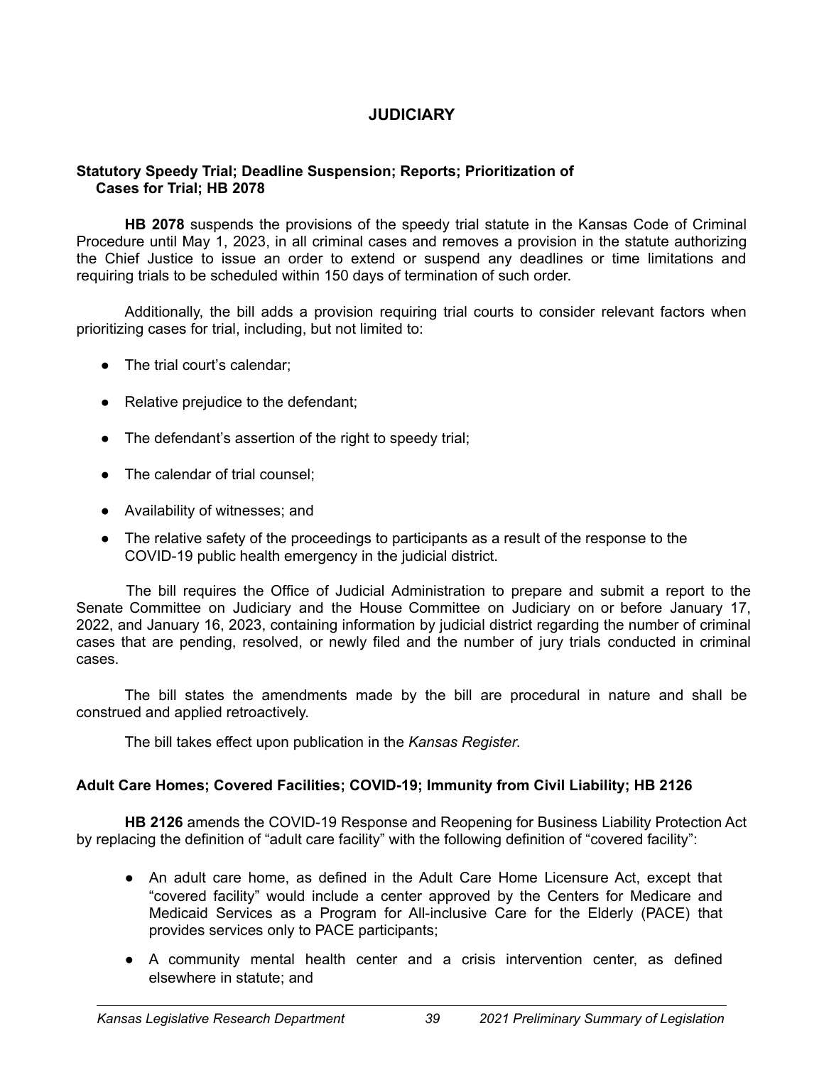# JUDICIARY

### Statutory Speedy Trial; Deadline Suspension; Reports; Prioritization of Cases for Trial; HB 2078

**HB 2078** suspends the provisions of the speedy trial statute in the Kansas Code of Criminal Procedure until May 1, 2023, in all criminal cases and removes a provision in the statute authorizing the Chief Justice to issue an order to extend or suspend any deadlines or time limitations and requiring trials to be scheduled within 150 days of termination of such order.

Additionally, the bill adds a provision requiring trial courts to consider relevant factors when prioritizing cases for trial, including, but not limited to:

- The trial court's calendar;
- Relative prejudice to the defendant;
- The defendant's assertion of the right to speedy trial;
- The calendar of trial counsel;
- Availability of witnesses; and
- The relative safety of the proceedings to participants as a result of the response to the COVID-19 public health emergency in the judicial district.

The bill requires the Office of Judicial Administration to prepare and submit a report to the Senate Committee on Judiciary and the House Committee on Judiciary on or before January 17, 2022, and January 16, 2023, containing information by judicial district regarding the number of criminal cases that are pending, resolved, or newly filed and the number of jury trials conducted in criminal cases.

The bill states the amendments made by the bill are procedural in nature and shall be construed and applied retroactively.

The bill takes effect upon publication in the *Kansas Register*.

### Adult Care Homes; Covered Facilities; COVID-19; Immunity from Civil Liability; HB 2126

**HB 2126** amends the COVID-19 Response and Reopening for Business Liability Protection Act by replacing the definition of "adult care facility" with the following definition of "covered facility":

- An adult care home, as defined in the Adult Care Home Licensure Act, except that "covered facility" would include a center approved by the Centers for Medicare and Medicaid Services as a Program for All-inclusive Care for the Elderly (PACE) that provides services only to PACE participants;
- A community mental health center and a crisis intervention center, as defined elsewhere in statute; and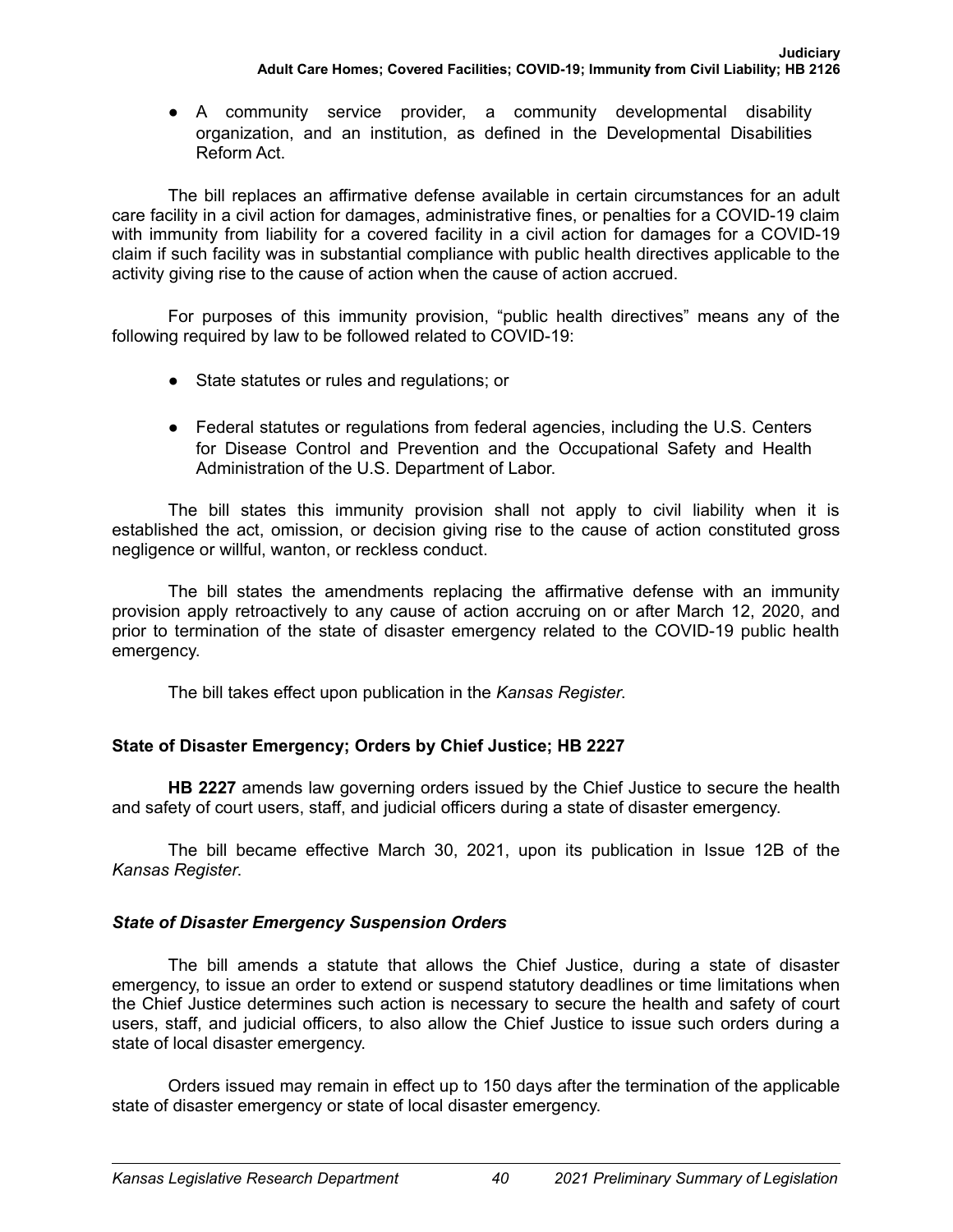- A community service provider, a community developmental disability organization, and an institution, as defined in the Developmental Disabilities Reform Act.

The bill replaces an affirmative defense available in certain circumstances for an adult care facility in a civil action for damages, administrative fines, or penalties for a COVID-19 claim with immunity from liability for a covered facility in a civil action for damages for a COVID-19 claim if such facility was in substantial compliance with public health directives applicable to the activity giving rise to the cause of action when the cause of action accrued.

For purposes of this immunity provision, "public health directives" means any of the following required by law to be followed related to COVID-19:

- State statutes or rules and regulations; or
- Federal statutes or regulations from federal agencies, including the U.S. Centers for Disease Control and Prevention and the Occupational Safety and Health Administration of the U.S. Department of Labor.

The bill states this immunity provision shall not apply to civil liability when it is established the act, omission, or decision giving rise to the cause of action constituted gross negligence or willful, wanton, or reckless conduct.

The bill states the amendments replacing the affirmative defense with an immunity provision apply retroactively to any cause of action accruing on or after March 12, 2020, and prior to termination of the state of disaster emergency related to the COVID-19 public health emergency.

The bill takes effect upon publication in the *Kansas Register*.

## State of Disaster Emergency; Orders by Chief Justice; HB 2227

**HB 2227** amends law governing orders issued by the Chief Justice to secure the health and safety of court users, staff, and judicial officers during a state of disaster emergency.

The bill became effective March 30, 2021, upon its publication in Issue 12B of the *Kansas Register*.

### *State of Disaster Emergency Suspension Orders*

The bill amends a statute that allows the Chief Justice, during a state of disaster emergency, to issue an order to extend or suspend statutory deadlines or time limitations when the Chief Justice determines such action is necessary to secure the health and safety of court users, staff, and judicial officers, to also allow the Chief Justice to issue such orders during a state of local disaster emergency.

Orders issued may remain in effect up to 150 days after the termination of the applicable state of disaster emergency or state of local disaster emergency.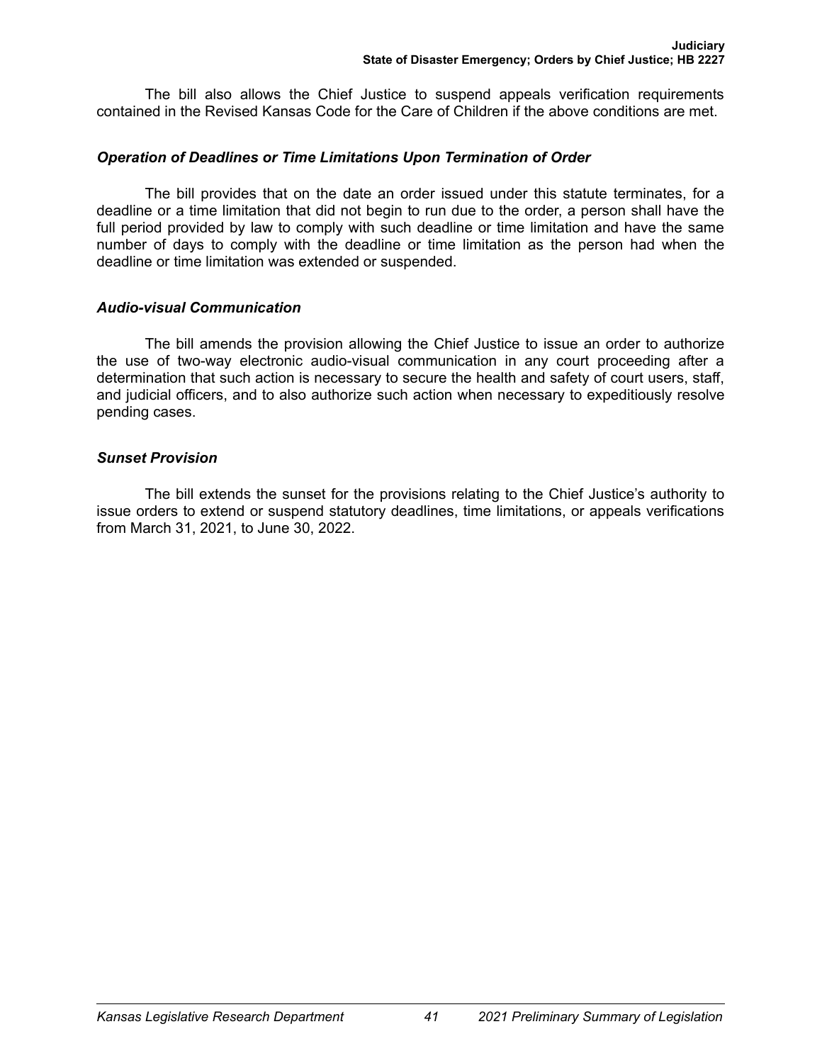The bill also allows the Chief Justice to suspend appeals verification requirements contained in the Revised Kansas Code for the Care of Children if the above conditions are met.

### *Operation of Deadlines or Time Limitations Upon Termination of Order*

The bill provides that on the date an order issued under this statute terminates, for a deadline or a time limitation that did not begin to run due to the order, a person shall have the full period provided by law to comply with such deadline or time limitation and have the same number of days to comply with the deadline or time limitation as the person had when the deadline or time limitation was extended or suspended.

### *Audio-visual Communication*

The bill amends the provision allowing the Chief Justice to issue an order to authorize the use of two-way electronic audio-visual communication in any court proceeding after a determination that such action is necessary to secure the health and safety of court users, staff, and judicial officers, and to also authorize such action when necessary to expeditiously resolve pending cases.

### *Sunset Provision*

The bill extends the sunset for the provisions relating to the Chief Justice's authority to issue orders to extend or suspend statutory deadlines, time limitations, or appeals verifications from March 31, 2021, to June 30, 2022.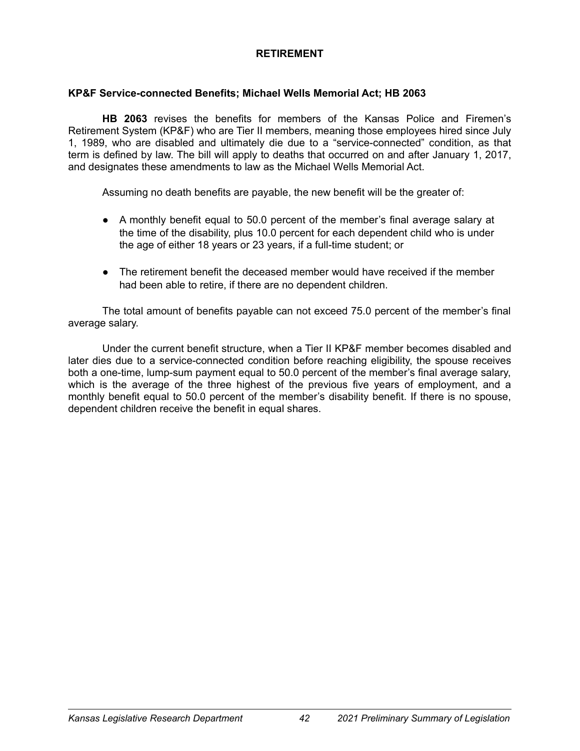## RETIREMENT

### KP&F Service-connected Benefits; Michael Wells Memorial Act; HB 2063

**HB 2063** revises the benefits for members of the Kansas Police and Firemen's Retirement System (KP&F) who are Tier II members, meaning those employees hired since July 1, 1989, who are disabled and ultimately die due to a "service-connected" condition, as that term is defined by law. The bill will apply to deaths that occurred on and after January 1, 2017, and designates these amendments to law as the Michael Wells Memorial Act.

Assuming no death benefits are payable, the new benefit will be the greater of:

- A monthly benefit equal to 50.0 percent of the member's final average salary at the time of the disability, plus 10.0 percent for each dependent child who is under the age of either 18 years or 23 years, if a full-time student; or
- The retirement benefit the deceased member would have received if the member had been able to retire, if there are no dependent children.

The total amount of benefits payable can not exceed 75.0 percent of the member's final average salary.

Under the current benefit structure, when a Tier II KP&F member becomes disabled and later dies due to a service-connected condition before reaching eligibility, the spouse receives both a one-time, lump-sum payment equal to 50.0 percent of the member's final average salary, which is the average of the three highest of the previous five years of employment, and a monthly benefit equal to 50.0 percent of the member's disability benefit. If there is no spouse, dependent children receive the benefit in equal shares.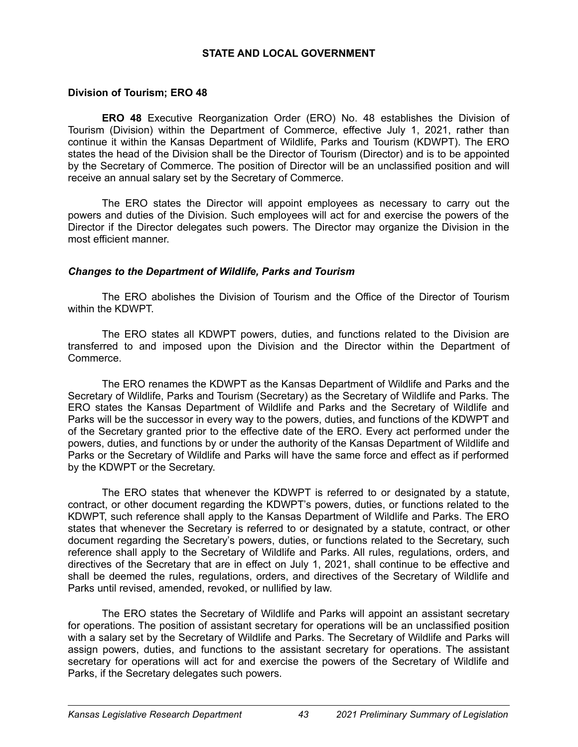# STATE AND LOCAL GOVERNMENT

## Division of Tourism; ERO 48

**ERO 48** Executive Reorganization Order (ERO) No. 48 establishes the Division of Tourism (Division) within the Department of Commerce, effective July 1, 2021, rather than continue it within the Kansas Department of Wildlife, Parks and Tourism (KDWPT). The ERO states the head of the Division shall be the Director of Tourism (Director) and is to be appointed by the Secretary of Commerce. The position of Director will be an unclassified position and will receive an annual salary set by the Secretary of Commerce.

The ERO states the Director will appoint employees as necessary to carry out the powers and duties of the Division. Such employees will act for and exercise the powers of the Director if the Director delegates such powers. The Director may organize the Division in the most efficient manner.

### *Changes to the Department of Wildlife, Parks and Tourism*

The ERO abolishes the Division of Tourism and the Office of the Director of Tourism within the KDWPT.

The ERO states all KDWPT powers, duties, and functions related to the Division are transferred to and imposed upon the Division and the Director within the Department of Commerce.

The ERO renames the KDWPT as the Kansas Department of Wildlife and Parks and the Secretary of Wildlife, Parks and Tourism (Secretary) as the Secretary of Wildlife and Parks. The ERO states the Kansas Department of Wildlife and Parks and the Secretary of Wildlife and Parks will be the successor in every way to the powers, duties, and functions of the KDWPT and of the Secretary granted prior to the effective date of the ERO. Every act performed under the powers, duties, and functions by or under the authority of the Kansas Department of Wildlife and Parks or the Secretary of Wildlife and Parks will have the same force and effect as if performed by the KDWPT or the Secretary.

The ERO states that whenever the KDWPT is referred to or designated by a statute, contract, or other document regarding the KDWPT's powers, duties, or functions related to the KDWPT, such reference shall apply to the Kansas Department of Wildlife and Parks. The ERO states that whenever the Secretary is referred to or designated by a statute, contract, or other document regarding the Secretary's powers, duties, or functions related to the Secretary, such reference shall apply to the Secretary of Wildlife and Parks. All rules, regulations, orders, and directives of the Secretary that are in effect on July 1, 2021, shall continue to be effective and shall be deemed the rules, regulations, orders, and directives of the Secretary of Wildlife and Parks until revised, amended, revoked, or nullified by law.

The ERO states the Secretary of Wildlife and Parks will appoint an assistant secretary for operations. The position of assistant secretary for operations will be an unclassified position with a salary set by the Secretary of Wildlife and Parks. The Secretary of Wildlife and Parks will assign powers, duties, and functions to the assistant secretary for operations. The assistant secretary for operations will act for and exercise the powers of the Secretary of Wildlife and Parks, if the Secretary delegates such powers.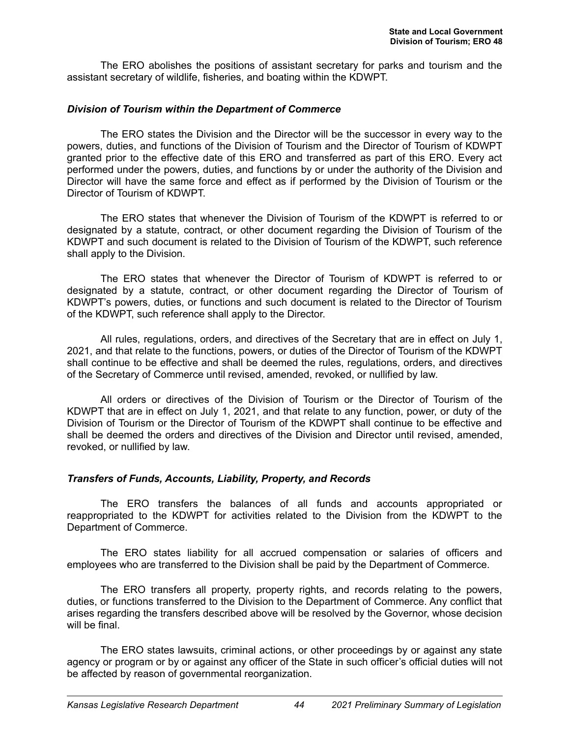The ERO abolishes the positions of assistant secretary for parks and tourism and the assistant secretary of wildlife, fisheries, and boating within the KDWPT.

### *Division of Tourism within the Department of Commerce*

The ERO states the Division and the Director will be the successor in every way to the powers, duties, and functions of the Division of Tourism and the Director of Tourism of KDWPT granted prior to the effective date of this ERO and transferred as part of this ERO. Every act performed under the powers, duties, and functions by or under the authority of the Division and Director will have the same force and effect as if performed by the Division of Tourism or the Director of Tourism of KDWPT.

The ERO states that whenever the Division of Tourism of the KDWPT is referred to or designated by a statute, contract, or other document regarding the Division of Tourism of the KDWPT and such document is related to the Division of Tourism of the KDWPT, such reference shall apply to the Division.

The ERO states that whenever the Director of Tourism of KDWPT is referred to or designated by a statute, contract, or other document regarding the Director of Tourism of KDWPT's powers, duties, or functions and such document is related to the Director of Tourism of the KDWPT, such reference shall apply to the Director.

All rules, regulations, orders, and directives of the Secretary that are in effect on July 1, 2021, and that relate to the functions, powers, or duties of the Director of Tourism of the KDWPT shall continue to be effective and shall be deemed the rules, regulations, orders, and directives of the Secretary of Commerce until revised, amended, revoked, or nullified by law.

All orders or directives of the Division of Tourism or the Director of Tourism of the KDWPT that are in effect on July 1, 2021, and that relate to any function, power, or duty of the Division of Tourism or the Director of Tourism of the KDWPT shall continue to be effective and shall be deemed the orders and directives of the Division and Director until revised, amended, revoked, or nullified by law.

### *Transfers of Funds, Accounts, Liability, Property, and Records*

The ERO transfers the balances of all funds and accounts appropriated or reappropriated to the KDWPT for activities related to the Division from the KDWPT to the Department of Commerce.

The ERO states liability for all accrued compensation or salaries of officers and employees who are transferred to the Division shall be paid by the Department of Commerce.

The ERO transfers all property, property rights, and records relating to the powers, duties, or functions transferred to the Division to the Department of Commerce. Any conflict that arises regarding the transfers described above will be resolved by the Governor, whose decision will be final.

The ERO states lawsuits, criminal actions, or other proceedings by or against any state agency or program or by or against any officer of the State in such officer's official duties will not be affected by reason of governmental reorganization.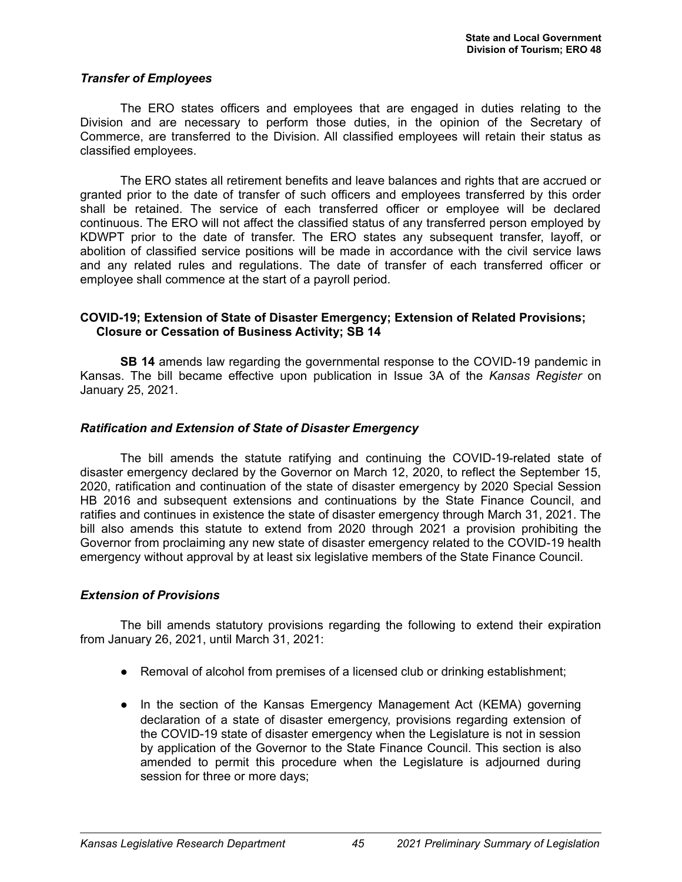### *Transfer of Employees*

The ERO states officers and employees that are engaged in duties relating to the Division and are necessary to perform those duties, in the opinion of the Secretary of Commerce, are transferred to the Division. All classified employees will retain their status as classified employees.

The ERO states all retirement benefits and leave balances and rights that are accrued or granted prior to the date of transfer of such officers and employees transferred by this order shall be retained. The service of each transferred officer or employee will be declared continuous. The ERO will not affect the classified status of any transferred person employed by KDWPT prior to the date of transfer. The ERO states any subsequent transfer, layoff, or abolition of classified service positions will be made in accordance with the civil service laws and any related rules and regulations. The date of transfer of each transferred officer or employee shall commence at the start of a payroll period.

## COVID-19; Extension of State of Disaster Emergency; Extension of Related Provisions; Closure or Cessation of Business Activity; SB 14

**SB 14** amends law regarding the governmental response to the COVID-19 pandemic in Kansas. The bill became effective upon publication in Issue 3A of the *Kansas Register* on January 25, 2021.

### *Ratification and Extension of State of Disaster Emergency*

The bill amends the statute ratifying and continuing the COVID-19-related state of disaster emergency declared by the Governor on March 12, 2020, to reflect the September 15, 2020, ratification and continuation of the state of disaster emergency by 2020 Special Session HB 2016 and subsequent extensions and continuations by the State Finance Council, and ratifies and continues in existence the state of disaster emergency through March 31, 2021. The bill also amends this statute to extend from 2020 through 2021 a provision prohibiting the Governor from proclaiming any new state of disaster emergency related to the COVID-19 health emergency without approval by at least six legislative members of the State Finance Council.

### *Extension of Provisions*

The bill amends statutory provisions regarding the following to extend their expiration from January 26, 2021, until March 31, 2021:

- Removal of alcohol from premises of a licensed club or drinking establishment;
- In the section of the Kansas Emergency Management Act (KEMA) governing declaration of a state of disaster emergency, provisions regarding extension of the COVID-19 state of disaster emergency when the Legislature is not in session by application of the Governor to the State Finance Council. This section is also amended to permit this procedure when the Legislature is adjourned during session for three or more days;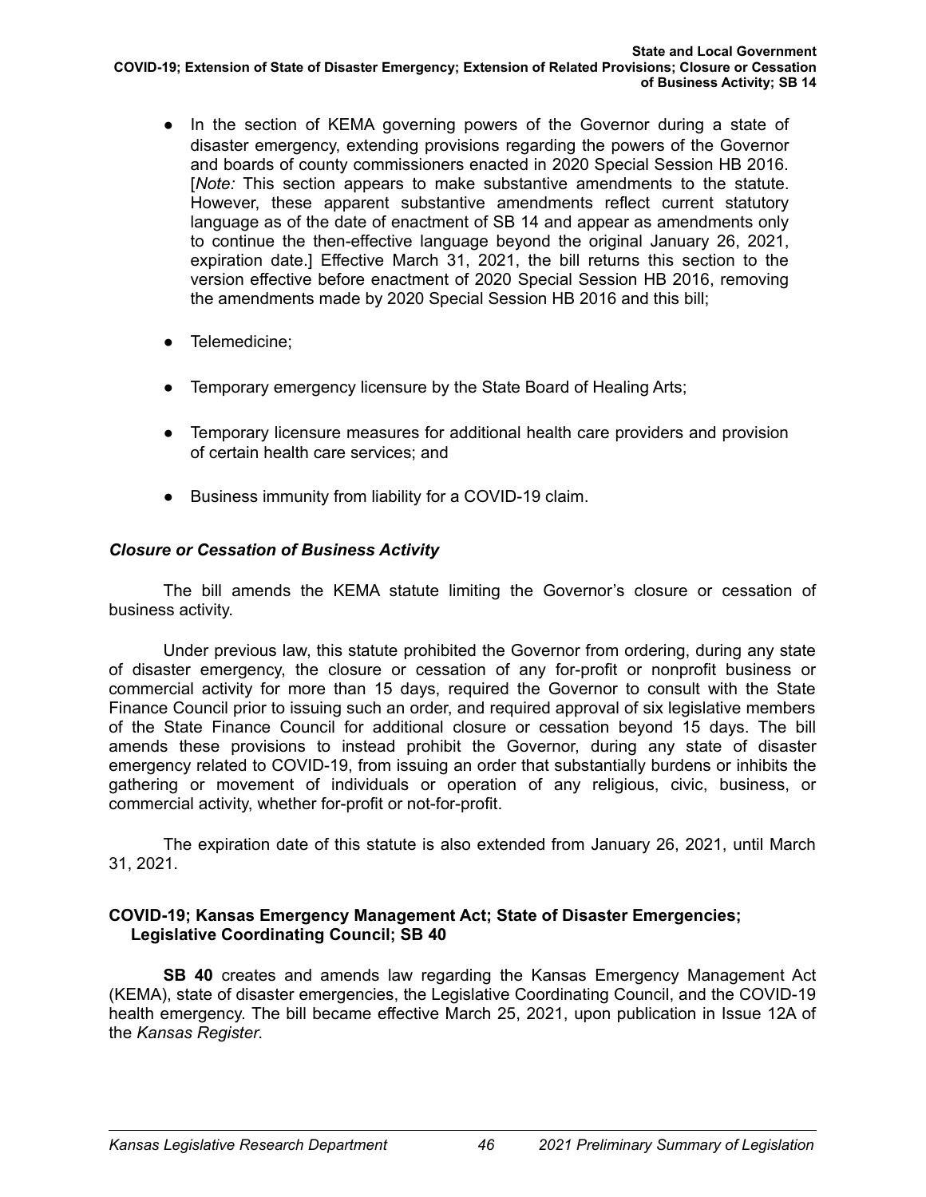- In the section of KEMA governing powers of the Governor during a state of disaster emergency, extending provisions regarding the powers of the Governor and boards of county commissioners enacted in 2020 Special Session HB 2016. [*Note:* This section appears to make substantive amendments to the statute. However, these apparent substantive amendments reflect current statutory language as of the date of enactment of SB 14 and appear as amendments only to continue the then-effective language beyond the original January 26, 2021, expiration date.] Effective March 31, 2021, the bill returns this section to the version effective before enactment of 2020 Special Session HB 2016, removing the amendments made by 2020 Special Session HB 2016 and this bill;
- Telemedicine;
- Temporary emergency licensure by the State Board of Healing Arts;
- Temporary licensure measures for additional health care providers and provision of certain health care services; and
- Business immunity from liability for a COVID-19 claim.

### *Closure or Cessation of Business Activity*

The bill amends the KEMA statute limiting the Governor's closure or cessation of business activity.

Under previous law, this statute prohibited the Governor from ordering, during any state of disaster emergency, the closure or cessation of any for-profit or nonprofit business or commercial activity for more than 15 days, required the Governor to consult with the State Finance Council prior to issuing such an order, and required approval of six legislative members of the State Finance Council for additional closure or cessation beyond 15 days. The bill amends these provisions to instead prohibit the Governor, during any state of disaster emergency related to COVID-19, from issuing an order that substantially burdens or inhibits the gathering or movement of individuals or operation of any religious, civic, business, or commercial activity, whether for-profit or not-for-profit.

The expiration date of this statute is also extended from January 26, 2021, until March 31, 2021.

## COVID-19; Kansas Emergency Management Act; State of Disaster Emergencies; Legislative Coordinating Council; SB 40

**SB 40** creates and amends law regarding the Kansas Emergency Management Act (KEMA), state of disaster emergencies, the Legislative Coordinating Council, and the COVID-19 health emergency. The bill became effective March 25, 2021, upon publication in Issue 12A of the *Kansas Register*.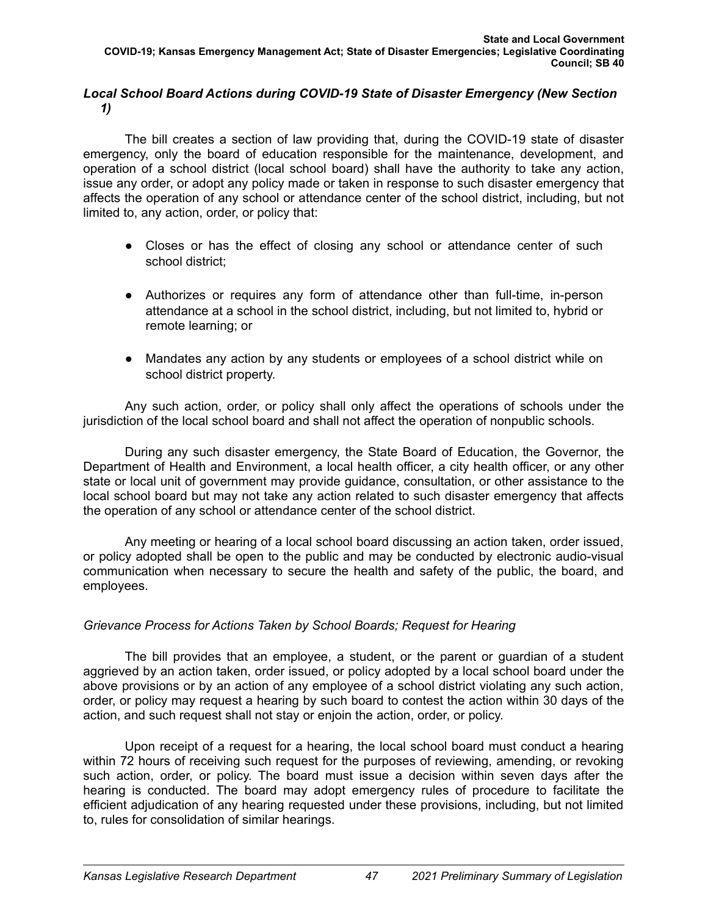### *Local School Board Actions during COVID-19 State of Disaster Emergency (New Section 1)*

The bill creates a section of law providing that, during the COVID-19 state of disaster emergency, only the board of education responsible for the maintenance, development, and operation of a school district (local school board) shall have the authority to take any action, issue any order, or adopt any policy made or taken in response to such disaster emergency that affects the operation of any school or attendance center of the school district, including, but not limited to, any action, order, or policy that:

- Closes or has the effect of closing any school or attendance center of such school district;
- Authorizes or requires any form of attendance other than full-time, in-person attendance at a school in the school district, including, but not limited to, hybrid or remote learning; or
- Mandates any action by any students or employees of a school district while on school district property.

Any such action, order, or policy shall only affect the operations of schools under the jurisdiction of the local school board and shall not affect the operation of nonpublic schools.

During any such disaster emergency, the State Board of Education, the Governor, the Department of Health and Environment, a local health officer, a city health officer, or any other state or local unit of government may provide guidance, consultation, or other assistance to the local school board but may not take any action related to such disaster emergency that affects the operation of any school or attendance center of the school district.

Any meeting or hearing of a local school board discussing an action taken, order issued, or policy adopted shall be open to the public and may be conducted by electronic audio-visual communication when necessary to secure the health and safety of the public, the board, and employees.

#### *Grievance Process for Actions Taken by School Boards; Request for Hearing*

The bill provides that an employee, a student, or the parent or guardian of a student aggrieved by an action taken, order issued, or policy adopted by a local school board under the above provisions or by an action of any employee of a school district violating any such action, order, or policy may request a hearing by such board to contest the action within 30 days of the action, and such request shall not stay or enjoin the action, order, or policy.

Upon receipt of a request for a hearing, the local school board must conduct a hearing within 72 hours of receiving such request for the purposes of reviewing, amending, or revoking such action, order, or policy. The board must issue a decision within seven days after the hearing is conducted. The board may adopt emergency rules of procedure to facilitate the efficient adjudication of any hearing requested under these provisions, including, but not limited to, rules for consolidation of similar hearings.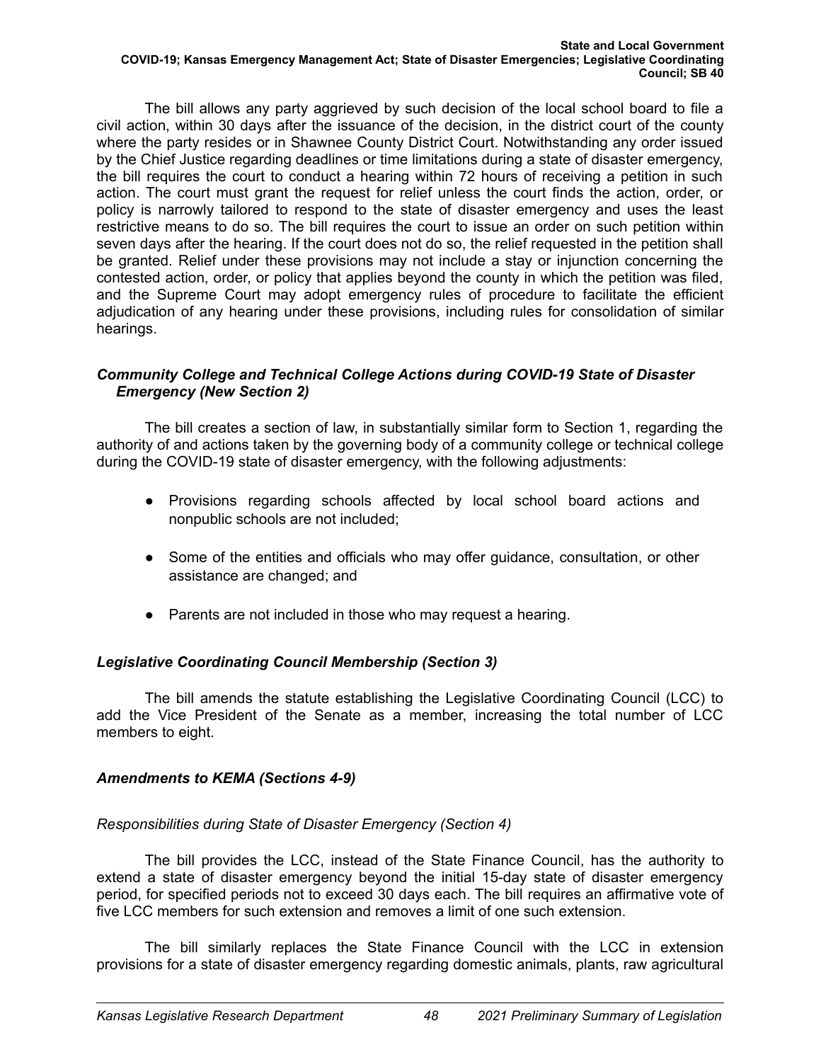The bill allows any party aggrieved by such decision of the local school board to file a civil action, within 30 days after the issuance of the decision, in the district court of the county where the party resides or in Shawnee County District Court. Notwithstanding any order issued by the Chief Justice regarding deadlines or time limitations during a state of disaster emergency, the bill requires the court to conduct a hearing within 72 hours of receiving a petition in such action. The court must grant the request for relief unless the court finds the action, order, or policy is narrowly tailored to respond to the state of disaster emergency and uses the least restrictive means to do so. The bill requires the court to issue an order on such petition within seven days after the hearing. If the court does not do so, the relief requested in the petition shall be granted. Relief under these provisions may not include a stay or injunction concerning the contested action, order, or policy that applies beyond the county in which the petition was filed, and the Supreme Court may adopt emergency rules of procedure to facilitate the efficient adjudication of any hearing under these provisions, including rules for consolidation of similar hearings.

### *Community College and Technical College Actions during COVID-19 State of Disaster Emergency (New Section 2)*

The bill creates a section of law, in substantially similar form to Section 1, regarding the authority of and actions taken by the governing body of a community college or technical college during the COVID-19 state of disaster emergency, with the following adjustments:

- Provisions regarding schools affected by local school board actions and nonpublic schools are not included;
- Some of the entities and officials who may offer guidance, consultation, or other assistance are changed; and
- Parents are not included in those who may request a hearing.

### *Legislative Coordinating Council Membership (Section 3)*

The bill amends the statute establishing the Legislative Coordinating Council (LCC) to add the Vice President of the Senate as a member, increasing the total number of LCC members to eight.

### *Amendments to KEMA (Sections 4-9)*

#### *Responsibilities during State of Disaster Emergency (Section 4)*

The bill provides the LCC, instead of the State Finance Council, has the authority to extend a state of disaster emergency beyond the initial 15-day state of disaster emergency period, for specified periods not to exceed 30 days each. The bill requires an affirmative vote of five LCC members for such extension and removes a limit of one such extension.

The bill similarly replaces the State Finance Council with the LCC in extension provisions for a state of disaster emergency regarding domestic animals, plants, raw agricultural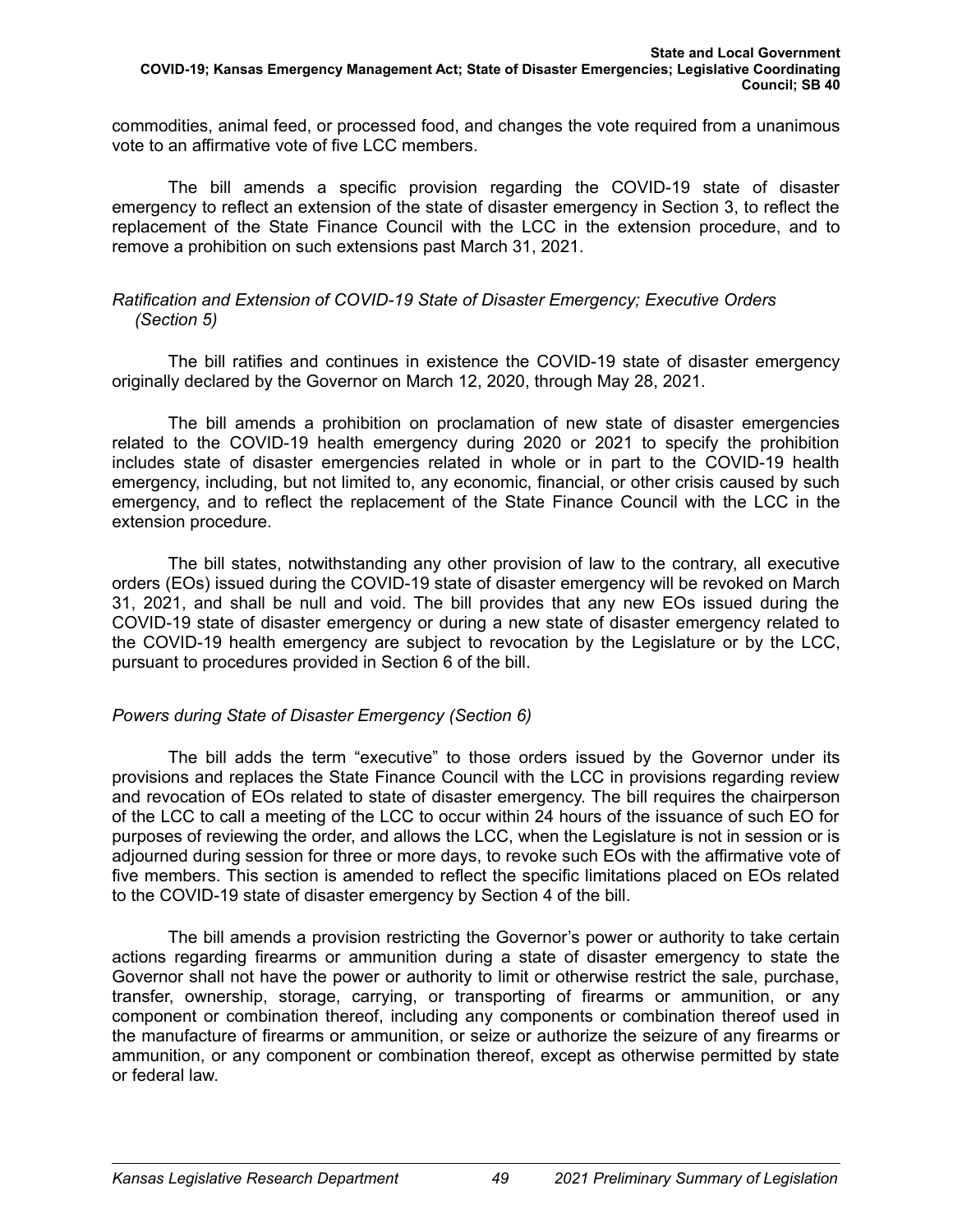commodities, animal feed, or processed food, and changes the vote required from a unanimous vote to an affirmative vote of five LCC members.

The bill amends a specific provision regarding the COVID-19 state of disaster emergency to reflect an extension of the state of disaster emergency in Section 3, to reflect the replacement of the State Finance Council with the LCC in the extension procedure, and to remove a prohibition on such extensions past March 31, 2021.

*Ratification and Extension of COVID-19 State of Disaster Emergency; Executive Orders (Section 5)*

The bill ratifies and continues in existence the COVID-19 state of disaster emergency originally declared by the Governor on March 12, 2020, through May 28, 2021.

The bill amends a prohibition on proclamation of new state of disaster emergencies related to the COVID-19 health emergency during 2020 or 2021 to specify the prohibition includes state of disaster emergencies related in whole or in part to the COVID-19 health emergency, including, but not limited to, any economic, financial, or other crisis caused by such emergency, and to reflect the replacement of the State Finance Council with the LCC in the extension procedure.

The bill states, notwithstanding any other provision of law to the contrary, all executive orders (EOs) issued during the COVID-19 state of disaster emergency will be revoked on March 31, 2021, and shall be null and void. The bill provides that any new EOs issued during the COVID-19 state of disaster emergency or during a new state of disaster emergency related to the COVID-19 health emergency are subject to revocation by the Legislature or by the LCC, pursuant to procedures provided in Section 6 of the bill.

*Powers during State of Disaster Emergency (Section 6)*

The bill adds the term "executive" to those orders issued by the Governor under its provisions and replaces the State Finance Council with the LCC in provisions regarding review and revocation of EOs related to state of disaster emergency. The bill requires the chairperson of the LCC to call a meeting of the LCC to occur within 24 hours of the issuance of such EO for purposes of reviewing the order, and allows the LCC, when the Legislature is not in session or is adjourned during session for three or more days, to revoke such EOs with the affirmative vote of five members. This section is amended to reflect the specific limitations placed on EOs related to the COVID-19 state of disaster emergency by Section 4 of the bill.

The bill amends a provision restricting the Governor's power or authority to take certain actions regarding firearms or ammunition during a state of disaster emergency to state the Governor shall not have the power or authority to limit or otherwise restrict the sale, purchase, transfer, ownership, storage, carrying, or transporting of firearms or ammunition, or any component or combination thereof, including any components or combination thereof used in the manufacture of firearms or ammunition, or seize or authorize the seizure of any firearms or ammunition, or any component or combination thereof, except as otherwise permitted by state or federal law.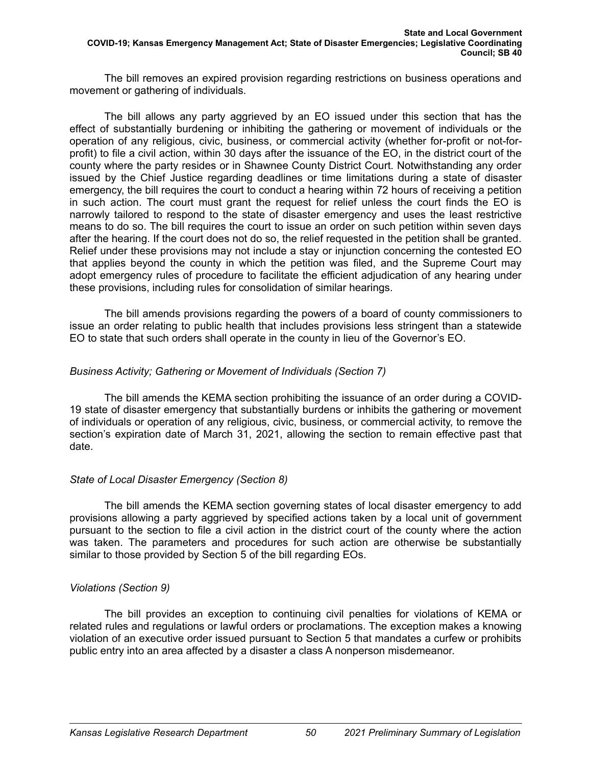The bill removes an expired provision regarding restrictions on business operations and movement or gathering of individuals.

The bill allows any party aggrieved by an EO issued under this section that has the effect of substantially burdening or inhibiting the gathering or movement of individuals or the operation of any religious, civic, business, or commercial activity (whether for-profit or not-for-profit) to file a civil action, within 30 days after the issuance of the EO, in the district court of the county where the party resides or in Shawnee County District Court. Notwithstanding any order issued by the Chief Justice regarding deadlines or time limitations during a state of disaster emergency, the bill requires the court to conduct a hearing within 72 hours of receiving a petition in such action. The court must grant the request for relief unless the court finds the EO is narrowly tailored to respond to the state of disaster emergency and uses the least restrictive means to do so. The bill requires the court to issue an order on such petition within seven days after the hearing. If the court does not do so, the relief requested in the petition shall be granted. Relief under these provisions may not include a stay or injunction concerning the contested EO that applies beyond the county in which the petition was filed, and the Supreme Court may adopt emergency rules of procedure to facilitate the efficient adjudication of any hearing under these provisions, including rules for consolidation of similar hearings.

The bill amends provisions regarding the powers of a board of county commissioners to issue an order relating to public health that includes provisions less stringent than a statewide EO to state that such orders shall operate in the county in lieu of the Governor's EO.

*Business Activity; Gathering or Movement of Individuals (Section 7)*

The bill amends the KEMA section prohibiting the issuance of an order during a COVID-19 state of disaster emergency that substantially burdens or inhibits the gathering or movement of individuals or operation of any religious, civic, business, or commercial activity, to remove the section's expiration date of March 31, 2021, allowing the section to remain effective past that date.

*State of Local Disaster Emergency (Section 8)*

The bill amends the KEMA section governing states of local disaster emergency to add provisions allowing a party aggrieved by specified actions taken by a local unit of government pursuant to the section to file a civil action in the district court of the county where the action was taken. The parameters and procedures for such action are otherwise be substantially similar to those provided by Section 5 of the bill regarding EOs.

*Violations (Section 9)*

The bill provides an exception to continuing civil penalties for violations of KEMA or related rules and regulations or lawful orders or proclamations. The exception makes a knowing violation of an executive order issued pursuant to Section 5 that mandates a curfew or prohibits public entry into an area affected by a disaster a class A nonperson misdemeanor.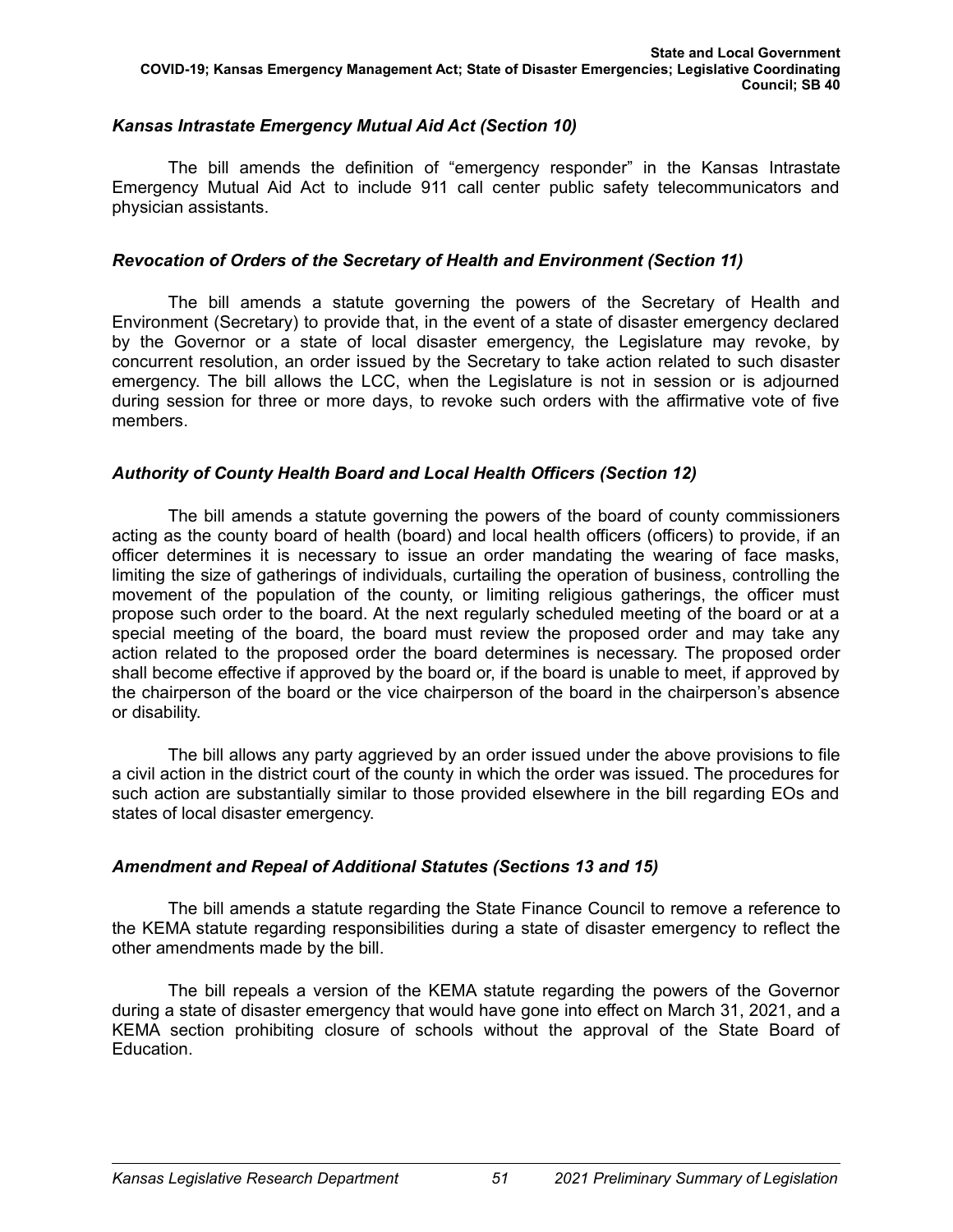### *Kansas Intrastate Emergency Mutual Aid Act (Section 10)*

The bill amends the definition of "emergency responder" in the Kansas Intrastate Emergency Mutual Aid Act to include 911 call center public safety telecommunicators and physician assistants.

### *Revocation of Orders of the Secretary of Health and Environment (Section 11)*

The bill amends a statute governing the powers of the Secretary of Health and Environment (Secretary) to provide that, in the event of a state of disaster emergency declared by the Governor or a state of local disaster emergency, the Legislature may revoke, by concurrent resolution, an order issued by the Secretary to take action related to such disaster emergency. The bill allows the LCC, when the Legislature is not in session or is adjourned during session for three or more days, to revoke such orders with the affirmative vote of five members.

### *Authority of County Health Board and Local Health Officers (Section 12)*

The bill amends a statute governing the powers of the board of county commissioners acting as the county board of health (board) and local health officers (officers) to provide, if an officer determines it is necessary to issue an order mandating the wearing of face masks, limiting the size of gatherings of individuals, curtailing the operation of business, controlling the movement of the population of the county, or limiting religious gatherings, the officer must propose such order to the board. At the next regularly scheduled meeting of the board or at a special meeting of the board, the board must review the proposed order and may take any action related to the proposed order the board determines is necessary. The proposed order shall become effective if approved by the board or, if the board is unable to meet, if approved by the chairperson of the board or the vice chairperson of the board in the chairperson's absence or disability.

The bill allows any party aggrieved by an order issued under the above provisions to file a civil action in the district court of the county in which the order was issued. The procedures for such action are substantially similar to those provided elsewhere in the bill regarding EOs and states of local disaster emergency.

### *Amendment and Repeal of Additional Statutes (Sections 13 and 15)*

The bill amends a statute regarding the State Finance Council to remove a reference to the KEMA statute regarding responsibilities during a state of disaster emergency to reflect the other amendments made by the bill.

The bill repeals a version of the KEMA statute regarding the powers of the Governor during a state of disaster emergency that would have gone into effect on March 31, 2021, and a KEMA section prohibiting closure of schools without the approval of the State Board of Education.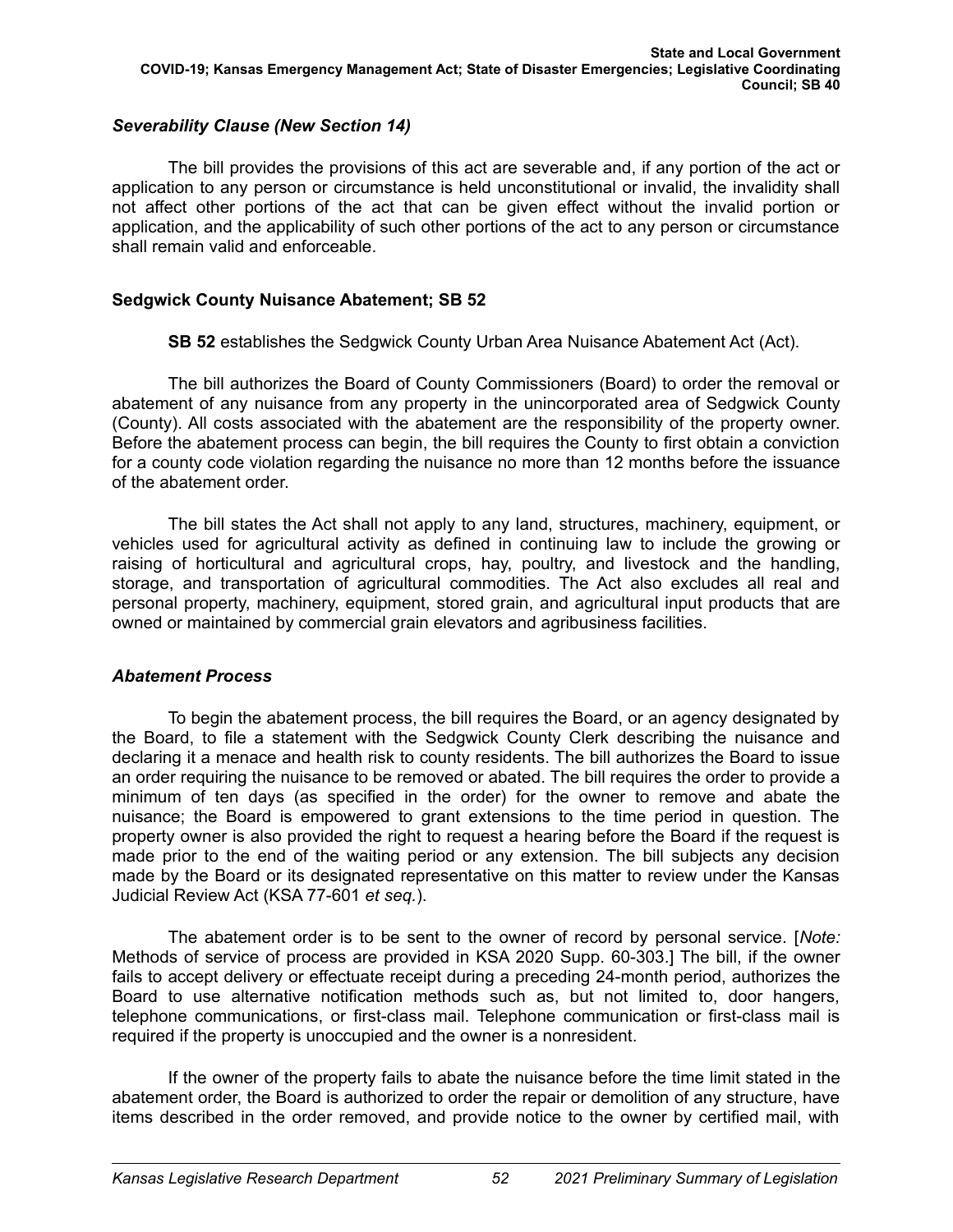### *Severability Clause (New Section 14)*

The bill provides the provisions of this act are severable and, if any portion of the act or application to any person or circumstance is held unconstitutional or invalid, the invalidity shall not affect other portions of the act that can be given effect without the invalid portion or application, and the applicability of such other portions of the act to any person or circumstance shall remain valid and enforceable.

## Sedgwick County Nuisance Abatement; SB 52

**SB 52** establishes the Sedgwick County Urban Area Nuisance Abatement Act (Act).

The bill authorizes the Board of County Commissioners (Board) to order the removal or abatement of any nuisance from any property in the unincorporated area of Sedgwick County (County). All costs associated with the abatement are the responsibility of the property owner. Before the abatement process can begin, the bill requires the County to first obtain a conviction for a county code violation regarding the nuisance no more than 12 months before the issuance of the abatement order.

The bill states the Act shall not apply to any land, structures, machinery, equipment, or vehicles used for agricultural activity as defined in continuing law to include the growing or raising of horticultural and agricultural crops, hay, poultry, and livestock and the handling, storage, and transportation of agricultural commodities. The Act also excludes all real and personal property, machinery, equipment, stored grain, and agricultural input products that are owned or maintained by commercial grain elevators and agribusiness facilities.

### *Abatement Process*

To begin the abatement process, the bill requires the Board, or an agency designated by the Board, to file a statement with the Sedgwick County Clerk describing the nuisance and declaring it a menace and health risk to county residents. The bill authorizes the Board to issue an order requiring the nuisance to be removed or abated. The bill requires the order to provide a minimum of ten days (as specified in the order) for the owner to remove and abate the nuisance; the Board is empowered to grant extensions to the time period in question. The property owner is also provided the right to request a hearing before the Board if the request is made prior to the end of the waiting period or any extension. The bill subjects any decision made by the Board or its designated representative on this matter to review under the Kansas Judicial Review Act (KSA 77-601 *et seq.*).

The abatement order is to be sent to the owner of record by personal service. [*Note:* Methods of service of process are provided in KSA 2020 Supp. 60-303.] The bill, if the owner fails to accept delivery or effectuate receipt during a preceding 24-month period, authorizes the Board to use alternative notification methods such as, but not limited to, door hangers, telephone communications, or first-class mail. Telephone communication or first-class mail is required if the property is unoccupied and the owner is a nonresident.

If the owner of the property fails to abate the nuisance before the time limit stated in the abatement order, the Board is authorized to order the repair or demolition of any structure, have items described in the order removed, and provide notice to the owner by certified mail, with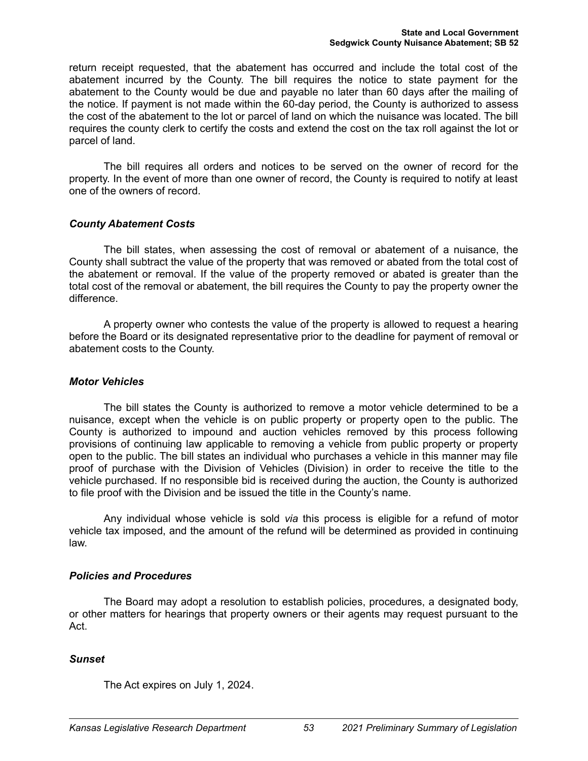return receipt requested, that the abatement has occurred and include the total cost of the abatement incurred by the County. The bill requires the notice to state payment for the abatement to the County would be due and payable no later than 60 days after the mailing of the notice. If payment is not made within the 60-day period, the County is authorized to assess the cost of the abatement to the lot or parcel of land on which the nuisance was located. The bill requires the county clerk to certify the costs and extend the cost on the tax roll against the lot or parcel of land.

The bill requires all orders and notices to be served on the owner of record for the property. In the event of more than one owner of record, the County is required to notify at least one of the owners of record.

### *County Abatement Costs*

The bill states, when assessing the cost of removal or abatement of a nuisance, the County shall subtract the value of the property that was removed or abated from the total cost of the abatement or removal. If the value of the property removed or abated is greater than the total cost of the removal or abatement, the bill requires the County to pay the property owner the difference.

A property owner who contests the value of the property is allowed to request a hearing before the Board or its designated representative prior to the deadline for payment of removal or abatement costs to the County.

### *Motor Vehicles*

The bill states the County is authorized to remove a motor vehicle determined to be a nuisance, except when the vehicle is on public property or property open to the public. The County is authorized to impound and auction vehicles removed by this process following provisions of continuing law applicable to removing a vehicle from public property or property open to the public. The bill states an individual who purchases a vehicle in this manner may file proof of purchase with the Division of Vehicles (Division) in order to receive the title to the vehicle purchased. If no responsible bid is received during the auction, the County is authorized to file proof with the Division and be issued the title in the County's name.

Any individual whose vehicle is sold *via* this process is eligible for a refund of motor vehicle tax imposed, and the amount of the refund will be determined as provided in continuing law.

### *Policies and Procedures*

The Board may adopt a resolution to establish policies, procedures, a designated body, or other matters for hearings that property owners or their agents may request pursuant to the Act.

### *Sunset*

The Act expires on July 1, 2024.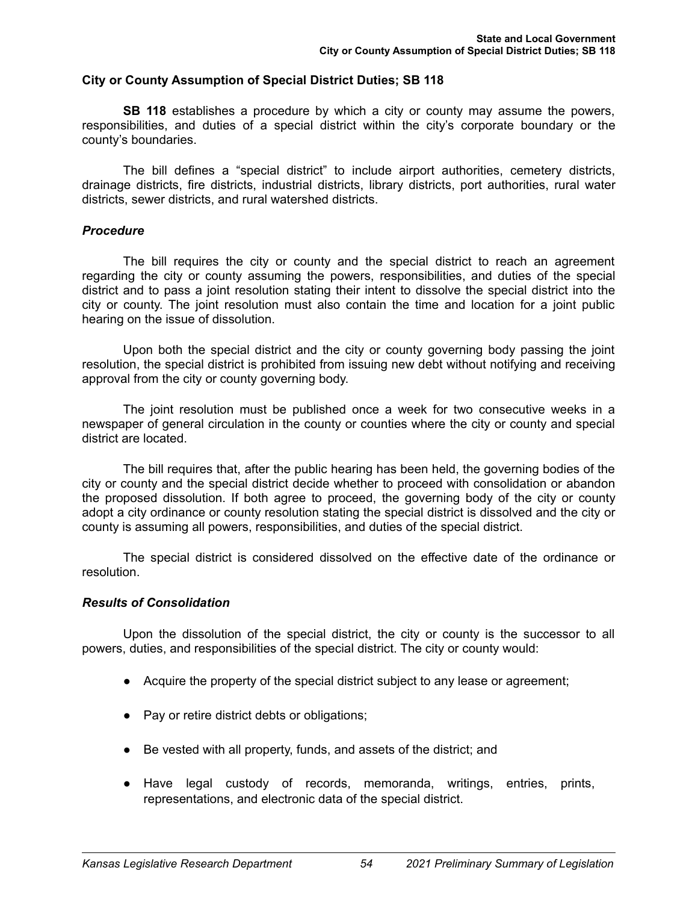## City or County Assumption of Special District Duties; SB 118

**SB 118** establishes a procedure by which a city or county may assume the powers, responsibilities, and duties of a special district within the city's corporate boundary or the county's boundaries.

The bill defines a "special district" to include airport authorities, cemetery districts, drainage districts, fire districts, industrial districts, library districts, port authorities, rural water districts, sewer districts, and rural watershed districts.

### *Procedure*

The bill requires the city or county and the special district to reach an agreement regarding the city or county assuming the powers, responsibilities, and duties of the special district and to pass a joint resolution stating their intent to dissolve the special district into the city or county. The joint resolution must also contain the time and location for a joint public hearing on the issue of dissolution.

Upon both the special district and the city or county governing body passing the joint resolution, the special district is prohibited from issuing new debt without notifying and receiving approval from the city or county governing body.

The joint resolution must be published once a week for two consecutive weeks in a newspaper of general circulation in the county or counties where the city or county and special district are located.

The bill requires that, after the public hearing has been held, the governing bodies of the city or county and the special district decide whether to proceed with consolidation or abandon the proposed dissolution. If both agree to proceed, the governing body of the city or county adopt a city ordinance or county resolution stating the special district is dissolved and the city or county is assuming all powers, responsibilities, and duties of the special district.

The special district is considered dissolved on the effective date of the ordinance or resolution.

### *Results of Consolidation*

Upon the dissolution of the special district, the city or county is the successor to all powers, duties, and responsibilities of the special district. The city or county would:

- Acquire the property of the special district subject to any lease or agreement;
- Pay or retire district debts or obligations;
- Be vested with all property, funds, and assets of the district; and
- Have legal custody of records, memoranda, writings, entries, prints, representations, and electronic data of the special district.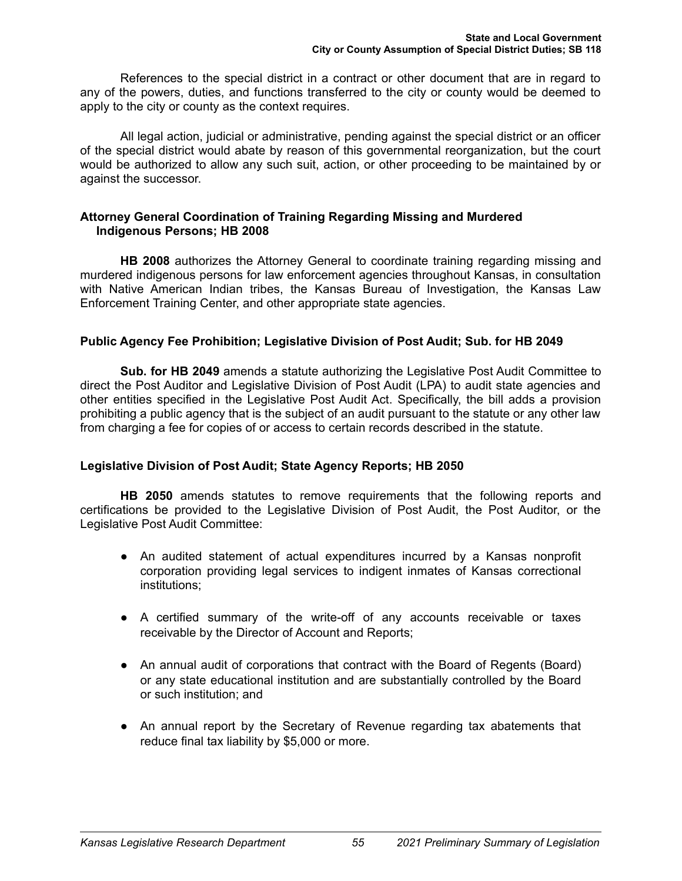References to the special district in a contract or other document that are in regard to any of the powers, duties, and functions transferred to the city or county would be deemed to apply to the city or county as the context requires.

All legal action, judicial or administrative, pending against the special district or an officer of the special district would abate by reason of this governmental reorganization, but the court would be authorized to allow any such suit, action, or other proceeding to be maintained by or against the successor.

### Attorney General Coordination of Training Regarding Missing and Murdered Indigenous Persons; HB 2008

**HB 2008** authorizes the Attorney General to coordinate training regarding missing and murdered indigenous persons for law enforcement agencies throughout Kansas, in consultation with Native American Indian tribes, the Kansas Bureau of Investigation, the Kansas Law Enforcement Training Center, and other appropriate state agencies.

### Public Agency Fee Prohibition; Legislative Division of Post Audit; Sub. for HB 2049

**Sub. for HB 2049** amends a statute authorizing the Legislative Post Audit Committee to direct the Post Auditor and Legislative Division of Post Audit (LPA) to audit state agencies and other entities specified in the Legislative Post Audit Act. Specifically, the bill adds a provision prohibiting a public agency that is the subject of an audit pursuant to the statute or any other law from charging a fee for copies of or access to certain records described in the statute.

### Legislative Division of Post Audit; State Agency Reports; HB 2050

**HB 2050** amends statutes to remove requirements that the following reports and certifications be provided to the Legislative Division of Post Audit, the Post Auditor, or the Legislative Post Audit Committee:

- An audited statement of actual expenditures incurred by a Kansas nonprofit corporation providing legal services to indigent inmates of Kansas correctional institutions;
- A certified summary of the write-off of any accounts receivable or taxes receivable by the Director of Account and Reports;
- An annual audit of corporations that contract with the Board of Regents (Board) or any state educational institution and are substantially controlled by the Board or such institution; and
- An annual report by the Secretary of Revenue regarding tax abatements that reduce final tax liability by $5,000 or more.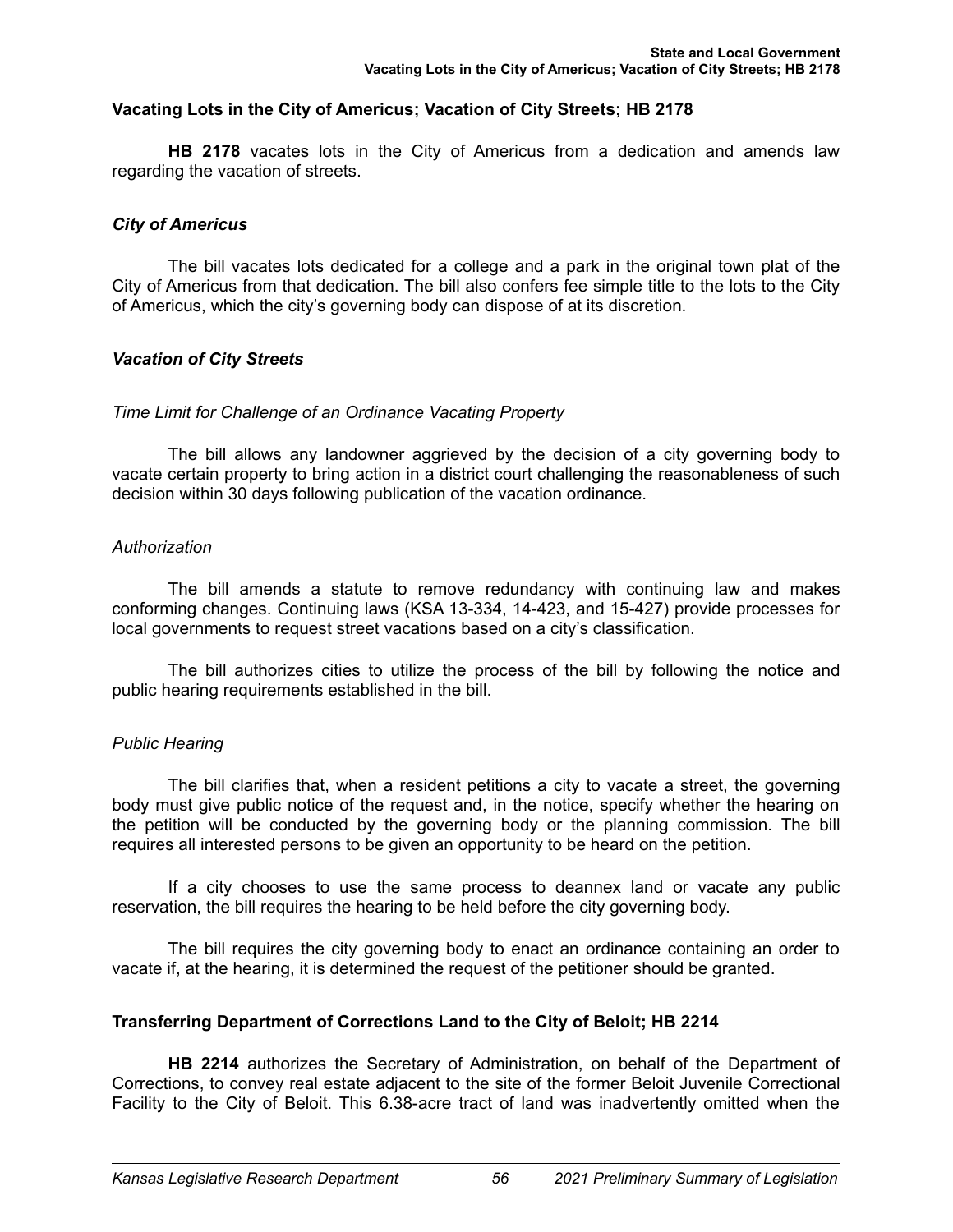## Vacating Lots in the City of Americus; Vacation of City Streets; HB 2178

**HB 2178** vacates lots in the City of Americus from a dedication and amends law regarding the vacation of streets.

### *City of Americus*

The bill vacates lots dedicated for a college and a park in the original town plat of the City of Americus from that dedication. The bill also confers fee simple title to the lots to the City of Americus, which the city's governing body can dispose of at its discretion.

### *Vacation of City Streets*

#### *Time Limit for Challenge of an Ordinance Vacating Property*

The bill allows any landowner aggrieved by the decision of a city governing body to vacate certain property to bring action in a district court challenging the reasonableness of such decision within 30 days following publication of the vacation ordinance.

#### *Authorization*

The bill amends a statute to remove redundancy with continuing law and makes conforming changes. Continuing laws (KSA 13-334, 14-423, and 15-427) provide processes for local governments to request street vacations based on a city's classification.

The bill authorizes cities to utilize the process of the bill by following the notice and public hearing requirements established in the bill.

#### *Public Hearing*

The bill clarifies that, when a resident petitions a city to vacate a street, the governing body must give public notice of the request and, in the notice, specify whether the hearing on the petition will be conducted by the governing body or the planning commission. The bill requires all interested persons to be given an opportunity to be heard on the petition.

If a city chooses to use the same process to deannex land or vacate any public reservation, the bill requires the hearing to be held before the city governing body.

The bill requires the city governing body to enact an ordinance containing an order to vacate if, at the hearing, it is determined the request of the petitioner should be granted.

## Transferring Department of Corrections Land to the City of Beloit; HB 2214

**HB 2214** authorizes the Secretary of Administration, on behalf of the Department of Corrections, to convey real estate adjacent to the site of the former Beloit Juvenile Correctional Facility to the City of Beloit. This 6.38-acre tract of land was inadvertently omitted when the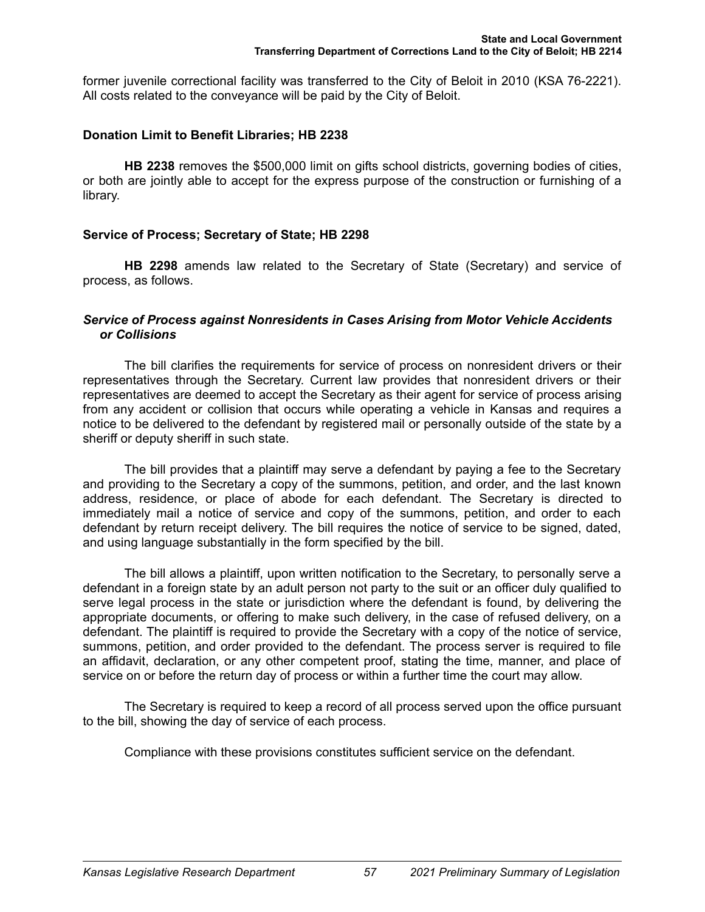former juvenile correctional facility was transferred to the City of Beloit in 2010 (KSA 76-2221). All costs related to the conveyance will be paid by the City of Beloit.

### Donation Limit to Benefit Libraries; HB 2238

**HB 2238** removes the $500,000 limit on gifts school districts, governing bodies of cities, or both are jointly able to accept for the express purpose of the construction or furnishing of a library.

### Service of Process; Secretary of State; HB 2298

**HB 2298** amends law related to the Secretary of State (Secretary) and service of process, as follows.

#### *Service of Process against Nonresidents in Cases Arising from Motor Vehicle Accidents or Collisions*

The bill clarifies the requirements for service of process on nonresident drivers or their representatives through the Secretary. Current law provides that nonresident drivers or their representatives are deemed to accept the Secretary as their agent for service of process arising from any accident or collision that occurs while operating a vehicle in Kansas and requires a notice to be delivered to the defendant by registered mail or personally outside of the state by a sheriff or deputy sheriff in such state.

The bill provides that a plaintiff may serve a defendant by paying a fee to the Secretary and providing to the Secretary a copy of the summons, petition, and order, and the last known address, residence, or place of abode for each defendant. The Secretary is directed to immediately mail a notice of service and copy of the summons, petition, and order to each defendant by return receipt delivery. The bill requires the notice of service to be signed, dated, and using language substantially in the form specified by the bill.

The bill allows a plaintiff, upon written notification to the Secretary, to personally serve a defendant in a foreign state by an adult person not party to the suit or an officer duly qualified to serve legal process in the state or jurisdiction where the defendant is found, by delivering the appropriate documents, or offering to make such delivery, in the case of refused delivery, on a defendant. The plaintiff is required to provide the Secretary with a copy of the notice of service, summons, petition, and order provided to the defendant. The process server is required to file an affidavit, declaration, or any other competent proof, stating the time, manner, and place of service on or before the return day of process or within a further time the court may allow.

The Secretary is required to keep a record of all process served upon the office pursuant to the bill, showing the day of service of each process.

Compliance with these provisions constitutes sufficient service on the defendant.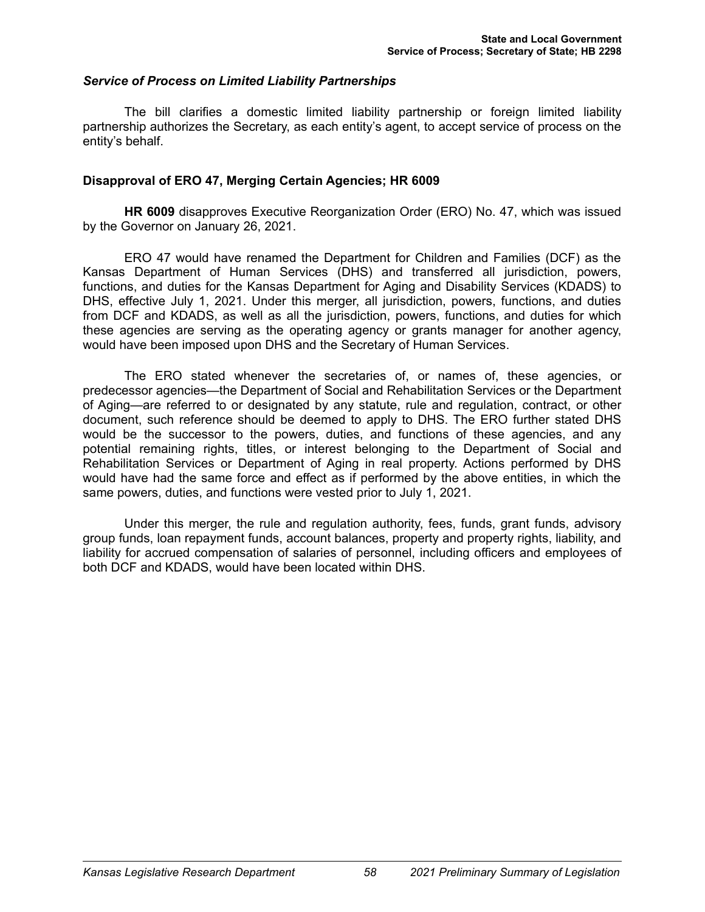### *Service of Process on Limited Liability Partnerships*

The bill clarifies a domestic limited liability partnership or foreign limited liability partnership authorizes the Secretary, as each entity's agent, to accept service of process on the entity's behalf.

## Disapproval of ERO 47, Merging Certain Agencies; HR 6009

**HR 6009** disapproves Executive Reorganization Order (ERO) No. 47, which was issued by the Governor on January 26, 2021.

ERO 47 would have renamed the Department for Children and Families (DCF) as the Kansas Department of Human Services (DHS) and transferred all jurisdiction, powers, functions, and duties for the Kansas Department for Aging and Disability Services (KDADS) to DHS, effective July 1, 2021. Under this merger, all jurisdiction, powers, functions, and duties from DCF and KDADS, as well as all the jurisdiction, powers, functions, and duties for which these agencies are serving as the operating agency or grants manager for another agency, would have been imposed upon DHS and the Secretary of Human Services.

The ERO stated whenever the secretaries of, or names of, these agencies, or predecessor agencies—the Department of Social and Rehabilitation Services or the Department of Aging—are referred to or designated by any statute, rule and regulation, contract, or other document, such reference should be deemed to apply to DHS. The ERO further stated DHS would be the successor to the powers, duties, and functions of these agencies, and any potential remaining rights, titles, or interest belonging to the Department of Social and Rehabilitation Services or Department of Aging in real property. Actions performed by DHS would have had the same force and effect as if performed by the above entities, in which the same powers, duties, and functions were vested prior to July 1, 2021.

Under this merger, the rule and regulation authority, fees, funds, grant funds, advisory group funds, loan repayment funds, account balances, property and property rights, liability, and liability for accrued compensation of salaries of personnel, including officers and employees of both DCF and KDADS, would have been located within DHS.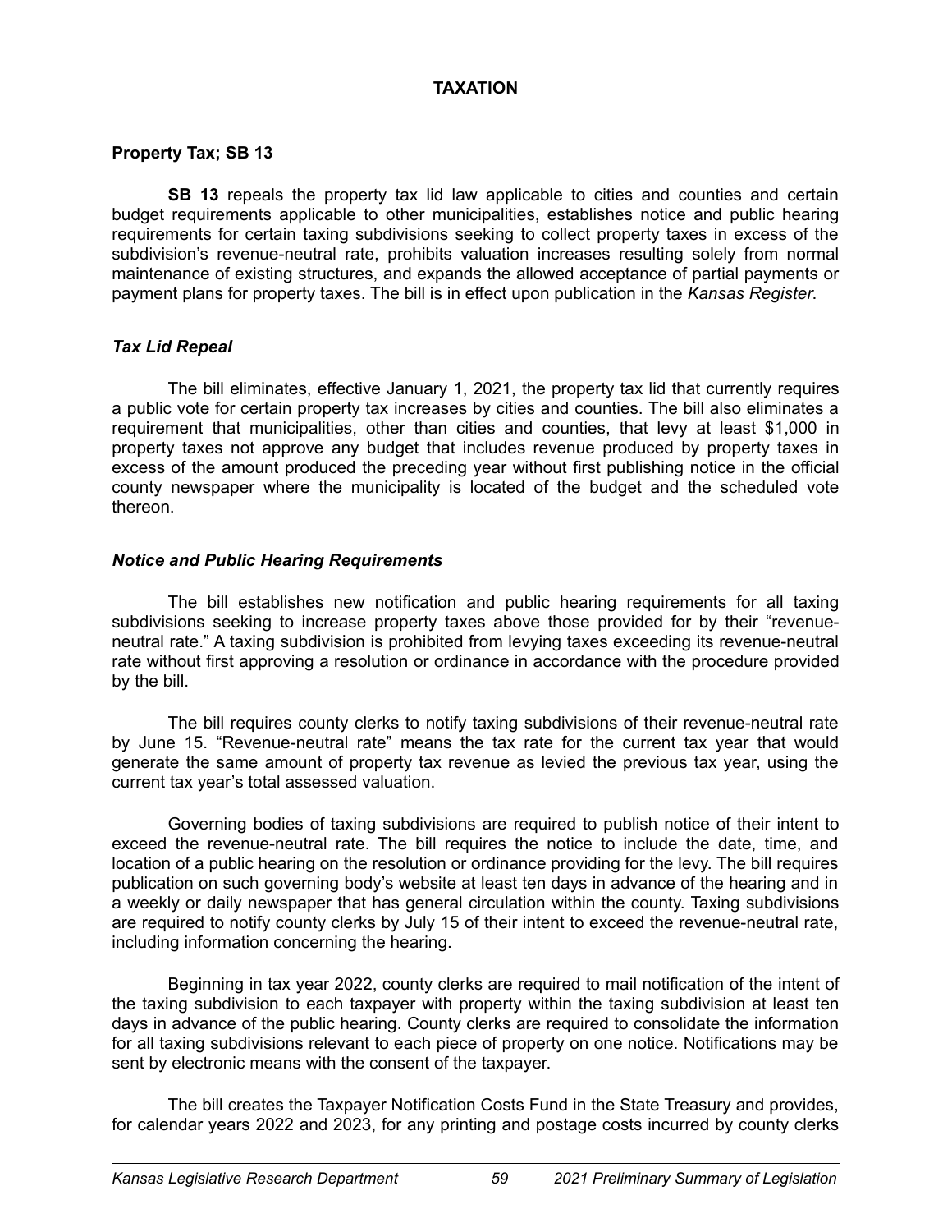# TAXATION

## Property Tax; SB 13

**SB 13** repeals the property tax lid law applicable to cities and counties and certain budget requirements applicable to other municipalities, establishes notice and public hearing requirements for certain taxing subdivisions seeking to collect property taxes in excess of the subdivision's revenue-neutral rate, prohibits valuation increases resulting solely from normal maintenance of existing structures, and expands the allowed acceptance of partial payments or payment plans for property taxes. The bill is in effect upon publication in the *Kansas Register*.

### *Tax Lid Repeal*

The bill eliminates, effective January 1, 2021, the property tax lid that currently requires a public vote for certain property tax increases by cities and counties. The bill also eliminates a requirement that municipalities, other than cities and counties, that levy at least $1,000 in property taxes not approve any budget that includes revenue produced by property taxes in excess of the amount produced the preceding year without first publishing notice in the official county newspaper where the municipality is located of the budget and the scheduled vote thereon.

### *Notice and Public Hearing Requirements*

The bill establishes new notification and public hearing requirements for all taxing subdivisions seeking to increase property taxes above those provided for by their "revenue-neutral rate." A taxing subdivision is prohibited from levying taxes exceeding its revenue-neutral rate without first approving a resolution or ordinance in accordance with the procedure provided by the bill.

The bill requires county clerks to notify taxing subdivisions of their revenue-neutral rate by June 15. "Revenue-neutral rate" means the tax rate for the current tax year that would generate the same amount of property tax revenue as levied the previous tax year, using the current tax year's total assessed valuation.

Governing bodies of taxing subdivisions are required to publish notice of their intent to exceed the revenue-neutral rate. The bill requires the notice to include the date, time, and location of a public hearing on the resolution or ordinance providing for the levy. The bill requires publication on such governing body's website at least ten days in advance of the hearing and in a weekly or daily newspaper that has general circulation within the county. Taxing subdivisions are required to notify county clerks by July 15 of their intent to exceed the revenue-neutral rate, including information concerning the hearing.

Beginning in tax year 2022, county clerks are required to mail notification of the intent of the taxing subdivision to each taxpayer with property within the taxing subdivision at least ten days in advance of the public hearing. County clerks are required to consolidate the information for all taxing subdivisions relevant to each piece of property on one notice. Notifications may be sent by electronic means with the consent of the taxpayer.

The bill creates the Taxpayer Notification Costs Fund in the State Treasury and provides, for calendar years 2022 and 2023, for any printing and postage costs incurred by county clerks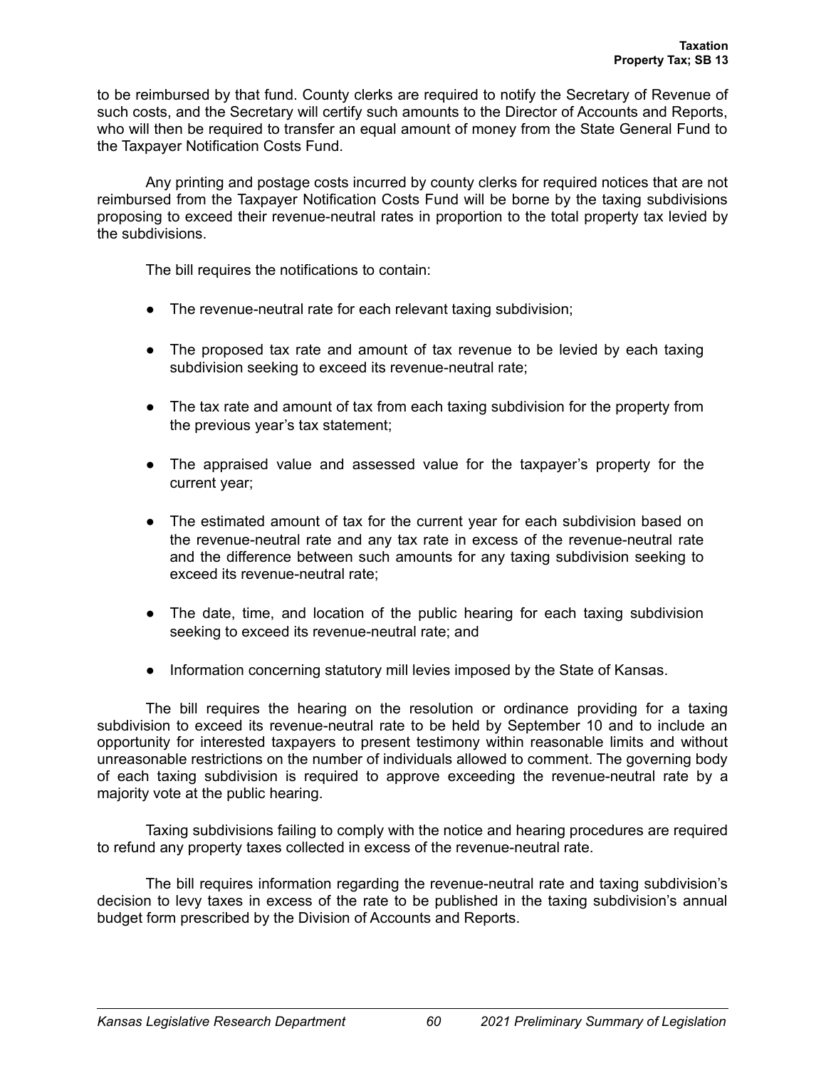to be reimbursed by that fund. County clerks are required to notify the Secretary of Revenue of such costs, and the Secretary will certify such amounts to the Director of Accounts and Reports, who will then be required to transfer an equal amount of money from the State General Fund to the Taxpayer Notification Costs Fund.

Any printing and postage costs incurred by county clerks for required notices that are not reimbursed from the Taxpayer Notification Costs Fund will be borne by the taxing subdivisions proposing to exceed their revenue-neutral rates in proportion to the total property tax levied by the subdivisions.

The bill requires the notifications to contain:

- The revenue-neutral rate for each relevant taxing subdivision;
- The proposed tax rate and amount of tax revenue to be levied by each taxing subdivision seeking to exceed its revenue-neutral rate;
- The tax rate and amount of tax from each taxing subdivision for the property from the previous year's tax statement;
- The appraised value and assessed value for the taxpayer's property for the current year;
- The estimated amount of tax for the current year for each subdivision based on the revenue-neutral rate and any tax rate in excess of the revenue-neutral rate and the difference between such amounts for any taxing subdivision seeking to exceed its revenue-neutral rate;
- The date, time, and location of the public hearing for each taxing subdivision seeking to exceed its revenue-neutral rate; and
- Information concerning statutory mill levies imposed by the State of Kansas.

The bill requires the hearing on the resolution or ordinance providing for a taxing subdivision to exceed its revenue-neutral rate to be held by September 10 and to include an opportunity for interested taxpayers to present testimony within reasonable limits and without unreasonable restrictions on the number of individuals allowed to comment. The governing body of each taxing subdivision is required to approve exceeding the revenue-neutral rate by a majority vote at the public hearing.

Taxing subdivisions failing to comply with the notice and hearing procedures are required to refund any property taxes collected in excess of the revenue-neutral rate.

The bill requires information regarding the revenue-neutral rate and taxing subdivision's decision to levy taxes in excess of the rate to be published in the taxing subdivision's annual budget form prescribed by the Division of Accounts and Reports.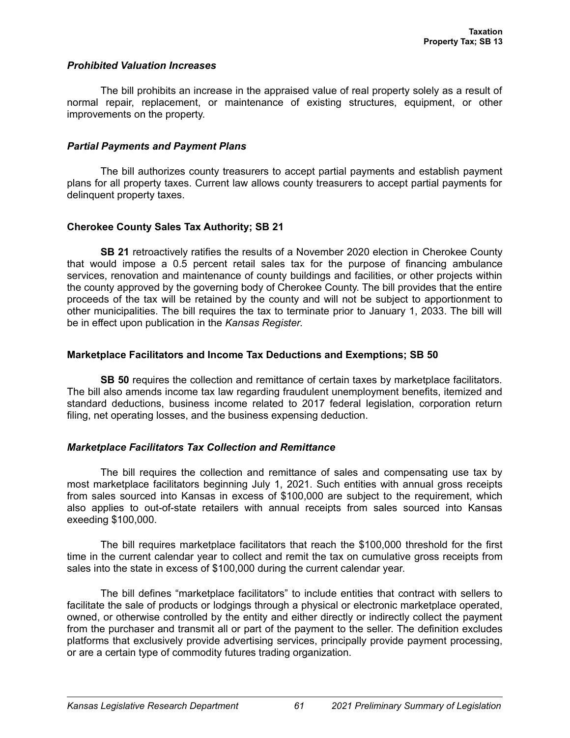### *Prohibited Valuation Increases*

The bill prohibits an increase in the appraised value of real property solely as a result of normal repair, replacement, or maintenance of existing structures, equipment, or other improvements on the property.

### *Partial Payments and Payment Plans*

The bill authorizes county treasurers to accept partial payments and establish payment plans for all property taxes. Current law allows county treasurers to accept partial payments for delinquent property taxes.

## Cherokee County Sales Tax Authority; SB 21

**SB 21** retroactively ratifies the results of a November 2020 election in Cherokee County that would impose a 0.5 percent retail sales tax for the purpose of financing ambulance services, renovation and maintenance of county buildings and facilities, or other projects within the county approved by the governing body of Cherokee County. The bill provides that the entire proceeds of the tax will be retained by the county and will not be subject to apportionment to other municipalities. The bill requires the tax to terminate prior to January 1, 2033. The bill will be in effect upon publication in the *Kansas Register*.

## Marketplace Facilitators and Income Tax Deductions and Exemptions; SB 50

**SB 50** requires the collection and remittance of certain taxes by marketplace facilitators. The bill also amends income tax law regarding fraudulent unemployment benefits, itemized and standard deductions, business income related to 2017 federal legislation, corporation return filing, net operating losses, and the business expensing deduction.

### *Marketplace Facilitators Tax Collection and Remittance*

The bill requires the collection and remittance of sales and compensating use tax by most marketplace facilitators beginning July 1, 2021. Such entities with annual gross receipts from sales sourced into Kansas in excess of $100,000 are subject to the requirement, which also applies to out-of-state retailers with annual receipts from sales sourced into Kansas exeeding $100,000.

The bill requires marketplace facilitators that reach the $100,000 threshold for the first time in the current calendar year to collect and remit the tax on cumulative gross receipts from sales into the state in excess of $100,000 during the current calendar year.

The bill defines "marketplace facilitators" to include entities that contract with sellers to facilitate the sale of products or lodgings through a physical or electronic marketplace operated, owned, or otherwise controlled by the entity and either directly or indirectly collect the payment from the purchaser and transmit all or part of the payment to the seller. The definition excludes platforms that exclusively provide advertising services, principally provide payment processing, or are a certain type of commodity futures trading organization.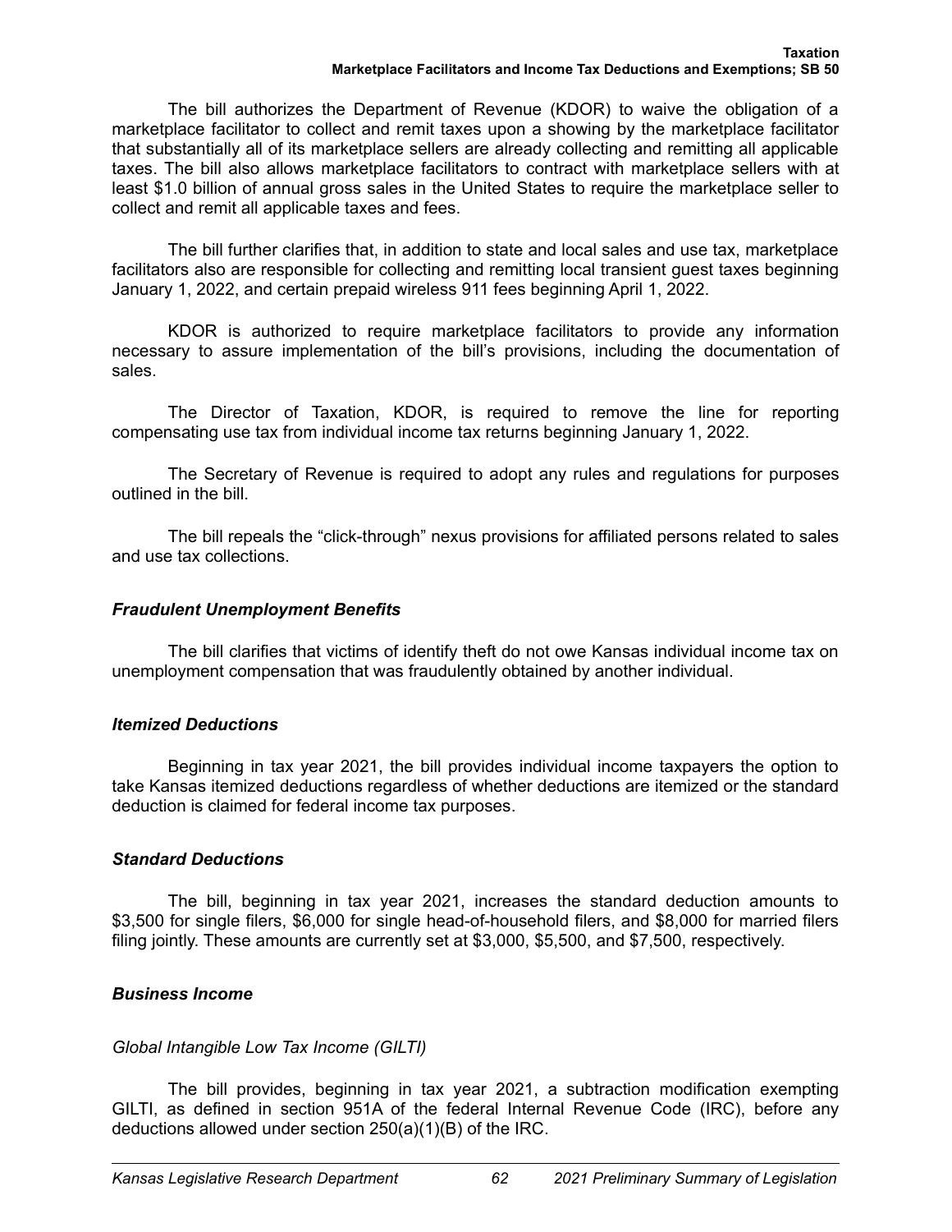The bill authorizes the Department of Revenue (KDOR) to waive the obligation of a marketplace facilitator to collect and remit taxes upon a showing by the marketplace facilitator that substantially all of its marketplace sellers are already collecting and remitting all applicable taxes. The bill also allows marketplace facilitators to contract with marketplace sellers with at least $1.0 billion of annual gross sales in the United States to require the marketplace seller to collect and remit all applicable taxes and fees.

The bill further clarifies that, in addition to state and local sales and use tax, marketplace facilitators also are responsible for collecting and remitting local transient guest taxes beginning January 1, 2022, and certain prepaid wireless 911 fees beginning April 1, 2022.

KDOR is authorized to require marketplace facilitators to provide any information necessary to assure implementation of the bill's provisions, including the documentation of sales.

The Director of Taxation, KDOR, is required to remove the line for reporting compensating use tax from individual income tax returns beginning January 1, 2022.

The Secretary of Revenue is required to adopt any rules and regulations for purposes outlined in the bill.

The bill repeals the "click-through" nexus provisions for affiliated persons related to sales and use tax collections.

### *Fraudulent Unemployment Benefits*

The bill clarifies that victims of identify theft do not owe Kansas individual income tax on unemployment compensation that was fraudulently obtained by another individual.

### *Itemized Deductions*

Beginning in tax year 2021, the bill provides individual income taxpayers the option to take Kansas itemized deductions regardless of whether deductions are itemized or the standard deduction is claimed for federal income tax purposes.

### *Standard Deductions*

The bill, beginning in tax year 2021, increases the standard deduction amounts to $3,500 for single filers, $6,000 for single head-of-household filers, and $8,000 for married filers filing jointly. These amounts are currently set at $3,000, $5,500, and $7,500, respectively.

### *Business Income*

#### *Global Intangible Low Tax Income (GILTI)*

The bill provides, beginning in tax year 2021, a subtraction modification exempting GILTI, as defined in section 951A of the federal Internal Revenue Code (IRC), before any deductions allowed under section 250(a)(1)(B) of the IRC.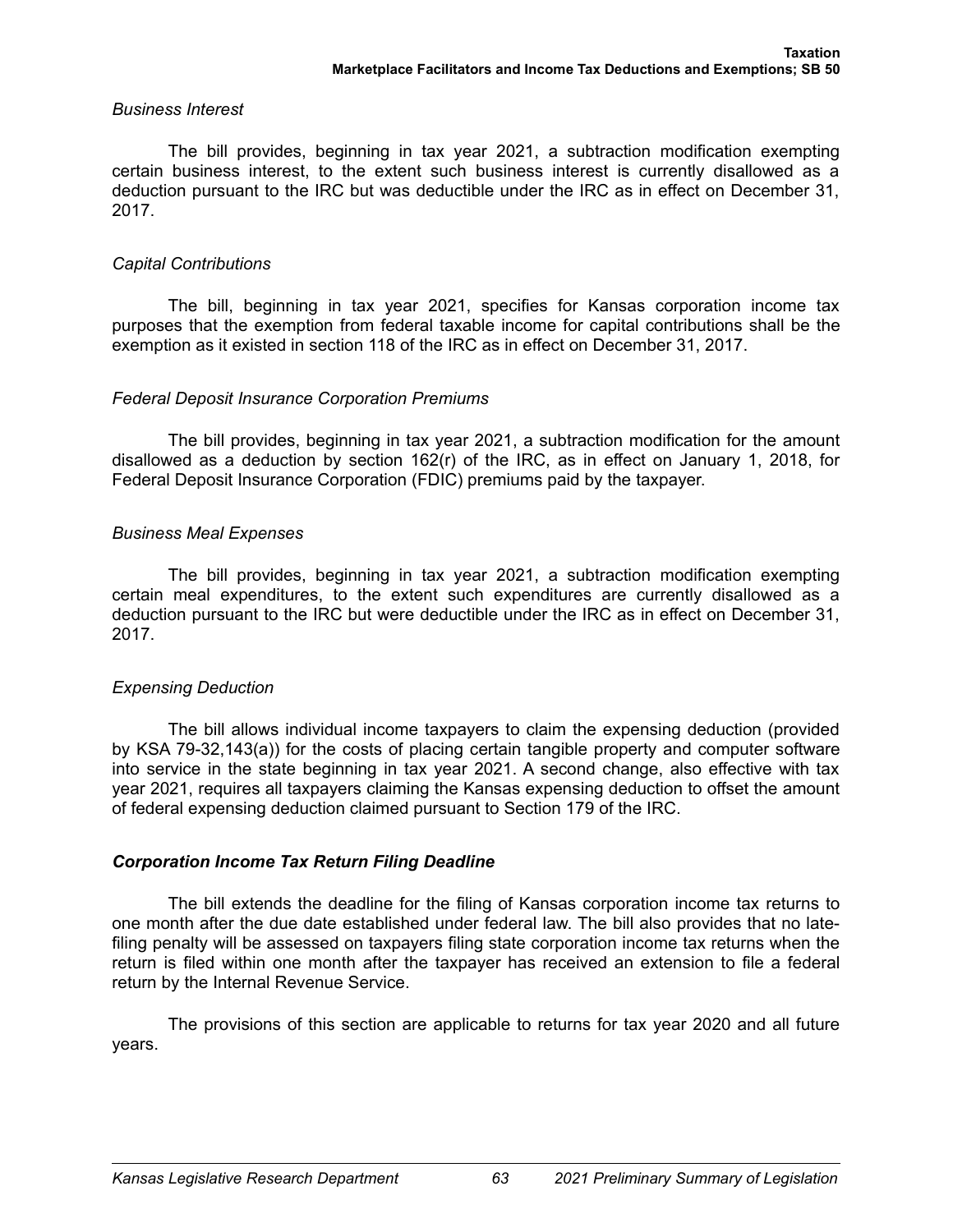*Business Interest*

The bill provides, beginning in tax year 2021, a subtraction modification exempting certain business interest, to the extent such business interest is currently disallowed as a deduction pursuant to the IRC but was deductible under the IRC as in effect on December 31, 2017.

*Capital Contributions*

The bill, beginning in tax year 2021, specifies for Kansas corporation income tax purposes that the exemption from federal taxable income for capital contributions shall be the exemption as it existed in section 118 of the IRC as in effect on December 31, 2017.

*Federal Deposit Insurance Corporation Premiums*

The bill provides, beginning in tax year 2021, a subtraction modification for the amount disallowed as a deduction by section 162(r) of the IRC, as in effect on January 1, 2018, for Federal Deposit Insurance Corporation (FDIC) premiums paid by the taxpayer.

*Business Meal Expenses*

The bill provides, beginning in tax year 2021, a subtraction modification exempting certain meal expenditures, to the extent such expenditures are currently disallowed as a deduction pursuant to the IRC but were deductible under the IRC as in effect on December 31, 2017.

*Expensing Deduction*

The bill allows individual income taxpayers to claim the expensing deduction (provided by KSA 79-32,143(a)) for the costs of placing certain tangible property and computer software into service in the state beginning in tax year 2021. A second change, also effective with tax year 2021, requires all taxpayers claiming the Kansas expensing deduction to offset the amount of federal expensing deduction claimed pursuant to Section 179 of the IRC.

***Corporation Income Tax Return Filing Deadline***

The bill extends the deadline for the filing of Kansas corporation income tax returns to one month after the due date established under federal law. The bill also provides that no late-filing penalty will be assessed on taxpayers filing state corporation income tax returns when the return is filed within one month after the taxpayer has received an extension to file a federal return by the Internal Revenue Service.

The provisions of this section are applicable to returns for tax year 2020 and all future years.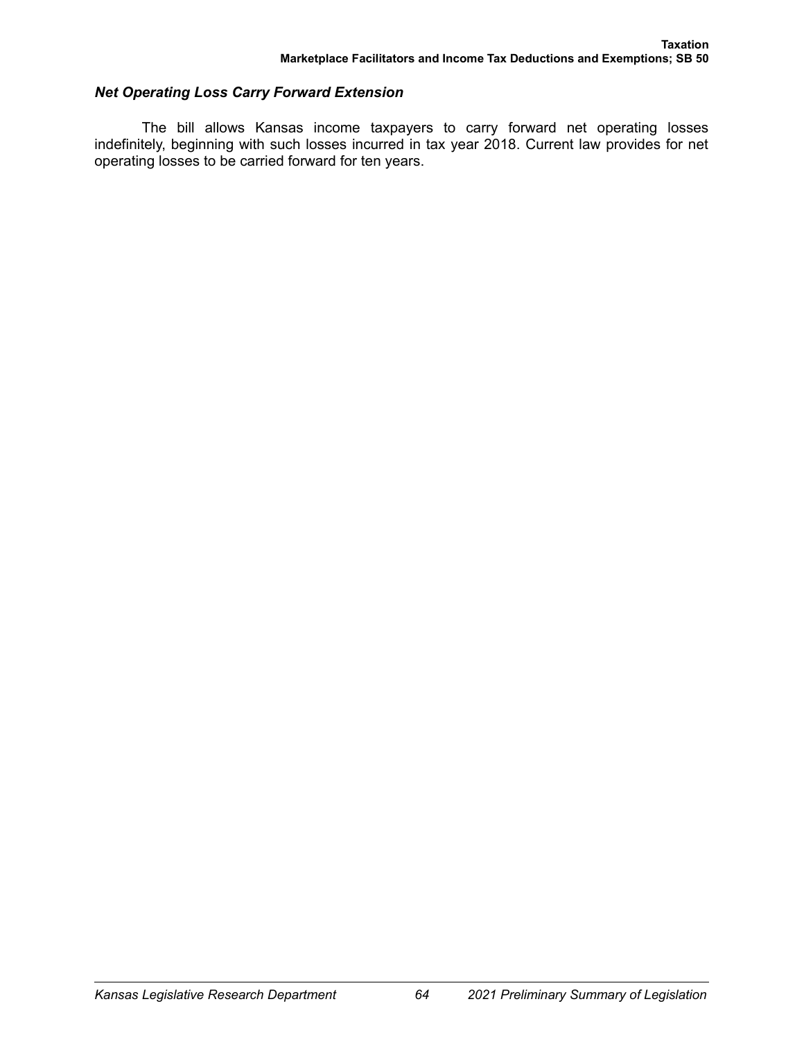### *Net Operating Loss Carry Forward Extension*

The bill allows Kansas income taxpayers to carry forward net operating losses indefinitely, beginning with such losses incurred in tax year 2018. Current law provides for net operating losses to be carried forward for ten years.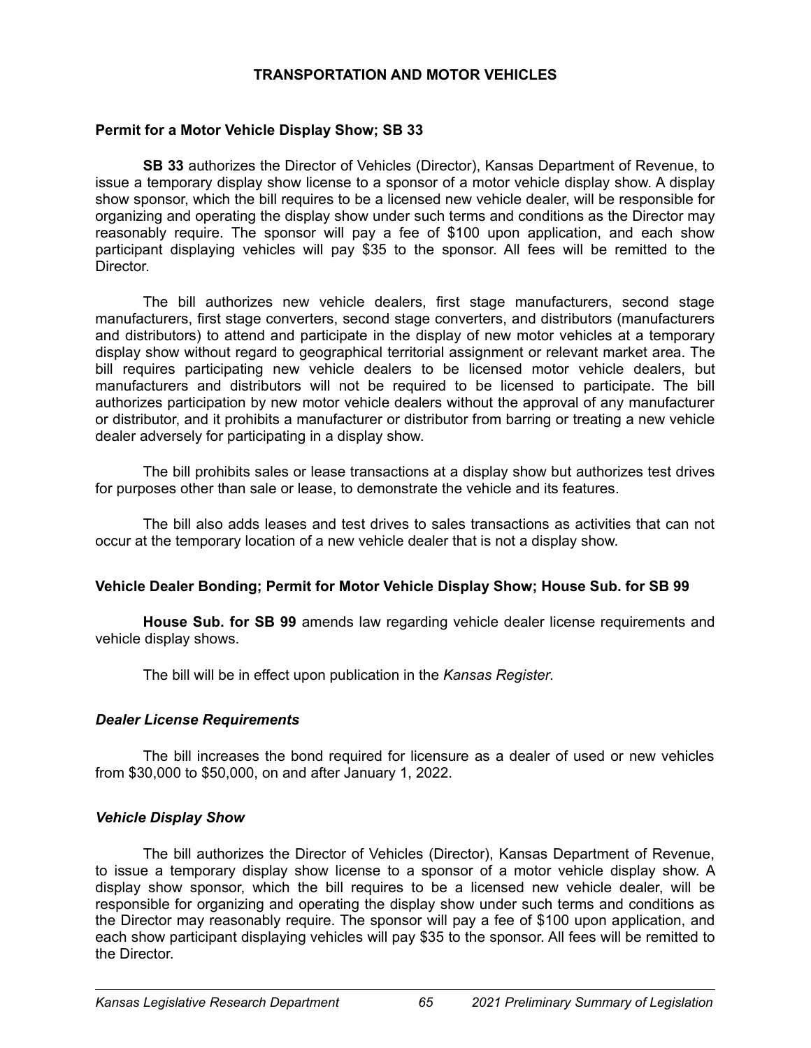# TRANSPORTATION AND MOTOR VEHICLES

## Permit for a Motor Vehicle Display Show; SB 33

**SB 33** authorizes the Director of Vehicles (Director), Kansas Department of Revenue, to issue a temporary display show license to a sponsor of a motor vehicle display show. A display show sponsor, which the bill requires to be a licensed new vehicle dealer, will be responsible for organizing and operating the display show under such terms and conditions as the Director may reasonably require. The sponsor will pay a fee of $100 upon application, and each show participant displaying vehicles will pay $35 to the sponsor. All fees will be remitted to the Director.

The bill authorizes new vehicle dealers, first stage manufacturers, second stage manufacturers, first stage converters, second stage converters, and distributors (manufacturers and distributors) to attend and participate in the display of new motor vehicles at a temporary display show without regard to geographical territorial assignment or relevant market area. The bill requires participating new vehicle dealers to be licensed motor vehicle dealers, but manufacturers and distributors will not be required to be licensed to participate. The bill authorizes participation by new motor vehicle dealers without the approval of any manufacturer or distributor, and it prohibits a manufacturer or distributor from barring or treating a new vehicle dealer adversely for participating in a display show.

The bill prohibits sales or lease transactions at a display show but authorizes test drives for purposes other than sale or lease, to demonstrate the vehicle and its features.

The bill also adds leases and test drives to sales transactions as activities that can not occur at the temporary location of a new vehicle dealer that is not a display show.

## Vehicle Dealer Bonding; Permit for Motor Vehicle Display Show; House Sub. for SB 99

**House Sub. for SB 99** amends law regarding vehicle dealer license requirements and vehicle display shows.

The bill will be in effect upon publication in the *Kansas Register*.

### *Dealer License Requirements*

The bill increases the bond required for licensure as a dealer of used or new vehicles from $30,000 to $50,000, on and after January 1, 2022.

### *Vehicle Display Show*

The bill authorizes the Director of Vehicles (Director), Kansas Department of Revenue, to issue a temporary display show license to a sponsor of a motor vehicle display show. A display show sponsor, which the bill requires to be a licensed new vehicle dealer, will be responsible for organizing and operating the display show under such terms and conditions as the Director may reasonably require. The sponsor will pay a fee of $100 upon application, and each show participant displaying vehicles will pay $35 to the sponsor. All fees will be remitted to the Director.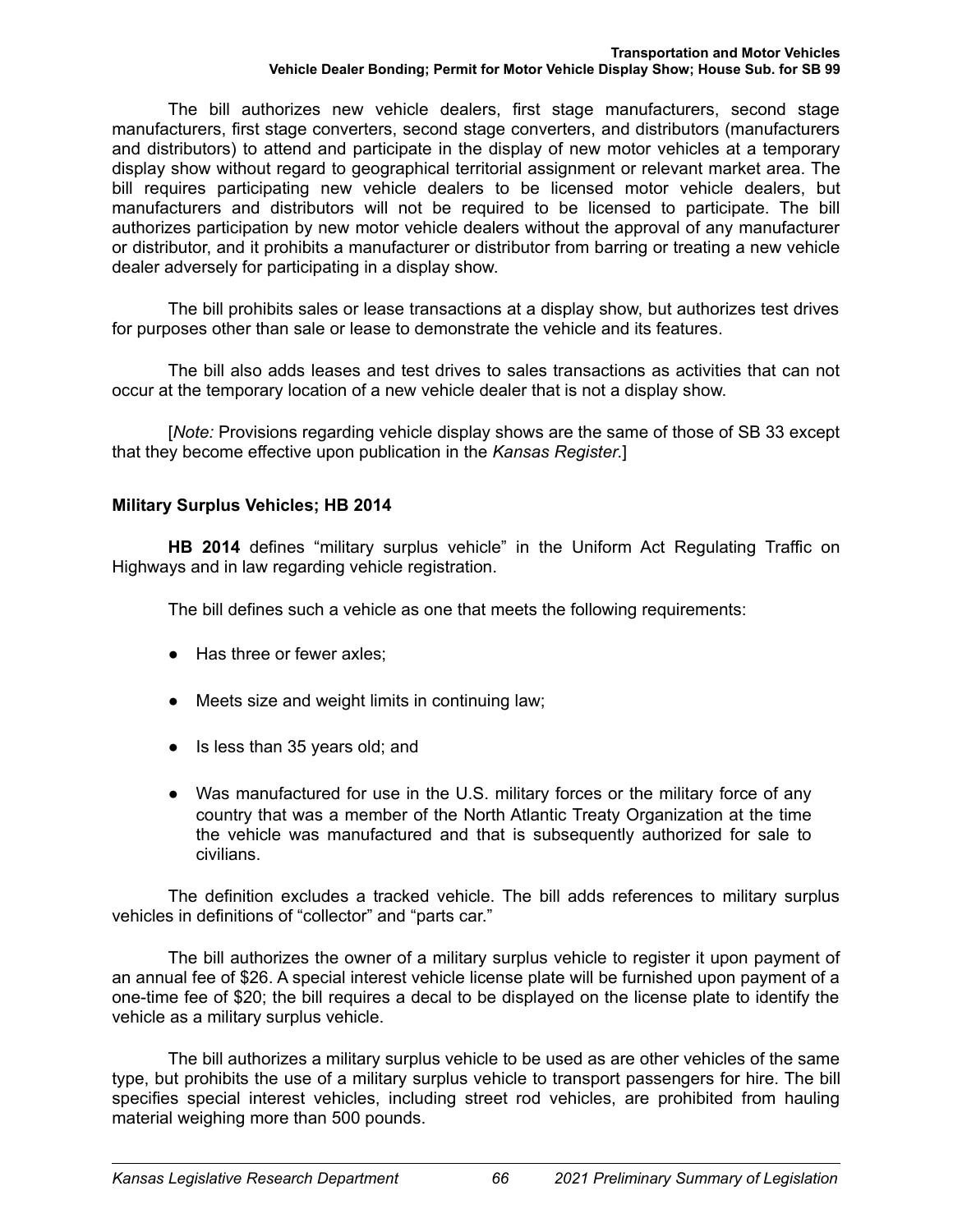The bill authorizes new vehicle dealers, first stage manufacturers, second stage manufacturers, first stage converters, second stage converters, and distributors (manufacturers and distributors) to attend and participate in the display of new motor vehicles at a temporary display show without regard to geographical territorial assignment or relevant market area. The bill requires participating new vehicle dealers to be licensed motor vehicle dealers, but manufacturers and distributors will not be required to be licensed to participate. The bill authorizes participation by new motor vehicle dealers without the approval of any manufacturer or distributor, and it prohibits a manufacturer or distributor from barring or treating a new vehicle dealer adversely for participating in a display show.

The bill prohibits sales or lease transactions at a display show, but authorizes test drives for purposes other than sale or lease to demonstrate the vehicle and its features.

The bill also adds leases and test drives to sales transactions as activities that can not occur at the temporary location of a new vehicle dealer that is not a display show.

[*Note:* Provisions regarding vehicle display shows are the same of those of SB 33 except that they become effective upon publication in the *Kansas Register*.]

### Military Surplus Vehicles; HB 2014

**HB 2014** defines "military surplus vehicle" in the Uniform Act Regulating Traffic on Highways and in law regarding vehicle registration.

The bill defines such a vehicle as one that meets the following requirements:

- Has three or fewer axles;
- Meets size and weight limits in continuing law;
- Is less than 35 years old; and
- Was manufactured for use in the U.S. military forces or the military force of any country that was a member of the North Atlantic Treaty Organization at the time the vehicle was manufactured and that is subsequently authorized for sale to civilians.

The definition excludes a tracked vehicle. The bill adds references to military surplus vehicles in definitions of "collector" and "parts car."

The bill authorizes the owner of a military surplus vehicle to register it upon payment of an annual fee of $26. A special interest vehicle license plate will be furnished upon payment of a one-time fee of $20; the bill requires a decal to be displayed on the license plate to identify the vehicle as a military surplus vehicle.

The bill authorizes a military surplus vehicle to be used as are other vehicles of the same type, but prohibits the use of a military surplus vehicle to transport passengers for hire. The bill specifies special interest vehicles, including street rod vehicles, are prohibited from hauling material weighing more than 500 pounds.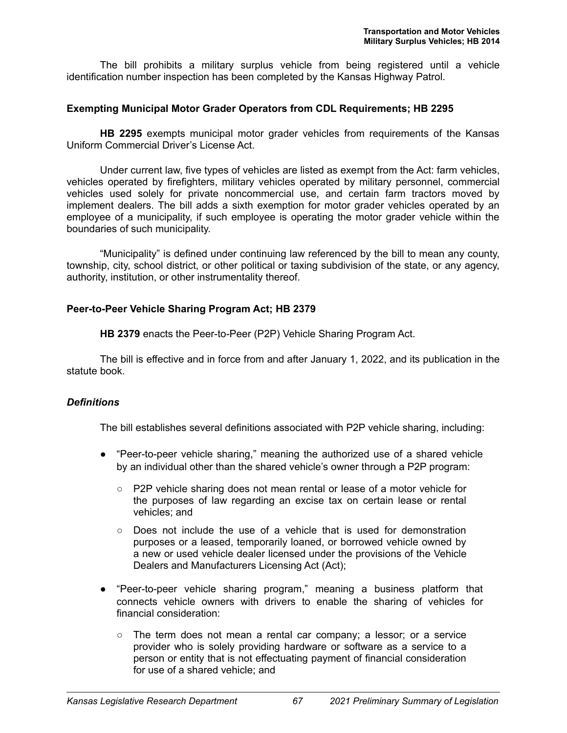The bill prohibits a military surplus vehicle from being registered until a vehicle identification number inspection has been completed by the Kansas Highway Patrol.

### Exempting Municipal Motor Grader Operators from CDL Requirements; HB 2295

**HB 2295** exempts municipal motor grader vehicles from requirements of the Kansas Uniform Commercial Driver's License Act.

Under current law, five types of vehicles are listed as exempt from the Act: farm vehicles, vehicles operated by firefighters, military vehicles operated by military personnel, commercial vehicles used solely for private noncommercial use, and certain farm tractors moved by implement dealers. The bill adds a sixth exemption for motor grader vehicles operated by an employee of a municipality, if such employee is operating the motor grader vehicle within the boundaries of such municipality.

"Municipality" is defined under continuing law referenced by the bill to mean any county, township, city, school district, or other political or taxing subdivision of the state, or any agency, authority, institution, or other instrumentality thereof.

### Peer-to-Peer Vehicle Sharing Program Act; HB 2379

**HB 2379** enacts the Peer-to-Peer (P2P) Vehicle Sharing Program Act.

The bill is effective and in force from and after January 1, 2022, and its publication in the statute book.

#### *Definitions*

The bill establishes several definitions associated with P2P vehicle sharing, including:

- "Peer-to-peer vehicle sharing," meaning the authorized use of a shared vehicle by an individual other than the shared vehicle's owner through a P2P program:
  - P2P vehicle sharing does not mean rental or lease of a motor vehicle for the purposes of law regarding an excise tax on certain lease or rental vehicles; and
  - Does not include the use of a vehicle that is used for demonstration purposes or a leased, temporarily loaned, or borrowed vehicle owned by a new or used vehicle dealer licensed under the provisions of the Vehicle Dealers and Manufacturers Licensing Act (Act);
- "Peer-to-peer vehicle sharing program," meaning a business platform that connects vehicle owners with drivers to enable the sharing of vehicles for financial consideration:
  - The term does not mean a rental car company; a lessor; or a service provider who is solely providing hardware or software as a service to a person or entity that is not effectuating payment of financial consideration for use of a shared vehicle; and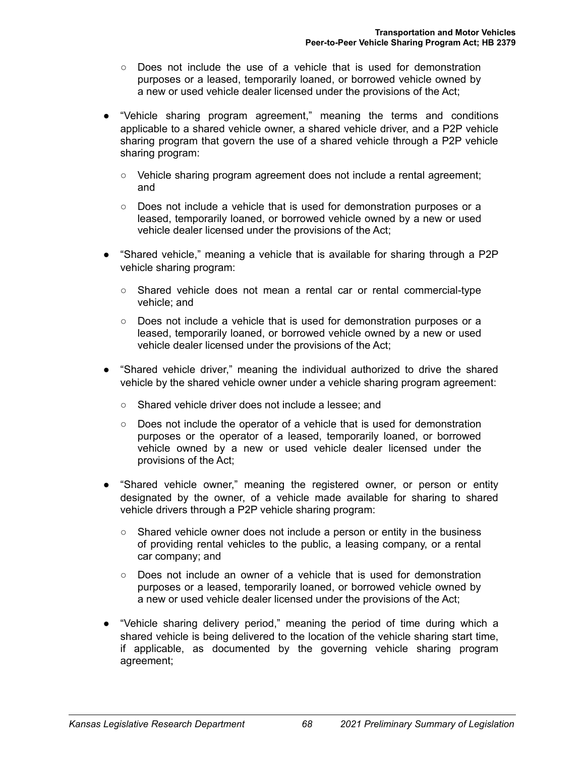- Does not include the use of a vehicle that is used for demonstration purposes or a leased, temporarily loaned, or borrowed vehicle owned by a new or used vehicle dealer licensed under the provisions of the Act;

- "Vehicle sharing program agreement," meaning the terms and conditions applicable to a shared vehicle owner, a shared vehicle driver, and a P2P vehicle sharing program that govern the use of a shared vehicle through a P2P vehicle sharing program:
    - Vehicle sharing program agreement does not include a rental agreement; and
    - Does not include a vehicle that is used for demonstration purposes or a leased, temporarily loaned, or borrowed vehicle owned by a new or used vehicle dealer licensed under the provisions of the Act;

- "Shared vehicle," meaning a vehicle that is available for sharing through a P2P vehicle sharing program:
    - Shared vehicle does not mean a rental car or rental commercial-type vehicle; and
    - Does not include a vehicle that is used for demonstration purposes or a leased, temporarily loaned, or borrowed vehicle owned by a new or used vehicle dealer licensed under the provisions of the Act;

- "Shared vehicle driver," meaning the individual authorized to drive the shared vehicle by the shared vehicle owner under a vehicle sharing program agreement:
    - Shared vehicle driver does not include a lessee; and
    - Does not include the operator of a vehicle that is used for demonstration purposes or the operator of a leased, temporarily loaned, or borrowed vehicle owned by a new or used vehicle dealer licensed under the provisions of the Act;

- "Shared vehicle owner," meaning the registered owner, or person or entity designated by the owner, of a vehicle made available for sharing to shared vehicle drivers through a P2P vehicle sharing program:
    - Shared vehicle owner does not include a person or entity in the business of providing rental vehicles to the public, a leasing company, or a rental car company; and
    - Does not include an owner of a vehicle that is used for demonstration purposes or a leased, temporarily loaned, or borrowed vehicle owned by a new or used vehicle dealer licensed under the provisions of the Act;

- "Vehicle sharing delivery period," meaning the period of time during which a shared vehicle is being delivered to the location of the vehicle sharing start time, if applicable, as documented by the governing vehicle sharing program agreement;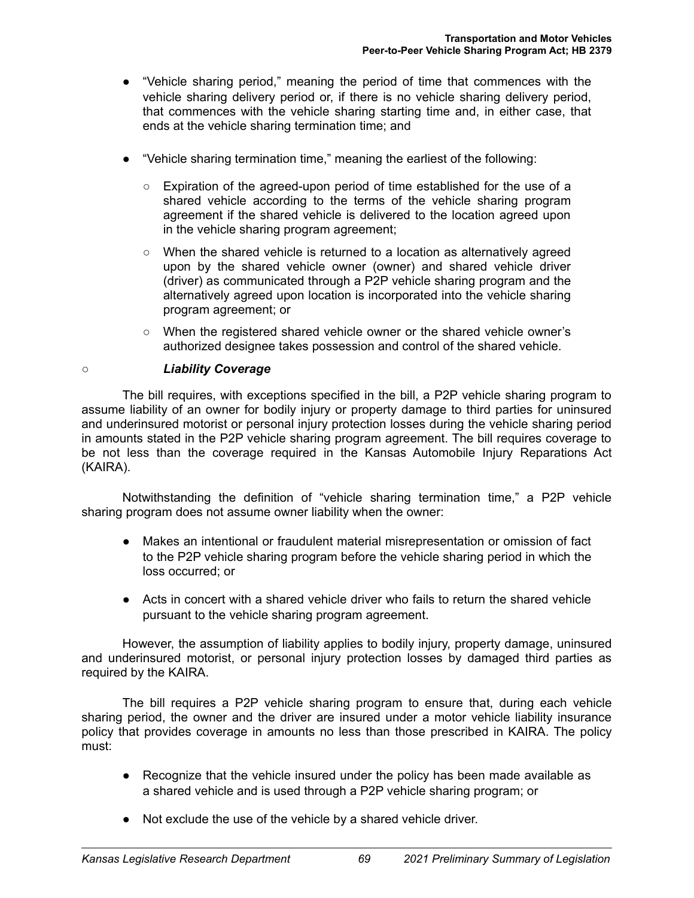- "Vehicle sharing period," meaning the period of time that commences with the vehicle sharing delivery period or, if there is no vehicle sharing delivery period, that commences with the vehicle sharing starting time and, in either case, that ends at the vehicle sharing termination time; and

- "Vehicle sharing termination time," meaning the earliest of the following:
  - Expiration of the agreed-upon period of time established for the use of a shared vehicle according to the terms of the vehicle sharing program agreement if the shared vehicle is delivered to the location agreed upon in the vehicle sharing program agreement;
  - When the shared vehicle is returned to a location as alternatively agreed upon by the shared vehicle owner (owner) and shared vehicle driver (driver) as communicated through a P2P vehicle sharing program and the alternatively agreed upon location is incorporated into the vehicle sharing program agreement; or
  - When the registered shared vehicle owner or the shared vehicle owner's authorized designee takes possession and control of the shared vehicle.

### *Liability Coverage*

The bill requires, with exceptions specified in the bill, a P2P vehicle sharing program to assume liability of an owner for bodily injury or property damage to third parties for uninsured and underinsured motorist or personal injury protection losses during the vehicle sharing period in amounts stated in the P2P vehicle sharing program agreement. The bill requires coverage to be not less than the coverage required in the Kansas Automobile Injury Reparations Act (KAIRA).

Notwithstanding the definition of "vehicle sharing termination time," a P2P vehicle sharing program does not assume owner liability when the owner:

- Makes an intentional or fraudulent material misrepresentation or omission of fact to the P2P vehicle sharing program before the vehicle sharing period in which the loss occurred; or
- Acts in concert with a shared vehicle driver who fails to return the shared vehicle pursuant to the vehicle sharing program agreement.

However, the assumption of liability applies to bodily injury, property damage, uninsured and underinsured motorist, or personal injury protection losses by damaged third parties as required by the KAIRA.

The bill requires a P2P vehicle sharing program to ensure that, during each vehicle sharing period, the owner and the driver are insured under a motor vehicle liability insurance policy that provides coverage in amounts no less than those prescribed in KAIRA. The policy must:

- Recognize that the vehicle insured under the policy has been made available as a shared vehicle and is used through a P2P vehicle sharing program; or
- Not exclude the use of the vehicle by a shared vehicle driver.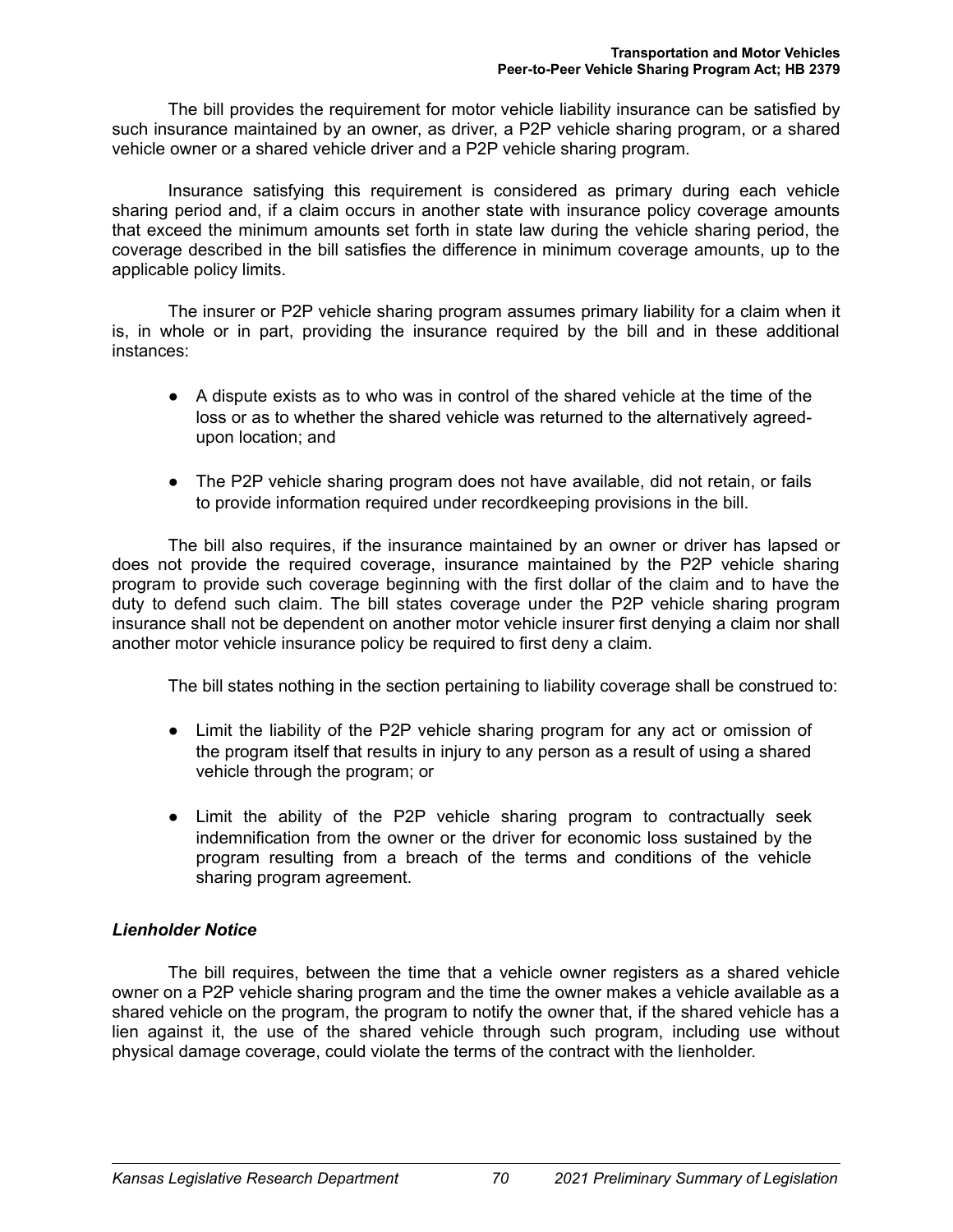The bill provides the requirement for motor vehicle liability insurance can be satisfied by such insurance maintained by an owner, as driver, a P2P vehicle sharing program, or a shared vehicle owner or a shared vehicle driver and a P2P vehicle sharing program.

Insurance satisfying this requirement is considered as primary during each vehicle sharing period and, if a claim occurs in another state with insurance policy coverage amounts that exceed the minimum amounts set forth in state law during the vehicle sharing period, the coverage described in the bill satisfies the difference in minimum coverage amounts, up to the applicable policy limits.

The insurer or P2P vehicle sharing program assumes primary liability for a claim when it is, in whole or in part, providing the insurance required by the bill and in these additional instances:

- A dispute exists as to who was in control of the shared vehicle at the time of the loss or as to whether the shared vehicle was returned to the alternatively agreed-upon location; and
- The P2P vehicle sharing program does not have available, did not retain, or fails to provide information required under recordkeeping provisions in the bill.

The bill also requires, if the insurance maintained by an owner or driver has lapsed or does not provide the required coverage, insurance maintained by the P2P vehicle sharing program to provide such coverage beginning with the first dollar of the claim and to have the duty to defend such claim. The bill states coverage under the P2P vehicle sharing program insurance shall not be dependent on another motor vehicle insurer first denying a claim nor shall another motor vehicle insurance policy be required to first deny a claim.

The bill states nothing in the section pertaining to liability coverage shall be construed to:

- Limit the liability of the P2P vehicle sharing program for any act or omission of the program itself that results in injury to any person as a result of using a shared vehicle through the program; or
- Limit the ability of the P2P vehicle sharing program to contractually seek indemnification from the owner or the driver for economic loss sustained by the program resulting from a breach of the terms and conditions of the vehicle sharing program agreement.

### *Lienholder Notice*

The bill requires, between the time that a vehicle owner registers as a shared vehicle owner on a P2P vehicle sharing program and the time the owner makes a vehicle available as a shared vehicle on the program, the program to notify the owner that, if the shared vehicle has a lien against it, the use of the shared vehicle through such program, including use without physical damage coverage, could violate the terms of the contract with the lienholder.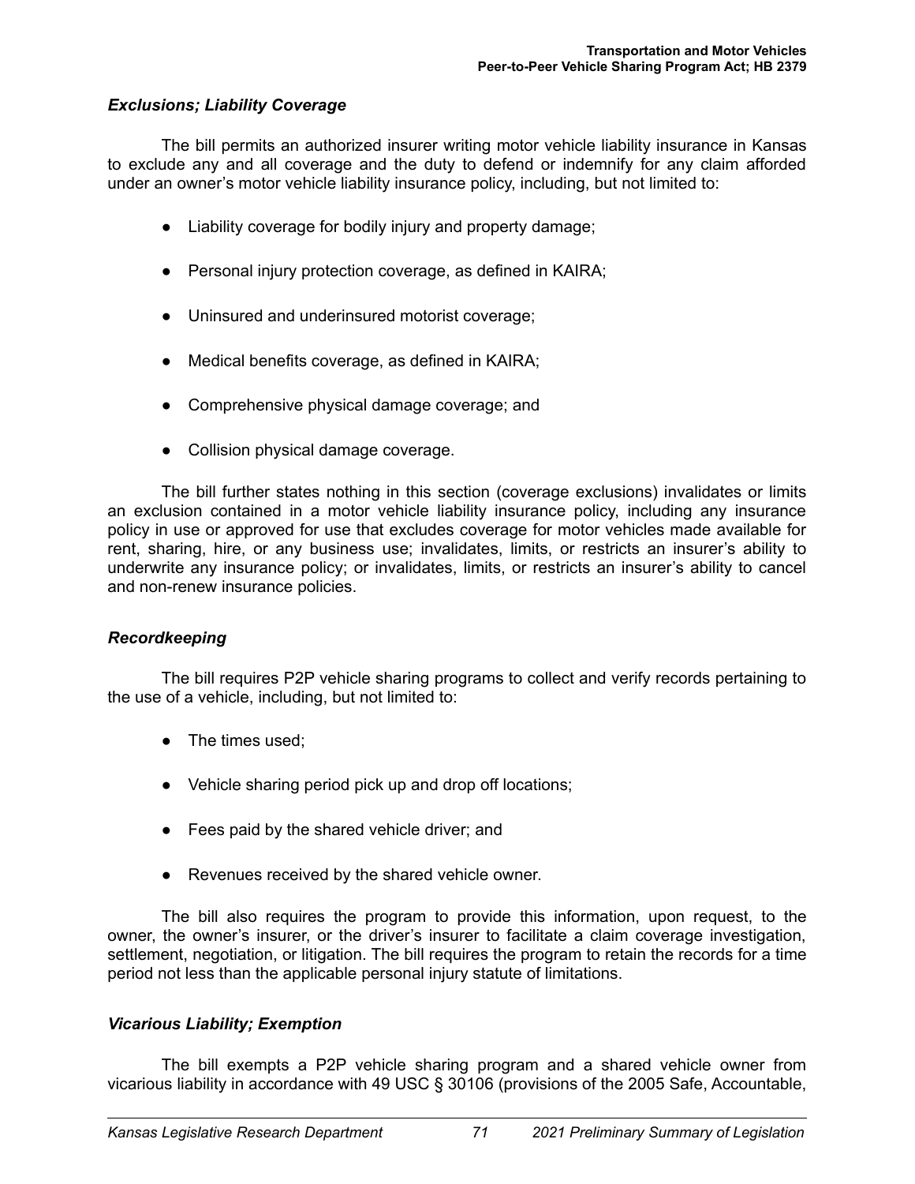### *Exclusions; Liability Coverage*

The bill permits an authorized insurer writing motor vehicle liability insurance in Kansas to exclude any and all coverage and the duty to defend or indemnify for any claim afforded under an owner's motor vehicle liability insurance policy, including, but not limited to:

- Liability coverage for bodily injury and property damage;
- Personal injury protection coverage, as defined in KAIRA;
- Uninsured and underinsured motorist coverage;
- Medical benefits coverage, as defined in KAIRA;
- Comprehensive physical damage coverage; and
- Collision physical damage coverage.

The bill further states nothing in this section (coverage exclusions) invalidates or limits an exclusion contained in a motor vehicle liability insurance policy, including any insurance policy in use or approved for use that excludes coverage for motor vehicles made available for rent, sharing, hire, or any business use; invalidates, limits, or restricts an insurer's ability to underwrite any insurance policy; or invalidates, limits, or restricts an insurer's ability to cancel and non-renew insurance policies.

### *Recordkeeping*

The bill requires P2P vehicle sharing programs to collect and verify records pertaining to the use of a vehicle, including, but not limited to:

- The times used;
- Vehicle sharing period pick up and drop off locations;
- Fees paid by the shared vehicle driver; and
- Revenues received by the shared vehicle owner.

The bill also requires the program to provide this information, upon request, to the owner, the owner's insurer, or the driver's insurer to facilitate a claim coverage investigation, settlement, negotiation, or litigation. The bill requires the program to retain the records for a time period not less than the applicable personal injury statute of limitations.

### *Vicarious Liability; Exemption*

The bill exempts a P2P vehicle sharing program and a shared vehicle owner from vicarious liability in accordance with 49 USC § 30106 (provisions of the 2005 Safe, Accountable,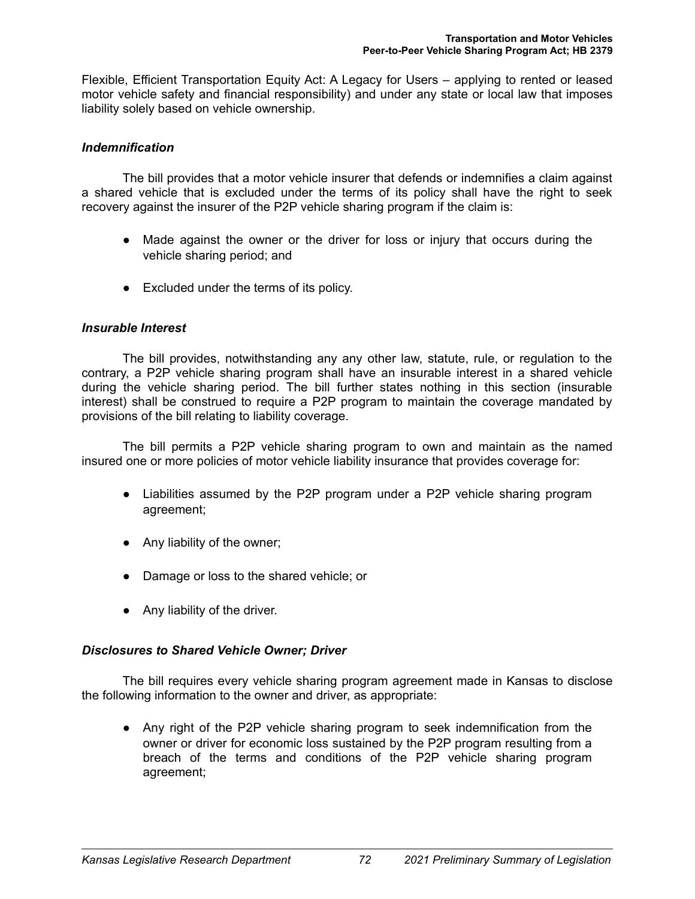Flexible, Efficient Transportation Equity Act: A Legacy for Users – applying to rented or leased motor vehicle safety and financial responsibility) and under any state or local law that imposes liability solely based on vehicle ownership.

### *Indemnification*

The bill provides that a motor vehicle insurer that defends or indemnifies a claim against a shared vehicle that is excluded under the terms of its policy shall have the right to seek recovery against the insurer of the P2P vehicle sharing program if the claim is:

- Made against the owner or the driver for loss or injury that occurs during the vehicle sharing period; and
- Excluded under the terms of its policy.

### *Insurable Interest*

The bill provides, notwithstanding any any other law, statute, rule, or regulation to the contrary, a P2P vehicle sharing program shall have an insurable interest in a shared vehicle during the vehicle sharing period. The bill further states nothing in this section (insurable interest) shall be construed to require a P2P program to maintain the coverage mandated by provisions of the bill relating to liability coverage.

The bill permits a P2P vehicle sharing program to own and maintain as the named insured one or more policies of motor vehicle liability insurance that provides coverage for:

- Liabilities assumed by the P2P program under a P2P vehicle sharing program agreement;
- Any liability of the owner;
- Damage or loss to the shared vehicle; or
- Any liability of the driver.

### *Disclosures to Shared Vehicle Owner; Driver*

The bill requires every vehicle sharing program agreement made in Kansas to disclose the following information to the owner and driver, as appropriate:

- Any right of the P2P vehicle sharing program to seek indemnification from the owner or driver for economic loss sustained by the P2P program resulting from a breach of the terms and conditions of the P2P vehicle sharing program agreement;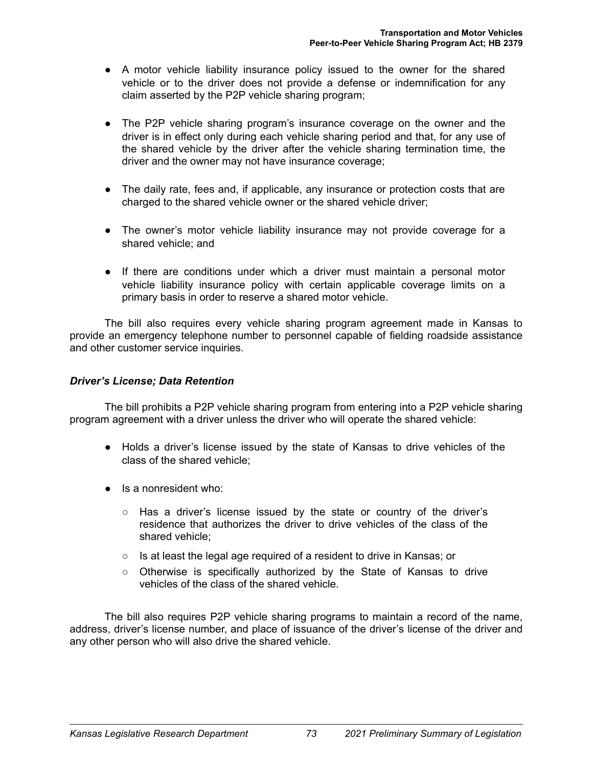- A motor vehicle liability insurance policy issued to the owner for the shared vehicle or to the driver does not provide a defense or indemnification for any claim asserted by the P2P vehicle sharing program;

- The P2P vehicle sharing program's insurance coverage on the owner and the driver is in effect only during each vehicle sharing period and that, for any use of the shared vehicle by the driver after the vehicle sharing termination time, the driver and the owner may not have insurance coverage;

- The daily rate, fees and, if applicable, any insurance or protection costs that are charged to the shared vehicle owner or the shared vehicle driver;

- The owner's motor vehicle liability insurance may not provide coverage for a shared vehicle; and

- If there are conditions under which a driver must maintain a personal motor vehicle liability insurance policy with certain applicable coverage limits on a primary basis in order to reserve a shared motor vehicle.

The bill also requires every vehicle sharing program agreement made in Kansas to provide an emergency telephone number to personnel capable of fielding roadside assistance and other customer service inquiries.

### *Driver's License; Data Retention*

The bill prohibits a P2P vehicle sharing program from entering into a P2P vehicle sharing program agreement with a driver unless the driver who will operate the shared vehicle:

- Holds a driver's license issued by the state of Kansas to drive vehicles of the class of the shared vehicle;

- Is a nonresident who:
  - Has a driver's license issued by the state or country of the driver's residence that authorizes the driver to drive vehicles of the class of the shared vehicle;
  - Is at least the legal age required of a resident to drive in Kansas; or
  - Otherwise is specifically authorized by the State of Kansas to drive vehicles of the class of the shared vehicle.

The bill also requires P2P vehicle sharing programs to maintain a record of the name, address, driver's license number, and place of issuance of the driver's license of the driver and any other person who will also drive the shared vehicle.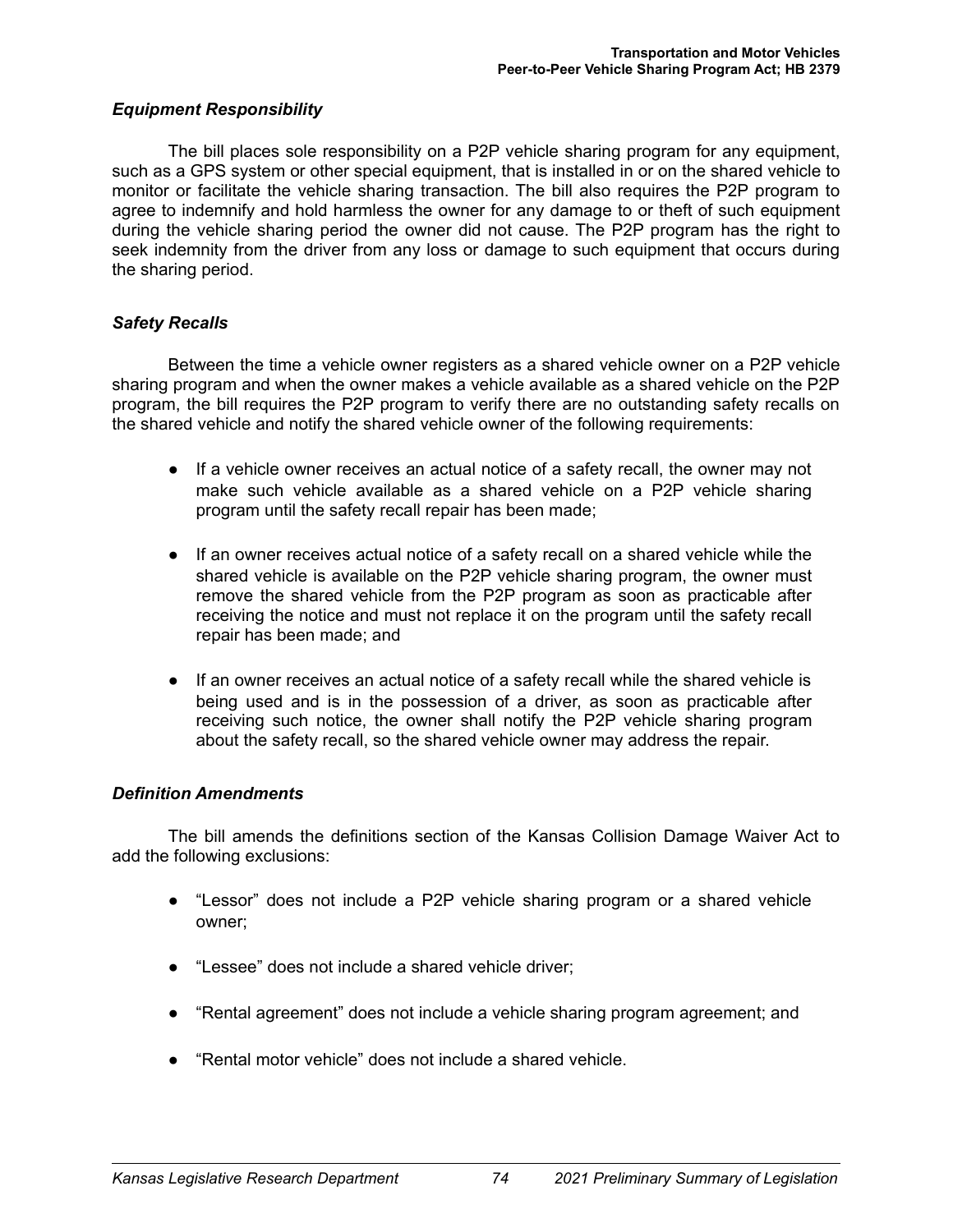### *Equipment Responsibility*

The bill places sole responsibility on a P2P vehicle sharing program for any equipment, such as a GPS system or other special equipment, that is installed in or on the shared vehicle to monitor or facilitate the vehicle sharing transaction. The bill also requires the P2P program to agree to indemnify and hold harmless the owner for any damage to or theft of such equipment during the vehicle sharing period the owner did not cause. The P2P program has the right to seek indemnity from the driver from any loss or damage to such equipment that occurs during the sharing period.

### *Safety Recalls*

Between the time a vehicle owner registers as a shared vehicle owner on a P2P vehicle sharing program and when the owner makes a vehicle available as a shared vehicle on the P2P program, the bill requires the P2P program to verify there are no outstanding safety recalls on the shared vehicle and notify the shared vehicle owner of the following requirements:

- If a vehicle owner receives an actual notice of a safety recall, the owner may not make such vehicle available as a shared vehicle on a P2P vehicle sharing program until the safety recall repair has been made;
- If an owner receives actual notice of a safety recall on a shared vehicle while the shared vehicle is available on the P2P vehicle sharing program, the owner must remove the shared vehicle from the P2P program as soon as practicable after receiving the notice and must not replace it on the program until the safety recall repair has been made; and
- If an owner receives an actual notice of a safety recall while the shared vehicle is being used and is in the possession of a driver, as soon as practicable after receiving such notice, the owner shall notify the P2P vehicle sharing program about the safety recall, so the shared vehicle owner may address the repair.

### *Definition Amendments*

The bill amends the definitions section of the Kansas Collision Damage Waiver Act to add the following exclusions:

- "Lessor" does not include a P2P vehicle sharing program or a shared vehicle owner;
- "Lessee" does not include a shared vehicle driver;
- "Rental agreement" does not include a vehicle sharing program agreement; and
- "Rental motor vehicle" does not include a shared vehicle.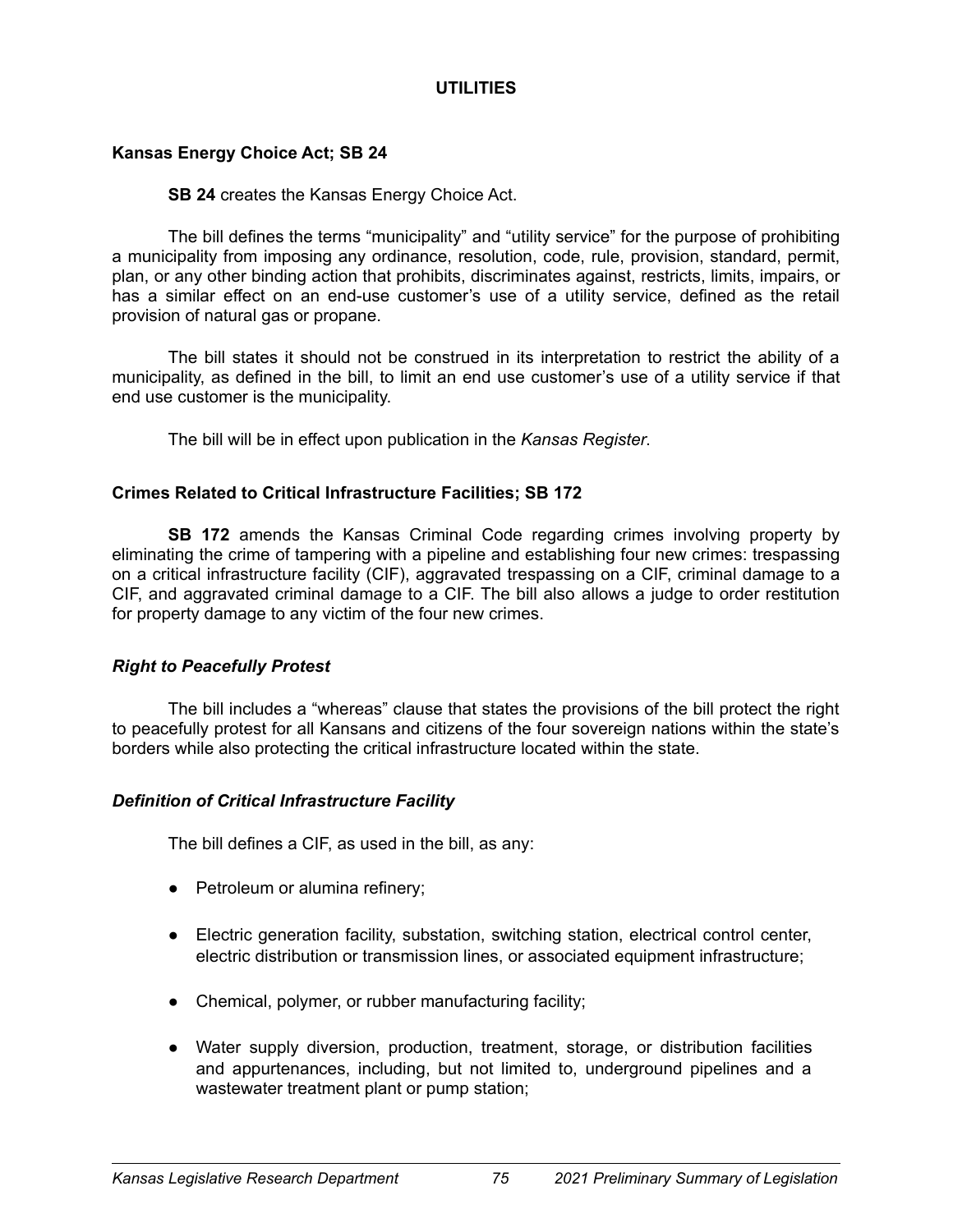# UTILITIES

## Kansas Energy Choice Act; SB 24

**SB 24** creates the Kansas Energy Choice Act.

The bill defines the terms "municipality" and "utility service" for the purpose of prohibiting a municipality from imposing any ordinance, resolution, code, rule, provision, standard, permit, plan, or any other binding action that prohibits, discriminates against, restricts, limits, impairs, or has a similar effect on an end-use customer's use of a utility service, defined as the retail provision of natural gas or propane.

The bill states it should not be construed in its interpretation to restrict the ability of a municipality, as defined in the bill, to limit an end use customer's use of a utility service if that end use customer is the municipality.

The bill will be in effect upon publication in the *Kansas Register*.

## Crimes Related to Critical Infrastructure Facilities; SB 172

**SB 172** amends the Kansas Criminal Code regarding crimes involving property by eliminating the crime of tampering with a pipeline and establishing four new crimes: trespassing on a critical infrastructure facility (CIF), aggravated trespassing on a CIF, criminal damage to a CIF, and aggravated criminal damage to a CIF. The bill also allows a judge to order restitution for property damage to any victim of the four new crimes.

### *Right to Peacefully Protest*

The bill includes a "whereas" clause that states the provisions of the bill protect the right to peacefully protest for all Kansans and citizens of the four sovereign nations within the state's borders while also protecting the critical infrastructure located within the state.

### *Definition of Critical Infrastructure Facility*

The bill defines a CIF, as used in the bill, as any:

- Petroleum or alumina refinery;
- Electric generation facility, substation, switching station, electrical control center, electric distribution or transmission lines, or associated equipment infrastructure;
- Chemical, polymer, or rubber manufacturing facility;
- Water supply diversion, production, treatment, storage, or distribution facilities and appurtenances, including, but not limited to, underground pipelines and a wastewater treatment plant or pump station;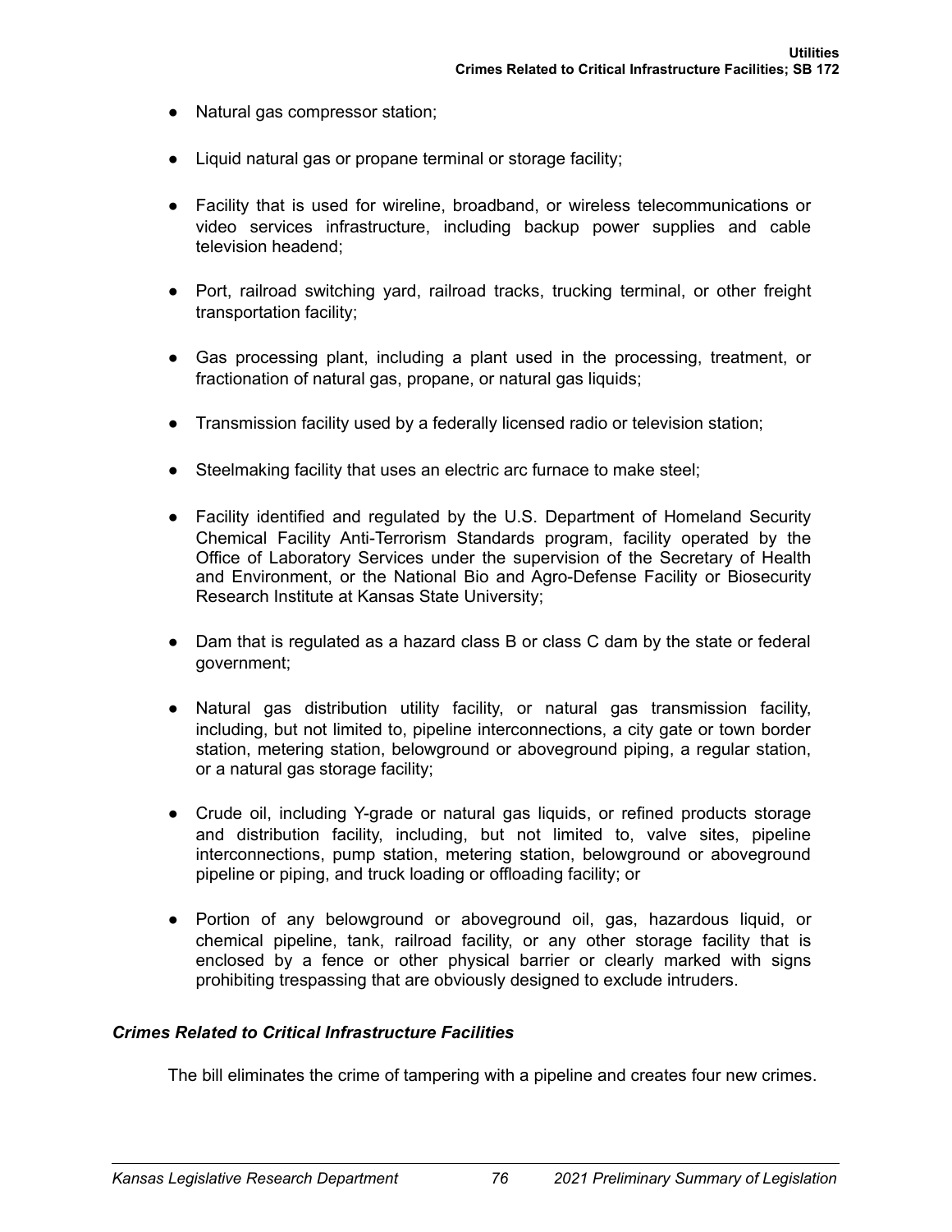- Natural gas compressor station;
- Liquid natural gas or propane terminal or storage facility;
- Facility that is used for wireline, broadband, or wireless telecommunications or video services infrastructure, including backup power supplies and cable television headend;
- Port, railroad switching yard, railroad tracks, trucking terminal, or other freight transportation facility;
- Gas processing plant, including a plant used in the processing, treatment, or fractionation of natural gas, propane, or natural gas liquids;
- Transmission facility used by a federally licensed radio or television station;
- Steelmaking facility that uses an electric arc furnace to make steel;
- Facility identified and regulated by the U.S. Department of Homeland Security Chemical Facility Anti-Terrorism Standards program, facility operated by the Office of Laboratory Services under the supervision of the Secretary of Health and Environment, or the National Bio and Agro-Defense Facility or Biosecurity Research Institute at Kansas State University;
- Dam that is regulated as a hazard class B or class C dam by the state or federal government;
- Natural gas distribution utility facility, or natural gas transmission facility, including, but not limited to, pipeline interconnections, a city gate or town border station, metering station, belowground or aboveground piping, a regular station, or a natural gas storage facility;
- Crude oil, including Y-grade or natural gas liquids, or refined products storage and distribution facility, including, but not limited to, valve sites, pipeline interconnections, pump station, metering station, belowground or aboveground pipeline or piping, and truck loading or offloading facility; or
- Portion of any belowground or aboveground oil, gas, hazardous liquid, or chemical pipeline, tank, railroad facility, or any other storage facility that is enclosed by a fence or other physical barrier or clearly marked with signs prohibiting trespassing that are obviously designed to exclude intruders.

***Crimes Related to Critical Infrastructure Facilities***

The bill eliminates the crime of tampering with a pipeline and creates four new crimes.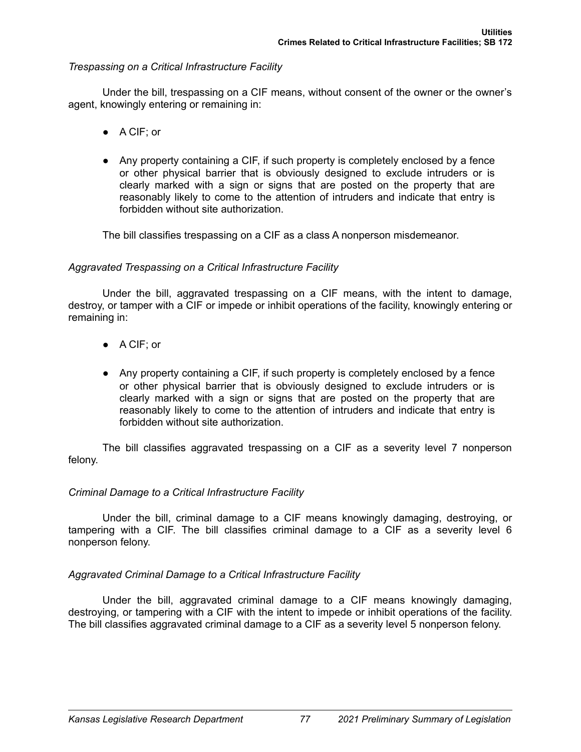*Trespassing on a Critical Infrastructure Facility*

Under the bill, trespassing on a CIF means, without consent of the owner or the owner's agent, knowingly entering or remaining in:

- A CIF; or
- Any property containing a CIF, if such property is completely enclosed by a fence or other physical barrier that is obviously designed to exclude intruders or is clearly marked with a sign or signs that are posted on the property that are reasonably likely to come to the attention of intruders and indicate that entry is forbidden without site authorization.

The bill classifies trespassing on a CIF as a class A nonperson misdemeanor.

*Aggravated Trespassing on a Critical Infrastructure Facility*

Under the bill, aggravated trespassing on a CIF means, with the intent to damage, destroy, or tamper with a CIF or impede or inhibit operations of the facility, knowingly entering or remaining in:

- A CIF; or
- Any property containing a CIF, if such property is completely enclosed by a fence or other physical barrier that is obviously designed to exclude intruders or is clearly marked with a sign or signs that are posted on the property that are reasonably likely to come to the attention of intruders and indicate that entry is forbidden without site authorization.

The bill classifies aggravated trespassing on a CIF as a severity level 7 nonperson felony.

*Criminal Damage to a Critical Infrastructure Facility*

Under the bill, criminal damage to a CIF means knowingly damaging, destroying, or tampering with a CIF. The bill classifies criminal damage to a CIF as a severity level 6 nonperson felony.

*Aggravated Criminal Damage to a Critical Infrastructure Facility*

Under the bill, aggravated criminal damage to a CIF means knowingly damaging, destroying, or tampering with a CIF with the intent to impede or inhibit operations of the facility. The bill classifies aggravated criminal damage to a CIF as a severity level 5 nonperson felony.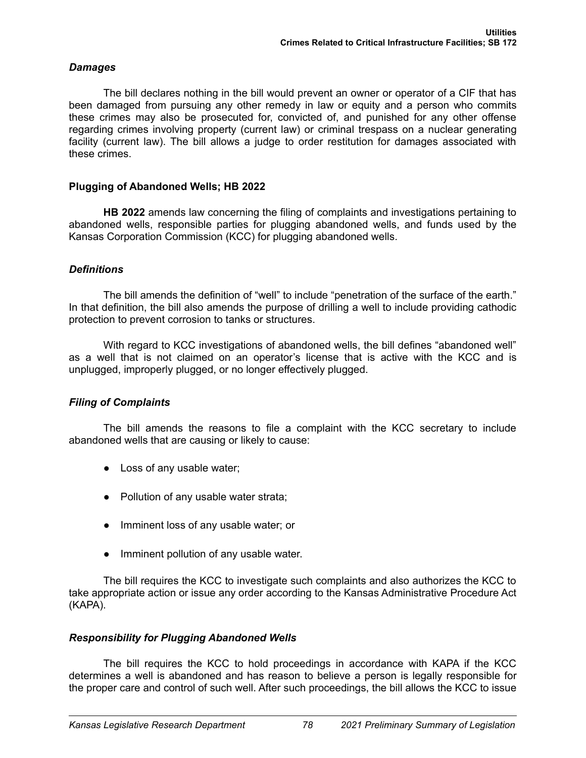### *Damages*

The bill declares nothing in the bill would prevent an owner or operator of a CIF that has been damaged from pursuing any other remedy in law or equity and a person who commits these crimes may also be prosecuted for, convicted of, and punished for any other offense regarding crimes involving property (current law) or criminal trespass on a nuclear generating facility (current law). The bill allows a judge to order restitution for damages associated with these crimes.

## Plugging of Abandoned Wells; HB 2022

**HB 2022** amends law concerning the filing of complaints and investigations pertaining to abandoned wells, responsible parties for plugging abandoned wells, and funds used by the Kansas Corporation Commission (KCC) for plugging abandoned wells.

### *Definitions*

The bill amends the definition of "well" to include "penetration of the surface of the earth." In that definition, the bill also amends the purpose of drilling a well to include providing cathodic protection to prevent corrosion to tanks or structures.

With regard to KCC investigations of abandoned wells, the bill defines "abandoned well" as a well that is not claimed on an operator's license that is active with the KCC and is unplugged, improperly plugged, or no longer effectively plugged.

### *Filing of Complaints*

The bill amends the reasons to file a complaint with the KCC secretary to include abandoned wells that are causing or likely to cause:

- Loss of any usable water;
- Pollution of any usable water strata;
- Imminent loss of any usable water; or
- Imminent pollution of any usable water.

The bill requires the KCC to investigate such complaints and also authorizes the KCC to take appropriate action or issue any order according to the Kansas Administrative Procedure Act (KAPA).

### *Responsibility for Plugging Abandoned Wells*

The bill requires the KCC to hold proceedings in accordance with KAPA if the KCC determines a well is abandoned and has reason to believe a person is legally responsible for the proper care and control of such well. After such proceedings, the bill allows the KCC to issue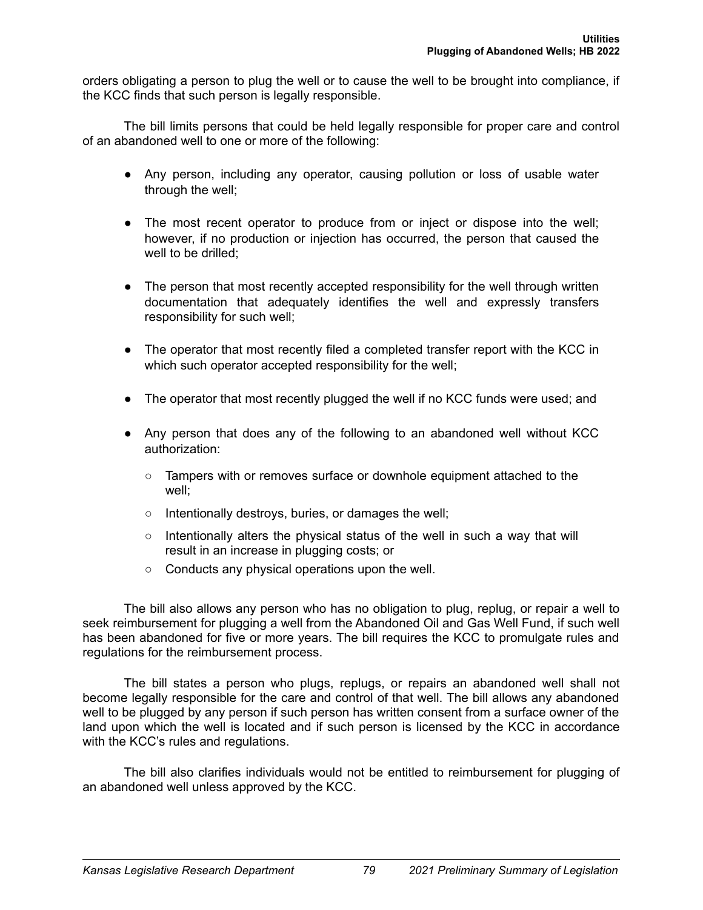orders obligating a person to plug the well or to cause the well to be brought into compliance, if the KCC finds that such person is legally responsible.

The bill limits persons that could be held legally responsible for proper care and control of an abandoned well to one or more of the following:

- Any person, including any operator, causing pollution or loss of usable water through the well;
- The most recent operator to produce from or inject or dispose into the well; however, if no production or injection has occurred, the person that caused the well to be drilled;
- The person that most recently accepted responsibility for the well through written documentation that adequately identifies the well and expressly transfers responsibility for such well;
- The operator that most recently filed a completed transfer report with the KCC in which such operator accepted responsibility for the well;
- The operator that most recently plugged the well if no KCC funds were used; and
- Any person that does any of the following to an abandoned well without KCC authorization:
  - Tampers with or removes surface or downhole equipment attached to the well;
  - Intentionally destroys, buries, or damages the well;
  - Intentionally alters the physical status of the well in such a way that will result in an increase in plugging costs; or
  - Conducts any physical operations upon the well.

The bill also allows any person who has no obligation to plug, replug, or repair a well to seek reimbursement for plugging a well from the Abandoned Oil and Gas Well Fund, if such well has been abandoned for five or more years. The bill requires the KCC to promulgate rules and regulations for the reimbursement process.

The bill states a person who plugs, replugs, or repairs an abandoned well shall not become legally responsible for the care and control of that well. The bill allows any abandoned well to be plugged by any person if such person has written consent from a surface owner of the land upon which the well is located and if such person is licensed by the KCC in accordance with the KCC's rules and regulations.

The bill also clarifies individuals would not be entitled to reimbursement for plugging of an abandoned well unless approved by the KCC.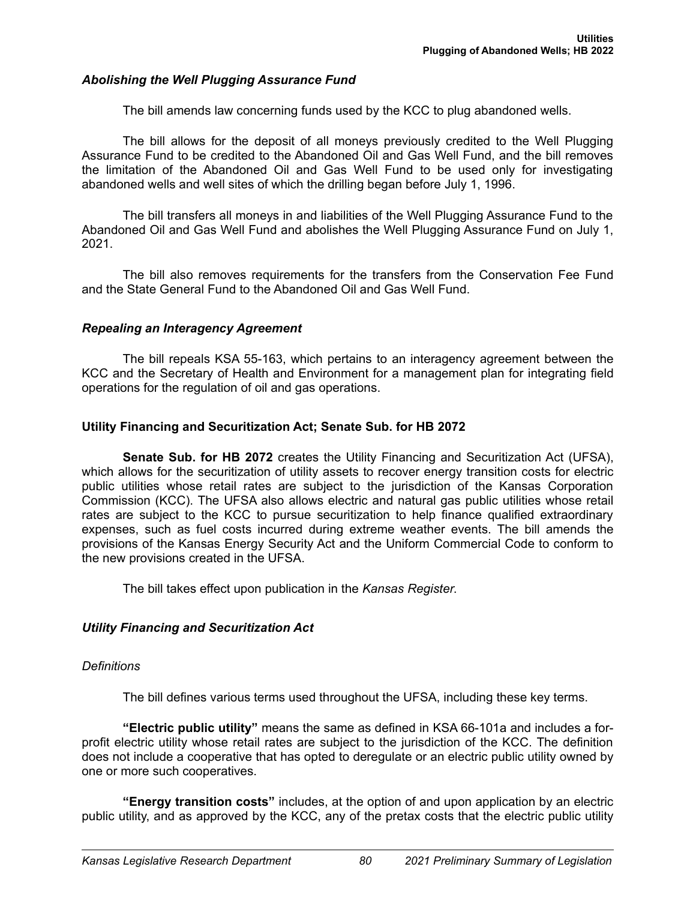### *Abolishing the Well Plugging Assurance Fund*

The bill amends law concerning funds used by the KCC to plug abandoned wells.

The bill allows for the deposit of all moneys previously credited to the Well Plugging Assurance Fund to be credited to the Abandoned Oil and Gas Well Fund, and the bill removes the limitation of the Abandoned Oil and Gas Well Fund to be used only for investigating abandoned wells and well sites of which the drilling began before July 1, 1996.

The bill transfers all moneys in and liabilities of the Well Plugging Assurance Fund to the Abandoned Oil and Gas Well Fund and abolishes the Well Plugging Assurance Fund on July 1, 2021.

The bill also removes requirements for the transfers from the Conservation Fee Fund and the State General Fund to the Abandoned Oil and Gas Well Fund.

### *Repealing an Interagency Agreement*

The bill repeals KSA 55-163, which pertains to an interagency agreement between the KCC and the Secretary of Health and Environment for a management plan for integrating field operations for the regulation of oil and gas operations.

## Utility Financing and Securitization Act; Senate Sub. for HB 2072

**Senate Sub. for HB 2072** creates the Utility Financing and Securitization Act (UFSA), which allows for the securitization of utility assets to recover energy transition costs for electric public utilities whose retail rates are subject to the jurisdiction of the Kansas Corporation Commission (KCC). The UFSA also allows electric and natural gas public utilities whose retail rates are subject to the KCC to pursue securitization to help finance qualified extraordinary expenses, such as fuel costs incurred during extreme weather events. The bill amends the provisions of the Kansas Energy Security Act and the Uniform Commercial Code to conform to the new provisions created in the UFSA.

The bill takes effect upon publication in the *Kansas Register*.

### *Utility Financing and Securitization Act*

#### *Definitions*

The bill defines various terms used throughout the UFSA, including these key terms.

**"Electric public utility"** means the same as defined in KSA 66-101a and includes a for-profit electric utility whose retail rates are subject to the jurisdiction of the KCC. The definition does not include a cooperative that has opted to deregulate or an electric public utility owned by one or more such cooperatives.

**"Energy transition costs"** includes, at the option of and upon application by an electric public utility, and as approved by the KCC, any of the pretax costs that the electric public utility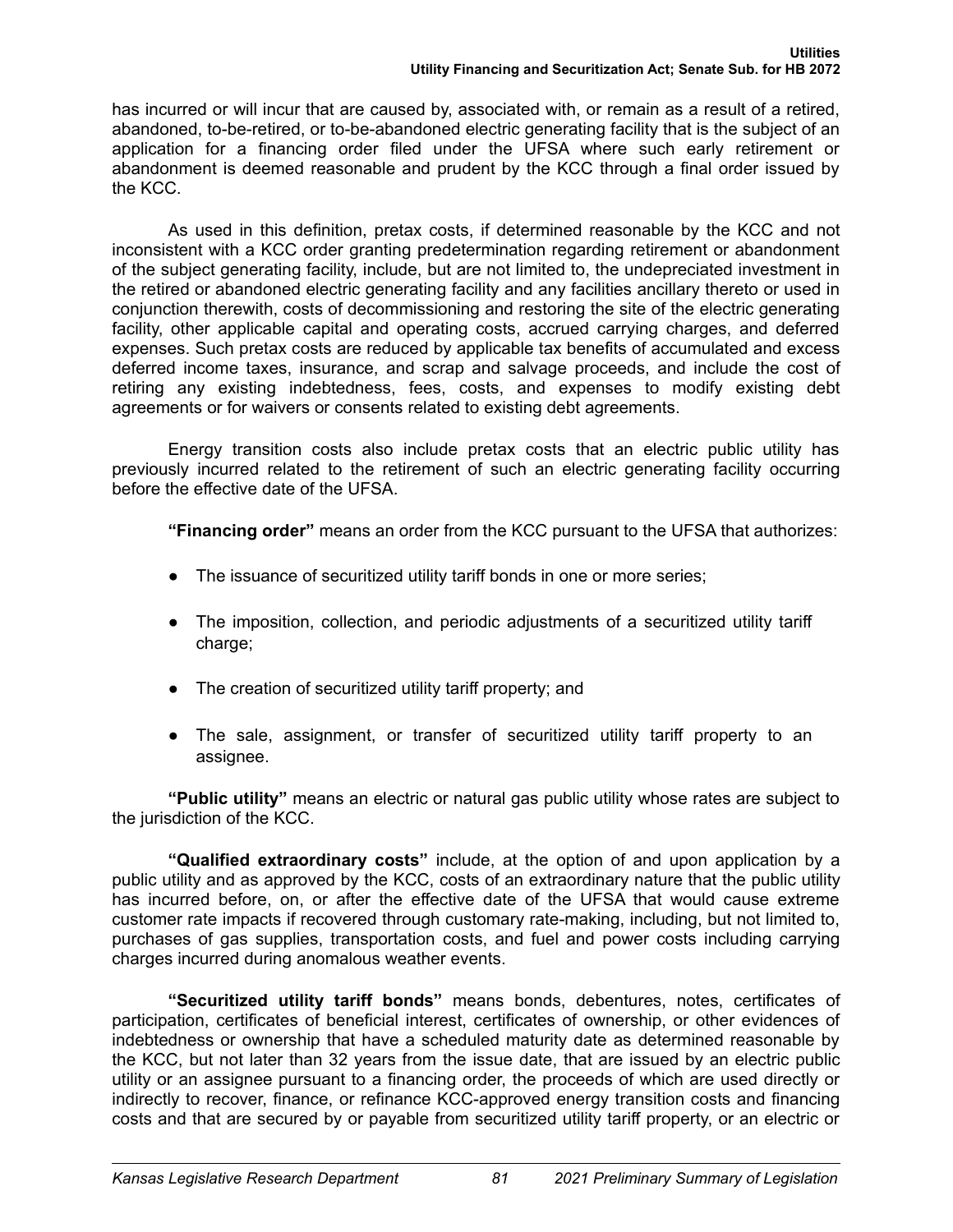has incurred or will incur that are caused by, associated with, or remain as a result of a retired, abandoned, to-be-retired, or to-be-abandoned electric generating facility that is the subject of an application for a financing order filed under the UFSA where such early retirement or abandonment is deemed reasonable and prudent by the KCC through a final order issued by the KCC.

As used in this definition, pretax costs, if determined reasonable by the KCC and not inconsistent with a KCC order granting predetermination regarding retirement or abandonment of the subject generating facility, include, but are not limited to, the undepreciated investment in the retired or abandoned electric generating facility and any facilities ancillary thereto or used in conjunction therewith, costs of decommissioning and restoring the site of the electric generating facility, other applicable capital and operating costs, accrued carrying charges, and deferred expenses. Such pretax costs are reduced by applicable tax benefits of accumulated and excess deferred income taxes, insurance, and scrap and salvage proceeds, and include the cost of retiring any existing indebtedness, fees, costs, and expenses to modify existing debt agreements or for waivers or consents related to existing debt agreements.

Energy transition costs also include pretax costs that an electric public utility has previously incurred related to the retirement of such an electric generating facility occurring before the effective date of the UFSA.

**"Financing order"** means an order from the KCC pursuant to the UFSA that authorizes:

- The issuance of securitized utility tariff bonds in one or more series;
- The imposition, collection, and periodic adjustments of a securitized utility tariff charge;
- The creation of securitized utility tariff property; and
- The sale, assignment, or transfer of securitized utility tariff property to an assignee.

**"Public utility"** means an electric or natural gas public utility whose rates are subject to the jurisdiction of the KCC.

**"Qualified extraordinary costs"** include, at the option of and upon application by a public utility and as approved by the KCC, costs of an extraordinary nature that the public utility has incurred before, on, or after the effective date of the UFSA that would cause extreme customer rate impacts if recovered through customary rate-making, including, but not limited to, purchases of gas supplies, transportation costs, and fuel and power costs including carrying charges incurred during anomalous weather events.

**"Securitized utility tariff bonds"** means bonds, debentures, notes, certificates of participation, certificates of beneficial interest, certificates of ownership, or other evidences of indebtedness or ownership that have a scheduled maturity date as determined reasonable by the KCC, but not later than 32 years from the issue date, that are issued by an electric public utility or an assignee pursuant to a financing order, the proceeds of which are used directly or indirectly to recover, finance, or refinance KCC-approved energy transition costs and financing costs and that are secured by or payable from securitized utility tariff property, or an electric or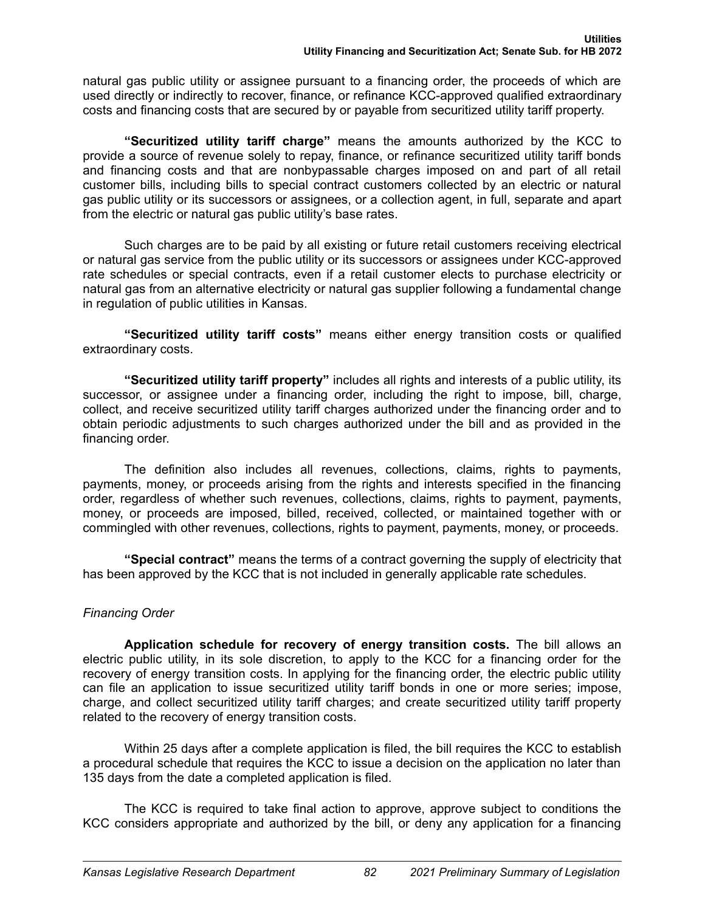natural gas public utility or assignee pursuant to a financing order, the proceeds of which are used directly or indirectly to recover, finance, or refinance KCC-approved qualified extraordinary costs and financing costs that are secured by or payable from securitized utility tariff property.

**"Securitized utility tariff charge"** means the amounts authorized by the KCC to provide a source of revenue solely to repay, finance, or refinance securitized utility tariff bonds and financing costs and that are nonbypassable charges imposed on and part of all retail customer bills, including bills to special contract customers collected by an electric or natural gas public utility or its successors or assignees, or a collection agent, in full, separate and apart from the electric or natural gas public utility's base rates.

Such charges are to be paid by all existing or future retail customers receiving electrical or natural gas service from the public utility or its successors or assignees under KCC-approved rate schedules or special contracts, even if a retail customer elects to purchase electricity or natural gas from an alternative electricity or natural gas supplier following a fundamental change in regulation of public utilities in Kansas.

**"Securitized utility tariff costs"** means either energy transition costs or qualified extraordinary costs.

**"Securitized utility tariff property"** includes all rights and interests of a public utility, its successor, or assignee under a financing order, including the right to impose, bill, charge, collect, and receive securitized utility tariff charges authorized under the financing order and to obtain periodic adjustments to such charges authorized under the bill and as provided in the financing order.

The definition also includes all revenues, collections, claims, rights to payments, payments, money, or proceeds arising from the rights and interests specified in the financing order, regardless of whether such revenues, collections, claims, rights to payment, payments, money, or proceeds are imposed, billed, received, collected, or maintained together with or commingled with other revenues, collections, rights to payment, payments, money, or proceeds.

**"Special contract"** means the terms of a contract governing the supply of electricity that has been approved by the KCC that is not included in generally applicable rate schedules.

*Financing Order*

**Application schedule for recovery of energy transition costs.** The bill allows an electric public utility, in its sole discretion, to apply to the KCC for a financing order for the recovery of energy transition costs. In applying for the financing order, the electric public utility can file an application to issue securitized utility tariff bonds in one or more series; impose, charge, and collect securitized utility tariff charges; and create securitized utility tariff property related to the recovery of energy transition costs.

Within 25 days after a complete application is filed, the bill requires the KCC to establish a procedural schedule that requires the KCC to issue a decision on the application no later than 135 days from the date a completed application is filed.

The KCC is required to take final action to approve, approve subject to conditions the KCC considers appropriate and authorized by the bill, or deny any application for a financing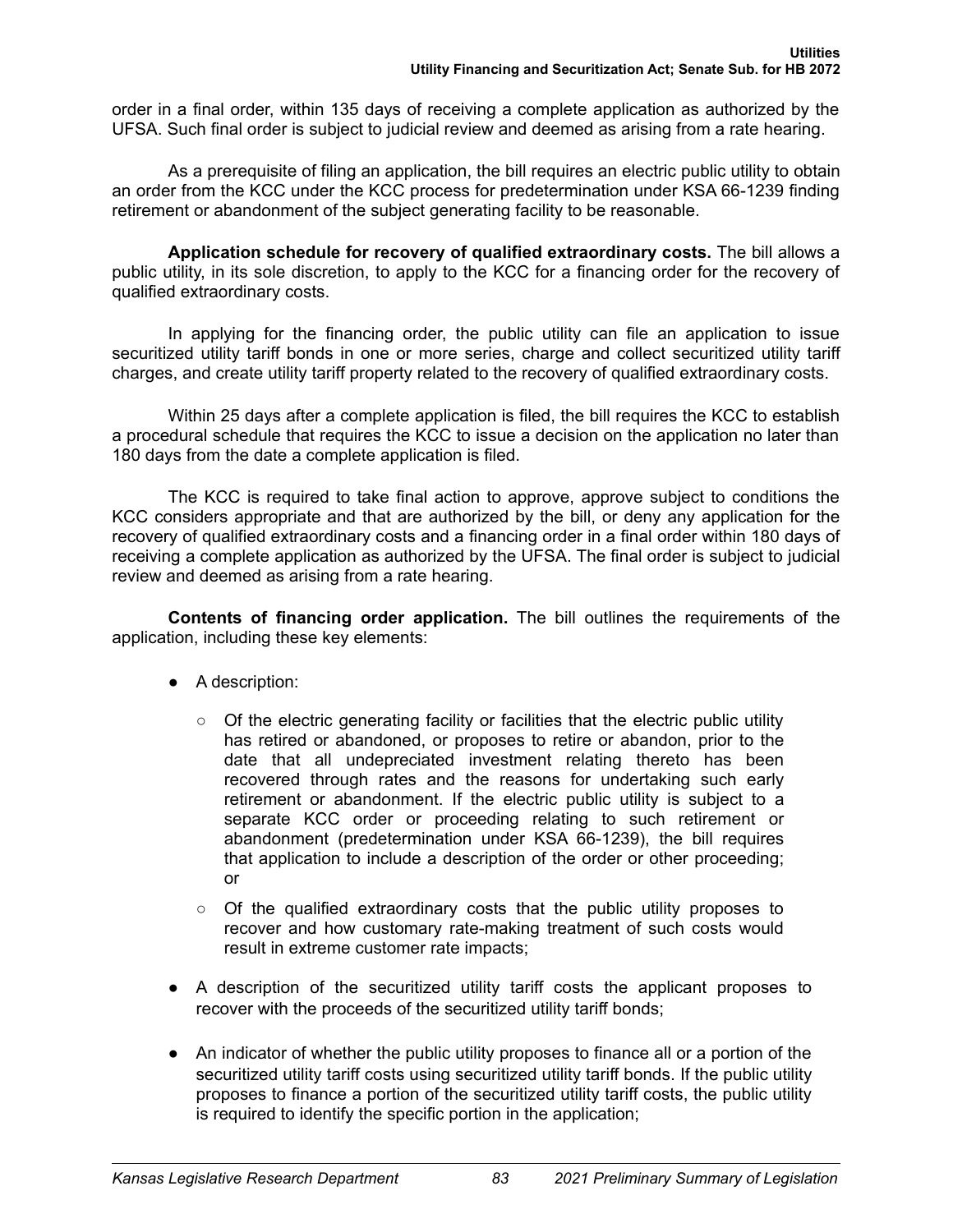order in a final order, within 135 days of receiving a complete application as authorized by the UFSA. Such final order is subject to judicial review and deemed as arising from a rate hearing.

As a prerequisite of filing an application, the bill requires an electric public utility to obtain an order from the KCC under the KCC process for predetermination under KSA 66-1239 finding retirement or abandonment of the subject generating facility to be reasonable.

**Application schedule for recovery of qualified extraordinary costs.** The bill allows a public utility, in its sole discretion, to apply to the KCC for a financing order for the recovery of qualified extraordinary costs.

In applying for the financing order, the public utility can file an application to issue securitized utility tariff bonds in one or more series, charge and collect securitized utility tariff charges, and create utility tariff property related to the recovery of qualified extraordinary costs.

Within 25 days after a complete application is filed, the bill requires the KCC to establish a procedural schedule that requires the KCC to issue a decision on the application no later than 180 days from the date a complete application is filed.

The KCC is required to take final action to approve, approve subject to conditions the KCC considers appropriate and that are authorized by the bill, or deny any application for the recovery of qualified extraordinary costs and a financing order in a final order within 180 days of receiving a complete application as authorized by the UFSA. The final order is subject to judicial review and deemed as arising from a rate hearing.

**Contents of financing order application.** The bill outlines the requirements of the application, including these key elements:

- A description:
  - Of the electric generating facility or facilities that the electric public utility has retired or abandoned, or proposes to retire or abandon, prior to the date that all undepreciated investment relating thereto has been recovered through rates and the reasons for undertaking such early retirement or abandonment. If the electric public utility is subject to a separate KCC order or proceeding relating to such retirement or abandonment (predetermination under KSA 66-1239), the bill requires that application to include a description of the order or other proceeding; or
  - Of the qualified extraordinary costs that the public utility proposes to recover and how customary rate-making treatment of such costs would result in extreme customer rate impacts;
- A description of the securitized utility tariff costs the applicant proposes to recover with the proceeds of the securitized utility tariff bonds;
- An indicator of whether the public utility proposes to finance all or a portion of the securitized utility tariff costs using securitized utility tariff bonds. If the public utility proposes to finance a portion of the securitized utility tariff costs, the public utility is required to identify the specific portion in the application;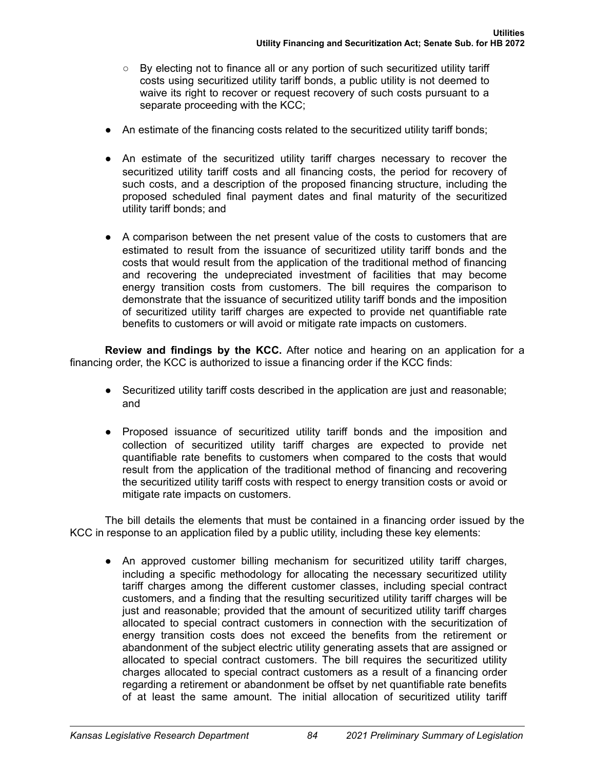- By electing not to finance all or any portion of such securitized utility tariff costs using securitized utility tariff bonds, a public utility is not deemed to waive its right to recover or request recovery of such costs pursuant to a separate proceeding with the KCC;

- An estimate of the financing costs related to the securitized utility tariff bonds;

- An estimate of the securitized utility tariff charges necessary to recover the securitized utility tariff costs and all financing costs, the period for recovery of such costs, and a description of the proposed financing structure, including the proposed scheduled final payment dates and final maturity of the securitized utility tariff bonds; and

- A comparison between the net present value of the costs to customers that are estimated to result from the issuance of securitized utility tariff bonds and the costs that would result from the application of the traditional method of financing and recovering the undepreciated investment of facilities that may become energy transition costs from customers. The bill requires the comparison to demonstrate that the issuance of securitized utility tariff bonds and the imposition of securitized utility tariff charges are expected to provide net quantifiable rate benefits to customers or will avoid or mitigate rate impacts on customers.

**Review and findings by the KCC.** After notice and hearing on an application for a financing order, the KCC is authorized to issue a financing order if the KCC finds:

- Securitized utility tariff costs described in the application are just and reasonable; and

- Proposed issuance of securitized utility tariff bonds and the imposition and collection of securitized utility tariff charges are expected to provide net quantifiable rate benefits to customers when compared to the costs that would result from the application of the traditional method of financing and recovering the securitized utility tariff costs with respect to energy transition costs or avoid or mitigate rate impacts on customers.

The bill details the elements that must be contained in a financing order issued by the KCC in response to an application filed by a public utility, including these key elements:

- An approved customer billing mechanism for securitized utility tariff charges, including a specific methodology for allocating the necessary securitized utility tariff charges among the different customer classes, including special contract customers, and a finding that the resulting securitized utility tariff charges will be just and reasonable; provided that the amount of securitized utility tariff charges allocated to special contract customers in connection with the securitization of energy transition costs does not exceed the benefits from the retirement or abandonment of the subject electric utility generating assets that are assigned or allocated to special contract customers. The bill requires the securitized utility charges allocated to special contract customers as a result of a financing order regarding a retirement or abandonment be offset by net quantifiable rate benefits of at least the same amount. The initial allocation of securitized utility tariff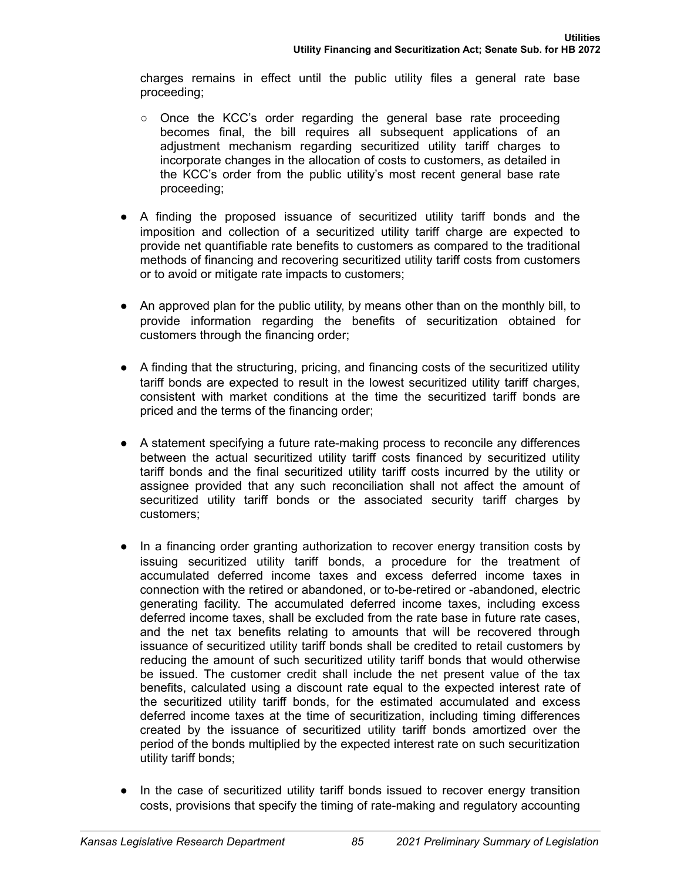charges remains in effect until the public utility files a general rate base proceeding;

- Once the KCC's order regarding the general base rate proceeding becomes final, the bill requires all subsequent applications of an adjustment mechanism regarding securitized utility tariff charges to incorporate changes in the allocation of costs to customers, as detailed in the KCC's order from the public utility's most recent general base rate proceeding;

- A finding the proposed issuance of securitized utility tariff bonds and the imposition and collection of a securitized utility tariff charge are expected to provide net quantifiable rate benefits to customers as compared to the traditional methods of financing and recovering securitized utility tariff costs from customers or to avoid or mitigate rate impacts to customers;

- An approved plan for the public utility, by means other than on the monthly bill, to provide information regarding the benefits of securitization obtained for customers through the financing order;

- A finding that the structuring, pricing, and financing costs of the securitized utility tariff bonds are expected to result in the lowest securitized utility tariff charges, consistent with market conditions at the time the securitized tariff bonds are priced and the terms of the financing order;

- A statement specifying a future rate-making process to reconcile any differences between the actual securitized utility tariff costs financed by securitized utility tariff bonds and the final securitized utility tariff costs incurred by the utility or assignee provided that any such reconciliation shall not affect the amount of securitized utility tariff bonds or the associated security tariff charges by customers;

- In a financing order granting authorization to recover energy transition costs by issuing securitized utility tariff bonds, a procedure for the treatment of accumulated deferred income taxes and excess deferred income taxes in connection with the retired or abandoned, or to-be-retired or -abandoned, electric generating facility. The accumulated deferred income taxes, including excess deferred income taxes, shall be excluded from the rate base in future rate cases, and the net tax benefits relating to amounts that will be recovered through issuance of securitized utility tariff bonds shall be credited to retail customers by reducing the amount of such securitized utility tariff bonds that would otherwise be issued. The customer credit shall include the net present value of the tax benefits, calculated using a discount rate equal to the expected interest rate of the securitized utility tariff bonds, for the estimated accumulated and excess deferred income taxes at the time of securitization, including timing differences created by the issuance of securitized utility tariff bonds amortized over the period of the bonds multiplied by the expected interest rate on such securitization utility tariff bonds;

- In the case of securitized utility tariff bonds issued to recover energy transition costs, provisions that specify the timing of rate-making and regulatory accounting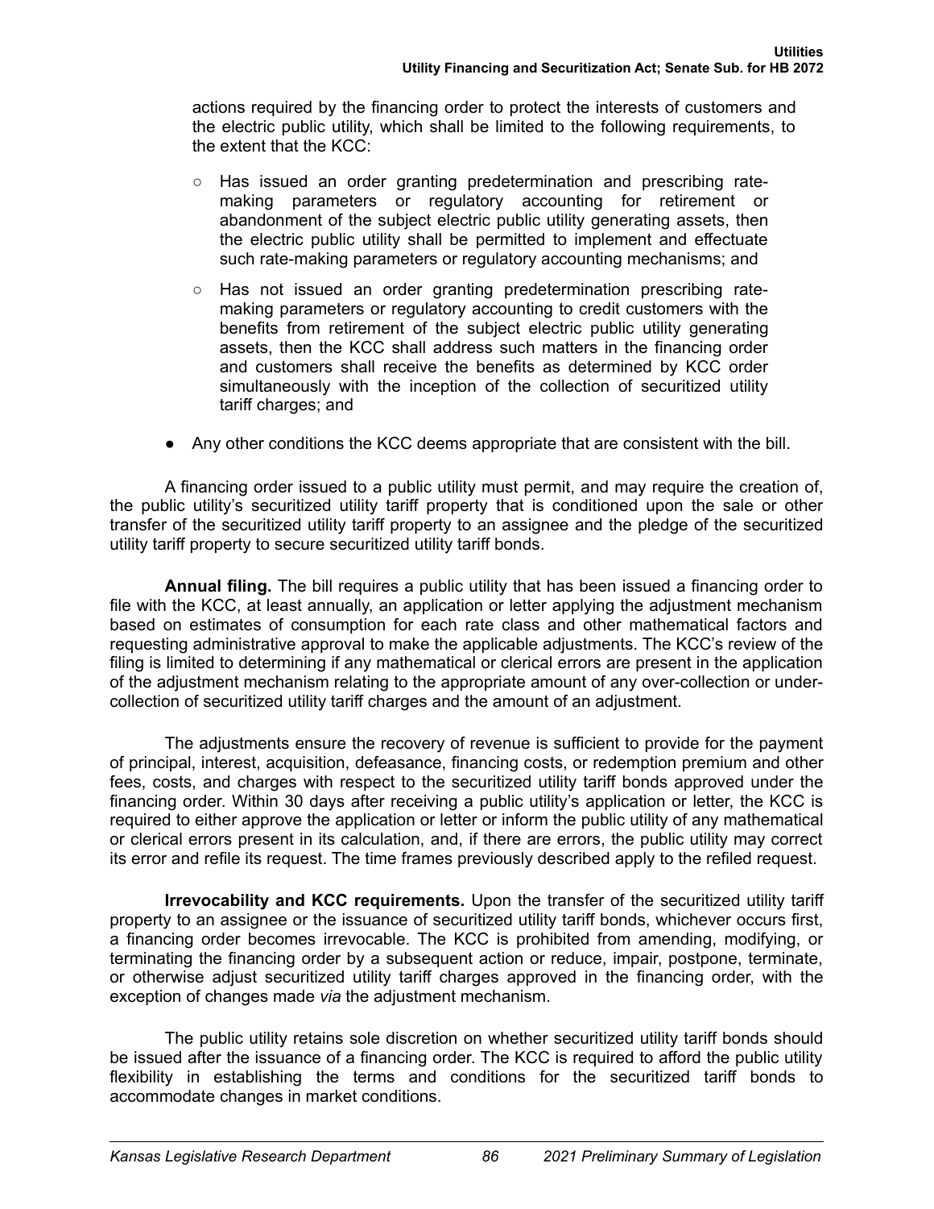actions required by the financing order to protect the interests of customers and the electric public utility, which shall be limited to the following requirements, to the extent that the KCC:

  - Has issued an order granting predetermination and prescribing rate-making parameters or regulatory accounting for retirement or abandonment of the subject electric public utility generating assets, then the electric public utility shall be permitted to implement and effectuate such rate-making parameters or regulatory accounting mechanisms; and
  - Has not issued an order granting predetermination prescribing rate-making parameters or regulatory accounting to credit customers with the benefits from retirement of the subject electric public utility generating assets, then the KCC shall address such matters in the financing order and customers shall receive the benefits as determined by KCC order simultaneously with the inception of the collection of securitized utility tariff charges; and

- Any other conditions the KCC deems appropriate that are consistent with the bill.

A financing order issued to a public utility must permit, and may require the creation of, the public utility's securitized utility tariff property that is conditioned upon the sale or other transfer of the securitized utility tariff property to an assignee and the pledge of the securitized utility tariff property to secure securitized utility tariff bonds.

**Annual filing.** The bill requires a public utility that has been issued a financing order to file with the KCC, at least annually, an application or letter applying the adjustment mechanism based on estimates of consumption for each rate class and other mathematical factors and requesting administrative approval to make the applicable adjustments. The KCC's review of the filing is limited to determining if any mathematical or clerical errors are present in the application of the adjustment mechanism relating to the appropriate amount of any over-collection or under-collection of securitized utility tariff charges and the amount of an adjustment.

The adjustments ensure the recovery of revenue is sufficient to provide for the payment of principal, interest, acquisition, defeasance, financing costs, or redemption premium and other fees, costs, and charges with respect to the securitized utility tariff bonds approved under the financing order. Within 30 days after receiving a public utility's application or letter, the KCC is required to either approve the application or letter or inform the public utility of any mathematical or clerical errors present in its calculation, and, if there are errors, the public utility may correct its error and refile its request. The time frames previously described apply to the refiled request.

**Irrevocability and KCC requirements.** Upon the transfer of the securitized utility tariff property to an assignee or the issuance of securitized utility tariff bonds, whichever occurs first, a financing order becomes irrevocable. The KCC is prohibited from amending, modifying, or terminating the financing order by a subsequent action or reduce, impair, postpone, terminate, or otherwise adjust securitized utility tariff charges approved in the financing order, with the exception of changes made *via* the adjustment mechanism.

The public utility retains sole discretion on whether securitized utility tariff bonds should be issued after the issuance of a financing order. The KCC is required to afford the public utility flexibility in establishing the terms and conditions for the securitized tariff bonds to accommodate changes in market conditions.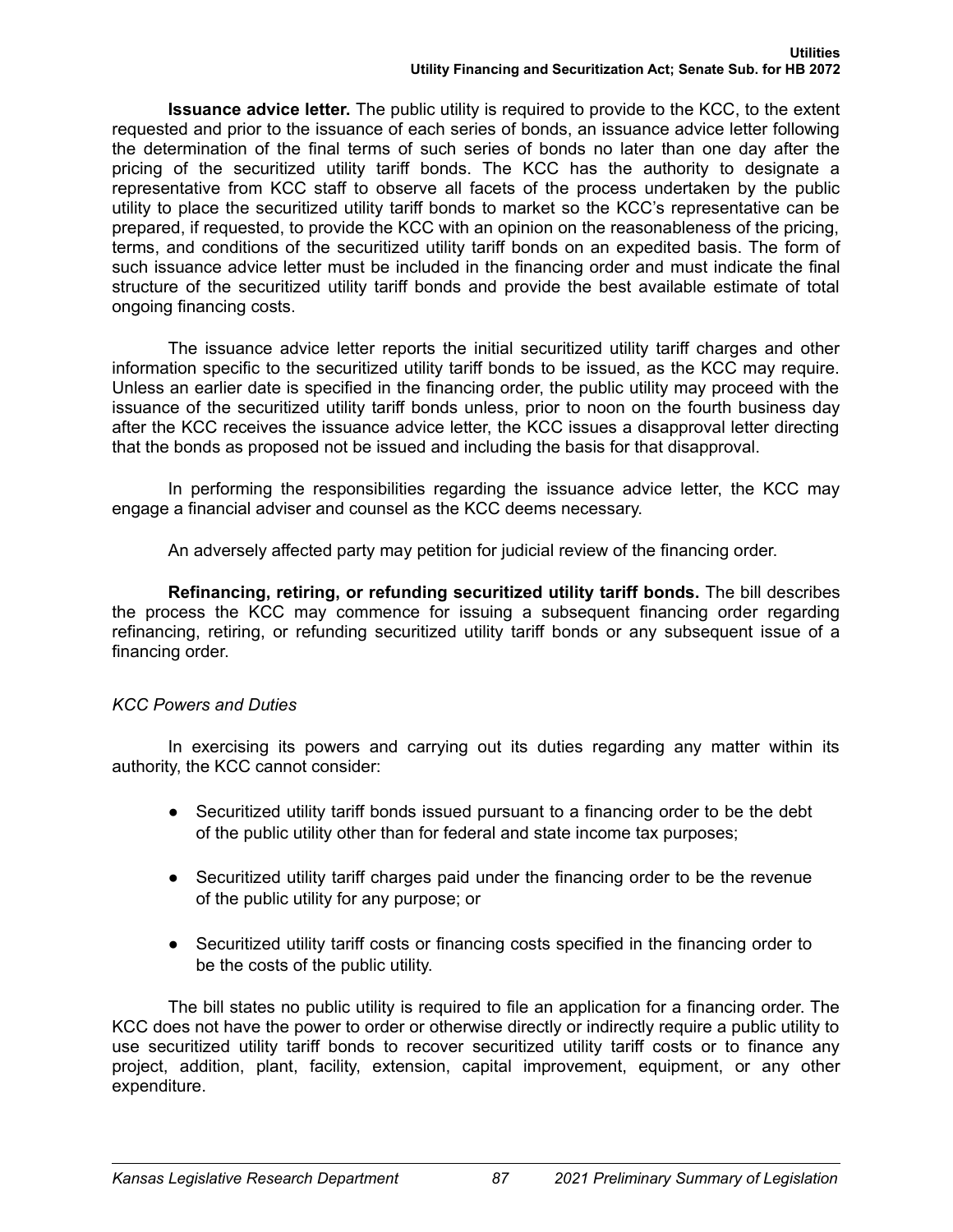**Issuance advice letter.** The public utility is required to provide to the KCC, to the extent requested and prior to the issuance of each series of bonds, an issuance advice letter following the determination of the final terms of such series of bonds no later than one day after the pricing of the securitized utility tariff bonds. The KCC has the authority to designate a representative from KCC staff to observe all facets of the process undertaken by the public utility to place the securitized utility tariff bonds to market so the KCC's representative can be prepared, if requested, to provide the KCC with an opinion on the reasonableness of the pricing, terms, and conditions of the securitized utility tariff bonds on an expedited basis. The form of such issuance advice letter must be included in the financing order and must indicate the final structure of the securitized utility tariff bonds and provide the best available estimate of total ongoing financing costs.

The issuance advice letter reports the initial securitized utility tariff charges and other information specific to the securitized utility tariff bonds to be issued, as the KCC may require. Unless an earlier date is specified in the financing order, the public utility may proceed with the issuance of the securitized utility tariff bonds unless, prior to noon on the fourth business day after the KCC receives the issuance advice letter, the KCC issues a disapproval letter directing that the bonds as proposed not be issued and including the basis for that disapproval.

In performing the responsibilities regarding the issuance advice letter, the KCC may engage a financial adviser and counsel as the KCC deems necessary.

An adversely affected party may petition for judicial review of the financing order.

**Refinancing, retiring, or refunding securitized utility tariff bonds.** The bill describes the process the KCC may commence for issuing a subsequent financing order regarding refinancing, retiring, or refunding securitized utility tariff bonds or any subsequent issue of a financing order.

*KCC Powers and Duties*

In exercising its powers and carrying out its duties regarding any matter within its authority, the KCC cannot consider:

- Securitized utility tariff bonds issued pursuant to a financing order to be the debt of the public utility other than for federal and state income tax purposes;
- Securitized utility tariff charges paid under the financing order to be the revenue of the public utility for any purpose; or
- Securitized utility tariff costs or financing costs specified in the financing order to be the costs of the public utility.

The bill states no public utility is required to file an application for a financing order. The KCC does not have the power to order or otherwise directly or indirectly require a public utility to use securitized utility tariff bonds to recover securitized utility tariff costs or to finance any project, addition, plant, facility, extension, capital improvement, equipment, or any other expenditure.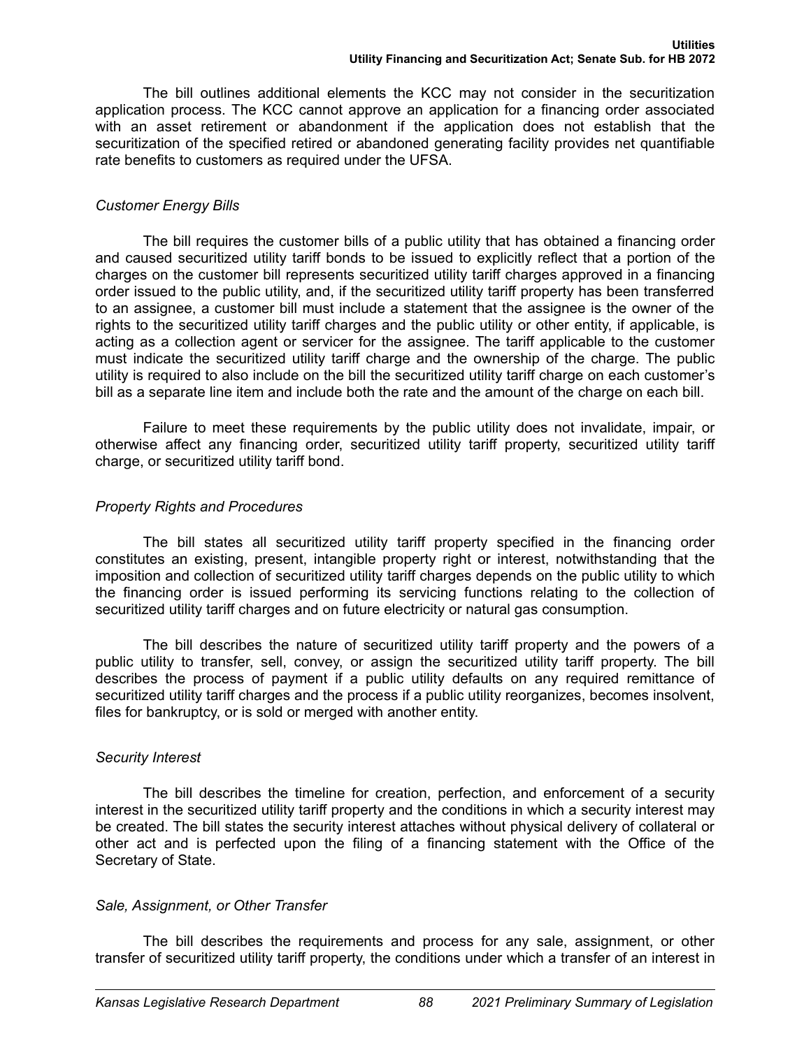The bill outlines additional elements the KCC may not consider in the securitization application process. The KCC cannot approve an application for a financing order associated with an asset retirement or abandonment if the application does not establish that the securitization of the specified retired or abandoned generating facility provides net quantifiable rate benefits to customers as required under the UFSA.

*Customer Energy Bills*

The bill requires the customer bills of a public utility that has obtained a financing order and caused securitized utility tariff bonds to be issued to explicitly reflect that a portion of the charges on the customer bill represents securitized utility tariff charges approved in a financing order issued to the public utility, and, if the securitized utility tariff property has been transferred to an assignee, a customer bill must include a statement that the assignee is the owner of the rights to the securitized utility tariff charges and the public utility or other entity, if applicable, is acting as a collection agent or servicer for the assignee. The tariff applicable to the customer must indicate the securitized utility tariff charge and the ownership of the charge. The public utility is required to also include on the bill the securitized utility tariff charge on each customer's bill as a separate line item and include both the rate and the amount of the charge on each bill.

Failure to meet these requirements by the public utility does not invalidate, impair, or otherwise affect any financing order, securitized utility tariff property, securitized utility tariff charge, or securitized utility tariff bond.

*Property Rights and Procedures*

The bill states all securitized utility tariff property specified in the financing order constitutes an existing, present, intangible property right or interest, notwithstanding that the imposition and collection of securitized utility tariff charges depends on the public utility to which the financing order is issued performing its servicing functions relating to the collection of securitized utility tariff charges and on future electricity or natural gas consumption.

The bill describes the nature of securitized utility tariff property and the powers of a public utility to transfer, sell, convey, or assign the securitized utility tariff property. The bill describes the process of payment if a public utility defaults on any required remittance of securitized utility tariff charges and the process if a public utility reorganizes, becomes insolvent, files for bankruptcy, or is sold or merged with another entity.

*Security Interest*

The bill describes the timeline for creation, perfection, and enforcement of a security interest in the securitized utility tariff property and the conditions in which a security interest may be created. The bill states the security interest attaches without physical delivery of collateral or other act and is perfected upon the filing of a financing statement with the Office of the Secretary of State.

*Sale, Assignment, or Other Transfer*

The bill describes the requirements and process for any sale, assignment, or other transfer of securitized utility tariff property, the conditions under which a transfer of an interest in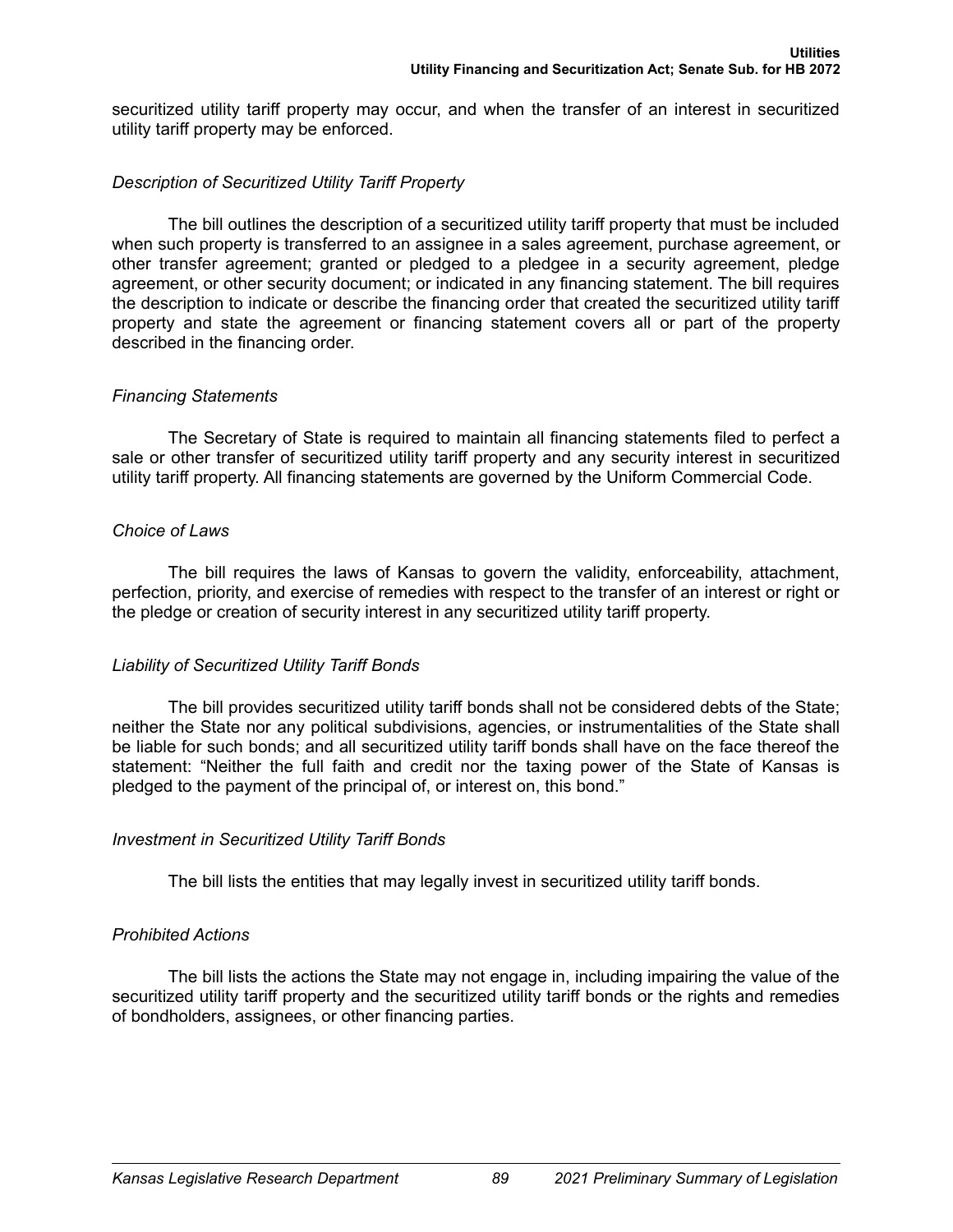securitized utility tariff property may occur, and when the transfer of an interest in securitized utility tariff property may be enforced.

*Description of Securitized Utility Tariff Property*

The bill outlines the description of a securitized utility tariff property that must be included when such property is transferred to an assignee in a sales agreement, purchase agreement, or other transfer agreement; granted or pledged to a pledgee in a security agreement, pledge agreement, or other security document; or indicated in any financing statement. The bill requires the description to indicate or describe the financing order that created the securitized utility tariff property and state the agreement or financing statement covers all or part of the property described in the financing order.

*Financing Statements*

The Secretary of State is required to maintain all financing statements filed to perfect a sale or other transfer of securitized utility tariff property and any security interest in securitized utility tariff property. All financing statements are governed by the Uniform Commercial Code.

*Choice of Laws*

The bill requires the laws of Kansas to govern the validity, enforceability, attachment, perfection, priority, and exercise of remedies with respect to the transfer of an interest or right or the pledge or creation of security interest in any securitized utility tariff property.

*Liability of Securitized Utility Tariff Bonds*

The bill provides securitized utility tariff bonds shall not be considered debts of the State; neither the State nor any political subdivisions, agencies, or instrumentalities of the State shall be liable for such bonds; and all securitized utility tariff bonds shall have on the face thereof the statement: "Neither the full faith and credit nor the taxing power of the State of Kansas is pledged to the payment of the principal of, or interest on, this bond."

*Investment in Securitized Utility Tariff Bonds*

The bill lists the entities that may legally invest in securitized utility tariff bonds.

*Prohibited Actions*

The bill lists the actions the State may not engage in, including impairing the value of the securitized utility tariff property and the securitized utility tariff bonds or the rights and remedies of bondholders, assignees, or other financing parties.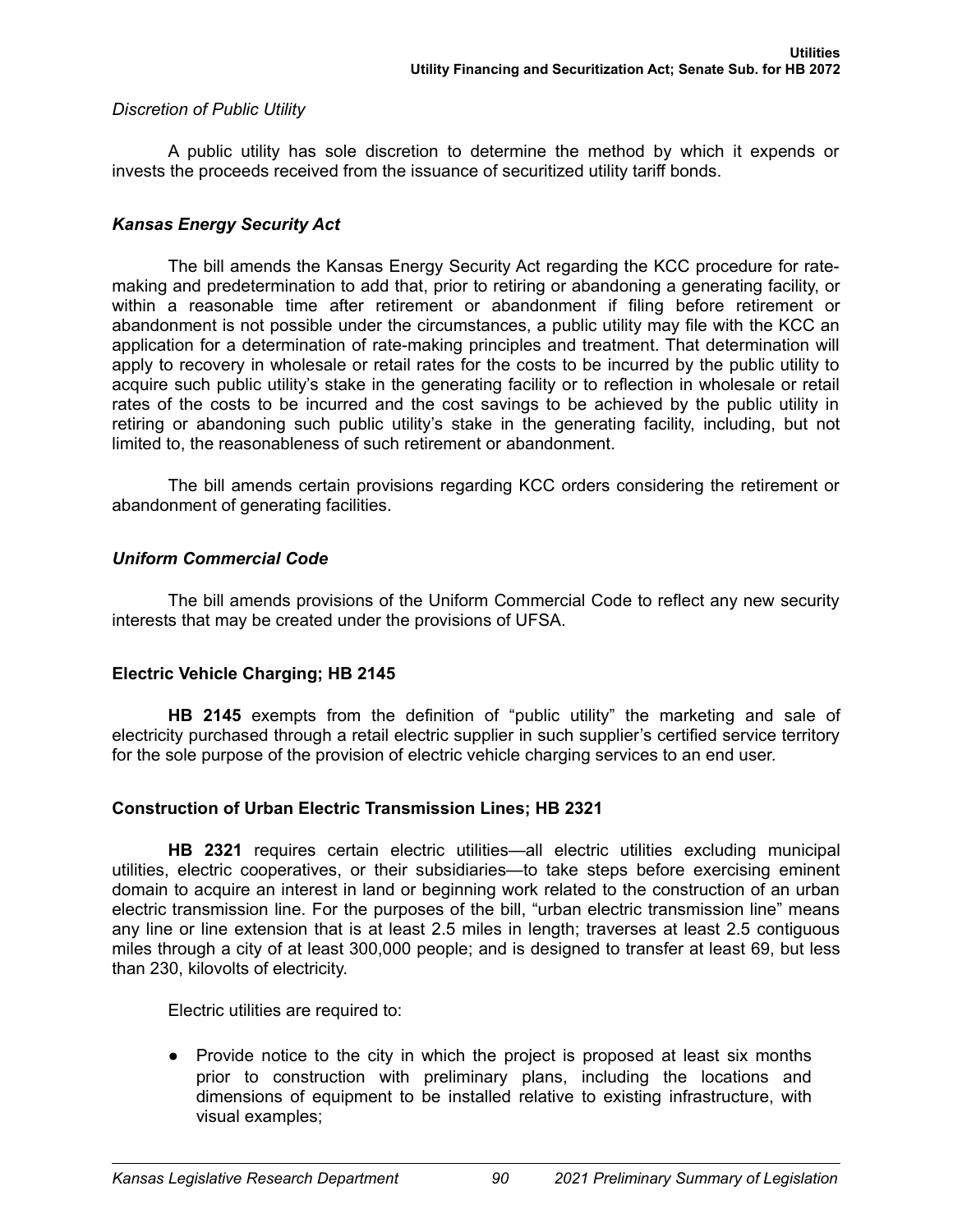*Discretion of Public Utility*

A public utility has sole discretion to determine the method by which it expends or invests the proceeds received from the issuance of securitized utility tariff bonds.

### *Kansas Energy Security Act*

The bill amends the Kansas Energy Security Act regarding the KCC procedure for rate-making and predetermination to add that, prior to retiring or abandoning a generating facility, or within a reasonable time after retirement or abandonment if filing before retirement or abandonment is not possible under the circumstances, a public utility may file with the KCC an application for a determination of rate-making principles and treatment. That determination will apply to recovery in wholesale or retail rates for the costs to be incurred by the public utility to acquire such public utility's stake in the generating facility or to reflection in wholesale or retail rates of the costs to be incurred and the cost savings to be achieved by the public utility in retiring or abandoning such public utility's stake in the generating facility, including, but not limited to, the reasonableness of such retirement or abandonment.

The bill amends certain provisions regarding KCC orders considering the retirement or abandonment of generating facilities.

### *Uniform Commercial Code*

The bill amends provisions of the Uniform Commercial Code to reflect any new security interests that may be created under the provisions of UFSA.

## Electric Vehicle Charging; HB 2145

**HB 2145** exempts from the definition of "public utility" the marketing and sale of electricity purchased through a retail electric supplier in such supplier's certified service territory for the sole purpose of the provision of electric vehicle charging services to an end user.

## Construction of Urban Electric Transmission Lines; HB 2321

**HB 2321** requires certain electric utilities—all electric utilities excluding municipal utilities, electric cooperatives, or their subsidiaries—to take steps before exercising eminent domain to acquire an interest in land or beginning work related to the construction of an urban electric transmission line. For the purposes of the bill, "urban electric transmission line" means any line or line extension that is at least 2.5 miles in length; traverses at least 2.5 contiguous miles through a city of at least 300,000 people; and is designed to transfer at least 69, but less than 230, kilovolts of electricity.

Electric utilities are required to:

- Provide notice to the city in which the project is proposed at least six months prior to construction with preliminary plans, including the locations and dimensions of equipment to be installed relative to existing infrastructure, with visual examples;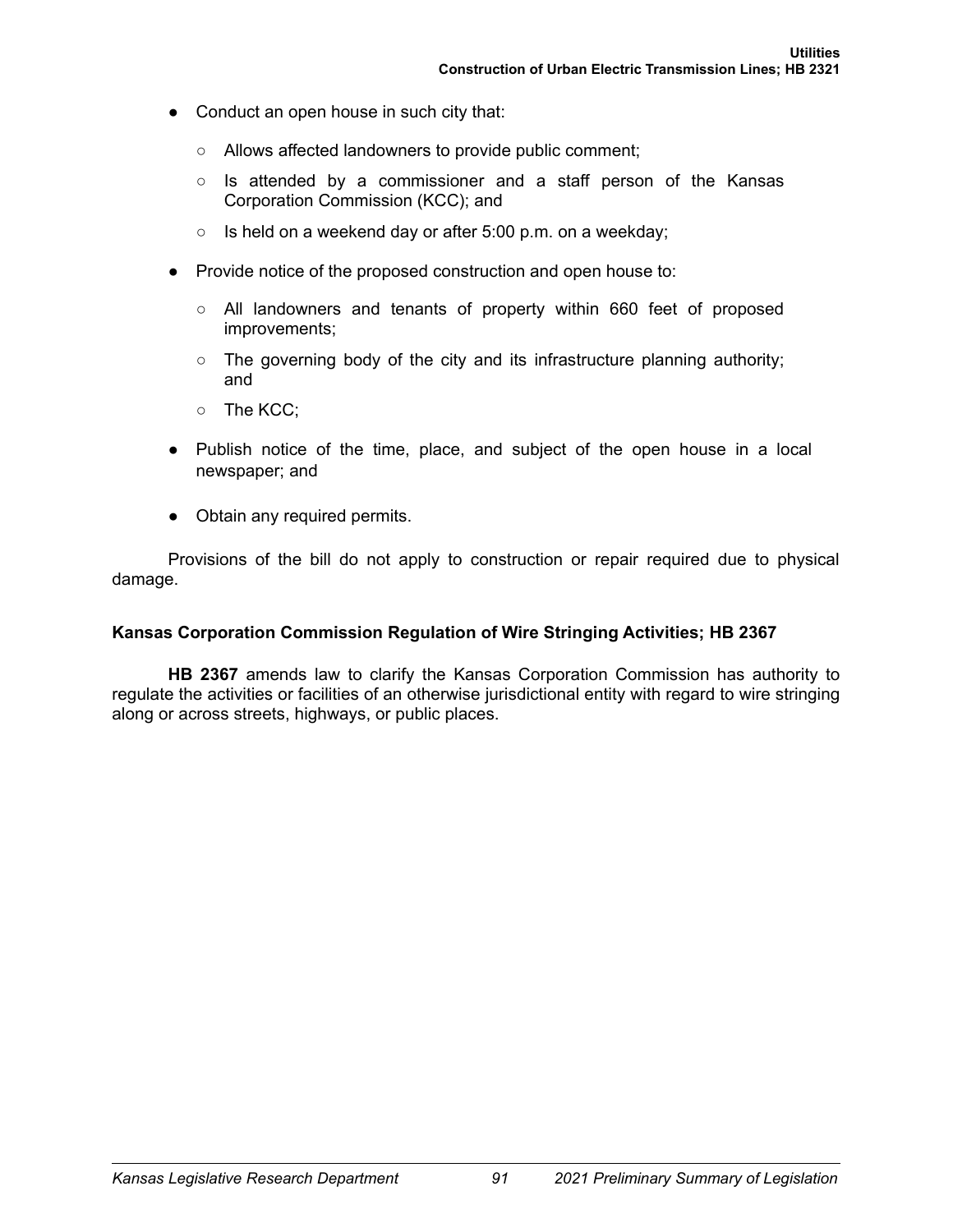- Conduct an open house in such city that:
  - Allows affected landowners to provide public comment;
  - Is attended by a commissioner and a staff person of the Kansas Corporation Commission (KCC); and
  - Is held on a weekend day or after 5:00 p.m. on a weekday;
- Provide notice of the proposed construction and open house to:
  - All landowners and tenants of property within 660 feet of proposed improvements;
  - The governing body of the city and its infrastructure planning authority; and
  - The KCC;
- Publish notice of the time, place, and subject of the open house in a local newspaper; and
- Obtain any required permits.

Provisions of the bill do not apply to construction or repair required due to physical damage.

### Kansas Corporation Commission Regulation of Wire Stringing Activities; HB 2367

**HB 2367** amends law to clarify the Kansas Corporation Commission has authority to regulate the activities or facilities of an otherwise jurisdictional entity with regard to wire stringing along or across streets, highways, or public places.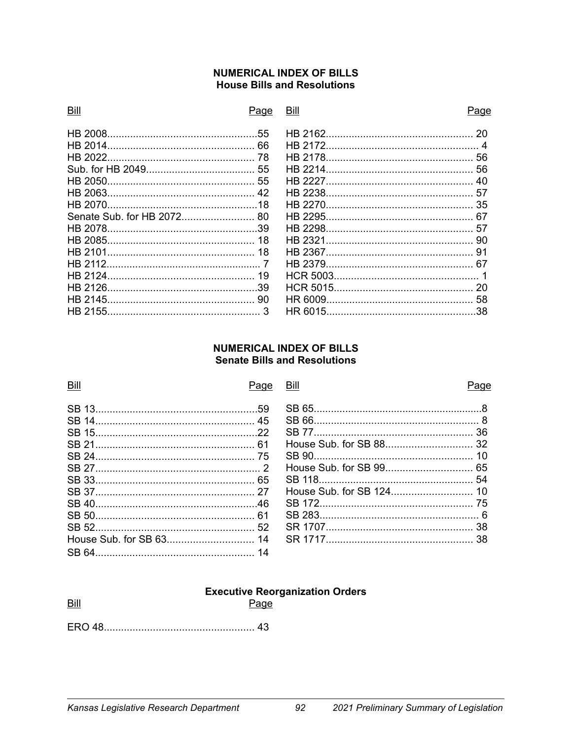## NUMERICAL INDEX OF BILLS
### House Bills and Resolutions

| Bill | Page |
|---|---|
| HB 2008 | 55 |
| HB 2014 | 66 |
| HB 2022 | 78 |
| Sub. for HB 2049 | 55 |
| HB 2050 | 55 |
| HB 2063 | 42 |
| HB 2070 | 18 |
| Senate Sub. for HB 2072 | 80 |
| HB 2078 | 39 |
| HB 2085 | 18 |
| HB 2101 | 18 |
| HB 2112 | 7 |
| HB 2124 | 19 |
| HB 2126 | 39 |
| HB 2145 | 90 |
| HB 2155 | 3 |
| HB 2162 | 20 |
| HB 2172 | 4 |
| HB 2178 | 56 |
| HB 2214 | 56 |
| HB 2227 | 40 |
| HB 2238 | 57 |
| HB 2270 | 35 |
| HB 2295 | 67 |
| HB 2298 | 57 |
| HB 2321 | 90 |
| HB 2367 | 91 |
| HB 2379 | 67 |
| HCR 5003 | 1 |
| HCR 5015 | 20 |
| HR 6009 | 58 |
| HR 6015 | 38 |

## NUMERICAL INDEX OF BILLS
### Senate Bills and Resolutions

| Bill | Page |
|---|---|
| SB 13 | 59 |
| SB 14 | 45 |
| SB 15 | 22 |
| SB 21 | 61 |
| SB 24 | 75 |
| SB 27 | 2 |
| SB 33 | 65 |
| SB 37 | 27 |
| SB 40 | 46 |
| SB 50 | 61 |
| SB 52 | 52 |
| House Sub. for SB 63 | 14 |
| SB 64 | 14 |
| SB 65 | 8 |
| SB 66 | 8 |
| SB 77 | 36 |
| House Sub. for SB 88 | 32 |
| SB 90 | 10 |
| House Sub. for SB 99 | 65 |
| SB 118 | 54 |
| House Sub. for SB 124 | 10 |
| SB 172 | 75 |
| SB 283 | 6 |
| SR 1707 | 38 |
| SR 1717 | 38 |

### Executive Reorganization Orders

| Bill | Page |
|---|---|
| ERO 48 | 43 |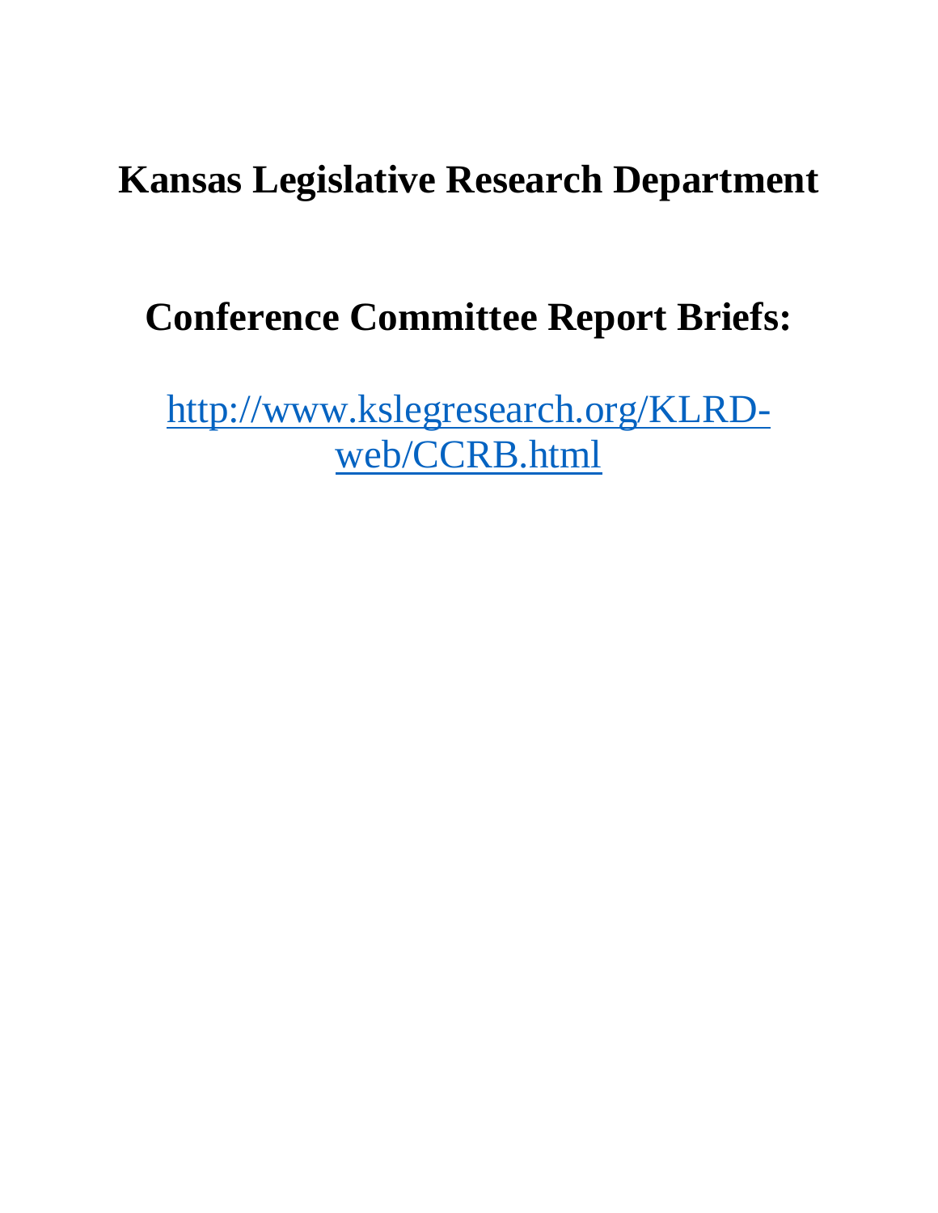# Kansas Legislative Research Department

## Conference Committee Report Briefs:

[http://www.kslegresearch.org/KLRD-web/CCRB.html](http://www.kslegresearch.org/KLRD-web/CCRB.html)